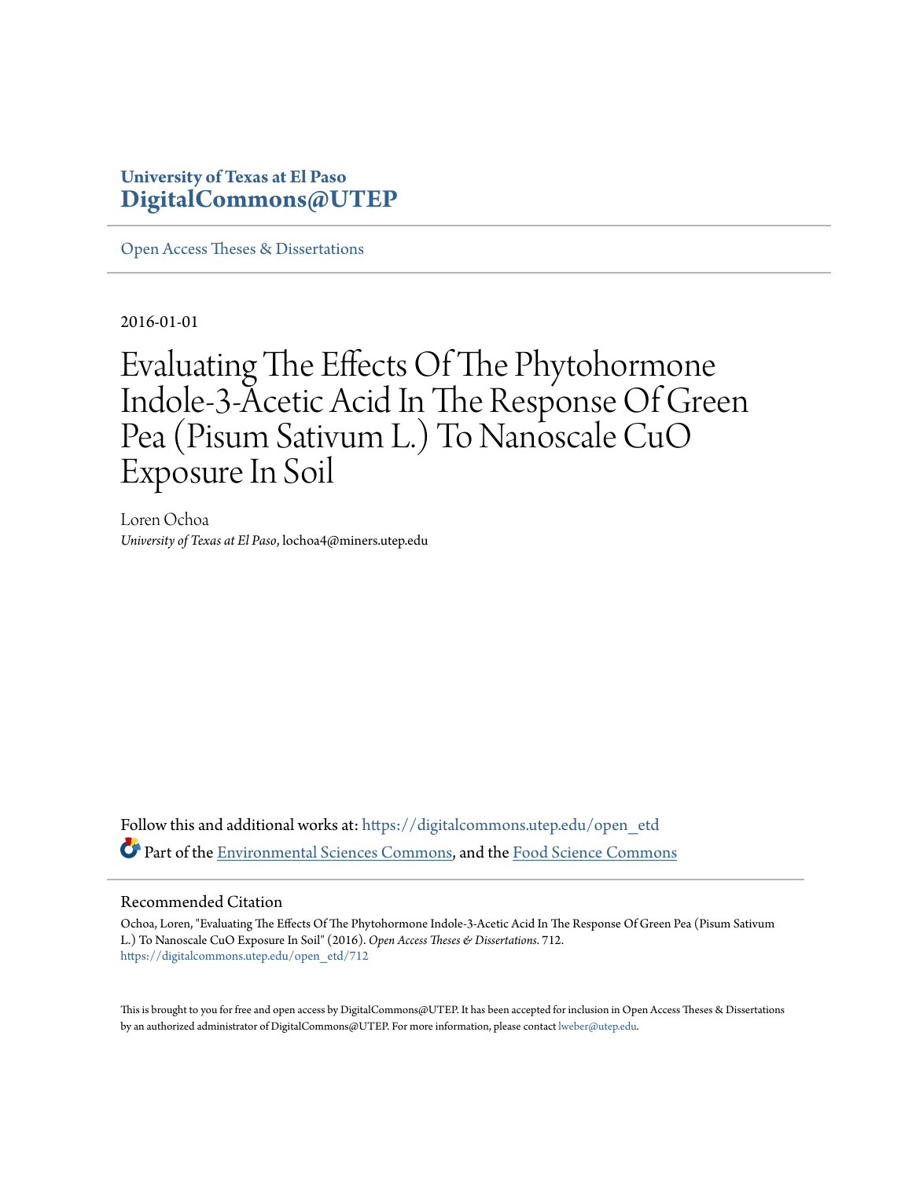University of Texas at El Paso
**DigitalCommons@UTEP**

Open Access Theses & Dissertations

2016-01-01

# Evaluating The Effects Of The Phytohormone Indole-3-Acetic Acid In The Response Of Green Pea (Pisum Sativum L.) To Nanoscale CuO Exposure In Soil

Loren Ochoa
*University of Texas at El Paso*, lochoa4@miners.utep.edu

Follow this and additional works at: https://digitalcommons.utep.edu/open_etd

Part of the Environmental Sciences Commons, and the Food Science Commons

## Recommended Citation

Ochoa, Loren, "Evaluating The Effects Of The Phytohormone Indole-3-Acetic Acid In The Response Of Green Pea (Pisum Sativum L.) To Nanoscale CuO Exposure In Soil" (2016). *Open Access Theses & Dissertations*. 712.
https://digitalcommons.utep.edu/open_etd/712

This is brought to you for free and open access by DigitalCommons@UTEP. It has been accepted for inclusion in Open Access Theses & Dissertations by an authorized administrator of DigitalCommons@UTEP. For more information, please contact lweber@utep.edu.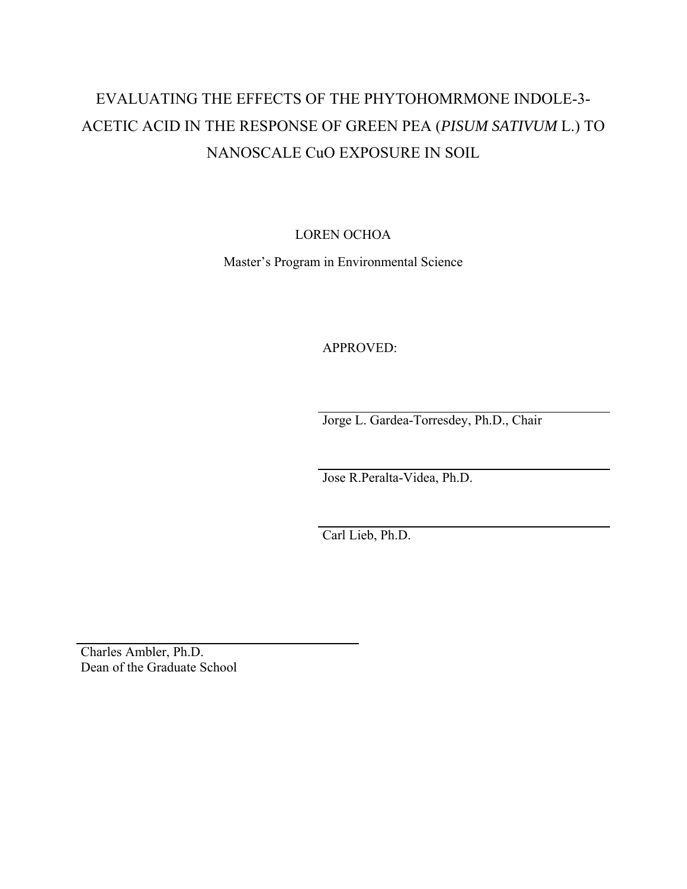# EVALUATING THE EFFECTS OF THE PHYTOHOMRMONE INDOLE-3-ACETIC ACID IN THE RESPONSE OF GREEN PEA (*PISUM SATIVUM* L.) TO NANOSCALE CuO EXPOSURE IN SOIL

LOREN OCHOA

Master's Program in Environmental Science

APPROVED:

---

Jorge L. Gardea-Torresdey, Ph.D., Chair

---

Jose R.Peralta-Videa, Ph.D.

---

Carl Lieb, Ph.D.

---

Charles Ambler, Ph.D.
Dean of the Graduate School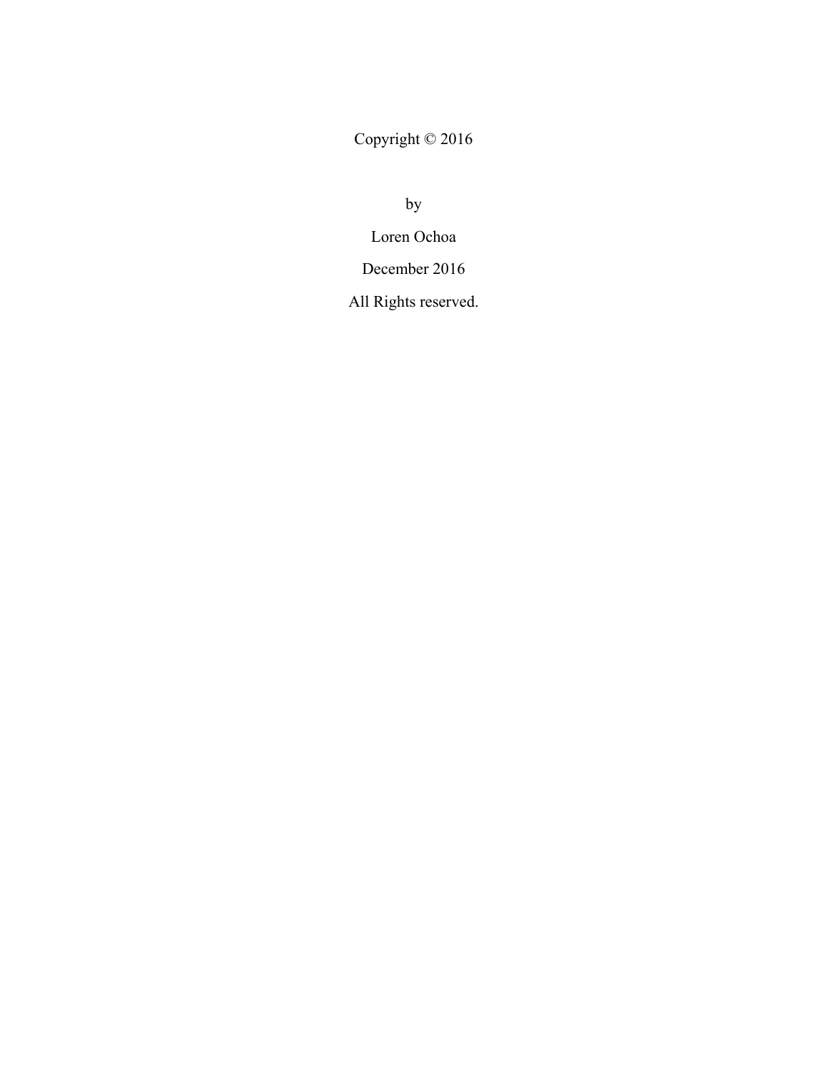Copyright © 2016

by

Loren Ochoa

December 2016

All Rights reserved.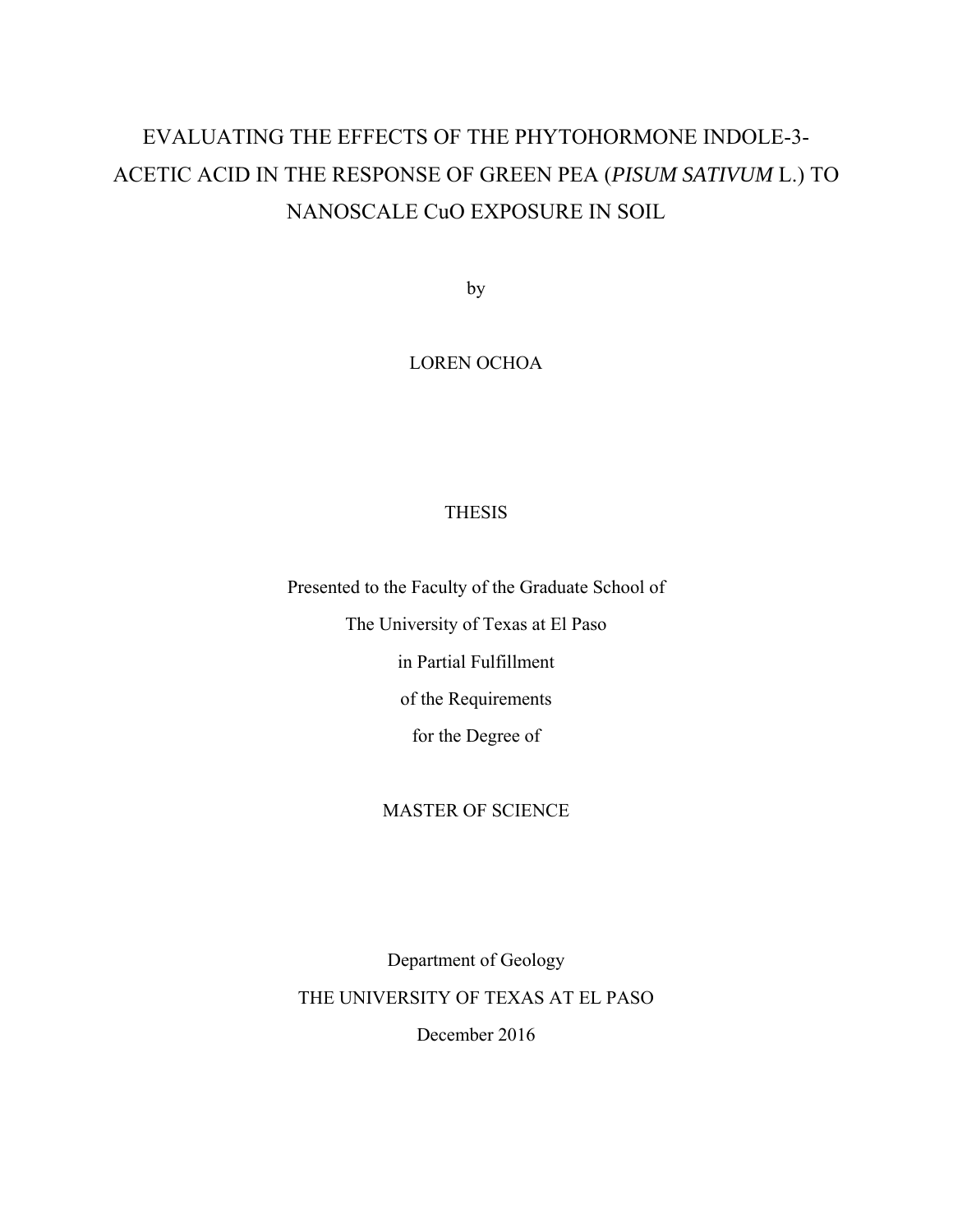# EVALUATING THE EFFECTS OF THE PHYTOHORMONE INDOLE-3-ACETIC ACID IN THE RESPONSE OF GREEN PEA (*PISUM SATIVUM* L.) TO NANOSCALE CuO EXPOSURE IN SOIL

by

LOREN OCHOA

THESIS

Presented to the Faculty of the Graduate School of

The University of Texas at El Paso

in Partial Fulfillment

of the Requirements

for the Degree of

MASTER OF SCIENCE

Department of Geology

THE UNIVERSITY OF TEXAS AT EL PASO

December 2016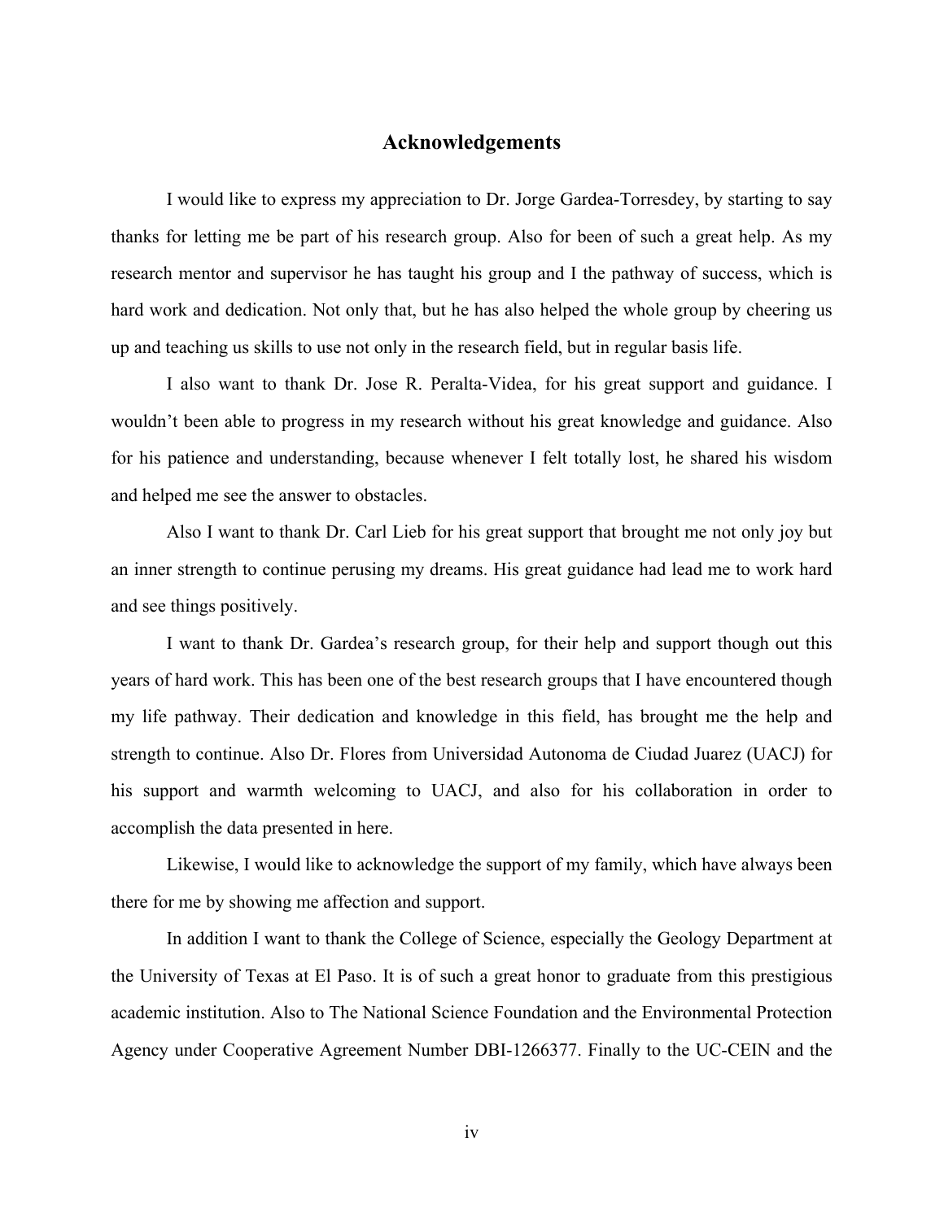# Acknowledgements

I would like to express my appreciation to Dr. Jorge Gardea-Torresdey, by starting to say thanks for letting me be part of his research group. Also for been of such a great help. As my research mentor and supervisor he has taught his group and I the pathway of success, which is hard work and dedication. Not only that, but he has also helped the whole group by cheering us up and teaching us skills to use not only in the research field, but in regular basis life.

I also want to thank Dr. Jose R. Peralta-Videa, for his great support and guidance. I wouldn't been able to progress in my research without his great knowledge and guidance. Also for his patience and understanding, because whenever I felt totally lost, he shared his wisdom and helped me see the answer to obstacles.

Also I want to thank Dr. Carl Lieb for his great support that brought me not only joy but an inner strength to continue perusing my dreams. His great guidance had lead me to work hard and see things positively.

I want to thank Dr. Gardea's research group, for their help and support though out this years of hard work. This has been one of the best research groups that I have encountered though my life pathway. Their dedication and knowledge in this field, has brought me the help and strength to continue. Also Dr. Flores from Universidad Autonoma de Ciudad Juarez (UACJ) for his support and warmth welcoming to UACJ, and also for his collaboration in order to accomplish the data presented in here.

Likewise, I would like to acknowledge the support of my family, which have always been there for me by showing me affection and support.

In addition I want to thank the College of Science, especially the Geology Department at the University of Texas at El Paso. It is of such a great honor to graduate from this prestigious academic institution. Also to The National Science Foundation and the Environmental Protection Agency under Cooperative Agreement Number DBI-1266377. Finally to the UC-CEIN and the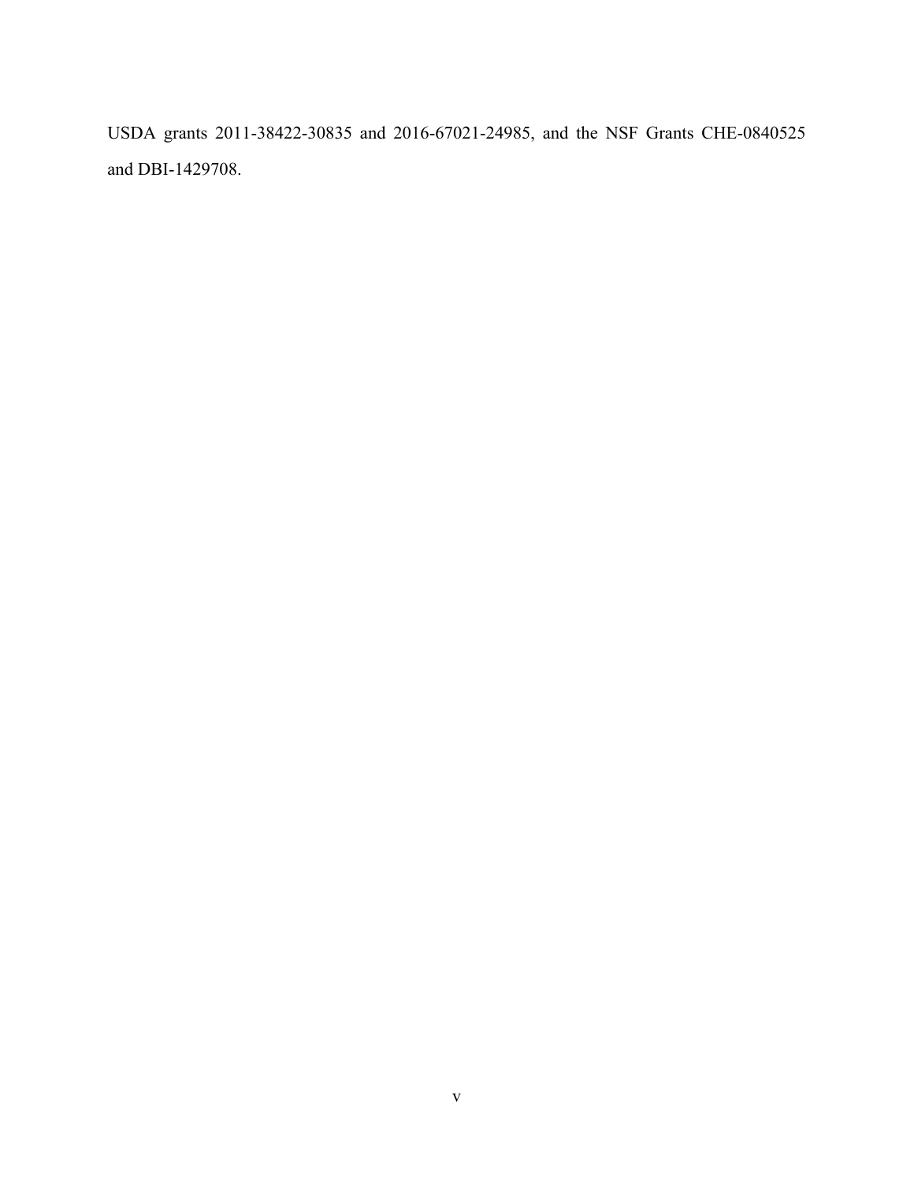USDA grants 2011-38422-30835 and 2016-67021-24985, and the NSF Grants CHE-0840525 and DBI-1429708.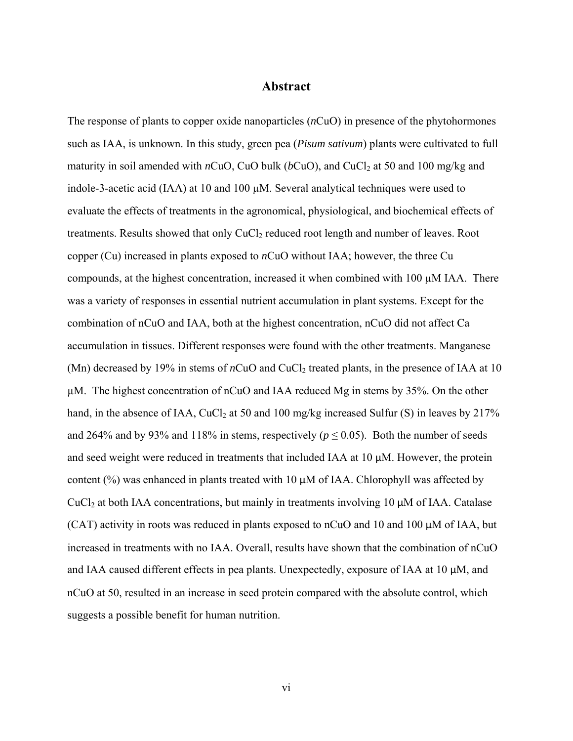# Abstract

The response of plants to copper oxide nanoparticles (*n*CuO) in presence of the phytohormones such as IAA, is unknown. In this study, green pea (*Pisum sativum*) plants were cultivated to full maturity in soil amended with *n*CuO, CuO bulk (*b*CuO), and $CuCl_2$ at 50 and 100 mg/kg and indole-3-acetic acid (IAA) at 10 and 100 μM. Several analytical techniques were used to evaluate the effects of treatments in the agronomical, physiological, and biochemical effects of treatments. Results showed that only $CuCl_2$ reduced root length and number of leaves. Root copper (Cu) increased in plants exposed to *n*CuO without IAA; however, the three Cu compounds, at the highest concentration, increased it when combined with 100 μM IAA. There was a variety of responses in essential nutrient accumulation in plant systems. Except for the combination of nCuO and IAA, both at the highest concentration, nCuO did not affect Ca accumulation in tissues. Different responses were found with the other treatments. Manganese (Mn) decreased by 19% in stems of *n*CuO and $CuCl_2$ treated plants, in the presence of IAA at 10 μM. The highest concentration of nCuO and IAA reduced Mg in stems by 35%. On the other hand, in the absence of IAA, $CuCl_2$ at 50 and 100 mg/kg increased Sulfur (S) in leaves by 217% and 264% and by 93% and 118% in stems, respectively ($p \leq 0.05$). Both the number of seeds and seed weight were reduced in treatments that included IAA at 10 μM. However, the protein content (%) was enhanced in plants treated with 10 μM of IAA. Chlorophyll was affected by $CuCl_2$ at both IAA concentrations, but mainly in treatments involving 10 μM of IAA. Catalase (CAT) activity in roots was reduced in plants exposed to nCuO and 10 and 100 μM of IAA, but increased in treatments with no IAA. Overall, results have shown that the combination of nCuO and IAA caused different effects in pea plants. Unexpectedly, exposure of IAA at 10 μM, and nCuO at 50, resulted in an increase in seed protein compared with the absolute control, which suggests a possible benefit for human nutrition.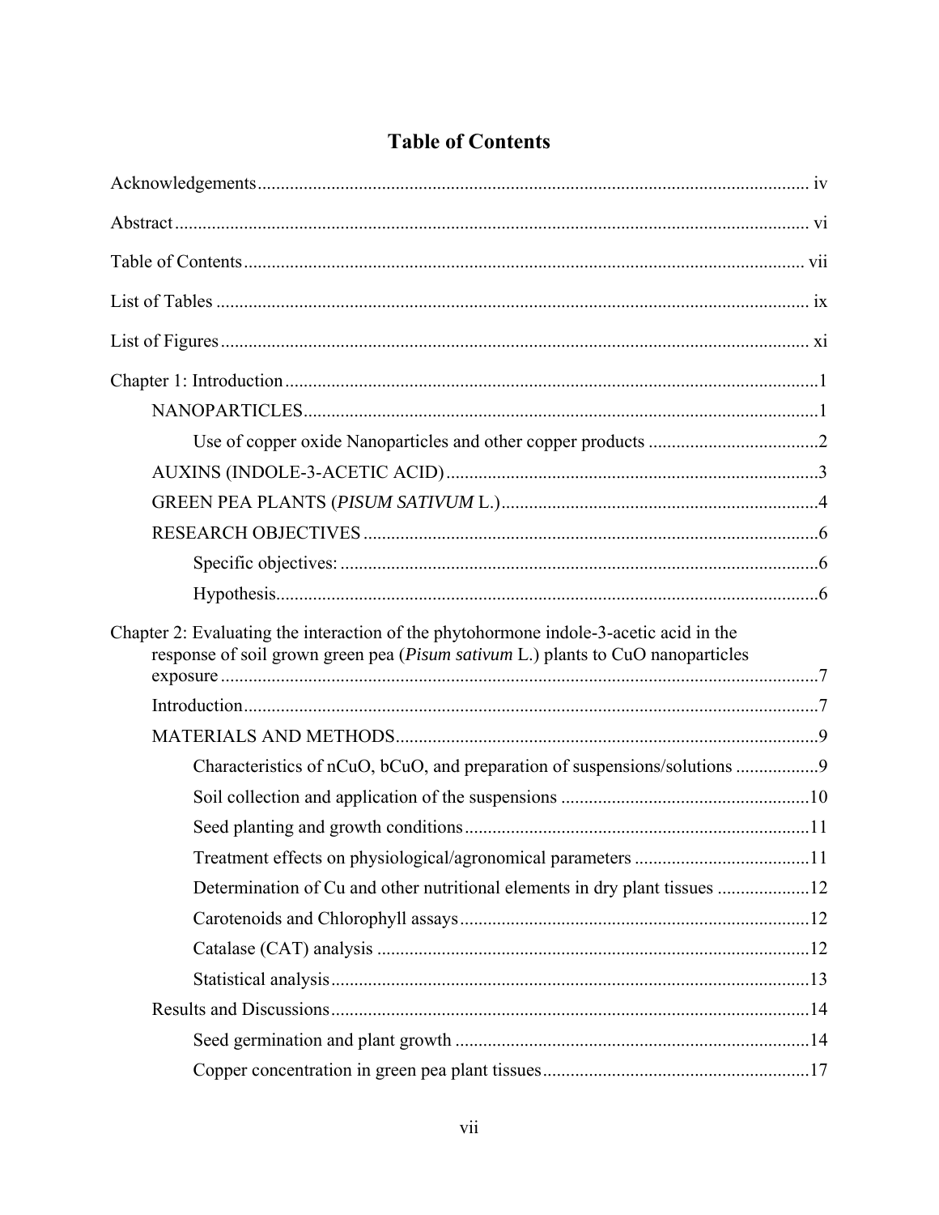# Table of Contents

Acknowledgements ........ iv

Abstract ........ vi

Table of Contents ........ vii

List of Tables ........ ix

List of Figures ........ xi

Chapter 1: Introduction ........ 1

- NANOPARTICLES ........ 1
  - Use of copper oxide Nanoparticles and other copper products ........ 2
- AUXINS (INDOLE-3-ACETIC ACID) ........ 3
- GREEN PEA PLANTS (*PISUM SATIVUM* L.) ........ 4
- RESEARCH OBJECTIVES ........ 6
  - Specific objectives: ........ 6
  - Hypothesis ........ 6

Chapter 2: Evaluating the interaction of the phytohormone indole-3-acetic acid in the response of soil grown green pea (*Pisum sativum* L.) plants to CuO nanoparticles exposure ........ 7

- Introduction ........ 7
- MATERIALS AND METHODS ........ 9
  - Characteristics of nCuO, bCuO, and preparation of suspensions/solutions ........ 9
  - Soil collection and application of the suspensions ........ 10
  - Seed planting and growth conditions ........ 11
  - Treatment effects on physiological/agronomical parameters ........ 11
  - Determination of Cu and other nutritional elements in dry plant tissues ........ 12
  - Carotenoids and Chlorophyll assays ........ 12
  - Catalase (CAT) analysis ........ 12
  - Statistical analysis ........ 13
- Results and Discussions ........ 14
  - Seed germination and plant growth ........ 14
  - Copper concentration in green pea plant tissues ........ 17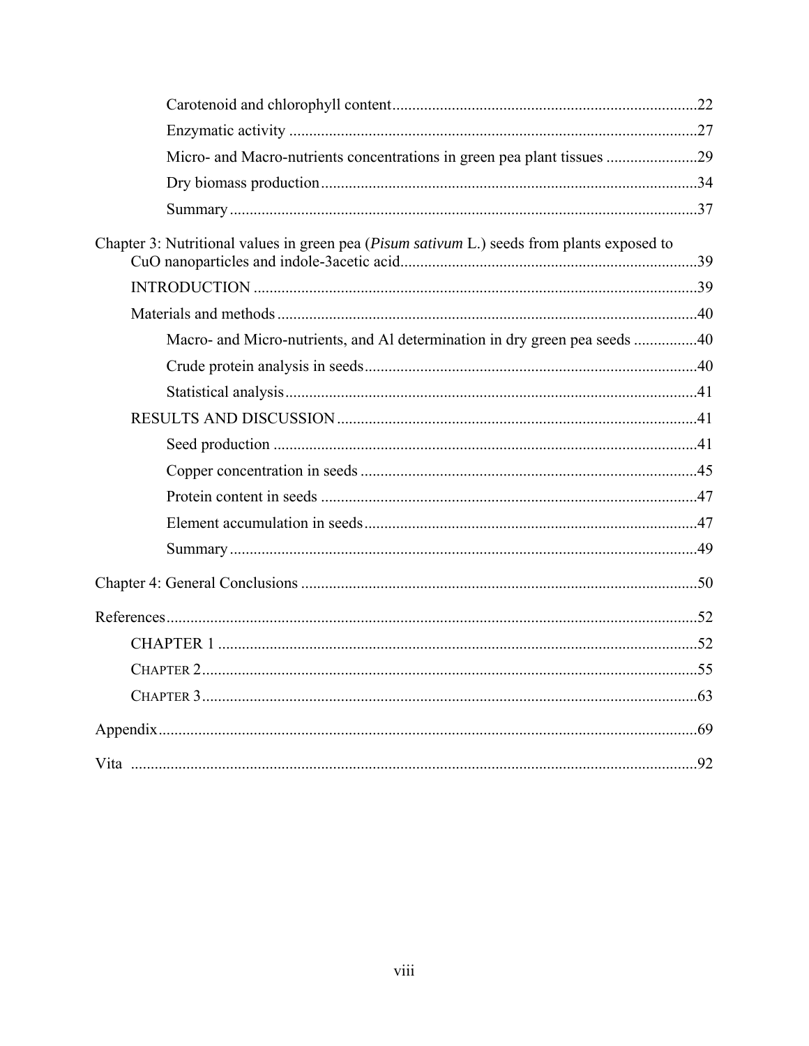Carotenoid and chlorophyll content ............................................................................22

Enzymatic activity .......................................................................................................27

Micro- and Macro-nutrients concentrations in green pea plant tissues .......................29

Dry biomass production..............................................................................................34

Summary......................................................................................................................37

Chapter 3: Nutritional values in green pea (*Pisum sativum* L.) seeds from plants exposed to CuO nanoparticles and indole-3acetic acid...........................................................................39

INTRODUCTION ...............................................................................................39

Materials and methods.........................................................................................40

Macro- and Micro-nutrients, and Al determination in dry green pea seeds ................40

Crude protein analysis in seeds...................................................................................40

Statistical analysis.......................................................................................................41

RESULTS AND DISCUSSION..........................................................................41

Seed production ..........................................................................................................41

Copper concentration in seeds ....................................................................................45

Protein content in seeds ..............................................................................................47

Element accumulation in seeds...................................................................................47

Summary......................................................................................................................49

Chapter 4: General Conclusions ...................................................................................50

References.....................................................................................................................52

CHAPTER 1 ........................................................................................................52

CHAPTER 2.........................................................................................................55

CHAPTER 3.........................................................................................................63

Appendix.......................................................................................................................69

Vita ..............................................................................................................................92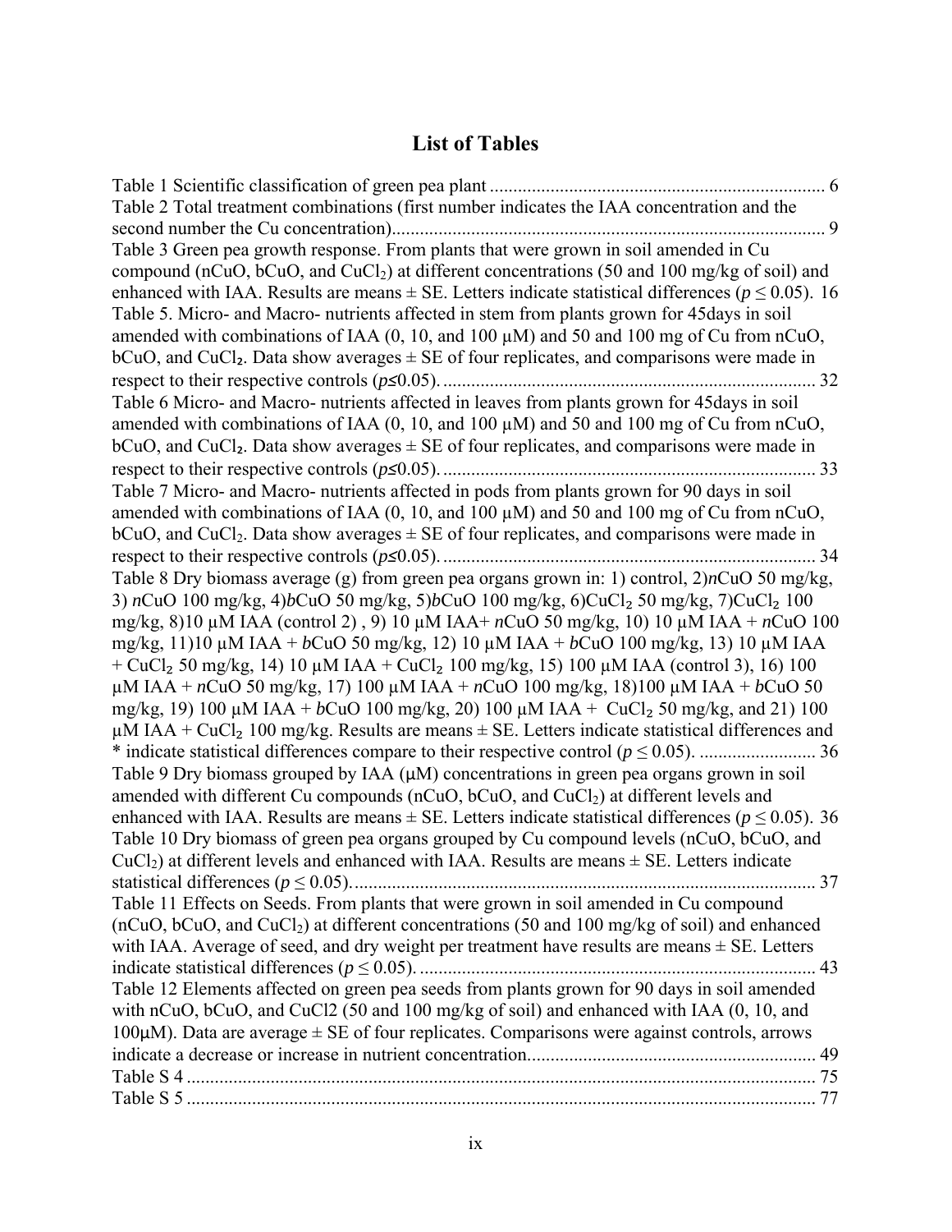# List of Tables

Table 1 Scientific classification of green pea plant ........................................................................ 6

Table 2 Total treatment combinations (first number indicates the IAA concentration and the second number the Cu concentration)............................................................................................. 9

Table 3 Green pea growth response. From plants that were grown in soil amended in Cu compound (nCuO, bCuO, and $CuCl_2$) at different concentrations (50 and 100 mg/kg of soil) and enhanced with IAA. Results are means ± SE. Letters indicate statistical differences ($p \leq 0.05$). 16

Table 5. Micro- and Macro- nutrients affected in stem from plants grown for 45days in soil amended with combinations of IAA (0, 10, and 100 µM) and 50 and 100 mg of Cu from nCuO, bCuO, and $CuCl_2$. Data show averages ± SE of four replicates, and comparisons were made in respect to their respective controls ($p \leq 0.05$). ................................................................................ 32

Table 6 Micro- and Macro- nutrients affected in leaves from plants grown for 45days in soil amended with combinations of IAA (0, 10, and 100 µM) and 50 and 100 mg of Cu from nCuO, bCuO, and $CuCl_2$. Data show averages ± SE of four replicates, and comparisons were made in respect to their respective controls ($p \leq 0.05$). ................................................................................ 33

Table 7 Micro- and Macro- nutrients affected in pods from plants grown for 90 days in soil amended with combinations of IAA (0, 10, and 100 µM) and 50 and 100 mg of Cu from nCuO, bCuO, and $CuCl_2$. Data show averages ± SE of four replicates, and comparisons were made in respect to their respective controls ($p \leq 0.05$). ................................................................................ 34

Table 8 Dry biomass average (g) from green pea organs grown in: 1) control, 2)*n*CuO 50 mg/kg, 3) *n*CuO 100 mg/kg, 4)*b*CuO 50 mg/kg, 5)*b*CuO 100 mg/kg, 6)$CuCl_2$ 50 mg/kg, 7)$CuCl_2$ 100 mg/kg, 8)10 µM IAA (control 2) , 9) 10 µM IAA+ *n*CuO 50 mg/kg, 10) 10 µM IAA + *n*CuO 100 mg/kg, 11)10 µM IAA + *b*CuO 50 mg/kg, 12) 10 µM IAA + *b*CuO 100 mg/kg, 13) 10 µM IAA + $CuCl_2$ 50 mg/kg, 14) 10 µM IAA + $CuCl_2$ 100 mg/kg, 15) 100 µM IAA (control 3), 16) 100 µM IAA + *n*CuO 50 mg/kg, 17) 100 µM IAA + *n*CuO 100 mg/kg, 18)100 µM IAA + *b*CuO 50 mg/kg, 19) 100 µM IAA + *b*CuO 100 mg/kg, 20) 100 µM IAA + $CuCl_2$ 50 mg/kg, and 21) 100 µM IAA + $CuCl_2$ 100 mg/kg. Results are means ± SE. Letters indicate statistical differences and * indicate statistical differences compare to their respective control ($p \leq 0.05$). ......................... 36

Table 9 Dry biomass grouped by IAA (µM) concentrations in green pea organs grown in soil amended with different Cu compounds (nCuO, bCuO, and $CuCl_2$) at different levels and enhanced with IAA. Results are means ± SE. Letters indicate statistical differences ($p \leq 0.05$). 36

Table 10 Dry biomass of green pea organs grouped by Cu compound levels (nCuO, bCuO, and $CuCl_2$) at different levels and enhanced with IAA. Results are means ± SE. Letters indicate statistical differences ($p \leq 0.05$)................................................................................................... 37

Table 11 Effects on Seeds. From plants that were grown in soil amended in Cu compound (nCuO, bCuO, and $CuCl_2$) at different concentrations (50 and 100 mg/kg of soil) and enhanced with IAA. Average of seed, and dry weight per treatment have results are means ± SE. Letters indicate statistical differences ($p \leq 0.05$). ..................................................................................... 43

Table 12 Elements affected on green pea seeds from plants grown for 90 days in soil amended with nCuO, bCuO, and CuCl2 (50 and 100 mg/kg of soil) and enhanced with IAA (0, 10, and 100µM). Data are average ± SE of four replicates. Comparisons were against controls, arrows indicate a decrease or increase in nutrient concentration............................................................ 49

Table S 4 ....................................................................................................................................... 75

Table S 5 ....................................................................................................................................... 77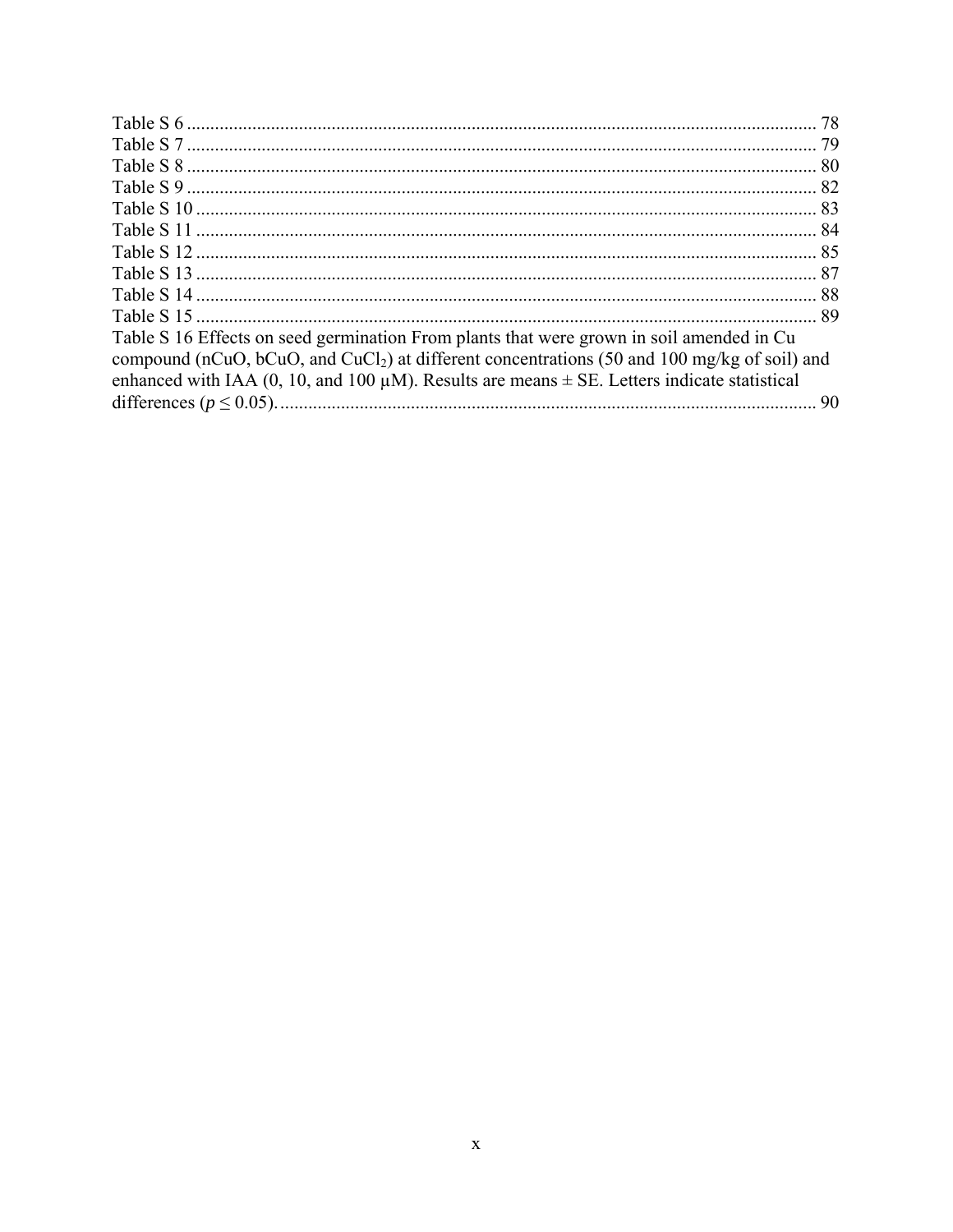Table S 6 ...................................................................................................................... 78
Table S 7 ...................................................................................................................... 79
Table S 8 ...................................................................................................................... 80
Table S 9 ...................................................................................................................... 82
Table S 10 .................................................................................................................... 83
Table S 11 .................................................................................................................... 84
Table S 12 .................................................................................................................... 85
Table S 13 .................................................................................................................... 87
Table S 14 .................................................................................................................... 88
Table S 15 .................................................................................................................... 89
Table S 16 Effects on seed germination From plants that were grown in soil amended in Cu compound (nCuO, bCuO, and $CuCl_2$) at different concentrations (50 and 100 mg/kg of soil) and enhanced with IAA (0, 10, and 100 µM). Results are means ± SE. Letters indicate statistical differences ($p \leq 0.05$). .................................................................................................. 90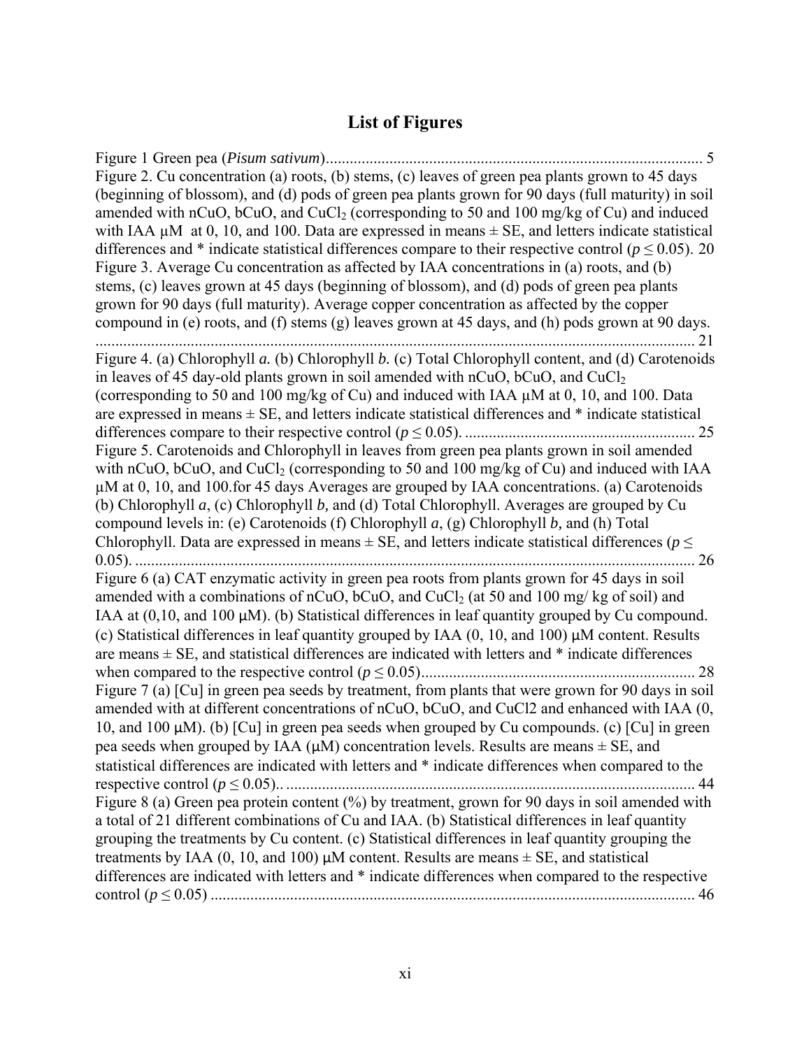# List of Figures

Figure 1 Green pea (*Pisum sativum*)............................................................................................... 5

Figure 2. Cu concentration (a) roots, (b) stems, (c) leaves of green pea plants grown to 45 days (beginning of blossom), and (d) pods of green pea plants grown for 90 days (full maturity) in soil amended with nCuO, bCuO, and $CuCl_2$ (corresponding to 50 and 100 mg/kg of Cu) and induced with IAA µM at 0, 10, and 100. Data are expressed in means ± SE, and letters indicate statistical differences and * indicate statistical differences compare to their respective control ($p \leq 0.05$). 20

Figure 3. Average Cu concentration as affected by IAA concentrations in (a) roots, and (b) stems, (c) leaves grown at 45 days (beginning of blossom), and (d) pods of green pea plants grown for 90 days (full maturity). Average copper concentration as affected by the copper compound in (e) roots, and (f) stems (g) leaves grown at 45 days, and (h) pods grown at 90 days. ...................................................................................................................................... 21

Figure 4. (a) Chlorophyll *a.* (b) Chlorophyll *b.* (c) Total Chlorophyll content, and (d) Carotenoids in leaves of 45 day-old plants grown in soil amended with nCuO, bCuO, and $CuCl_2$ (corresponding to 50 and 100 mg/kg of Cu) and induced with IAA µM at 0, 10, and 100. Data are expressed in means ± SE, and letters indicate statistical differences and * indicate statistical differences compare to their respective control ($p \leq 0.05$). .......................................................... 25

Figure 5. Carotenoids and Chlorophyll in leaves from green pea plants grown in soil amended with nCuO, bCuO, and $CuCl_2$ (corresponding to 50 and 100 mg/kg of Cu) and induced with IAA µM at 0, 10, and 100.for 45 days Averages are grouped by IAA concentrations. (a) Carotenoids (b) Chlorophyll *a*, (c) Chlorophyll *b,* and (d) Total Chlorophyll. Averages are grouped by Cu compound levels in: (e) Carotenoids (f) Chlorophyll *a*, (g) Chlorophyll *b,* and (h) Total Chlorophyll. Data are expressed in means ± SE, and letters indicate statistical differences ($p \leq 0.05$). ............................................................................................................................................ 26

Figure 6 (a) CAT enzymatic activity in green pea roots from plants grown for 45 days in soil amended with a combinations of nCuO, bCuO, and $CuCl_2$ (at 50 and 100 mg/ kg of soil) and IAA at (0,10, and 100 µM). (b) Statistical differences in leaf quantity grouped by Cu compound. (c) Statistical differences in leaf quantity grouped by IAA (0, 10, and 100) µM content. Results are means ± SE, and statistical differences are indicated with letters and * indicate differences when compared to the respective control ($p \leq 0.05$)..................................................................... 28

Figure 7 (a) [Cu] in green pea seeds by treatment, from plants that were grown for 90 days in soil amended with at different concentrations of nCuO, bCuO, and CuCl2 and enhanced with IAA (0, 10, and 100 µM). (b) [Cu] in green pea seeds when grouped by Cu compounds. (c) [Cu] in green pea seeds when grouped by IAA (µM) concentration levels. Results are means ± SE, and statistical differences are indicated with letters and * indicate differences when compared to the respective control ($p \leq 0.05$).. ....................................................................................................... 44

Figure 8 (a) Green pea protein content (%) by treatment, grown for 90 days in soil amended with a total of 21 different combinations of Cu and IAA. (b) Statistical differences in leaf quantity grouping the treatments by Cu content. (c) Statistical differences in leaf quantity grouping the treatments by IAA (0, 10, and 100) µM content. Results are means ± SE, and statistical differences are indicated with letters and * indicate differences when compared to the respective control ($p \leq 0.05$) ......................................................................................................................... 46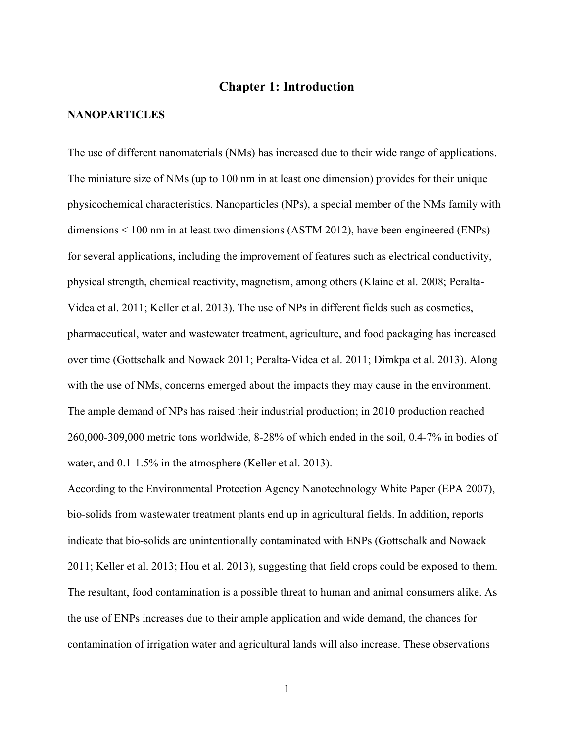# Chapter 1: Introduction

## NANOPARTICLES

The use of different nanomaterials (NMs) has increased due to their wide range of applications. The miniature size of NMs (up to 100 nm in at least one dimension) provides for their unique physicochemical characteristics. Nanoparticles (NPs), a special member of the NMs family with dimensions < 100 nm in at least two dimensions (ASTM 2012), have been engineered (ENPs) for several applications, including the improvement of features such as electrical conductivity, physical strength, chemical reactivity, magnetism, among others (Klaine et al. 2008; Peralta-Videa et al. 2011; Keller et al. 2013). The use of NPs in different fields such as cosmetics, pharmaceutical, water and wastewater treatment, agriculture, and food packaging has increased over time (Gottschalk and Nowack 2011; Peralta-Videa et al. 2011; Dimkpa et al. 2013). Along with the use of NMs, concerns emerged about the impacts they may cause in the environment. The ample demand of NPs has raised their industrial production; in 2010 production reached 260,000-309,000 metric tons worldwide, 8-28% of which ended in the soil, 0.4-7% in bodies of water, and 0.1-1.5% in the atmosphere (Keller et al. 2013).

According to the Environmental Protection Agency Nanotechnology White Paper (EPA 2007), bio-solids from wastewater treatment plants end up in agricultural fields. In addition, reports indicate that bio-solids are unintentionally contaminated with ENPs (Gottschalk and Nowack 2011; Keller et al. 2013; Hou et al. 2013), suggesting that field crops could be exposed to them. The resultant, food contamination is a possible threat to human and animal consumers alike. As the use of ENPs increases due to their ample application and wide demand, the chances for contamination of irrigation water and agricultural lands will also increase. These observations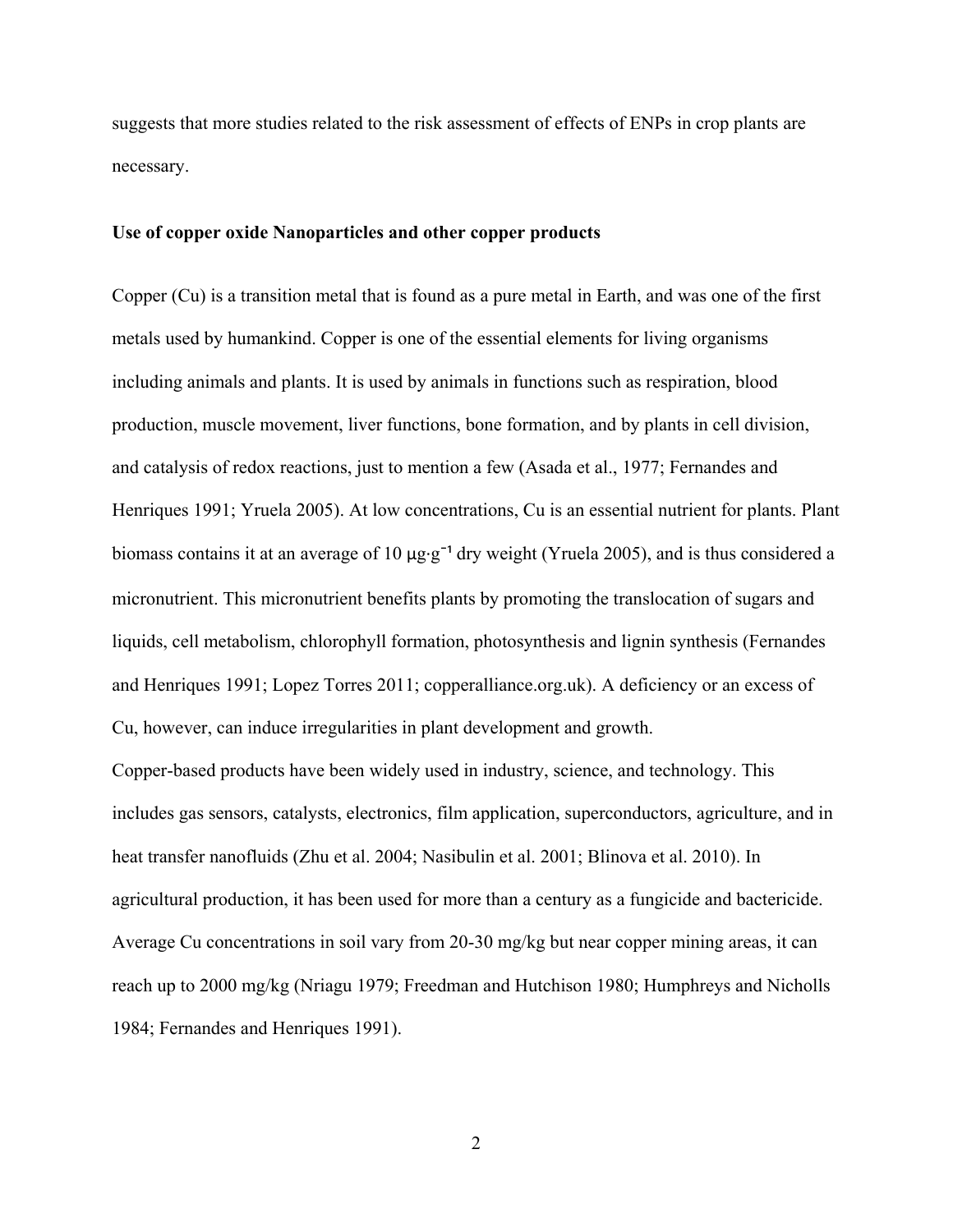suggests that more studies related to the risk assessment of effects of ENPs in crop plants are necessary.

### Use of copper oxide Nanoparticles and other copper products

Copper (Cu) is a transition metal that is found as a pure metal in Earth, and was one of the first metals used by humankind. Copper is one of the essential elements for living organisms including animals and plants. It is used by animals in functions such as respiration, blood production, muscle movement, liver functions, bone formation, and by plants in cell division, and catalysis of redox reactions, just to mention a few (Asada et al., 1977; Fernandes and Henriques 1991; Yruela 2005). At low concentrations, Cu is an essential nutrient for plants. Plant biomass contains it at an average of 10 $\mu g \cdot g^{-1}$ dry weight (Yruela 2005), and is thus considered a micronutrient. This micronutrient benefits plants by promoting the translocation of sugars and liquids, cell metabolism, chlorophyll formation, photosynthesis and lignin synthesis (Fernandes and Henriques 1991; Lopez Torres 2011; copperalliance.org.uk). A deficiency or an excess of Cu, however, can induce irregularities in plant development and growth.

Copper-based products have been widely used in industry, science, and technology. This includes gas sensors, catalysts, electronics, film application, superconductors, agriculture, and in heat transfer nanofluids (Zhu et al. 2004; Nasibulin et al. 2001; Blinova et al. 2010). In agricultural production, it has been used for more than a century as a fungicide and bactericide. Average Cu concentrations in soil vary from 20-30 mg/kg but near copper mining areas, it can reach up to 2000 mg/kg (Nriagu 1979; Freedman and Hutchison 1980; Humphreys and Nicholls 1984; Fernandes and Henriques 1991).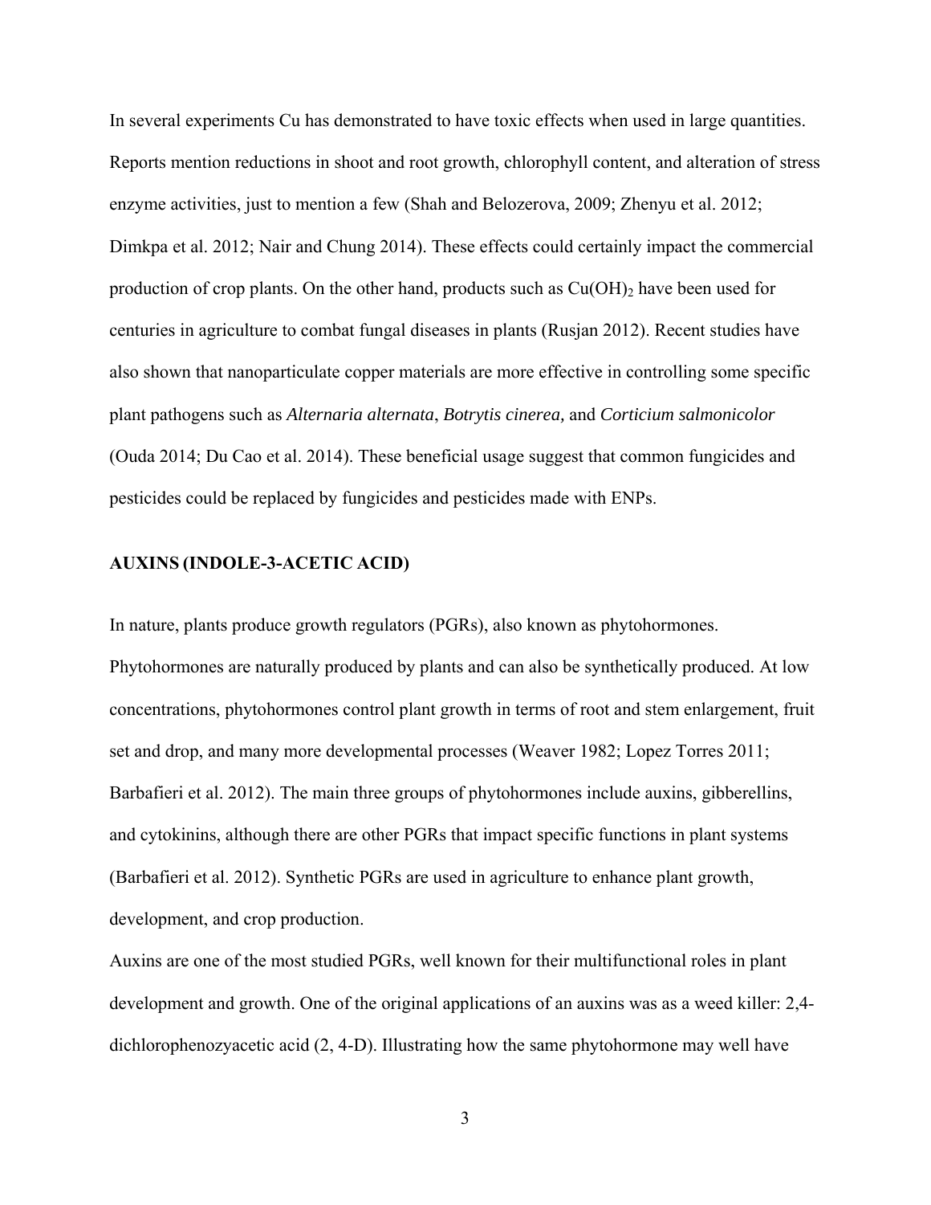In several experiments Cu has demonstrated to have toxic effects when used in large quantities. Reports mention reductions in shoot and root growth, chlorophyll content, and alteration of stress enzyme activities, just to mention a few (Shah and Belozerova, 2009; Zhenyu et al. 2012; Dimkpa et al. 2012; Nair and Chung 2014). These effects could certainly impact the commercial production of crop plants. On the other hand, products such as $Cu(OH)_2$ have been used for centuries in agriculture to combat fungal diseases in plants (Rusjan 2012). Recent studies have also shown that nanoparticulate copper materials are more effective in controlling some specific plant pathogens such as *Alternaria alternata*, *Botrytis cinerea,* and *Corticium salmonicolor* (Ouda 2014; Du Cao et al. 2014). These beneficial usage suggest that common fungicides and pesticides could be replaced by fungicides and pesticides made with ENPs.

## AUXINS (INDOLE-3-ACETIC ACID)

In nature, plants produce growth regulators (PGRs), also known as phytohormones. Phytohormones are naturally produced by plants and can also be synthetically produced. At low concentrations, phytohormones control plant growth in terms of root and stem enlargement, fruit set and drop, and many more developmental processes (Weaver 1982; Lopez Torres 2011; Barbafieri et al. 2012). The main three groups of phytohormones include auxins, gibberellins, and cytokinins, although there are other PGRs that impact specific functions in plant systems (Barbafieri et al. 2012). Synthetic PGRs are used in agriculture to enhance plant growth, development, and crop production.

Auxins are one of the most studied PGRs, well known for their multifunctional roles in plant development and growth. One of the original applications of an auxins was as a weed killer: 2,4-dichlorophenozyacetic acid (2, 4-D). Illustrating how the same phytohormone may well have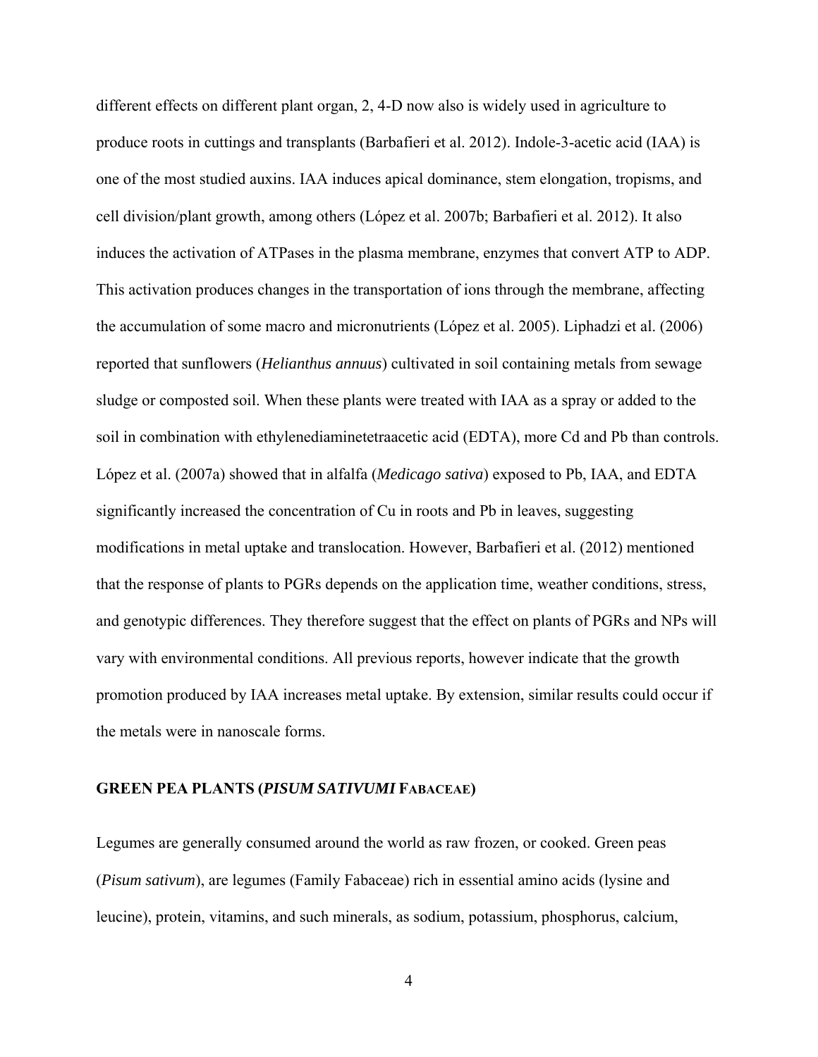different effects on different plant organ, 2, 4-D now also is widely used in agriculture to produce roots in cuttings and transplants (Barbafieri et al. 2012). Indole-3-acetic acid (IAA) is one of the most studied auxins. IAA induces apical dominance, stem elongation, tropisms, and cell division/plant growth, among others (López et al. 2007b; Barbafieri et al. 2012). It also induces the activation of ATPases in the plasma membrane, enzymes that convert ATP to ADP. This activation produces changes in the transportation of ions through the membrane, affecting the accumulation of some macro and micronutrients (López et al. 2005). Liphadzi et al. (2006) reported that sunflowers (*Helianthus annuus*) cultivated in soil containing metals from sewage sludge or composted soil. When these plants were treated with IAA as a spray or added to the soil in combination with ethylenediaminetetraacetic acid (EDTA), more Cd and Pb than controls. López et al. (2007a) showed that in alfalfa (*Medicago sativa*) exposed to Pb, IAA, and EDTA significantly increased the concentration of Cu in roots and Pb in leaves, suggesting modifications in metal uptake and translocation. However, Barbafieri et al. (2012) mentioned that the response of plants to PGRs depends on the application time, weather conditions, stress, and genotypic differences. They therefore suggest that the effect on plants of PGRs and NPs will vary with environmental conditions. All previous reports, however indicate that the growth promotion produced by IAA increases metal uptake. By extension, similar results could occur if the metals were in nanoscale forms.

## GREEN PEA PLANTS (*PISUM SATIVUMI* FABACEAE)

Legumes are generally consumed around the world as raw frozen, or cooked. Green peas (*Pisum sativum*), are legumes (Family Fabaceae) rich in essential amino acids (lysine and leucine), protein, vitamins, and such minerals, as sodium, potassium, phosphorus, calcium,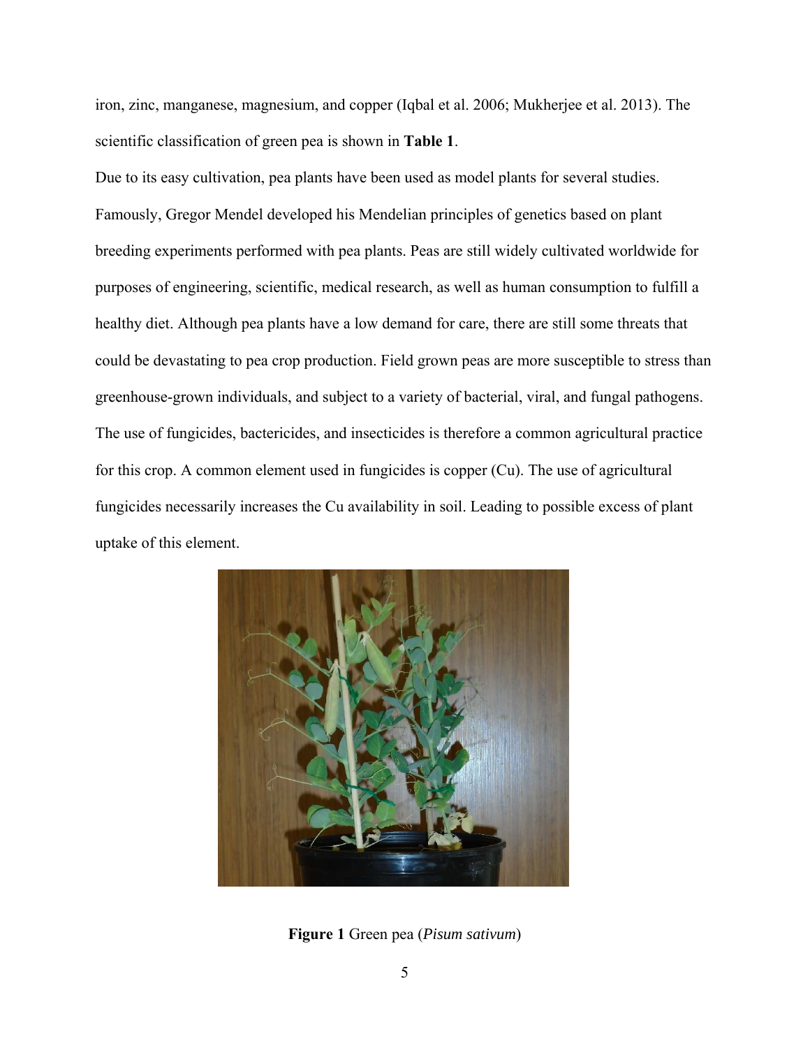iron, zinc, manganese, magnesium, and copper (Iqbal et al. 2006; Mukherjee et al. 2013). The scientific classification of green pea is shown in **Table 1**.

Due to its easy cultivation, pea plants have been used as model plants for several studies. Famously, Gregor Mendel developed his Mendelian principles of genetics based on plant breeding experiments performed with pea plants. Peas are still widely cultivated worldwide for purposes of engineering, scientific, medical research, as well as human consumption to fulfill a healthy diet. Although pea plants have a low demand for care, there are still some threats that could be devastating to pea crop production. Field grown peas are more susceptible to stress than greenhouse-grown individuals, and subject to a variety of bacterial, viral, and fungal pathogens. The use of fungicides, bactericides, and insecticides is therefore a common agricultural practice for this crop. A common element used in fungicides is copper (Cu). The use of agricultural fungicides necessarily increases the Cu availability in soil. Leading to possible excess of plant uptake of this element.

**Figure 1** Green pea (*Pisum sativum*)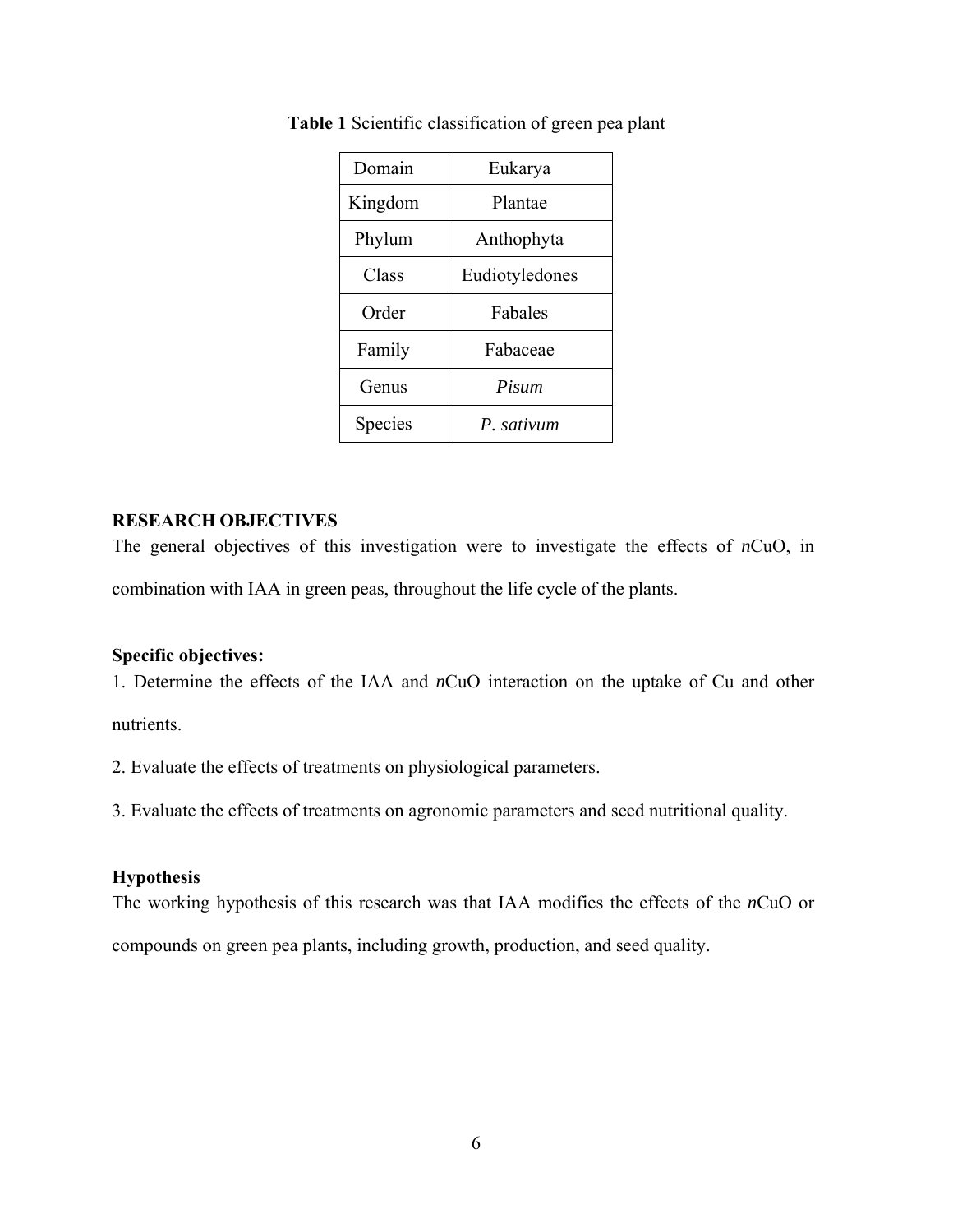**Table 1** Scientific classification of green pea plant

| Domain | Eukarya |
|---|---|
| Kingdom | Plantae |
| Phylum | Anthophyta |
| Class | Eudiotyledones |
| Order | Fabales |
| Family | Fabaceae |
| Genus | *Pisum* |
| Species | *P. sativum* |

## RESEARCH OBJECTIVES

The general objectives of this investigation were to investigate the effects of *n*CuO, in combination with IAA in green peas, throughout the life cycle of the plants.

### Specific objectives:

1. Determine the effects of the IAA and *n*CuO interaction on the uptake of Cu and other nutrients.
2. Evaluate the effects of treatments on physiological parameters.
3. Evaluate the effects of treatments on agronomic parameters and seed nutritional quality.

### Hypothesis

The working hypothesis of this research was that IAA modifies the effects of the *n*CuO or compounds on green pea plants, including growth, production, and seed quality.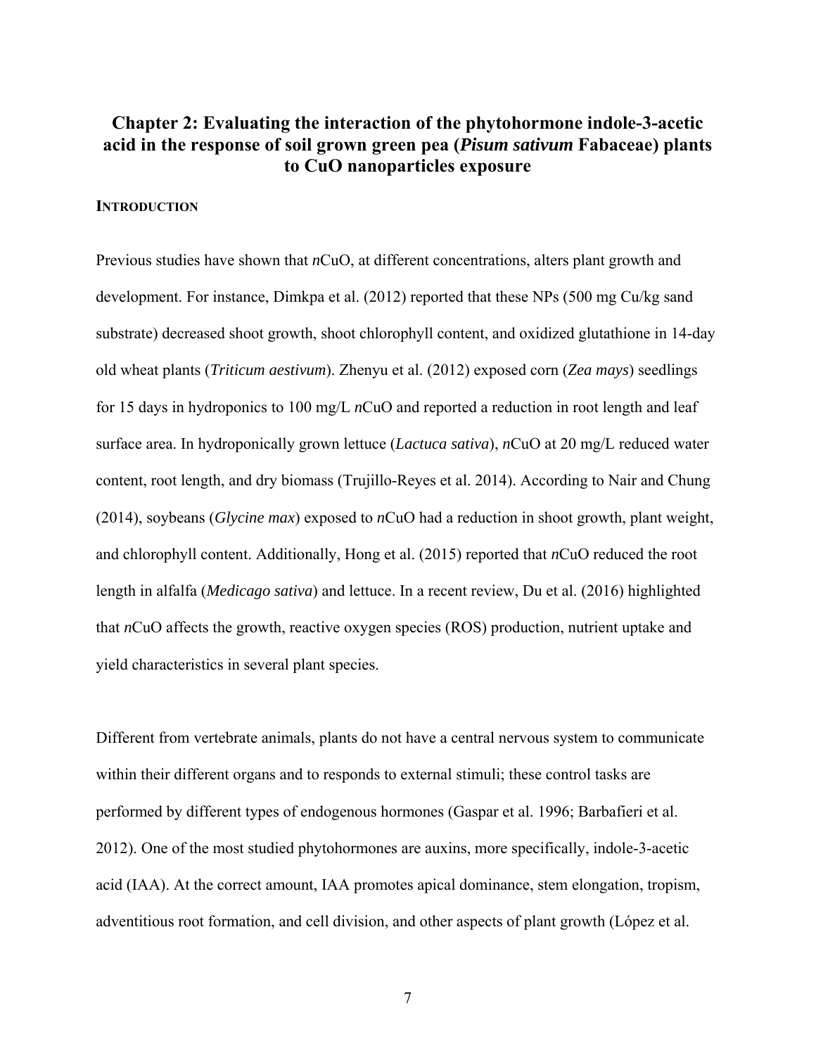## Chapter 2: Evaluating the interaction of the phytohormone indole-3-acetic acid in the response of soil grown green pea (*Pisum sativum* Fabaceae) plants to CuO nanoparticles exposure

### INTRODUCTION

Previous studies have shown that *n*CuO, at different concentrations, alters plant growth and development. For instance, Dimkpa et al. (2012) reported that these NPs (500 mg Cu/kg sand substrate) decreased shoot growth, shoot chlorophyll content, and oxidized glutathione in 14-day old wheat plants (*Triticum aestivum*). Zhenyu et al. (2012) exposed corn (*Zea mays*) seedlings for 15 days in hydroponics to 100 mg/L *n*CuO and reported a reduction in root length and leaf surface area. In hydroponically grown lettuce (*Lactuca sativa*), *n*CuO at 20 mg/L reduced water content, root length, and dry biomass (Trujillo-Reyes et al. 2014). According to Nair and Chung (2014), soybeans (*Glycine max*) exposed to *n*CuO had a reduction in shoot growth, plant weight, and chlorophyll content. Additionally, Hong et al. (2015) reported that *n*CuO reduced the root length in alfalfa (*Medicago sativa*) and lettuce. In a recent review, Du et al. (2016) highlighted that *n*CuO affects the growth, reactive oxygen species (ROS) production, nutrient uptake and yield characteristics in several plant species.

Different from vertebrate animals, plants do not have a central nervous system to communicate within their different organs and to responds to external stimuli; these control tasks are performed by different types of endogenous hormones (Gaspar et al. 1996; Barbafieri et al. 2012). One of the most studied phytohormones are auxins, more specifically, indole-3-acetic acid (IAA). At the correct amount, IAA promotes apical dominance, stem elongation, tropism, adventitious root formation, and cell division, and other aspects of plant growth (López et al.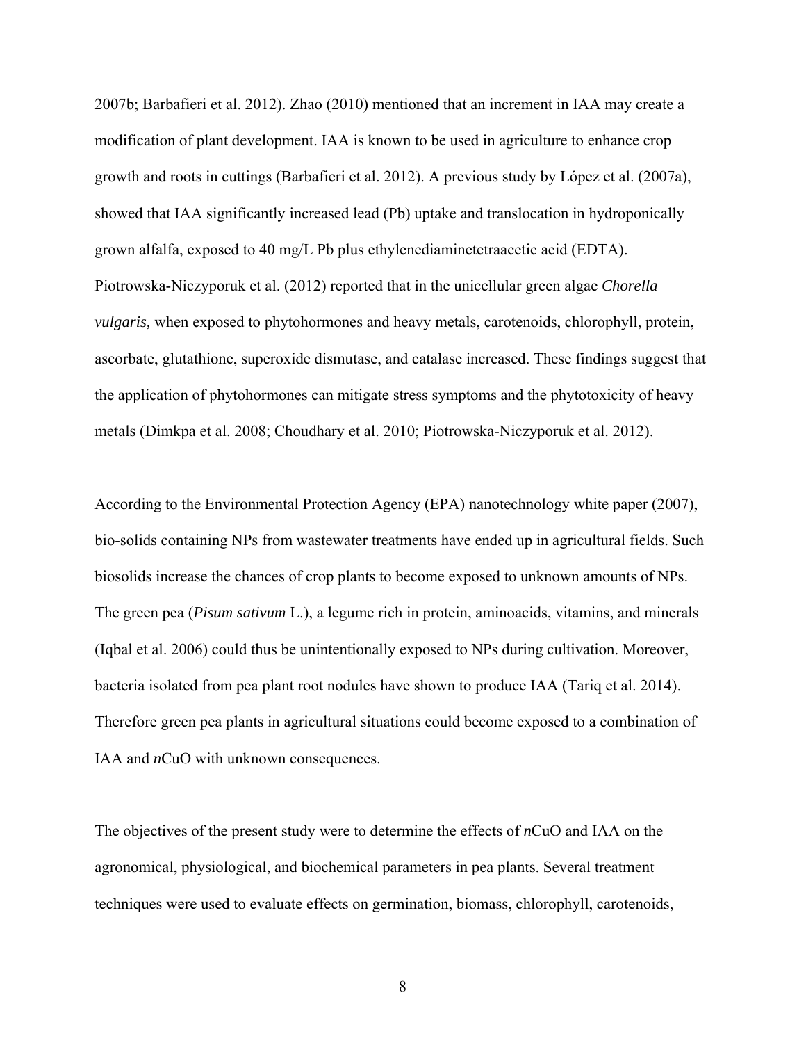2007b; Barbafieri et al. 2012). Zhao (2010) mentioned that an increment in IAA may create a modification of plant development. IAA is known to be used in agriculture to enhance crop growth and roots in cuttings (Barbafieri et al. 2012). A previous study by López et al. (2007a), showed that IAA significantly increased lead (Pb) uptake and translocation in hydroponically grown alfalfa, exposed to 40 mg/L Pb plus ethylenediaminetetraacetic acid (EDTA). Piotrowska-Niczyporuk et al. (2012) reported that in the unicellular green algae *Chorella vulgaris,* when exposed to phytohormones and heavy metals, carotenoids, chlorophyll, protein, ascorbate, glutathione, superoxide dismutase, and catalase increased. These findings suggest that the application of phytohormones can mitigate stress symptoms and the phytotoxicity of heavy metals (Dimkpa et al. 2008; Choudhary et al. 2010; Piotrowska-Niczyporuk et al. 2012).

According to the Environmental Protection Agency (EPA) nanotechnology white paper (2007), bio-solids containing NPs from wastewater treatments have ended up in agricultural fields. Such biosolids increase the chances of crop plants to become exposed to unknown amounts of NPs. The green pea (*Pisum sativum* L.), a legume rich in protein, aminoacids, vitamins, and minerals (Iqbal et al. 2006) could thus be unintentionally exposed to NPs during cultivation. Moreover, bacteria isolated from pea plant root nodules have shown to produce IAA (Tariq et al. 2014). Therefore green pea plants in agricultural situations could become exposed to a combination of IAA and *n*CuO with unknown consequences.

The objectives of the present study were to determine the effects of *n*CuO and IAA on the agronomical, physiological, and biochemical parameters in pea plants. Several treatment techniques were used to evaluate effects on germination, biomass, chlorophyll, carotenoids,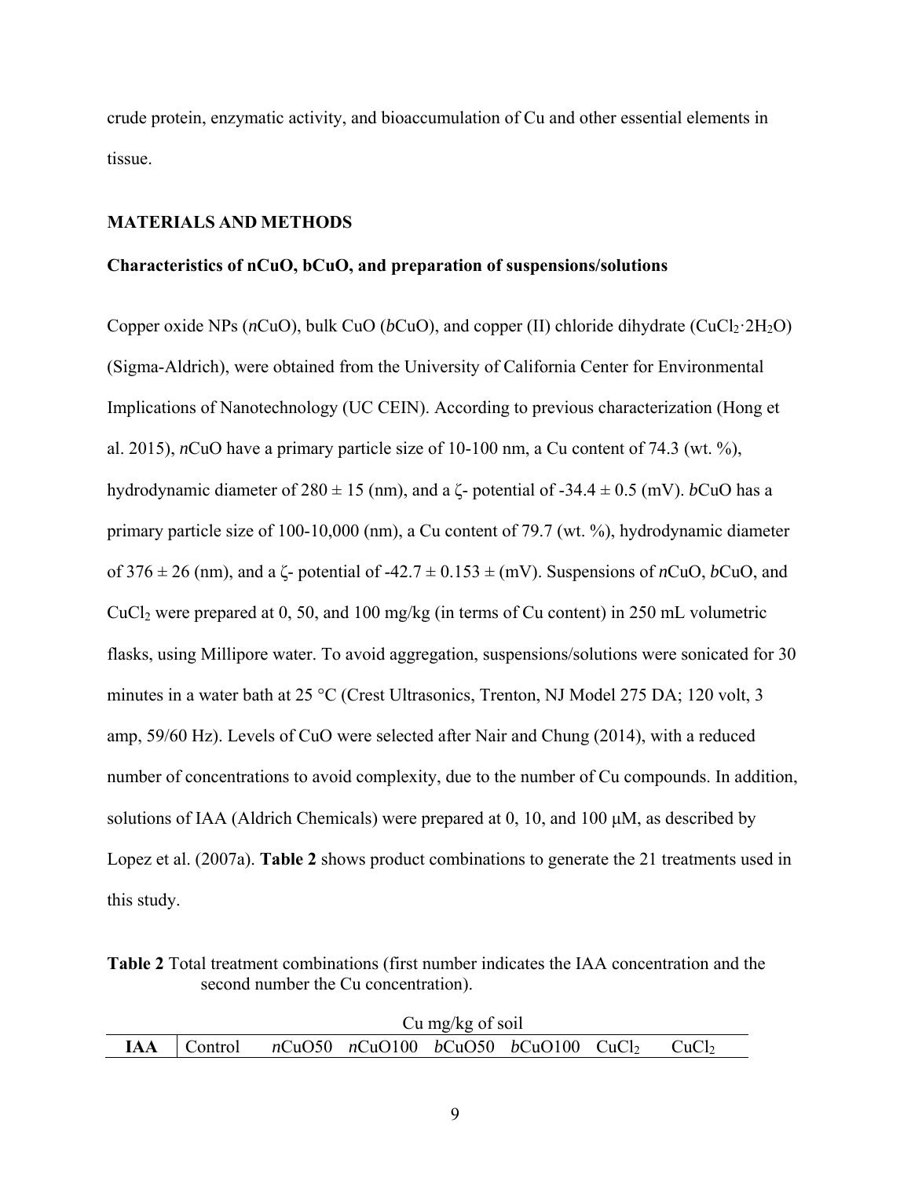crude protein, enzymatic activity, and bioaccumulation of Cu and other essential elements in tissue.

## MATERIALS AND METHODS

### Characteristics of nCuO, bCuO, and preparation of suspensions/solutions

Copper oxide NPs (*n*CuO), bulk CuO (*b*CuO), and copper (II) chloride dihydrate ($CuCl_2 \cdot 2H_2O$) (Sigma-Aldrich), were obtained from the University of California Center for Environmental Implications of Nanotechnology (UC CEIN). According to previous characterization (Hong et al. 2015), *n*CuO have a primary particle size of 10-100 nm, a Cu content of 74.3 (wt. %), hydrodynamic diameter of 280 ± 15 (nm), and a ζ- potential of -34.4 ± 0.5 (mV). *b*CuO has a primary particle size of 100-10,000 (nm), a Cu content of 79.7 (wt. %), hydrodynamic diameter of 376 ± 26 (nm), and a ζ- potential of -42.7 ± 0.153 ± (mV). Suspensions of *n*CuO, *b*CuO, and $CuCl_2$ were prepared at 0, 50, and 100 mg/kg (in terms of Cu content) in 250 mL volumetric flasks, using Millipore water. To avoid aggregation, suspensions/solutions were sonicated for 30 minutes in a water bath at 25 °C (Crest Ultrasonics, Trenton, NJ Model 275 DA; 120 volt, 3 amp, 59/60 Hz). Levels of CuO were selected after Nair and Chung (2014), with a reduced number of concentrations to avoid complexity, due to the number of Cu compounds. In addition, solutions of IAA (Aldrich Chemicals) were prepared at 0, 10, and 100 μM, as described by Lopez et al. (2007a). **Table 2** shows product combinations to generate the 21 treatments used in this study.

**Table 2** Total treatment combinations (first number indicates the IAA concentration and the second number the Cu concentration).

| | Cu mg/kg of soil | | | | | | |
|---|---|---|---|---|---|---|---|
| **IAA** | Control | *n*CuO50 | *n*CuO100 | *b*CuO50 | *b*CuO100 | $CuCl_2$ | $CuCl_2$ |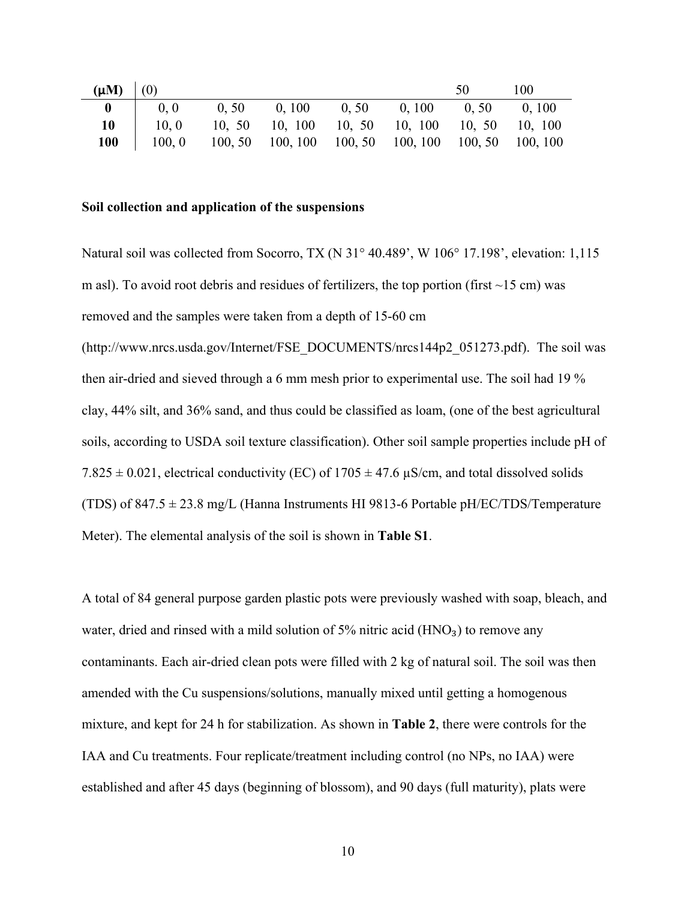| (μM) | (0) | | | | | 50 | 100 |
|---|---|---|---|---|---|---|---|
| **0** | 0, 0 | 0, 50 | 0, 100 | 0, 50 | 0, 100 | 0, 50 | 0, 100 |
| **10** | 10, 0 | 10, 50 | 10, 100 | 10, 50 | 10, 100 | 10, 50 | 10, 100 |
| **100** | 100, 0 | 100, 50 | 100, 100 | 100, 50 | 100, 100 | 100, 50 | 100, 100 |

**Soil collection and application of the suspensions**

Natural soil was collected from Socorro, TX (N 31° 40.489', W 106° 17.198', elevation: 1,115 m asl). To avoid root debris and residues of fertilizers, the top portion (first ~15 cm) was removed and the samples were taken from a depth of 15-60 cm (http://www.nrcs.usda.gov/Internet/FSE_DOCUMENTS/nrcs144p2_051273.pdf). The soil was then air-dried and sieved through a 6 mm mesh prior to experimental use. The soil had 19 % clay, 44% silt, and 36% sand, and thus could be classified as loam, (one of the best agricultural soils, according to USDA soil texture classification). Other soil sample properties include pH of $7.825 \pm 0.021$, electrical conductivity (EC) of $1705 \pm 47.6$ μS/cm, and total dissolved solids (TDS) of $847.5 \pm 23.8$ mg/L (Hanna Instruments HI 9813-6 Portable pH/EC/TDS/Temperature Meter). The elemental analysis of the soil is shown in **Table S1**.

A total of 84 general purpose garden plastic pots were previously washed with soap, bleach, and water, dried and rinsed with a mild solution of 5% nitric acid ($HNO_3$) to remove any contaminants. Each air-dried clean pots were filled with 2 kg of natural soil. The soil was then amended with the Cu suspensions/solutions, manually mixed until getting a homogenous mixture, and kept for 24 h for stabilization. As shown in **Table 2**, there were controls for the IAA and Cu treatments. Four replicate/treatment including control (no NPs, no IAA) were established and after 45 days (beginning of blossom), and 90 days (full maturity), plats were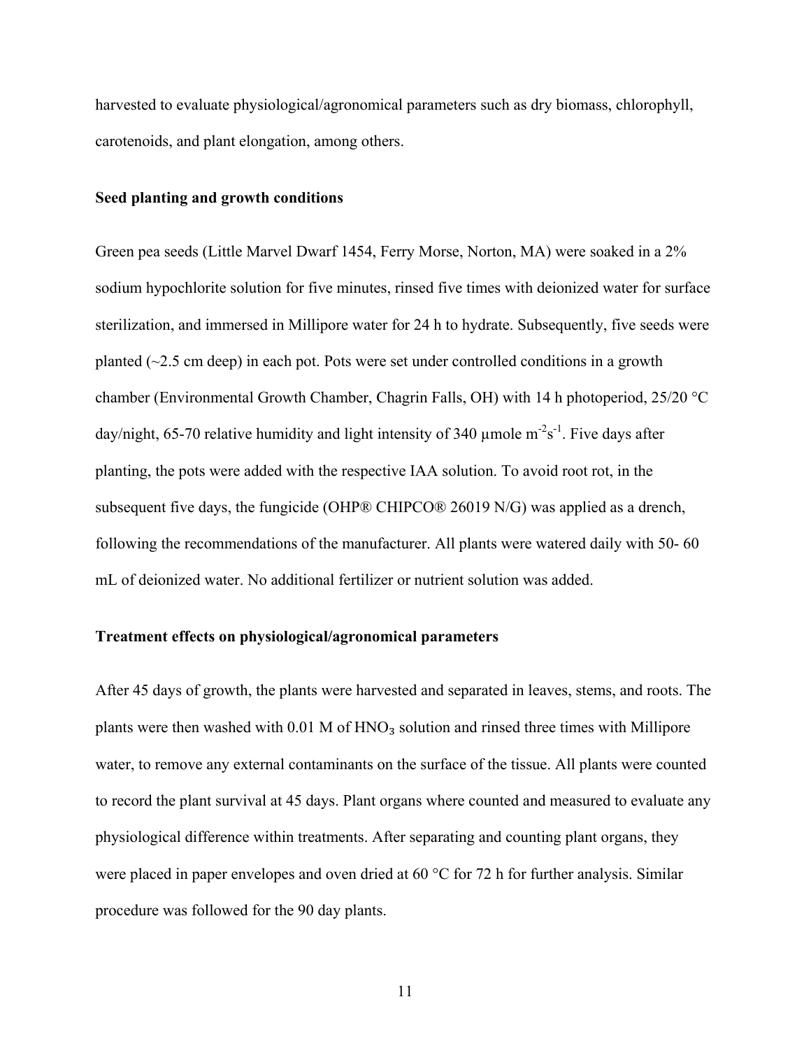harvested to evaluate physiological/agronomical parameters such as dry biomass, chlorophyll, carotenoids, and plant elongation, among others.

### Seed planting and growth conditions

Green pea seeds (Little Marvel Dwarf 1454, Ferry Morse, Norton, MA) were soaked in a 2% sodium hypochlorite solution for five minutes, rinsed five times with deionized water for surface sterilization, and immersed in Millipore water for 24 h to hydrate. Subsequently, five seeds were planted (~2.5 cm deep) in each pot. Pots were set under controlled conditions in a growth chamber (Environmental Growth Chamber, Chagrin Falls, OH) with 14 h photoperiod, 25/20 °C day/night, 65-70 relative humidity and light intensity of 340 µmole $m^{-2}s^{-1}$. Five days after planting, the pots were added with the respective IAA solution. To avoid root rot, in the subsequent five days, the fungicide (OHP® CHIPCO® 26019 N/G) was applied as a drench, following the recommendations of the manufacturer. All plants were watered daily with 50- 60 mL of deionized water. No additional fertilizer or nutrient solution was added.

### Treatment effects on physiological/agronomical parameters

After 45 days of growth, the plants were harvested and separated in leaves, stems, and roots. The plants were then washed with 0.01 M of $HNO_3$ solution and rinsed three times with Millipore water, to remove any external contaminants on the surface of the tissue. All plants were counted to record the plant survival at 45 days. Plant organs where counted and measured to evaluate any physiological difference within treatments. After separating and counting plant organs, they were placed in paper envelopes and oven dried at 60 °C for 72 h for further analysis. Similar procedure was followed for the 90 day plants.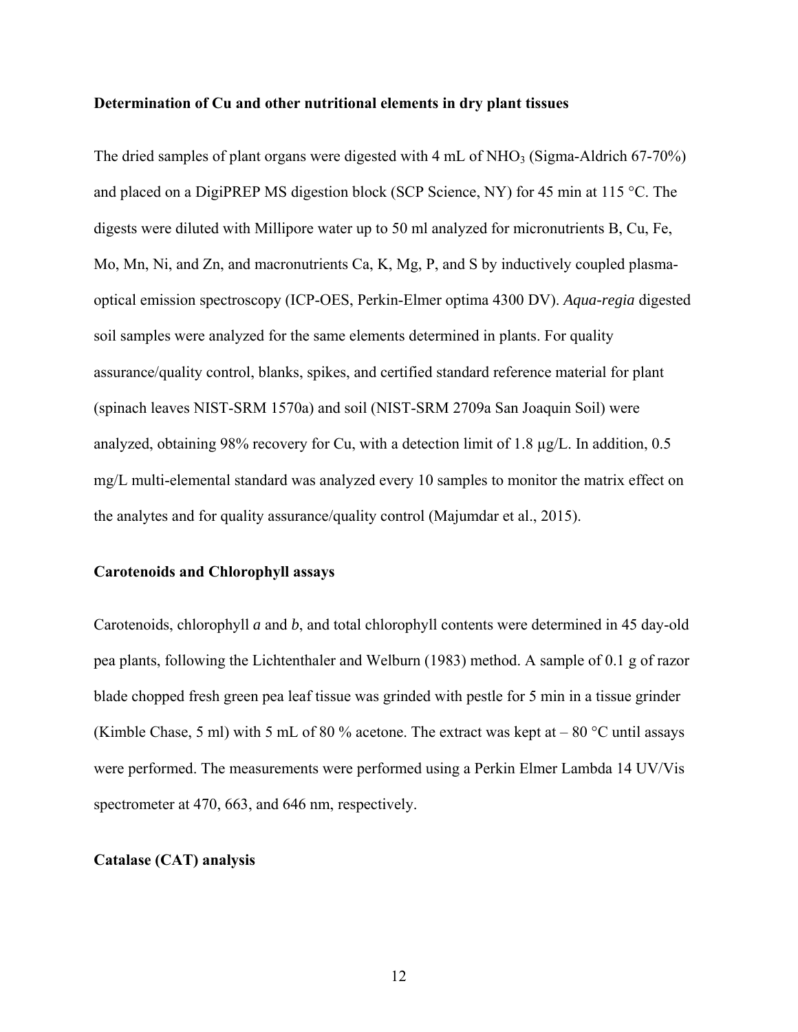**Determination of Cu and other nutritional elements in dry plant tissues**

The dried samples of plant organs were digested with 4 mL of $NHO_3$ (Sigma-Aldrich 67-70%) and placed on a DigiPREP MS digestion block (SCP Science, NY) for 45 min at 115 °C. The digests were diluted with Millipore water up to 50 ml analyzed for micronutrients B, Cu, Fe, Mo, Mn, Ni, and Zn, and macronutrients Ca, K, Mg, P, and S by inductively coupled plasma-optical emission spectroscopy (ICP-OES, Perkin-Elmer optima 4300 DV). *Aqua-regia* digested soil samples were analyzed for the same elements determined in plants. For quality assurance/quality control, blanks, spikes, and certified standard reference material for plant (spinach leaves NIST-SRM 1570a) and soil (NIST-SRM 2709a San Joaquin Soil) were analyzed, obtaining 98% recovery for Cu, with a detection limit of 1.8 µg/L. In addition, 0.5 mg/L multi-elemental standard was analyzed every 10 samples to monitor the matrix effect on the analytes and for quality assurance/quality control (Majumdar et al., 2015).

**Carotenoids and Chlorophyll assays**

Carotenoids, chlorophyll *a* and *b*, and total chlorophyll contents were determined in 45 day-old pea plants, following the Lichtenthaler and Welburn (1983) method. A sample of 0.1 g of razor blade chopped fresh green pea leaf tissue was grinded with pestle for 5 min in a tissue grinder (Kimble Chase, 5 ml) with 5 mL of 80 % acetone. The extract was kept at – 80 °C until assays were performed. The measurements were performed using a Perkin Elmer Lambda 14 UV/Vis spectrometer at 470, 663, and 646 nm, respectively.

**Catalase (CAT) analysis**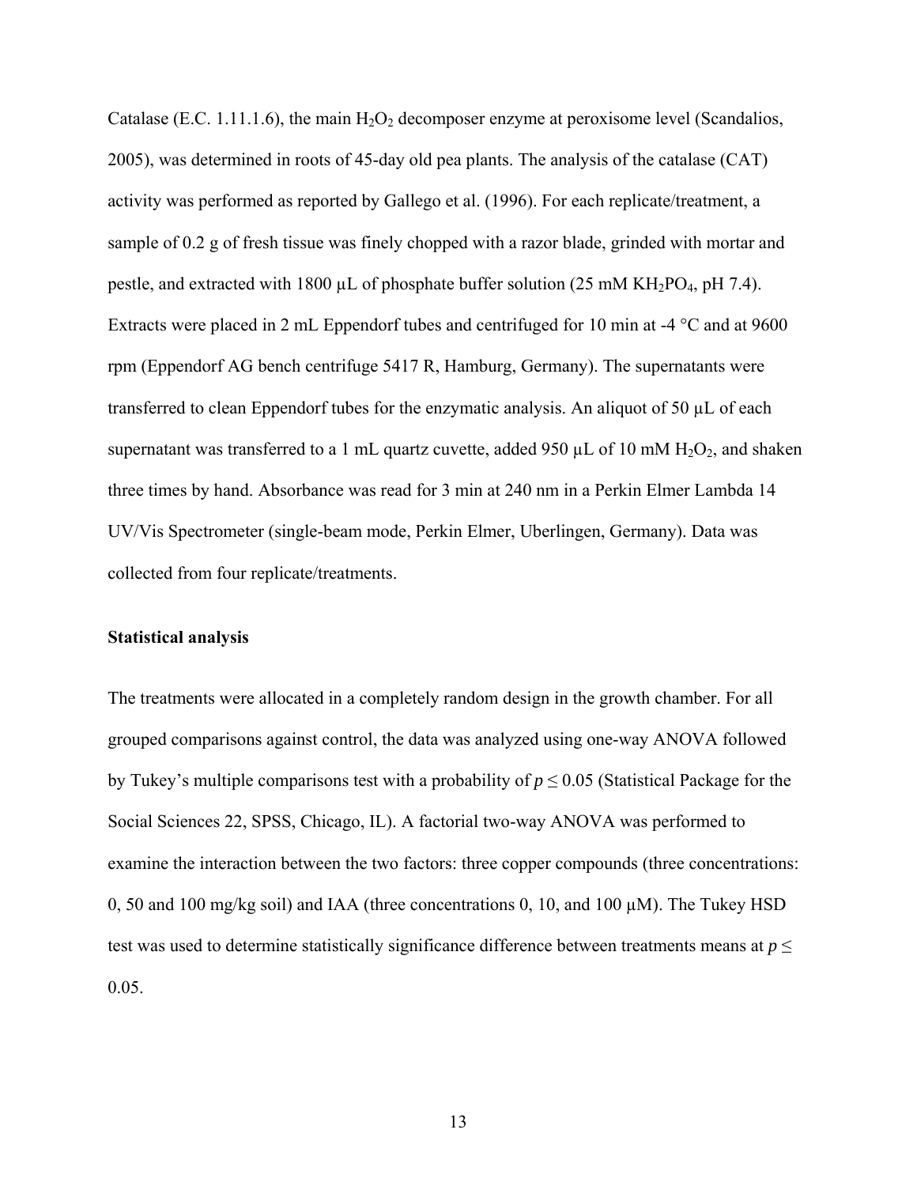Catalase (E.C. 1.11.1.6), the main $H_2O_2$ decomposer enzyme at peroxisome level (Scandalios, 2005), was determined in roots of 45-day old pea plants. The analysis of the catalase (CAT) activity was performed as reported by Gallego et al. (1996). For each replicate/treatment, a sample of 0.2 g of fresh tissue was finely chopped with a razor blade, grinded with mortar and pestle, and extracted with 1800 µL of phosphate buffer solution (25 mM $KH_2PO_4$, pH 7.4). Extracts were placed in 2 mL Eppendorf tubes and centrifuged for 10 min at -4 °C and at 9600 rpm (Eppendorf AG bench centrifuge 5417 R, Hamburg, Germany). The supernatants were transferred to clean Eppendorf tubes for the enzymatic analysis. An aliquot of 50 µL of each supernatant was transferred to a 1 mL quartz cuvette, added 950 µL of 10 mM $H_2O_2$, and shaken three times by hand. Absorbance was read for 3 min at 240 nm in a Perkin Elmer Lambda 14 UV/Vis Spectrometer (single-beam mode, Perkin Elmer, Uberlingen, Germany). Data was collected from four replicate/treatments.

**Statistical analysis**

The treatments were allocated in a completely random design in the growth chamber. For all grouped comparisons against control, the data was analyzed using one-way ANOVA followed by Tukey's multiple comparisons test with a probability of $p \leq 0.05$ (Statistical Package for the Social Sciences 22, SPSS, Chicago, IL). A factorial two-way ANOVA was performed to examine the interaction between the two factors: three copper compounds (three concentrations: 0, 50 and 100 mg/kg soil) and IAA (three concentrations 0, 10, and 100 µM). The Tukey HSD test was used to determine statistically significance difference between treatments means at $p \leq 0.05$.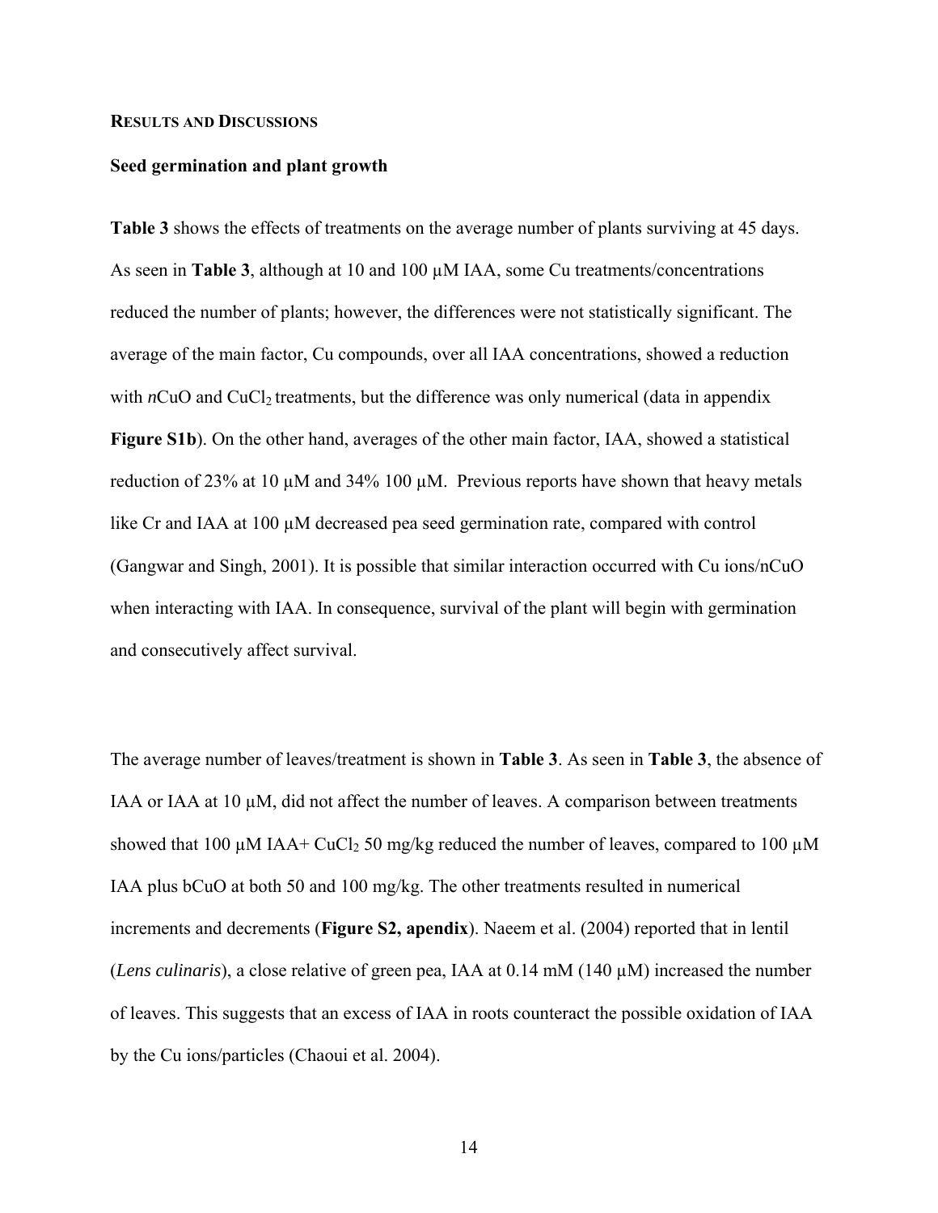## RESULTS AND DISCUSSIONS

### Seed germination and plant growth

**Table 3** shows the effects of treatments on the average number of plants surviving at 45 days. As seen in **Table 3**, although at 10 and 100 µM IAA, some Cu treatments/concentrations reduced the number of plants; however, the differences were not statistically significant. The average of the main factor, Cu compounds, over all IAA concentrations, showed a reduction with *n*CuO and $CuCl_2$ treatments, but the difference was only numerical (data in appendix **Figure S1b**). On the other hand, averages of the other main factor, IAA, showed a statistical reduction of 23% at 10 µM and 34% 100 µM. Previous reports have shown that heavy metals like Cr and IAA at 100 µM decreased pea seed germination rate, compared with control (Gangwar and Singh, 2001). It is possible that similar interaction occurred with Cu ions/nCuO when interacting with IAA. In consequence, survival of the plant will begin with germination and consecutively affect survival.

The average number of leaves/treatment is shown in **Table 3**. As seen in **Table 3**, the absence of IAA or IAA at 10 µM, did not affect the number of leaves. A comparison between treatments showed that 100 µM IAA+ $CuCl_2$ 50 mg/kg reduced the number of leaves, compared to 100 µM IAA plus bCuO at both 50 and 100 mg/kg. The other treatments resulted in numerical increments and decrements (**Figure S2, apendix**). Naeem et al. (2004) reported that in lentil (*Lens culinaris*), a close relative of green pea, IAA at 0.14 mM (140 µM) increased the number of leaves. This suggests that an excess of IAA in roots counteract the possible oxidation of IAA by the Cu ions/particles (Chaoui et al. 2004).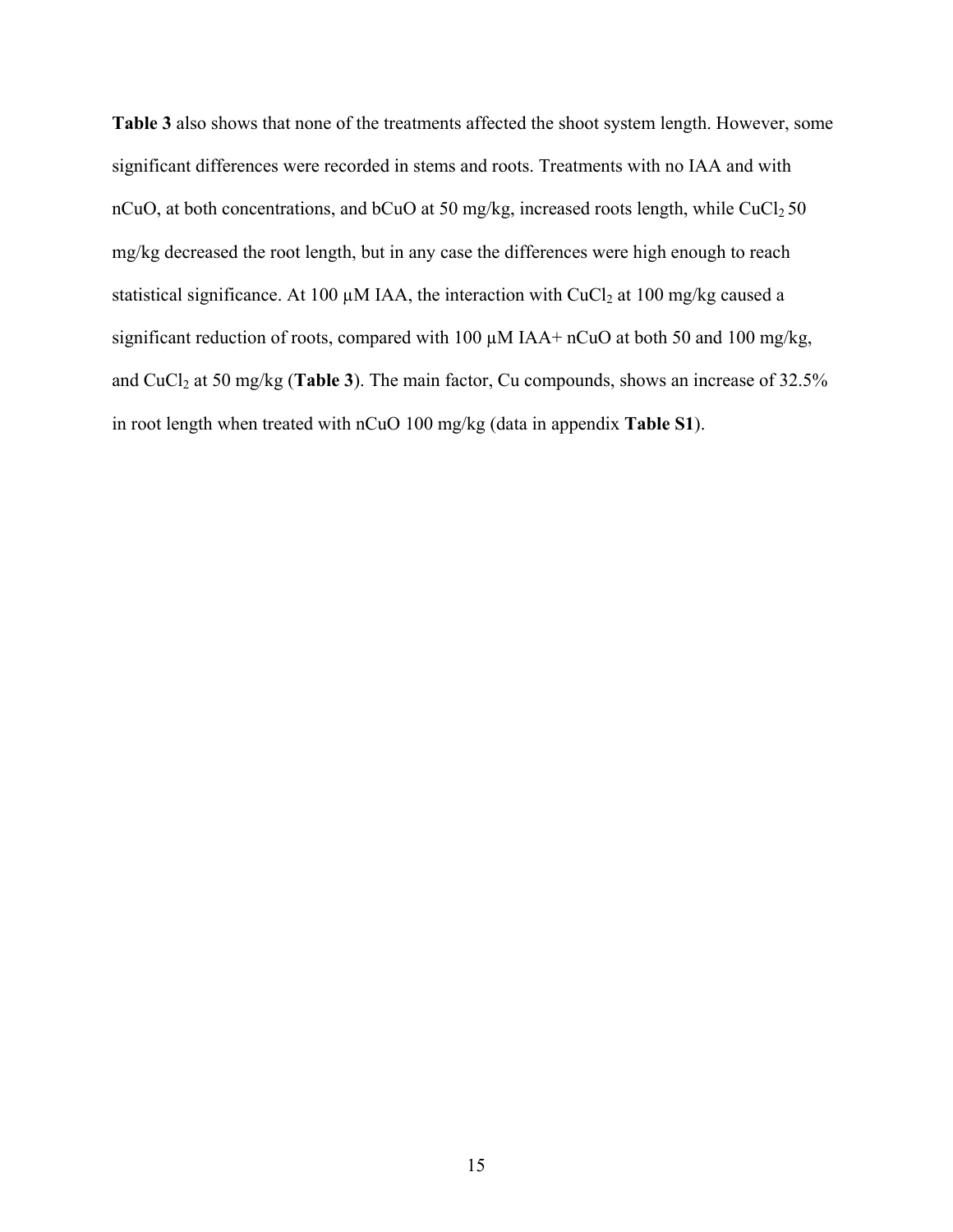**Table 3** also shows that none of the treatments affected the shoot system length. However, some significant differences were recorded in stems and roots. Treatments with no IAA and with nCuO, at both concentrations, and bCuO at 50 mg/kg, increased roots length, while $CuCl_2$ 50 mg/kg decreased the root length, but in any case the differences were high enough to reach statistical significance. At 100 µM IAA, the interaction with $CuCl_2$ at 100 mg/kg caused a significant reduction of roots, compared with 100 µM IAA+ nCuO at both 50 and 100 mg/kg, and $CuCl_2$ at 50 mg/kg (**Table 3**). The main factor, Cu compounds, shows an increase of 32.5% in root length when treated with nCuO 100 mg/kg (data in appendix **Table S1**).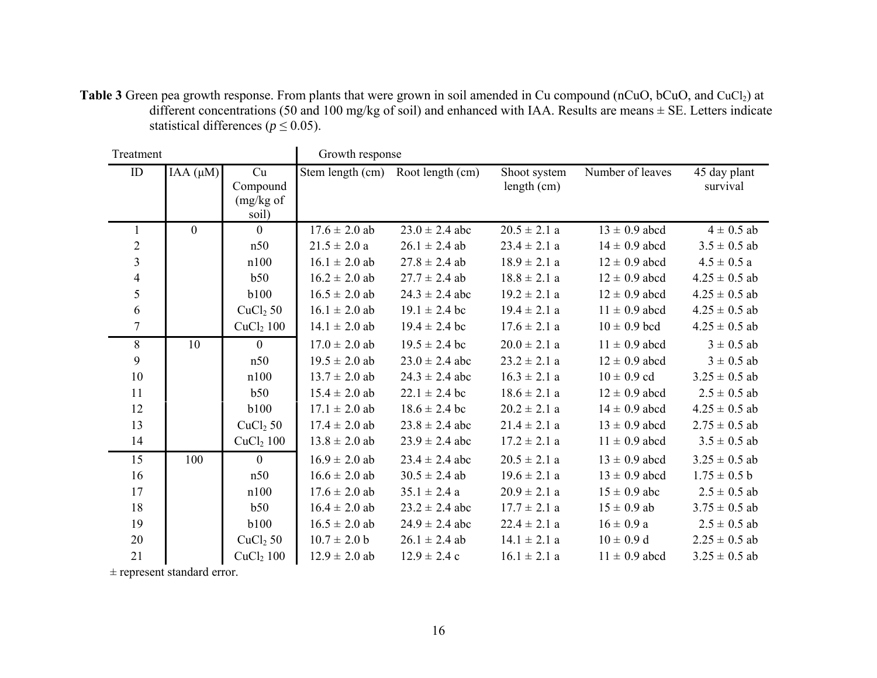**Table 3** Green pea growth response. From plants that were grown in soil amended in Cu compound (nCuO, bCuO, and $CuCl_2$) at different concentrations (50 and 100 mg/kg of soil) and enhanced with IAA. Results are means ± SE. Letters indicate statistical differences ($p \leq 0.05$).

| Treatment | | | Growth response | | | | |
|---|---|---|---|---|---|---|---|
| ID | IAA (μM) | Cu Compound (mg/kg of soil) | Stem length (cm) | Root length (cm) | Shoot system length (cm) | Number of leaves | 45 day plant survival |
| 1 | 0 | 0 | 17.6 ± 2.0 ab | 23.0 ± 2.4 abc | 20.5 ± 2.1 a | 13 ± 0.9 abcd | 4 ± 0.5 ab |
| 2 | | n50 | 21.5 ± 2.0 a | 26.1 ± 2.4 ab | 23.4 ± 2.1 a | 14 ± 0.9 abcd | 3.5 ± 0.5 ab |
| 3 | | n100 | 16.1 ± 2.0 ab | 27.8 ± 2.4 ab | 18.9 ± 2.1 a | 12 ± 0.9 abcd | 4.5 ± 0.5 a |
| 4 | | b50 | 16.2 ± 2.0 ab | 27.7 ± 2.4 ab | 18.8 ± 2.1 a | 12 ± 0.9 abcd | 4.25 ± 0.5 ab |
| 5 | | b100 | 16.5 ± 2.0 ab | 24.3 ± 2.4 abc | 19.2 ± 2.1 a | 12 ± 0.9 abcd | 4.25 ± 0.5 ab |
| 6 | | $CuCl_2$ 50 | 16.1 ± 2.0 ab | 19.1 ± 2.4 bc | 19.4 ± 2.1 a | 11 ± 0.9 abcd | 4.25 ± 0.5 ab |
| 7 | | $CuCl_2$ 100 | 14.1 ± 2.0 ab | 19.4 ± 2.4 bc | 17.6 ± 2.1 a | 10 ± 0.9 bcd | 4.25 ± 0.5 ab |
| 8 | 10 | 0 | 17.0 ± 2.0 ab | 19.5 ± 2.4 bc | 20.0 ± 2.1 a | 11 ± 0.9 abcd | 3 ± 0.5 ab |
| 9 | | n50 | 19.5 ± 2.0 ab | 23.0 ± 2.4 abc | 23.2 ± 2.1 a | 12 ± 0.9 abcd | 3 ± 0.5 ab |
| 10 | | n100 | 13.7 ± 2.0 ab | 24.3 ± 2.4 abc | 16.3 ± 2.1 a | 10 ± 0.9 cd | 3.25 ± 0.5 ab |
| 11 | | b50 | 15.4 ± 2.0 ab | 22.1 ± 2.4 bc | 18.6 ± 2.1 a | 12 ± 0.9 abcd | 2.5 ± 0.5 ab |
| 12 | | b100 | 17.1 ± 2.0 ab | 18.6 ± 2.4 bc | 20.2 ± 2.1 a | 14 ± 0.9 abcd | 4.25 ± 0.5 ab |
| 13 | | $CuCl_2$ 50 | 17.4 ± 2.0 ab | 23.8 ± 2.4 abc | 21.4 ± 2.1 a | 13 ± 0.9 abcd | 2.75 ± 0.5 ab |
| 14 | | $CuCl_2$ 100 | 13.8 ± 2.0 ab | 23.9 ± 2.4 abc | 17.2 ± 2.1 a | 11 ± 0.9 abcd | 3.5 ± 0.5 ab |
| 15 | 100 | 0 | 16.9 ± 2.0 ab | 23.4 ± 2.4 abc | 20.5 ± 2.1 a | 13 ± 0.9 abcd | 3.25 ± 0.5 ab |
| 16 | | n50 | 16.6 ± 2.0 ab | 30.5 ± 2.4 ab | 19.6 ± 2.1 a | 13 ± 0.9 abcd | 1.75 ± 0.5 b |
| 17 | | n100 | 17.6 ± 2.0 ab | 35.1 ± 2.4 a | 20.9 ± 2.1 a | 15 ± 0.9 abc | 2.5 ± 0.5 ab |
| 18 | | b50 | 16.4 ± 2.0 ab | 23.2 ± 2.4 abc | 17.7 ± 2.1 a | 15 ± 0.9 ab | 3.75 ± 0.5 ab |
| 19 | | b100 | 16.5 ± 2.0 ab | 24.9 ± 2.4 abc | 22.4 ± 2.1 a | 16 ± 0.9 a | 2.5 ± 0.5 ab |
| 20 | | $CuCl_2$ 50 | 10.7 ± 2.0 b | 26.1 ± 2.4 ab | 14.1 ± 2.1 a | 10 ± 0.9 d | 2.25 ± 0.5 ab |
| 21 | | $CuCl_2$ 100 | 12.9 ± 2.0 ab | 12.9 ± 2.4 c | 16.1 ± 2.1 a | 11 ± 0.9 abcd | 3.25 ± 0.5 ab |

± represent standard error.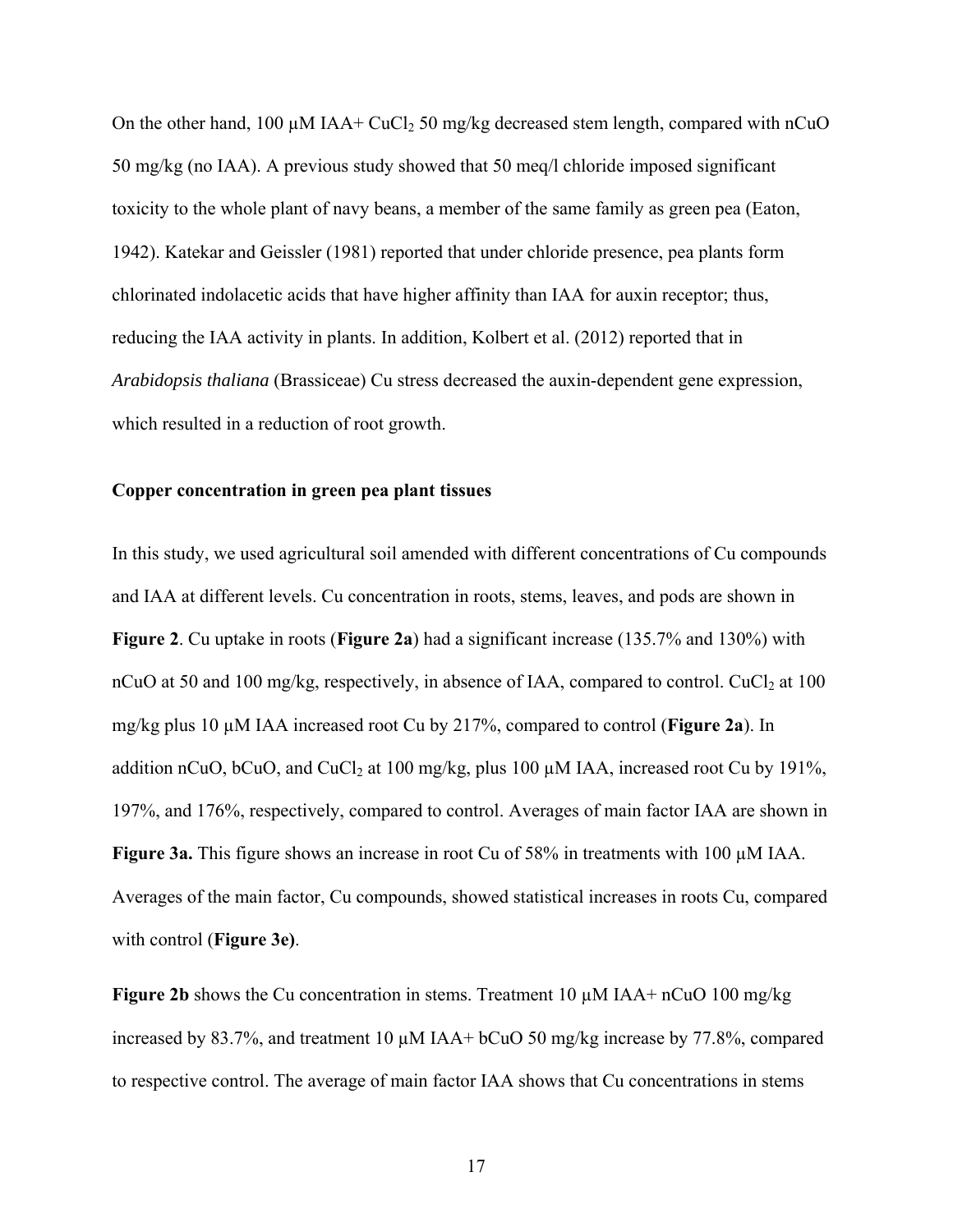On the other hand, 100 μM IAA+ $CuCl_2$ 50 mg/kg decreased stem length, compared with nCuO 50 mg/kg (no IAA). A previous study showed that 50 meq/l chloride imposed significant toxicity to the whole plant of navy beans, a member of the same family as green pea (Eaton, 1942). Katekar and Geissler (1981) reported that under chloride presence, pea plants form chlorinated indolacetic acids that have higher affinity than IAA for auxin receptor; thus, reducing the IAA activity in plants. In addition, Kolbert et al. (2012) reported that in *Arabidopsis thaliana* (Brassiceae) Cu stress decreased the auxin-dependent gene expression, which resulted in a reduction of root growth.

**Copper concentration in green pea plant tissues**

In this study, we used agricultural soil amended with different concentrations of Cu compounds and IAA at different levels. Cu concentration in roots, stems, leaves, and pods are shown in **Figure 2**. Cu uptake in roots (**Figure 2a**) had a significant increase (135.7% and 130%) with nCuO at 50 and 100 mg/kg, respectively, in absence of IAA, compared to control. $CuCl_2$ at 100 mg/kg plus 10 μM IAA increased root Cu by 217%, compared to control (**Figure 2a**). In addition nCuO, bCuO, and $CuCl_2$ at 100 mg/kg, plus 100 μM IAA, increased root Cu by 191%, 197%, and 176%, respectively, compared to control. Averages of main factor IAA are shown in **Figure 3a.** This figure shows an increase in root Cu of 58% in treatments with 100 μM IAA. Averages of the main factor, Cu compounds, showed statistical increases in roots Cu, compared with control (**Figure 3e)**.

**Figure 2b** shows the Cu concentration in stems. Treatment 10 μM IAA+ nCuO 100 mg/kg increased by 83.7%, and treatment 10 μM IAA+ bCuO 50 mg/kg increase by 77.8%, compared to respective control. The average of main factor IAA shows that Cu concentrations in stems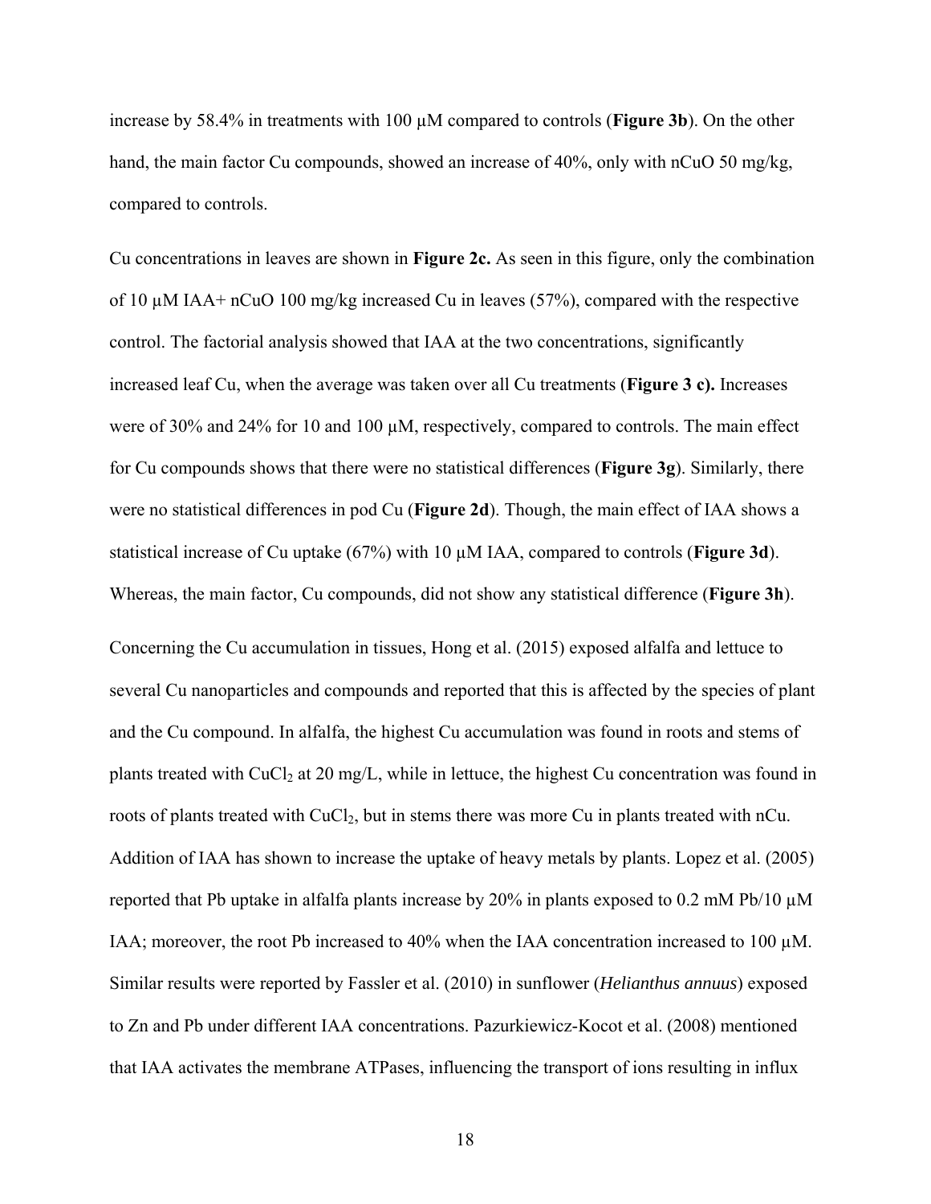increase by 58.4% in treatments with 100 μM compared to controls (**Figure 3b**). On the other hand, the main factor Cu compounds, showed an increase of 40%, only with nCuO 50 mg/kg, compared to controls.

Cu concentrations in leaves are shown in **Figure 2c.** As seen in this figure, only the combination of 10 μM IAA+ nCuO 100 mg/kg increased Cu in leaves (57%), compared with the respective control. The factorial analysis showed that IAA at the two concentrations, significantly increased leaf Cu, when the average was taken over all Cu treatments (**Figure 3 c).** Increases were of 30% and 24% for 10 and 100 μM, respectively, compared to controls. The main effect for Cu compounds shows that there were no statistical differences (**Figure 3g**). Similarly, there were no statistical differences in pod Cu (**Figure 2d**). Though, the main effect of IAA shows a statistical increase of Cu uptake (67%) with 10 μM IAA, compared to controls (**Figure 3d**). Whereas, the main factor, Cu compounds, did not show any statistical difference (**Figure 3h**).

Concerning the Cu accumulation in tissues, Hong et al. (2015) exposed alfalfa and lettuce to several Cu nanoparticles and compounds and reported that this is affected by the species of plant and the Cu compound. In alfalfa, the highest Cu accumulation was found in roots and stems of plants treated with $CuCl_2$ at 20 mg/L, while in lettuce, the highest Cu concentration was found in roots of plants treated with $CuCl_2$, but in stems there was more Cu in plants treated with nCu. Addition of IAA has shown to increase the uptake of heavy metals by plants. Lopez et al. (2005) reported that Pb uptake in alfalfa plants increase by 20% in plants exposed to 0.2 mM Pb/10 μM IAA; moreover, the root Pb increased to 40% when the IAA concentration increased to 100 μM. Similar results were reported by Fassler et al. (2010) in sunflower (*Helianthus annuus*) exposed to Zn and Pb under different IAA concentrations. Pazurkiewicz-Kocot et al. (2008) mentioned that IAA activates the membrane ATPases, influencing the transport of ions resulting in influx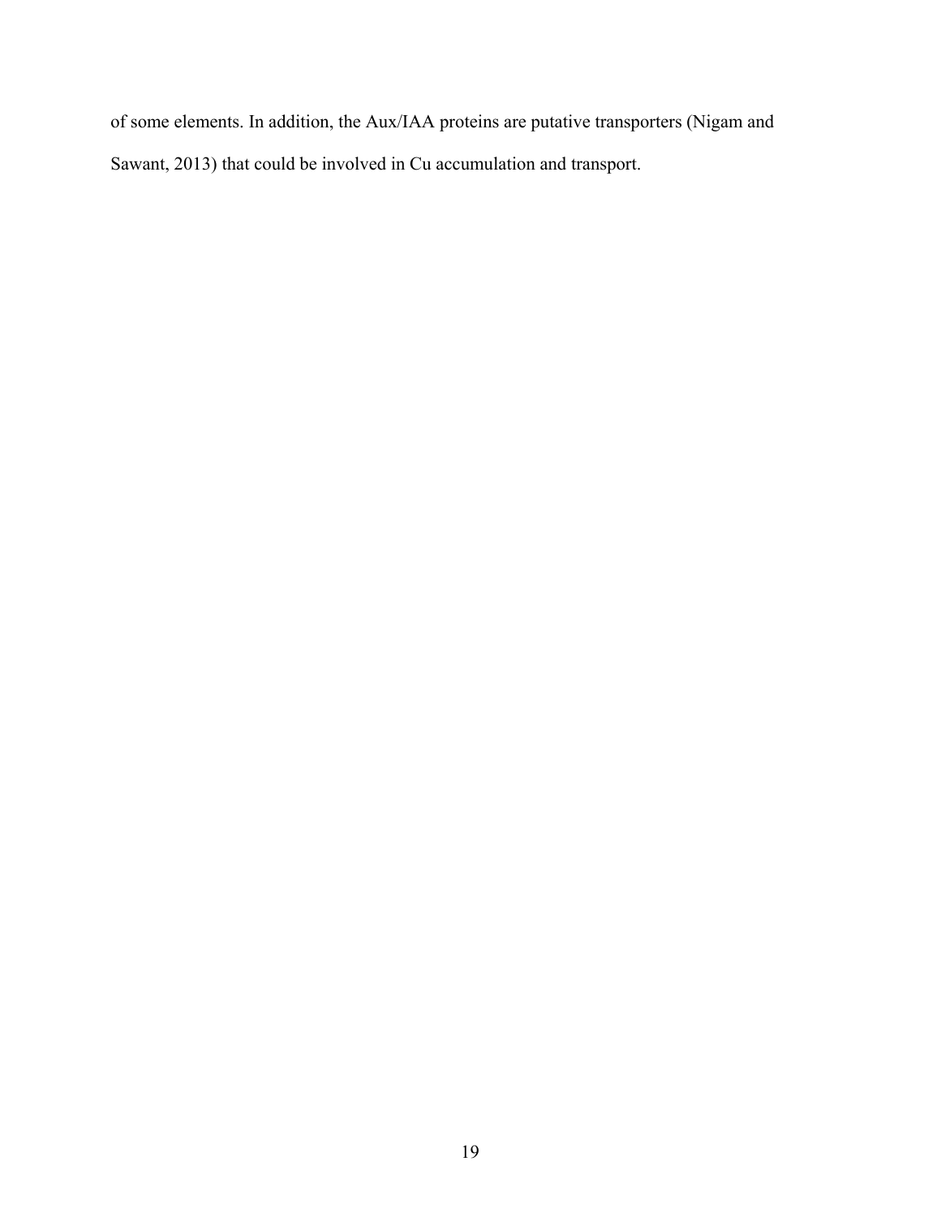of some elements. In addition, the Aux/IAA proteins are putative transporters (Nigam and Sawant, 2013) that could be involved in Cu accumulation and transport.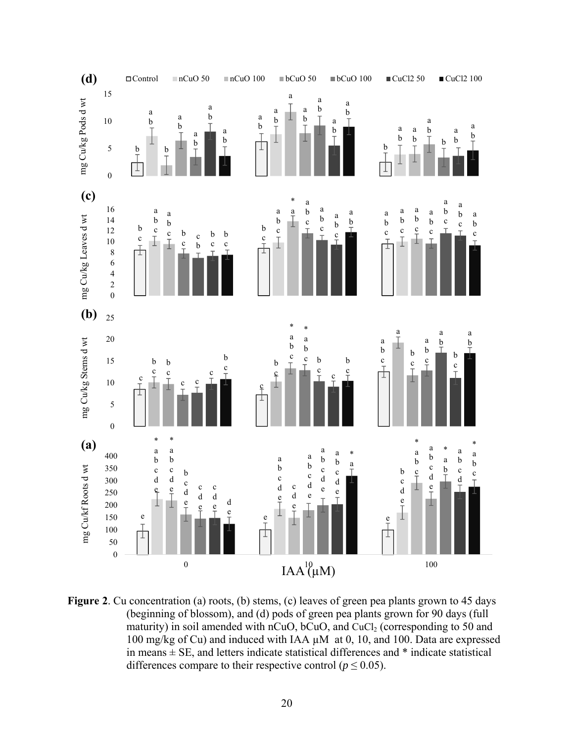**Figure 2**. Cu concentration (a) roots, (b) stems, (c) leaves of green pea plants grown to 45 days (beginning of blossom), and (d) pods of green pea plants grown for 90 days (full maturity) in soil amended with nCuO, bCuO, and $CuCl_2$ (corresponding to 50 and 100 mg/kg of Cu) and induced with IAA µM at 0, 10, and 100. Data are expressed in means ± SE, and letters indicate statistical differences and * indicate statistical differences compare to their respective control ($p \leq 0.05$).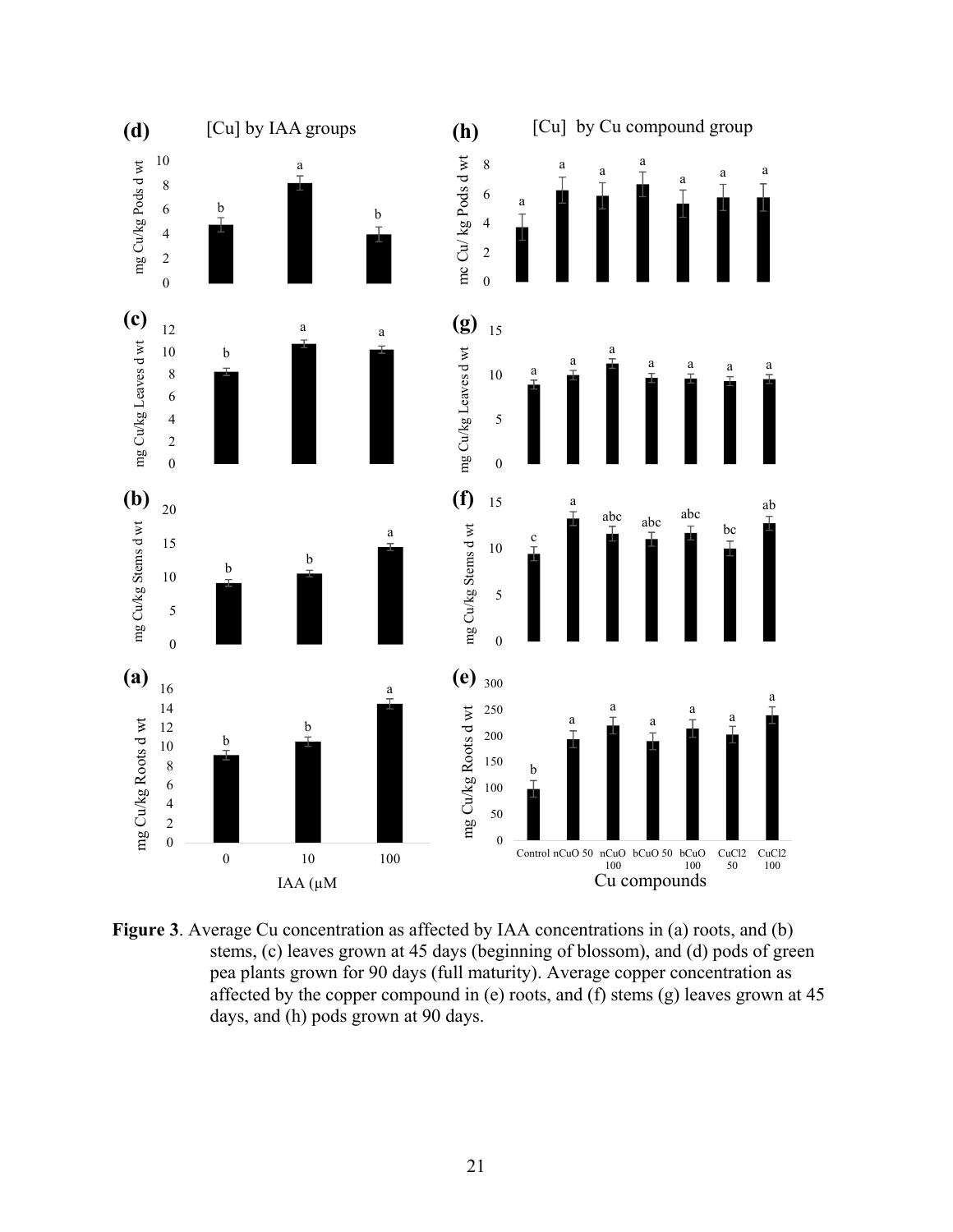**Figure 3**. Average Cu concentration as affected by IAA concentrations in (a) roots, and (b) stems, (c) leaves grown at 45 days (beginning of blossom), and (d) pods of green pea plants grown for 90 days (full maturity). Average copper concentration as affected by the copper compound in (e) roots, and (f) stems (g) leaves grown at 45 days, and (h) pods grown at 90 days.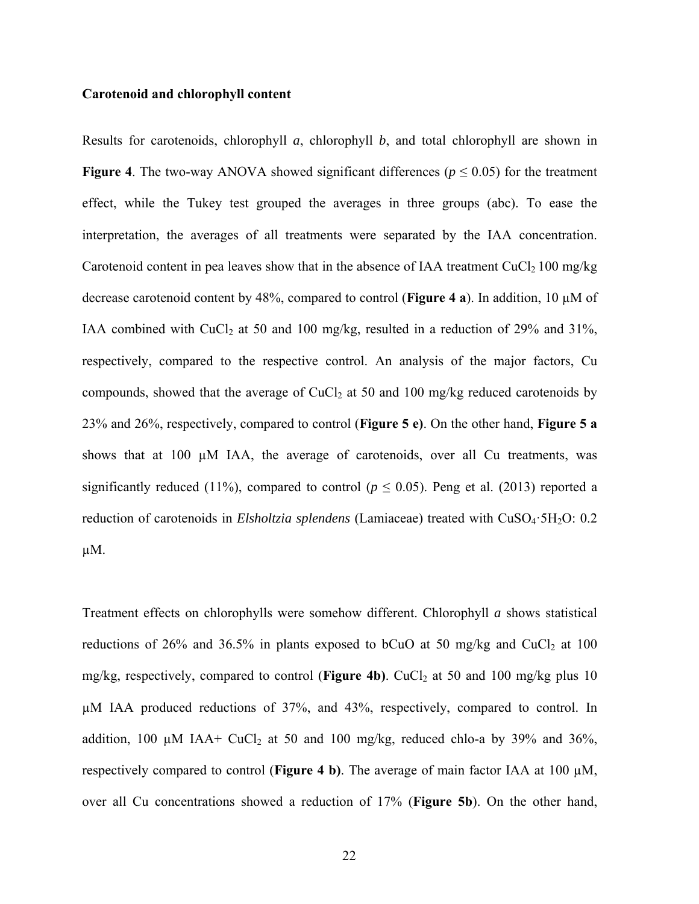**Carotenoid and chlorophyll content**

Results for carotenoids, chlorophyll *a*, chlorophyll *b*, and total chlorophyll are shown in **Figure 4**. The two-way ANOVA showed significant differences ($p \leq 0.05$) for the treatment effect, while the Tukey test grouped the averages in three groups (abc). To ease the interpretation, the averages of all treatments were separated by the IAA concentration. Carotenoid content in pea leaves show that in the absence of IAA treatment $CuCl_2$ 100 mg/kg decrease carotenoid content by 48%, compared to control (**Figure 4 a**). In addition, 10 μM of IAA combined with $CuCl_2$ at 50 and 100 mg/kg, resulted in a reduction of 29% and 31%, respectively, compared to the respective control. An analysis of the major factors, Cu compounds, showed that the average of $CuCl_2$ at 50 and 100 mg/kg reduced carotenoids by 23% and 26%, respectively, compared to control (**Figure 5 e)**. On the other hand, **Figure 5 a** shows that at 100 μM IAA, the average of carotenoids, over all Cu treatments, was significantly reduced (11%), compared to control ($p \leq 0.05$). Peng et al. (2013) reported a reduction of carotenoids in *Elsholtzia splendens* (Lamiaceae) treated with $CuSO_4 \cdot 5H_2O$: 0.2 μM.

Treatment effects on chlorophylls were somehow different. Chlorophyll *a* shows statistical reductions of 26% and 36.5% in plants exposed to bCuO at 50 mg/kg and $CuCl_2$ at 100 mg/kg, respectively, compared to control (**Figure 4b)**. $CuCl_2$ at 50 and 100 mg/kg plus 10 μM IAA produced reductions of 37%, and 43%, respectively, compared to control. In addition, 100 μM IAA+ $CuCl_2$ at 50 and 100 mg/kg, reduced chlo-a by 39% and 36%, respectively compared to control (**Figure 4 b)**. The average of main factor IAA at 100 μM, over all Cu concentrations showed a reduction of 17% (**Figure 5b**). On the other hand,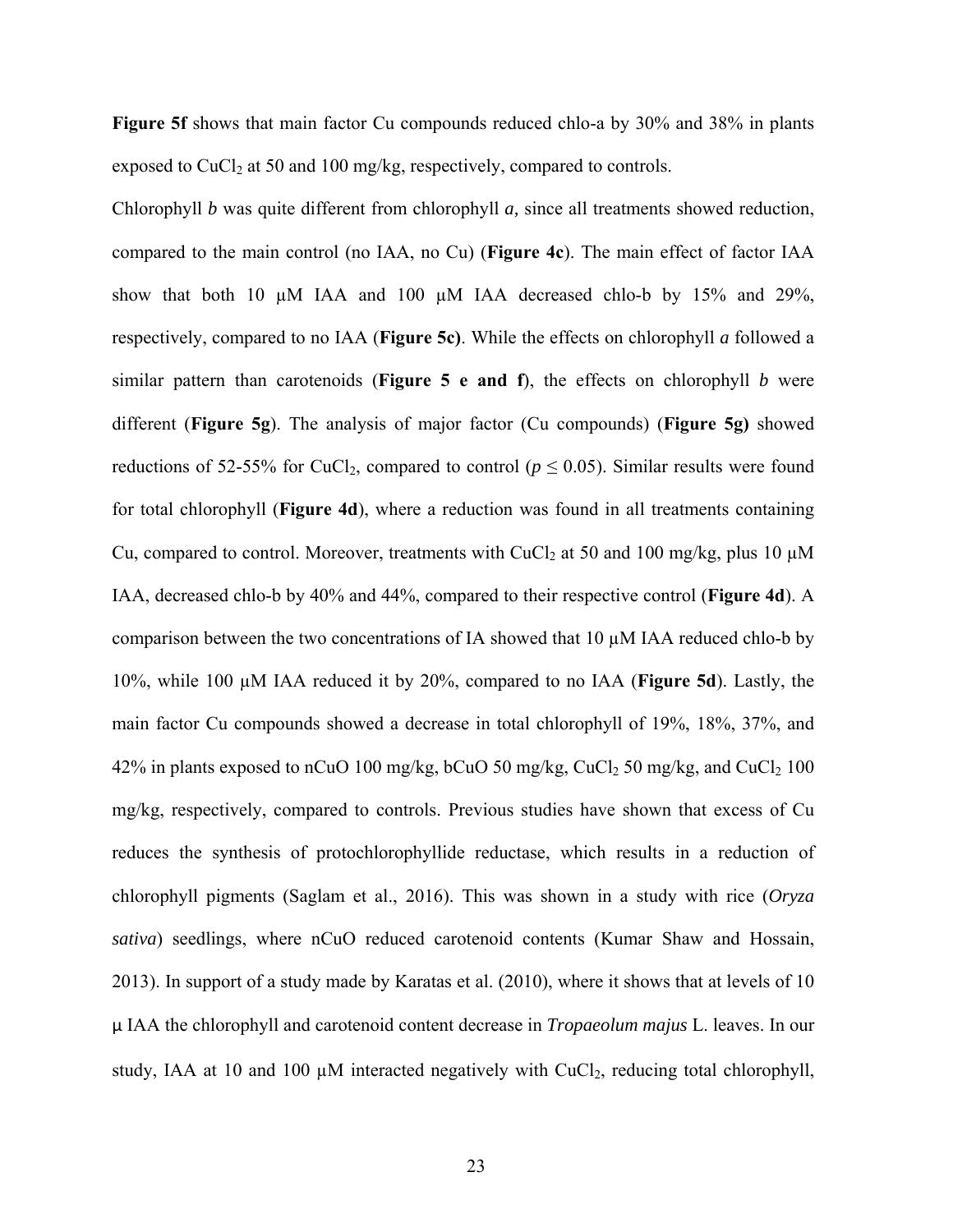**Figure 5f** shows that main factor Cu compounds reduced chlo-a by 30% and 38% in plants exposed to $CuCl_2$ at 50 and 100 mg/kg, respectively, compared to controls.

Chlorophyll *b* was quite different from chlorophyll *a,* since all treatments showed reduction, compared to the main control (no IAA, no Cu) (**Figure 4c**). The main effect of factor IAA show that both 10 μM IAA and 100 μM IAA decreased chlo-b by 15% and 29%, respectively, compared to no IAA (**Figure 5c)**. While the effects on chlorophyll *a* followed a similar pattern than carotenoids (**Figure 5 e and f**), the effects on chlorophyll *b* were different (**Figure 5g**). The analysis of major factor (Cu compounds) (**Figure 5g)** showed reductions of 52-55% for $CuCl_2$, compared to control ($p \leq 0.05$). Similar results were found for total chlorophyll (**Figure 4d**), where a reduction was found in all treatments containing Cu, compared to control. Moreover, treatments with $CuCl_2$ at 50 and 100 mg/kg, plus 10 μM IAA, decreased chlo-b by 40% and 44%, compared to their respective control (**Figure 4d**). A comparison between the two concentrations of IA showed that 10 μM IAA reduced chlo-b by 10%, while 100 μM IAA reduced it by 20%, compared to no IAA (**Figure 5d**). Lastly, the main factor Cu compounds showed a decrease in total chlorophyll of 19%, 18%, 37%, and 42% in plants exposed to nCuO 100 mg/kg, bCuO 50 mg/kg, $CuCl_2$ 50 mg/kg, and $CuCl_2$ 100 mg/kg, respectively, compared to controls. Previous studies have shown that excess of Cu reduces the synthesis of protochlorophyllide reductase, which results in a reduction of chlorophyll pigments (Saglam et al., 2016). This was shown in a study with rice (*Oryza sativa*) seedlings, where nCuO reduced carotenoid contents (Kumar Shaw and Hossain, 2013). In support of a study made by Karatas et al. (2010), where it shows that at levels of 10 μ IAA the chlorophyll and carotenoid content decrease in *Tropaeolum majus* L. leaves. In our study, IAA at 10 and 100 μM interacted negatively with $CuCl_2$, reducing total chlorophyll,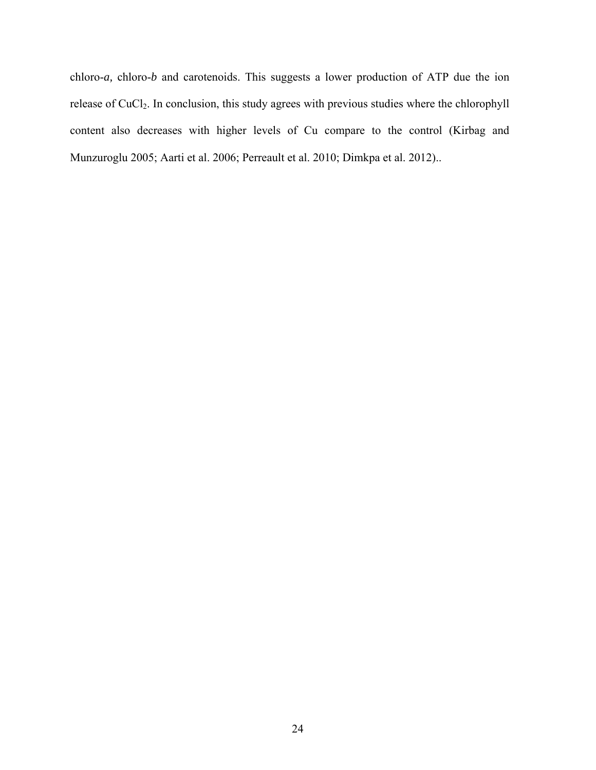chloro-*a,* chloro-*b* and carotenoids. This suggests a lower production of ATP due the ion release of $CuCl_2$. In conclusion, this study agrees with previous studies where the chlorophyll content also decreases with higher levels of Cu compare to the control (Kirbag and Munzuroglu 2005; Aarti et al. 2006; Perreault et al. 2010; Dimkpa et al. 2012)..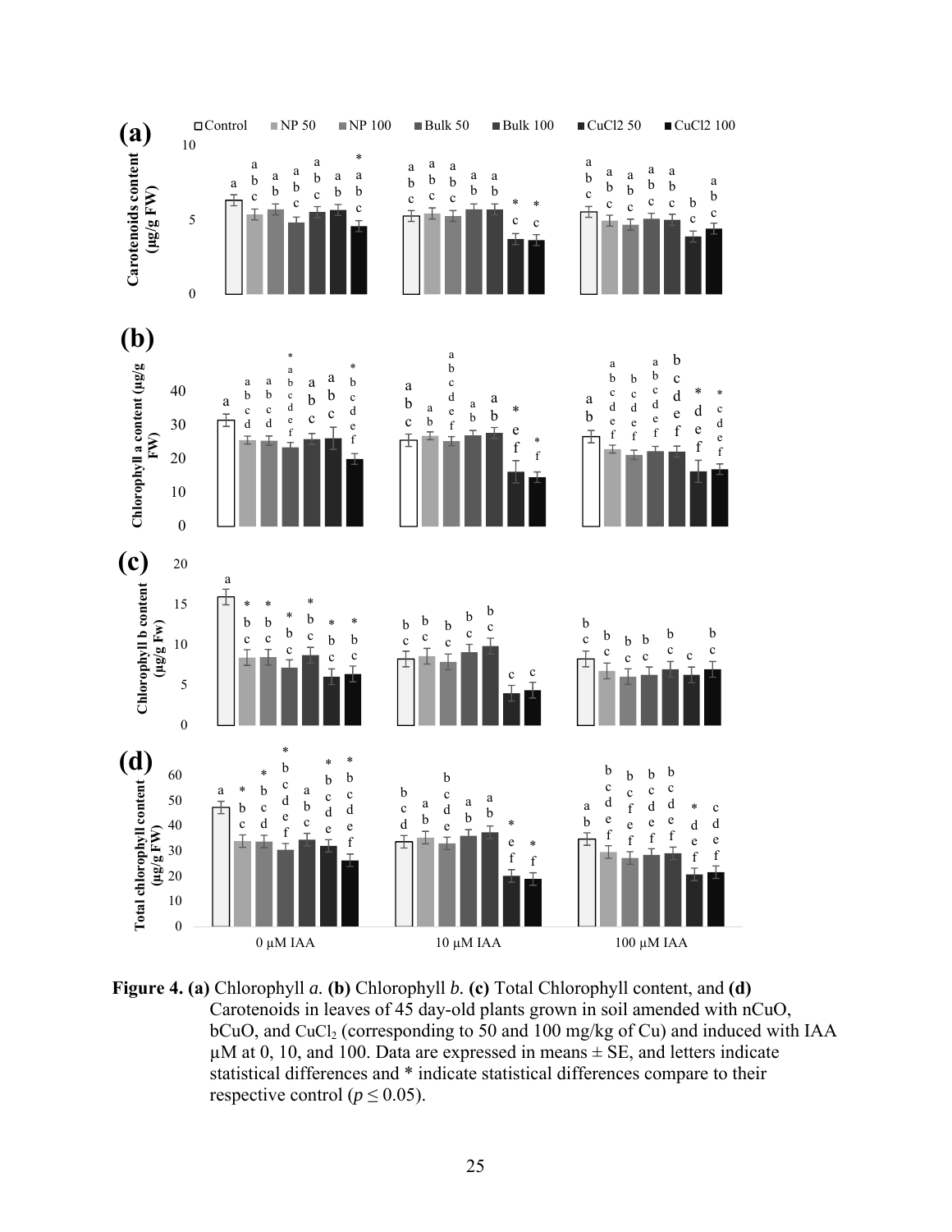Figure 4. (a) Chlorophyll *a*. (b) Chlorophyll *b*. (c) Total Chlorophyll content, and (d) Carotenoids in leaves of 45 day-old plants grown in soil amended with nCuO, bCuO, and $CuCl_2$ (corresponding to 50 and 100 mg/kg of Cu) and induced with IAA µM at 0, 10, and 100. Data are expressed in means ± SE, and letters indicate statistical differences and * indicate statistical differences compare to their respective control ($p \leq 0.05$).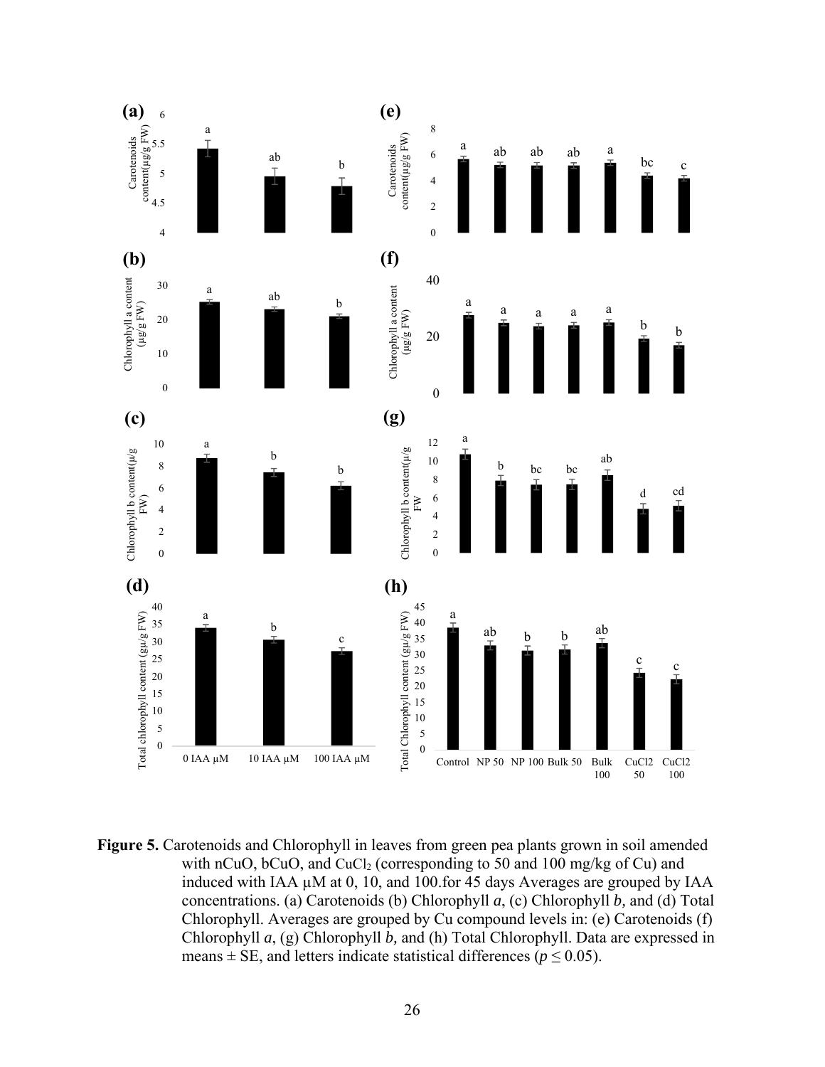**Figure 5.** Carotenoids and Chlorophyll in leaves from green pea plants grown in soil amended with nCuO, bCuO, and $CuCl_2$ (corresponding to 50 and 100 mg/kg of Cu) and induced with IAA μM at 0, 10, and 100.for 45 days Averages are grouped by IAA concentrations. (a) Carotenoids (b) Chlorophyll *a*, (c) Chlorophyll *b,* and (d) Total Chlorophyll. Averages are grouped by Cu compound levels in: (e) Carotenoids (f) Chlorophyll *a*, (g) Chlorophyll *b,* and (h) Total Chlorophyll. Data are expressed in means ± SE, and letters indicate statistical differences ($p \leq 0.05$).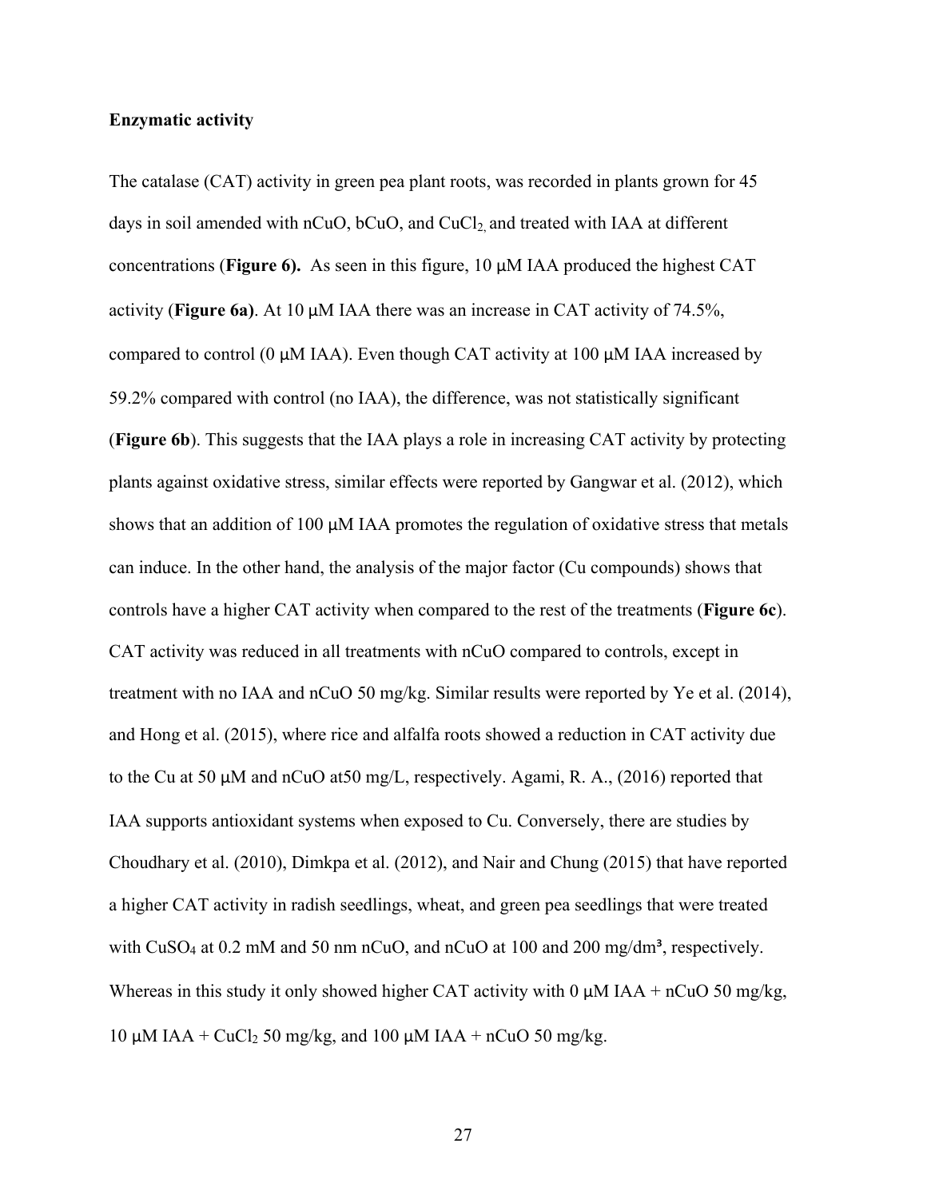**Enzymatic activity**

The catalase (CAT) activity in green pea plant roots, was recorded in plants grown for 45 days in soil amended with nCuO, bCuO, and $CuCl_2$, and treated with IAA at different concentrations (**Figure 6).** As seen in this figure, 10 µM IAA produced the highest CAT activity (**Figure 6a)**. At 10 µM IAA there was an increase in CAT activity of 74.5%, compared to control (0 µM IAA). Even though CAT activity at 100 µM IAA increased by 59.2% compared with control (no IAA), the difference, was not statistically significant (**Figure 6b**). This suggests that the IAA plays a role in increasing CAT activity by protecting plants against oxidative stress, similar effects were reported by Gangwar et al. (2012), which shows that an addition of 100 µM IAA promotes the regulation of oxidative stress that metals can induce. In the other hand, the analysis of the major factor (Cu compounds) shows that controls have a higher CAT activity when compared to the rest of the treatments (**Figure 6c**). CAT activity was reduced in all treatments with nCuO compared to controls, except in treatment with no IAA and nCuO 50 mg/kg. Similar results were reported by Ye et al. (2014), and Hong et al. (2015), where rice and alfalfa roots showed a reduction in CAT activity due to the Cu at 50 µM and nCuO at50 mg/L, respectively. Agami, R. A., (2016) reported that IAA supports antioxidant systems when exposed to Cu. Conversely, there are studies by Choudhary et al. (2010), Dimkpa et al. (2012), and Nair and Chung (2015) that have reported a higher CAT activity in radish seedlings, wheat, and green pea seedlings that were treated with $CuSO_4$ at 0.2 mM and 50 nm nCuO, and nCuO at 100 and 200 mg/$dm^3$, respectively. Whereas in this study it only showed higher CAT activity with 0 µM IAA + nCuO 50 mg/kg, 10 µM IAA + $CuCl_2$ 50 mg/kg, and 100 µM IAA + nCuO 50 mg/kg.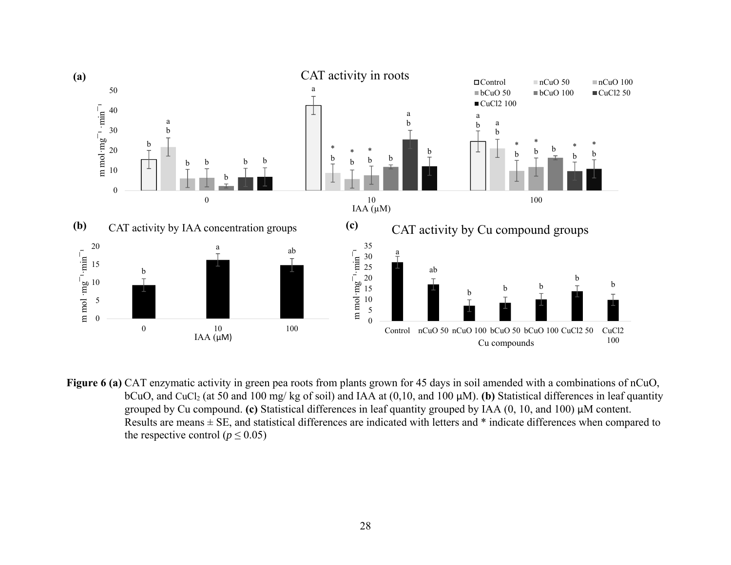Figure 6 (a) CAT enzymatic activity in green pea roots from plants grown for 45 days in soil amended with a combinations of nCuO, bCuO, and $CuCl_2$ (at 50 and 100 mg/ kg of soil) and IAA at (0,10, and 100 μM). (b) Statistical differences in leaf quantity grouped by Cu compound. (c) Statistical differences in leaf quantity grouped by IAA (0, 10, and 100) μM content. Results are means ± SE, and statistical differences are indicated with letters and * indicate differences when compared to the respective control ($p \leq 0.05$)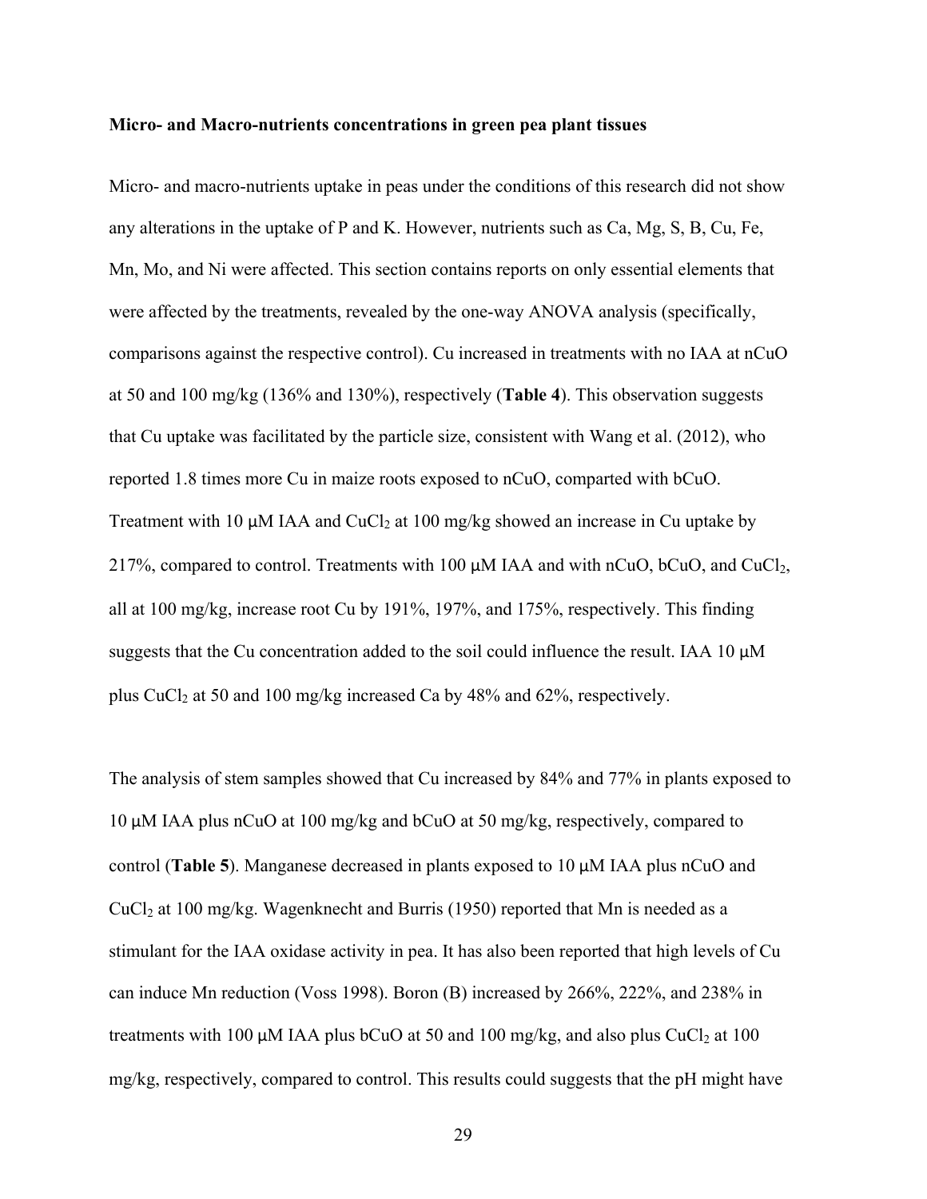**Micro- and Macro-nutrients concentrations in green pea plant tissues**

Micro- and macro-nutrients uptake in peas under the conditions of this research did not show any alterations in the uptake of P and K. However, nutrients such as Ca, Mg, S, B, Cu, Fe, Mn, Mo, and Ni were affected. This section contains reports on only essential elements that were affected by the treatments, revealed by the one-way ANOVA analysis (specifically, comparisons against the respective control). Cu increased in treatments with no IAA at nCuO at 50 and 100 mg/kg (136% and 130%), respectively (**Table 4**). This observation suggests that Cu uptake was facilitated by the particle size, consistent with Wang et al. (2012), who reported 1.8 times more Cu in maize roots exposed to nCuO, comparted with bCuO. Treatment with 10 μM IAA and $CuCl_2$ at 100 mg/kg showed an increase in Cu uptake by 217%, compared to control. Treatments with 100 μM IAA and with nCuO, bCuO, and $CuCl_2$, all at 100 mg/kg, increase root Cu by 191%, 197%, and 175%, respectively. This finding suggests that the Cu concentration added to the soil could influence the result. IAA 10 μM plus $CuCl_2$ at 50 and 100 mg/kg increased Ca by 48% and 62%, respectively.

The analysis of stem samples showed that Cu increased by 84% and 77% in plants exposed to 10 μM IAA plus nCuO at 100 mg/kg and bCuO at 50 mg/kg, respectively, compared to control (**Table 5**). Manganese decreased in plants exposed to 10 μM IAA plus nCuO and $CuCl_2$ at 100 mg/kg. Wagenknecht and Burris (1950) reported that Mn is needed as a stimulant for the IAA oxidase activity in pea. It has also been reported that high levels of Cu can induce Mn reduction (Voss 1998). Boron (B) increased by 266%, 222%, and 238% in treatments with 100 μM IAA plus bCuO at 50 and 100 mg/kg, and also plus $CuCl_2$ at 100 mg/kg, respectively, compared to control. This results could suggests that the pH might have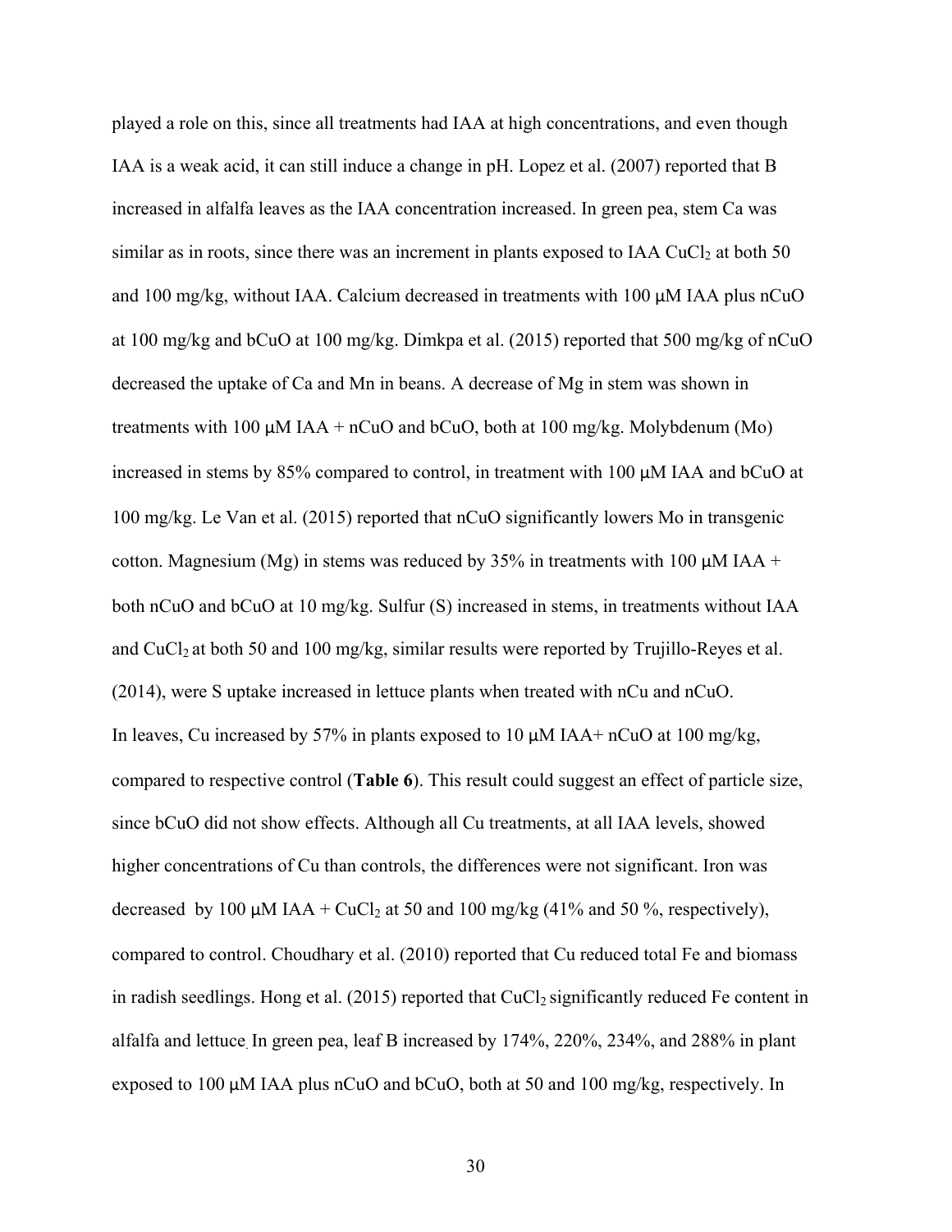played a role on this, since all treatments had IAA at high concentrations, and even though IAA is a weak acid, it can still induce a change in pH. Lopez et al. (2007) reported that B increased in alfalfa leaves as the IAA concentration increased. In green pea, stem Ca was similar as in roots, since there was an increment in plants exposed to IAA $CuCl_2$ at both 50 and 100 mg/kg, without IAA. Calcium decreased in treatments with 100 µM IAA plus nCuO at 100 mg/kg and bCuO at 100 mg/kg. Dimkpa et al. (2015) reported that 500 mg/kg of nCuO decreased the uptake of Ca and Mn in beans. A decrease of Mg in stem was shown in treatments with 100 µM IAA + nCuO and bCuO, both at 100 mg/kg. Molybdenum (Mo) increased in stems by 85% compared to control, in treatment with 100 µM IAA and bCuO at 100 mg/kg. Le Van et al. (2015) reported that nCuO significantly lowers Mo in transgenic cotton. Magnesium (Mg) in stems was reduced by 35% in treatments with 100 µM IAA + both nCuO and bCuO at 10 mg/kg. Sulfur (S) increased in stems, in treatments without IAA and $CuCl_2$ at both 50 and 100 mg/kg, similar results were reported by Trujillo-Reyes et al. (2014), were S uptake increased in lettuce plants when treated with nCu and nCuO.

In leaves, Cu increased by 57% in plants exposed to 10 µM IAA+ nCuO at 100 mg/kg, compared to respective control (**Table 6**). This result could suggest an effect of particle size, since bCuO did not show effects. Although all Cu treatments, at all IAA levels, showed higher concentrations of Cu than controls, the differences were not significant. Iron was decreased by 100 µM IAA + $CuCl_2$ at 50 and 100 mg/kg (41% and 50 %, respectively), compared to control. Choudhary et al. (2010) reported that Cu reduced total Fe and biomass in radish seedlings. Hong et al. (2015) reported that $CuCl_2$ significantly reduced Fe content in alfalfa and lettuce. In green pea, leaf B increased by 174%, 220%, 234%, and 288% in plant exposed to 100 µM IAA plus nCuO and bCuO, both at 50 and 100 mg/kg, respectively. In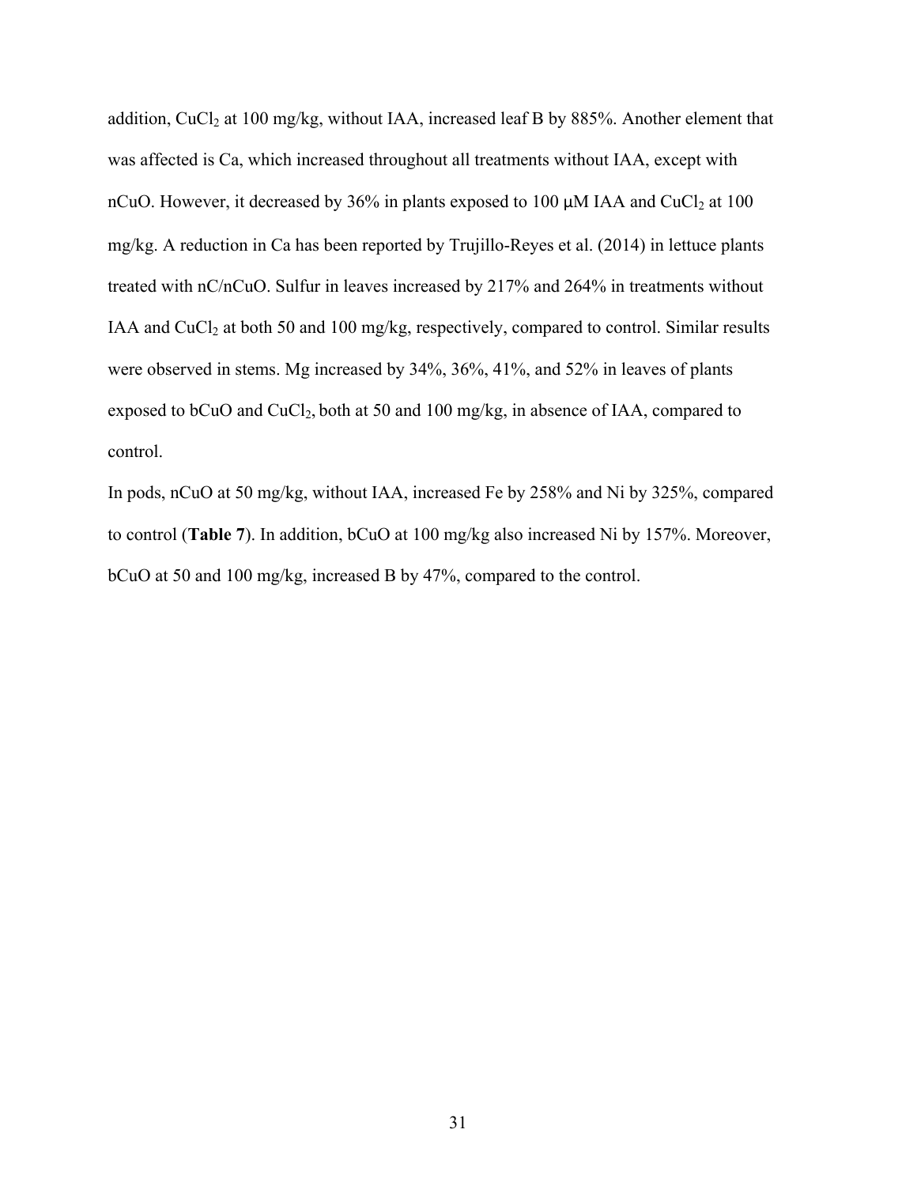addition, $CuCl_2$ at 100 mg/kg, without IAA, increased leaf B by 885%. Another element that was affected is Ca, which increased throughout all treatments without IAA, except with nCuO. However, it decreased by 36% in plants exposed to 100 μM IAA and $CuCl_2$ at 100 mg/kg. A reduction in Ca has been reported by Trujillo-Reyes et al. (2014) in lettuce plants treated with nC/nCuO. Sulfur in leaves increased by 217% and 264% in treatments without IAA and $CuCl_2$ at both 50 and 100 mg/kg, respectively, compared to control. Similar results were observed in stems. Mg increased by 34%, 36%, 41%, and 52% in leaves of plants exposed to bCuO and $CuCl_2$, both at 50 and 100 mg/kg, in absence of IAA, compared to control.

In pods, nCuO at 50 mg/kg, without IAA, increased Fe by 258% and Ni by 325%, compared to control (**Table 7**). In addition, bCuO at 100 mg/kg also increased Ni by 157%. Moreover, bCuO at 50 and 100 mg/kg, increased B by 47%, compared to the control.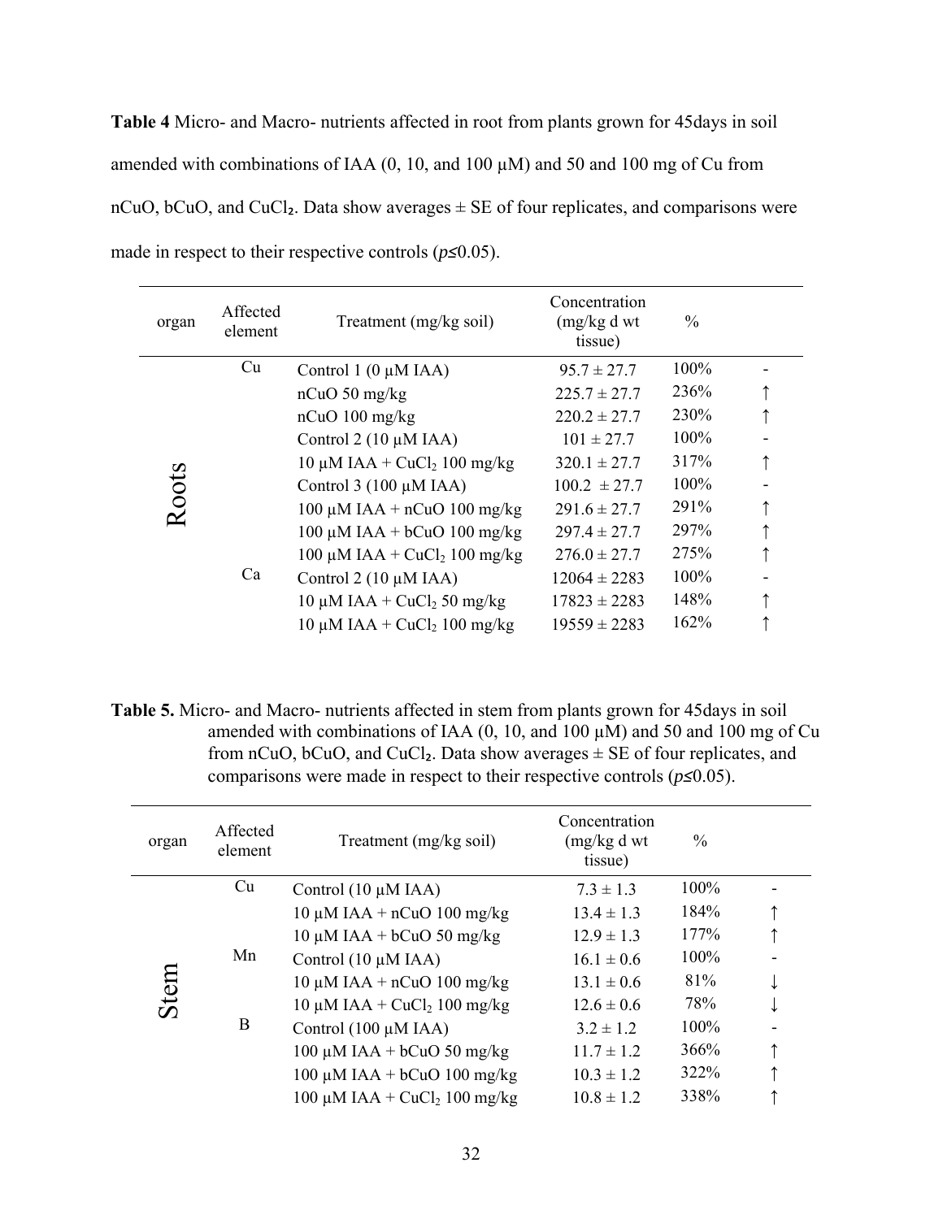**Table 4** Micro- and Macro- nutrients affected in root from plants grown for 45days in soil amended with combinations of IAA (0, 10, and 100 µM) and 50 and 100 mg of Cu from nCuO, bCuO, and $CuCl_2$. Data show averages ± SE of four replicates, and comparisons were made in respect to their respective controls ($p≤0.05$).

| organ | Affected element | Treatment (mg/kg soil) | Concentration (mg/kg d wt tissue) | % | |
|---|---|---|---|---|---|
| Roots | Cu | Control 1 (0 µM IAA) | 95.7 ± 27.7 | 100% | - |
| | | nCuO 50 mg/kg | 225.7 ± 27.7 | 236% | ↑ |
| | | nCuO 100 mg/kg | 220.2 ± 27.7 | 230% | ↑ |
| | | Control 2 (10 µM IAA) | 101 ± 27.7 | 100% | - |
| | | 10 µM IAA + $CuCl_2$ 100 mg/kg | 320.1 ± 27.7 | 317% | ↑ |
| | | Control 3 (100 µM IAA) | 100.2 ± 27.7 | 100% | - |
| | | 100 µM IAA + nCuO 100 mg/kg | 291.6 ± 27.7 | 291% | ↑ |
| | | 100 µM IAA + bCuO 100 mg/kg | 297.4 ± 27.7 | 297% | ↑ |
| | | 100 µM IAA + $CuCl_2$ 100 mg/kg | 276.0 ± 27.7 | 275% | ↑ |
| | Ca | Control 2 (10 µM IAA) | 12064 ± 2283 | 100% | - |
| | | 10 µM IAA + $CuCl_2$ 50 mg/kg | 17823 ± 2283 | 148% | ↑ |
| | | 10 µM IAA + $CuCl_2$ 100 mg/kg | 19559 ± 2283 | 162% | ↑ |

**Table 5.** Micro- and Macro- nutrients affected in stem from plants grown for 45days in soil amended with combinations of IAA (0, 10, and 100 µM) and 50 and 100 mg of Cu from nCuO, bCuO, and $CuCl_2$. Data show averages ± SE of four replicates, and comparisons were made in respect to their respective controls ($p≤0.05$).

| organ | Affected element | Treatment (mg/kg soil) | Concentration (mg/kg d wt tissue) | % | |
|---|---|---|---|---|---|
| Stem | Cu | Control (10 µM IAA) | 7.3 ± 1.3 | 100% | - |
| | | 10 µM IAA + nCuO 100 mg/kg | 13.4 ± 1.3 | 184% | ↑ |
| | | 10 µM IAA + bCuO 50 mg/kg | 12.9 ± 1.3 | 177% | ↑ |
| | Mn | Control (10 µM IAA) | 16.1 ± 0.6 | 100% | - |
| | | 10 µM IAA + nCuO 100 mg/kg | 13.1 ± 0.6 | 81% | ↓ |
| | | 10 µM IAA + $CuCl_2$ 100 mg/kg | 12.6 ± 0.6 | 78% | ↓ |
| | B | Control (100 µM IAA) | 3.2 ± 1.2 | 100% | - |
| | | 100 µM IAA + bCuO 50 mg/kg | 11.7 ± 1.2 | 366% | ↑ |
| | | 100 µM IAA + bCuO 100 mg/kg | 10.3 ± 1.2 | 322% | ↑ |
| | | 100 µM IAA + $CuCl_2$ 100 mg/kg | 10.8 ± 1.2 | 338% | ↑ |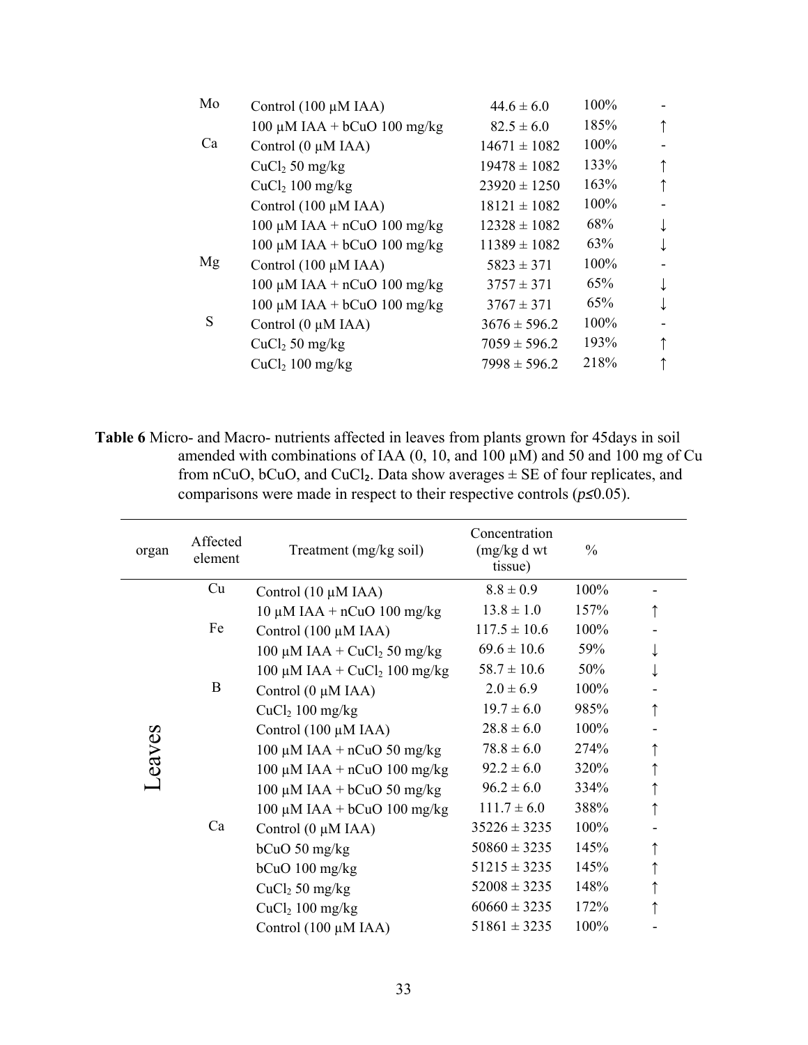| | | | | |
|---|---|---|---|---|
| Mo | Control (100 μM IAA) | 44.6 ± 6.0 | 100% | - |
| | 100 μM IAA + bCuO 100 mg/kg | 82.5 ± 6.0 | 185% | ↑ |
| Ca | Control (0 μM IAA) | 14671 ± 1082 | 100% | - |
| | $CuCl_2$ 50 mg/kg | 19478 ± 1082 | 133% | ↑ |
| | $CuCl_2$ 100 mg/kg | 23920 ± 1250 | 163% | ↑ |
| | Control (100 μM IAA) | 18121 ± 1082 | 100% | - |
| | 100 μM IAA + nCuO 100 mg/kg | 12328 ± 1082 | 68% | ↓ |
| | 100 μM IAA + bCuO 100 mg/kg | 11389 ± 1082 | 63% | ↓ |
| Mg | Control (100 μM IAA) | 5823 ± 371 | 100% | - |
| | 100 μM IAA + nCuO 100 mg/kg | 3757 ± 371 | 65% | ↓ |
| | 100 μM IAA + bCuO 100 mg/kg | 3767 ± 371 | 65% | ↓ |
| S | Control (0 μM IAA) | 3676 ± 596.2 | 100% | - |
| | $CuCl_2$ 50 mg/kg | 7059 ± 596.2 | 193% | ↑ |
| | $CuCl_2$ 100 mg/kg | 7998 ± 596.2 | 218% | ↑ |

**Table 6** Micro- and Macro- nutrients affected in leaves from plants grown for 45days in soil amended with combinations of IAA (0, 10, and 100 μM) and 50 and 100 mg of Cu from nCuO, bCuO, and $CuCl_2$. Data show averages ± SE of four replicates, and comparisons were made in respect to their respective controls ($p \leq 0.05$).

| organ | Affected element | Treatment (mg/kg soil) | Concentration (mg/kg d wt tissue) | % | |
|---|---|---|---|---|---|
| Leaves | Cu | Control (10 μM IAA) | 8.8 ± 0.9 | 100% | - |
| | | 10 μM IAA + nCuO 100 mg/kg | 13.8 ± 1.0 | 157% | ↑ |
| | Fe | Control (100 μM IAA) | 117.5 ± 10.6 | 100% | - |
| | | 100 μM IAA + $CuCl_2$ 50 mg/kg | 69.6 ± 10.6 | 59% | ↓ |
| | | 100 μM IAA + $CuCl_2$ 100 mg/kg | 58.7 ± 10.6 | 50% | ↓ |
| | B | Control (0 μM IAA) | 2.0 ± 6.9 | 100% | - |
| | | $CuCl_2$ 100 mg/kg | 19.7 ± 6.0 | 985% | ↑ |
| | | Control (100 μM IAA) | 28.8 ± 6.0 | 100% | - |
| | | 100 μM IAA + nCuO 50 mg/kg | 78.8 ± 6.0 | 274% | ↑ |
| | | 100 μM IAA + nCuO 100 mg/kg | 92.2 ± 6.0 | 320% | ↑ |
| | | 100 μM IAA + bCuO 50 mg/kg | 96.2 ± 6.0 | 334% | ↑ |
| | | 100 μM IAA + bCuO 100 mg/kg | 111.7 ± 6.0 | 388% | ↑ |
| | Ca | Control (0 μM IAA) | 35226 ± 3235 | 100% | - |
| | | bCuO 50 mg/kg | 50860 ± 3235 | 145% | ↑ |
| | | bCuO 100 mg/kg | 51215 ± 3235 | 145% | ↑ |
| | | $CuCl_2$ 50 mg/kg | 52008 ± 3235 | 148% | ↑ |
| | | $CuCl_2$ 100 mg/kg | 60660 ± 3235 | 172% | ↑ |
| | | Control (100 μM IAA) | 51861 ± 3235 | 100% | - |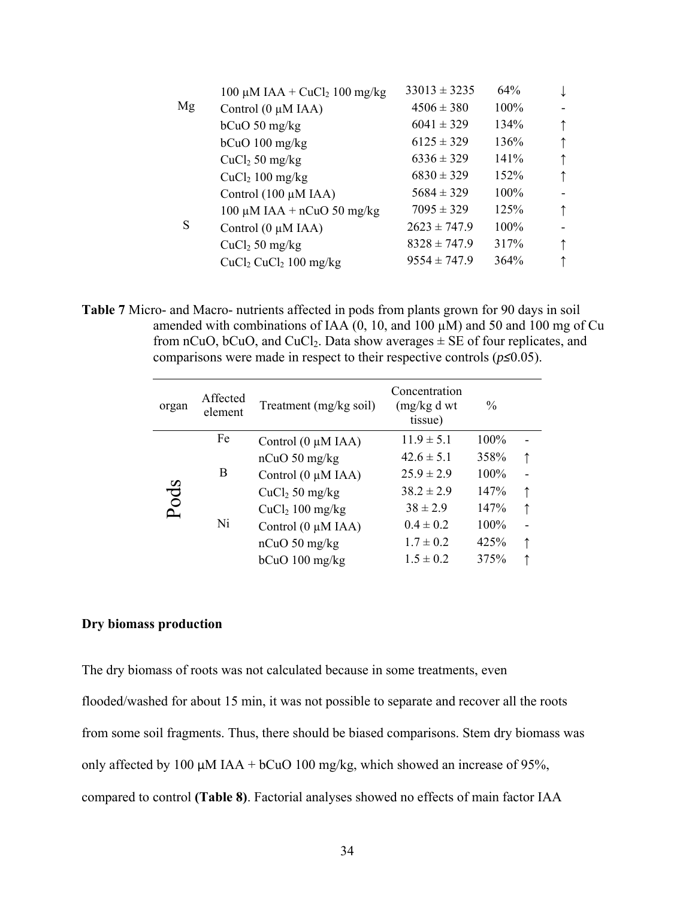| | | | | |
|---|---|---|---|---|
| | 100 μM IAA + $CuCl_2$ 100 mg/kg | 33013 ± 3235 | 64% | ↓ |
| Mg | Control (0 μM IAA) | 4506 ± 380 | 100% | - |
| | bCuO 50 mg/kg | 6041 ± 329 | 134% | ↑ |
| | bCuO 100 mg/kg | 6125 ± 329 | 136% | ↑ |
| | $CuCl_2$ 50 mg/kg | 6336 ± 329 | 141% | ↑ |
| | $CuCl_2$ 100 mg/kg | 6830 ± 329 | 152% | ↑ |
| | Control (100 μM IAA) | 5684 ± 329 | 100% | - |
| | 100 μM IAA + nCuO 50 mg/kg | 7095 ± 329 | 125% | ↑ |
| S | Control (0 μM IAA) | 2623 ± 747.9 | 100% | - |
| | $CuCl_2$ 50 mg/kg | 8328 ± 747.9 | 317% | ↑ |
| | $CuCl_2$ $CuCl_2$ 100 mg/kg | 9554 ± 747.9 | 364% | ↑ |

**Table 7** Micro- and Macro- nutrients affected in pods from plants grown for 90 days in soil amended with combinations of IAA (0, 10, and 100 μM) and 50 and 100 mg of Cu from nCuO, bCuO, and $CuCl_2$. Data show averages ± SE of four replicates, and comparisons were made in respect to their respective controls ($p \leq 0.05$).

| organ | Affected element | Treatment (mg/kg soil) | Concentration (mg/kg d wt tissue) | % | |
|---|---|---|---|---|---|
| Pods | Fe | Control (0 μM IAA) | 11.9 ± 5.1 | 100% | - |
| | | nCuO 50 mg/kg | 42.6 ± 5.1 | 358% | ↑ |
| | B | Control (0 μM IAA) | 25.9 ± 2.9 | 100% | - |
| | | $CuCl_2$ 50 mg/kg | 38.2 ± 2.9 | 147% | ↑ |
| | | $CuCl_2$ 100 mg/kg | 38 ± 2.9 | 147% | ↑ |
| | Ni | Control (0 μM IAA) | 0.4 ± 0.2 | 100% | - |
| | | nCuO 50 mg/kg | 1.7 ± 0.2 | 425% | ↑ |
| | | bCuO 100 mg/kg | 1.5 ± 0.2 | 375% | ↑ |

**Dry biomass production**

The dry biomass of roots was not calculated because in some treatments, even flooded/washed for about 15 min, it was not possible to separate and recover all the roots from some soil fragments. Thus, there should be biased comparisons. Stem dry biomass was only affected by 100 μM IAA + bCuO 100 mg/kg, which showed an increase of 95%, compared to control **(Table 8)**. Factorial analyses showed no effects of main factor IAA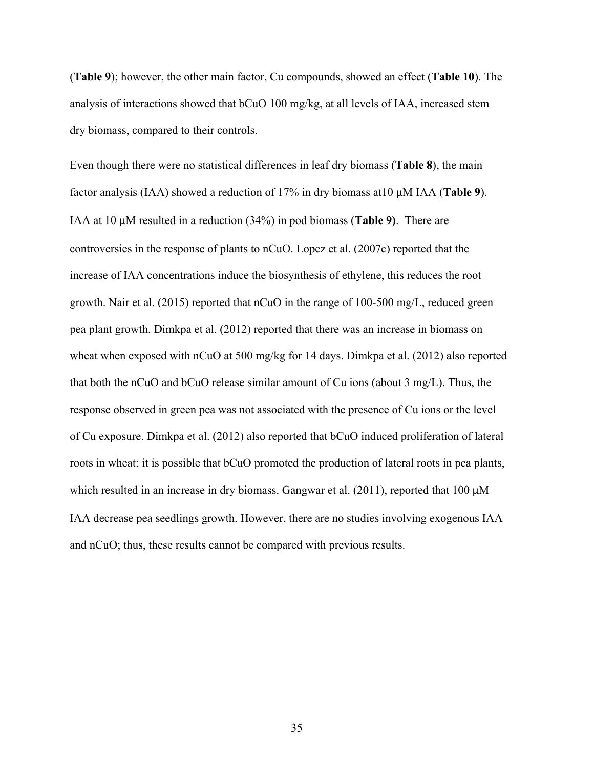(**Table 9**); however, the other main factor, Cu compounds, showed an effect (**Table 10**). The analysis of interactions showed that bCuO 100 mg/kg, at all levels of IAA, increased stem dry biomass, compared to their controls.

Even though there were no statistical differences in leaf dry biomass (**Table 8**), the main factor analysis (IAA) showed a reduction of 17% in dry biomass at10 μM IAA (**Table 9**). IAA at 10 μM resulted in a reduction (34%) in pod biomass (**Table 9)**. There are controversies in the response of plants to nCuO. Lopez et al. (2007c) reported that the increase of IAA concentrations induce the biosynthesis of ethylene, this reduces the root growth. Nair et al. (2015) reported that nCuO in the range of 100-500 mg/L, reduced green pea plant growth. Dimkpa et al. (2012) reported that there was an increase in biomass on wheat when exposed with nCuO at 500 mg/kg for 14 days. Dimkpa et al. (2012) also reported that both the nCuO and bCuO release similar amount of Cu ions (about 3 mg/L). Thus, the response observed in green pea was not associated with the presence of Cu ions or the level of Cu exposure. Dimkpa et al. (2012) also reported that bCuO induced proliferation of lateral roots in wheat; it is possible that bCuO promoted the production of lateral roots in pea plants, which resulted in an increase in dry biomass. Gangwar et al. (2011), reported that 100 μM IAA decrease pea seedlings growth. However, there are no studies involving exogenous IAA and nCuO; thus, these results cannot be compared with previous results.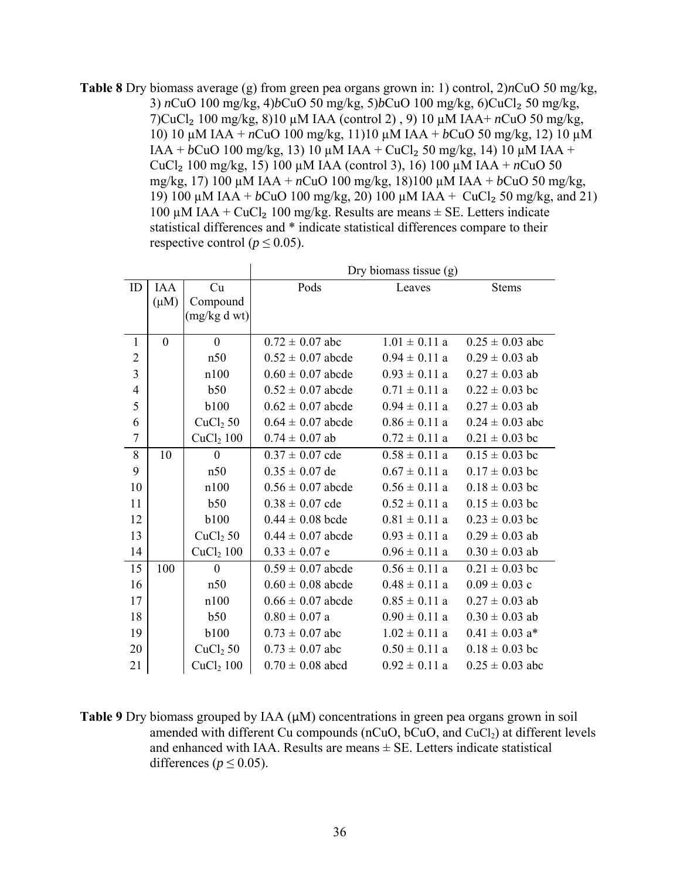**Table 8** Dry biomass average (g) from green pea organs grown in: 1) control, 2)*n*CuO 50 mg/kg, 3) *n*CuO 100 mg/kg, 4)*b*CuO 50 mg/kg, 5)*b*CuO 100 mg/kg, 6)$CuCl_2$ 50 mg/kg, 7)$CuCl_2$ 100 mg/kg, 8)10 µM IAA (control 2) , 9) 10 µM IAA+ *n*CuO 50 mg/kg, 10) 10 µM IAA + *n*CuO 100 mg/kg, 11)10 µM IAA + *b*CuO 50 mg/kg, 12) 10 µM IAA + *b*CuO 100 mg/kg, 13) 10 µM IAA + $CuCl_2$ 50 mg/kg, 14) 10 µM IAA + $CuCl_2$ 100 mg/kg, 15) 100 µM IAA (control 3), 16) 100 µM IAA + *n*CuO 50 mg/kg, 17) 100 µM IAA + *n*CuO 100 mg/kg, 18)100 µM IAA + *b*CuO 50 mg/kg, 19) 100 µM IAA + *b*CuO 100 mg/kg, 20) 100 µM IAA + $CuCl_2$ 50 mg/kg, and 21) 100 µM IAA + $CuCl_2$ 100 mg/kg. Results are means ± SE. Letters indicate statistical differences and * indicate statistical differences compare to their respective control ($p \leq 0.05$).

| | | | Dry biomass tissue (g) | | |
|---|---|---|---|---|---|
| ID | IAA (µM) | Cu Compound (mg/kg d wt) | Pods | Leaves | Stems |
| 1 | 0 | 0 | 0.72 ± 0.07 abc | 1.01 ± 0.11 a | 0.25 ± 0.03 abc |
| 2 | | n50 | 0.52 ± 0.07 abcde | 0.94 ± 0.11 a | 0.29 ± 0.03 ab |
| 3 | | n100 | 0.60 ± 0.07 abcde | 0.93 ± 0.11 a | 0.27 ± 0.03 ab |
| 4 | | b50 | 0.52 ± 0.07 abcde | 0.71 ± 0.11 a | 0.22 ± 0.03 bc |
| 5 | | b100 | 0.62 ± 0.07 abcde | 0.94 ± 0.11 a | 0.27 ± 0.03 ab |
| 6 | | $CuCl_2$ 50 | 0.64 ± 0.07 abcde | 0.86 ± 0.11 a | 0.24 ± 0.03 abc |
| 7 | | $CuCl_2$ 100 | 0.74 ± 0.07 ab | 0.72 ± 0.11 a | 0.21 ± 0.03 bc |
| 8 | 10 | 0 | 0.37 ± 0.07 cde | 0.58 ± 0.11 a | 0.15 ± 0.03 bc |
| 9 | | n50 | 0.35 ± 0.07 de | 0.67 ± 0.11 a | 0.17 ± 0.03 bc |
| 10 | | n100 | 0.56 ± 0.07 abcde | 0.56 ± 0.11 a | 0.18 ± 0.03 bc |
| 11 | | b50 | 0.38 ± 0.07 cde | 0.52 ± 0.11 a | 0.15 ± 0.03 bc |
| 12 | | b100 | 0.44 ± 0.08 bcde | 0.81 ± 0.11 a | 0.23 ± 0.03 bc |
| 13 | | $CuCl_2$ 50 | 0.44 ± 0.07 abcde | 0.93 ± 0.11 a | 0.29 ± 0.03 ab |
| 14 | | $CuCl_2$ 100 | 0.33 ± 0.07 e | 0.96 ± 0.11 a | 0.30 ± 0.03 ab |
| 15 | 100 | 0 | 0.59 ± 0.07 abcde | 0.56 ± 0.11 a | 0.21 ± 0.03 bc |
| 16 | | n50 | 0.60 ± 0.08 abcde | 0.48 ± 0.11 a | 0.09 ± 0.03 c |
| 17 | | n100 | 0.66 ± 0.07 abcde | 0.85 ± 0.11 a | 0.27 ± 0.03 ab |
| 18 | | b50 | 0.80 ± 0.07 a | 0.90 ± 0.11 a | 0.30 ± 0.03 ab |
| 19 | | b100 | 0.73 ± 0.07 abc | 1.02 ± 0.11 a | 0.41 ± 0.03 a* |
| 20 | | $CuCl_2$ 50 | 0.73 ± 0.07 abc | 0.50 ± 0.11 a | 0.18 ± 0.03 bc |
| 21 | | $CuCl_2$ 100 | 0.70 ± 0.08 abcd | 0.92 ± 0.11 a | 0.25 ± 0.03 abc |

**Table 9** Dry biomass grouped by IAA (µM) concentrations in green pea organs grown in soil amended with different Cu compounds (nCuO, bCuO, and $CuCl_2$) at different levels and enhanced with IAA. Results are means ± SE. Letters indicate statistical differences ($p \leq 0.05$).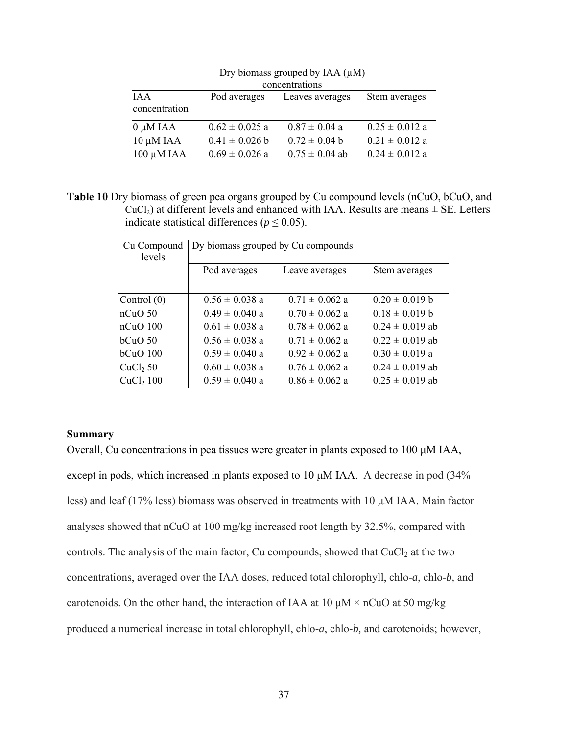| Dry biomass grouped by IAA (μM) concentrations | | | |
|---|---|---|---|
| IAA concentration | Pod averages | Leaves averages | Stem averages |
| 0 μM IAA | 0.62 ± 0.025 a | 0.87 ± 0.04 a | 0.25 ± 0.012 a |
| 10 μM IAA | 0.41 ± 0.026 b | 0.72 ± 0.04 b | 0.21 ± 0.012 a |
| 100 μM IAA | 0.69 ± 0.026 a | 0.75 ± 0.04 ab | 0.24 ± 0.012 a |

**Table 10** Dry biomass of green pea organs grouped by Cu compound levels (nCuO, bCuO, and $CuCl_2$) at different levels and enhanced with IAA. Results are means ± SE. Letters indicate statistical differences ($p \leq 0.05$).

| Cu Compound levels | Dy biomass grouped by Cu compounds | | |
|---|---|---|---|
| | Pod averages | Leave averages | Stem averages |
| Control (0) | 0.56 ± 0.038 a | 0.71 ± 0.062 a | 0.20 ± 0.019 b |
| nCuO 50 | 0.49 ± 0.040 a | 0.70 ± 0.062 a | 0.18 ± 0.019 b |
| nCuO 100 | 0.61 ± 0.038 a | 0.78 ± 0.062 a | 0.24 ± 0.019 ab |
| bCuO 50 | 0.56 ± 0.038 a | 0.71 ± 0.062 a | 0.22 ± 0.019 ab |
| bCuO 100 | 0.59 ± 0.040 a | 0.92 ± 0.062 a | 0.30 ± 0.019 a |
| $CuCl_2$ 50 | 0.60 ± 0.038 a | 0.76 ± 0.062 a | 0.24 ± 0.019 ab |
| $CuCl_2$ 100 | 0.59 ± 0.040 a | 0.86 ± 0.062 a | 0.25 ± 0.019 ab |

**Summary**

Overall, Cu concentrations in pea tissues were greater in plants exposed to 100 μM IAA, except in pods, which increased in plants exposed to 10 μM IAA. A decrease in pod (34% less) and leaf (17% less) biomass was observed in treatments with 10 μM IAA. Main factor analyses showed that nCuO at 100 mg/kg increased root length by 32.5%, compared with controls. The analysis of the main factor, Cu compounds, showed that $CuCl_2$ at the two concentrations, averaged over the IAA doses, reduced total chlorophyll, chlo-*a*, chlo-*b,* and carotenoids. On the other hand, the interaction of IAA at 10 μM × nCuO at 50 mg/kg produced a numerical increase in total chlorophyll, chlo-*a*, chlo-*b,* and carotenoids; however,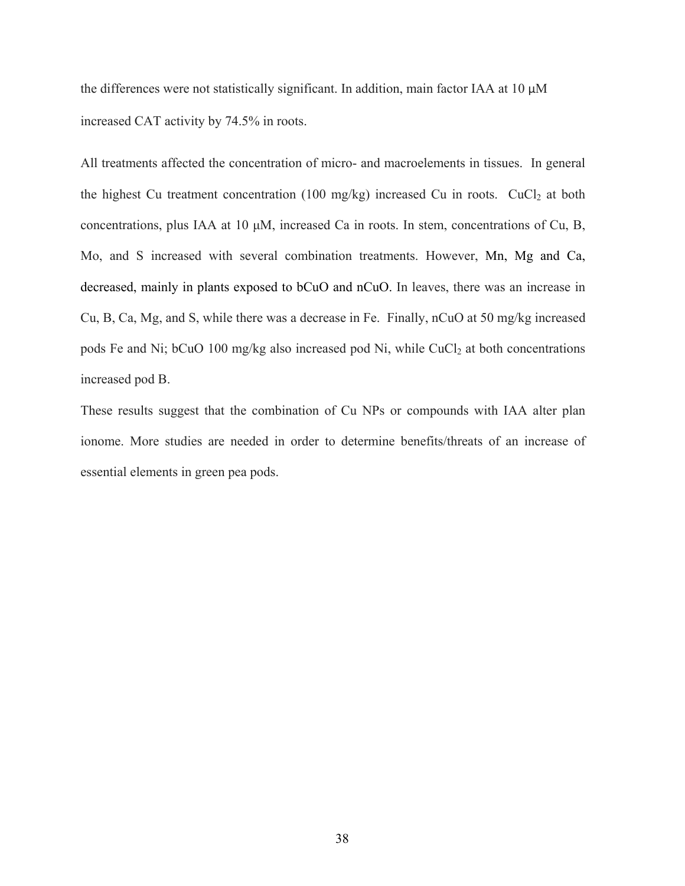the differences were not statistically significant. In addition, main factor IAA at 10 μM increased CAT activity by 74.5% in roots.

All treatments affected the concentration of micro- and macroelements in tissues. In general the highest Cu treatment concentration (100 mg/kg) increased Cu in roots. $CuCl_2$ at both concentrations, plus IAA at 10 μM, increased Ca in roots. In stem, concentrations of Cu, B, Mo, and S increased with several combination treatments. However, Mn, Mg and Ca, decreased, mainly in plants exposed to bCuO and nCuO. In leaves, there was an increase in Cu, B, Ca, Mg, and S, while there was a decrease in Fe. Finally, nCuO at 50 mg/kg increased pods Fe and Ni; bCuO 100 mg/kg also increased pod Ni, while $CuCl_2$ at both concentrations increased pod B.

These results suggest that the combination of Cu NPs or compounds with IAA alter plan ionome. More studies are needed in order to determine benefits/threats of an increase of essential elements in green pea pods.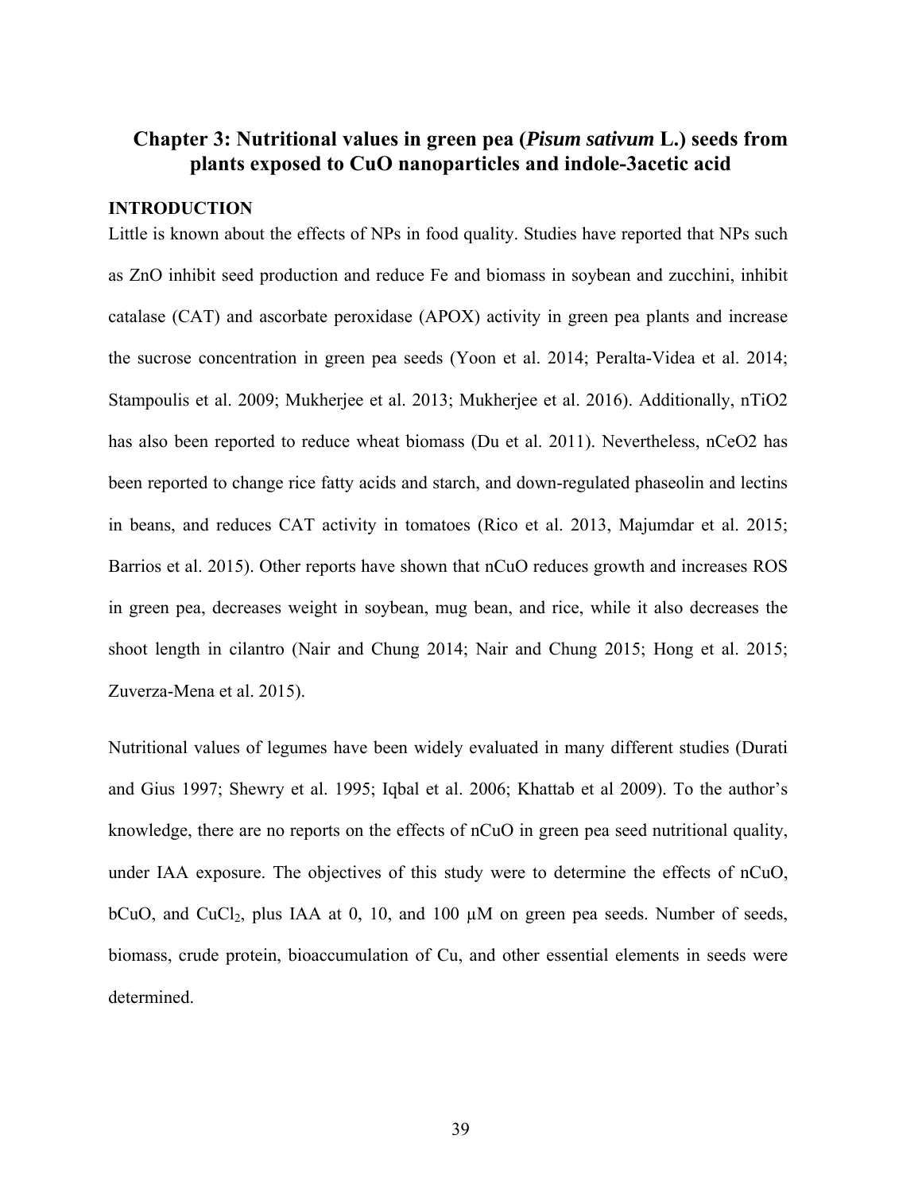## Chapter 3: Nutritional values in green pea (*Pisum sativum* L.) seeds from plants exposed to CuO nanoparticles and indole-3acetic acid

### INTRODUCTION

Little is known about the effects of NPs in food quality. Studies have reported that NPs such as ZnO inhibit seed production and reduce Fe and biomass in soybean and zucchini, inhibit catalase (CAT) and ascorbate peroxidase (APOX) activity in green pea plants and increase the sucrose concentration in green pea seeds (Yoon et al. 2014; Peralta-Videa et al. 2014; Stampoulis et al. 2009; Mukherjee et al. 2013; Mukherjee et al. 2016). Additionally, nTiO2 has also been reported to reduce wheat biomass (Du et al. 2011). Nevertheless, nCeO2 has been reported to change rice fatty acids and starch, and down-regulated phaseolin and lectins in beans, and reduces CAT activity in tomatoes (Rico et al. 2013, Majumdar et al. 2015; Barrios et al. 2015). Other reports have shown that nCuO reduces growth and increases ROS in green pea, decreases weight in soybean, mug bean, and rice, while it also decreases the shoot length in cilantro (Nair and Chung 2014; Nair and Chung 2015; Hong et al. 2015; Zuverza-Mena et al. 2015).

Nutritional values of legumes have been widely evaluated in many different studies (Durati and Gius 1997; Shewry et al. 1995; Iqbal et al. 2006; Khattab et al 2009). To the author's knowledge, there are no reports on the effects of nCuO in green pea seed nutritional quality, under IAA exposure. The objectives of this study were to determine the effects of nCuO, bCuO, and $CuCl_2$, plus IAA at 0, 10, and 100 μM on green pea seeds. Number of seeds, biomass, crude protein, bioaccumulation of Cu, and other essential elements in seeds were determined.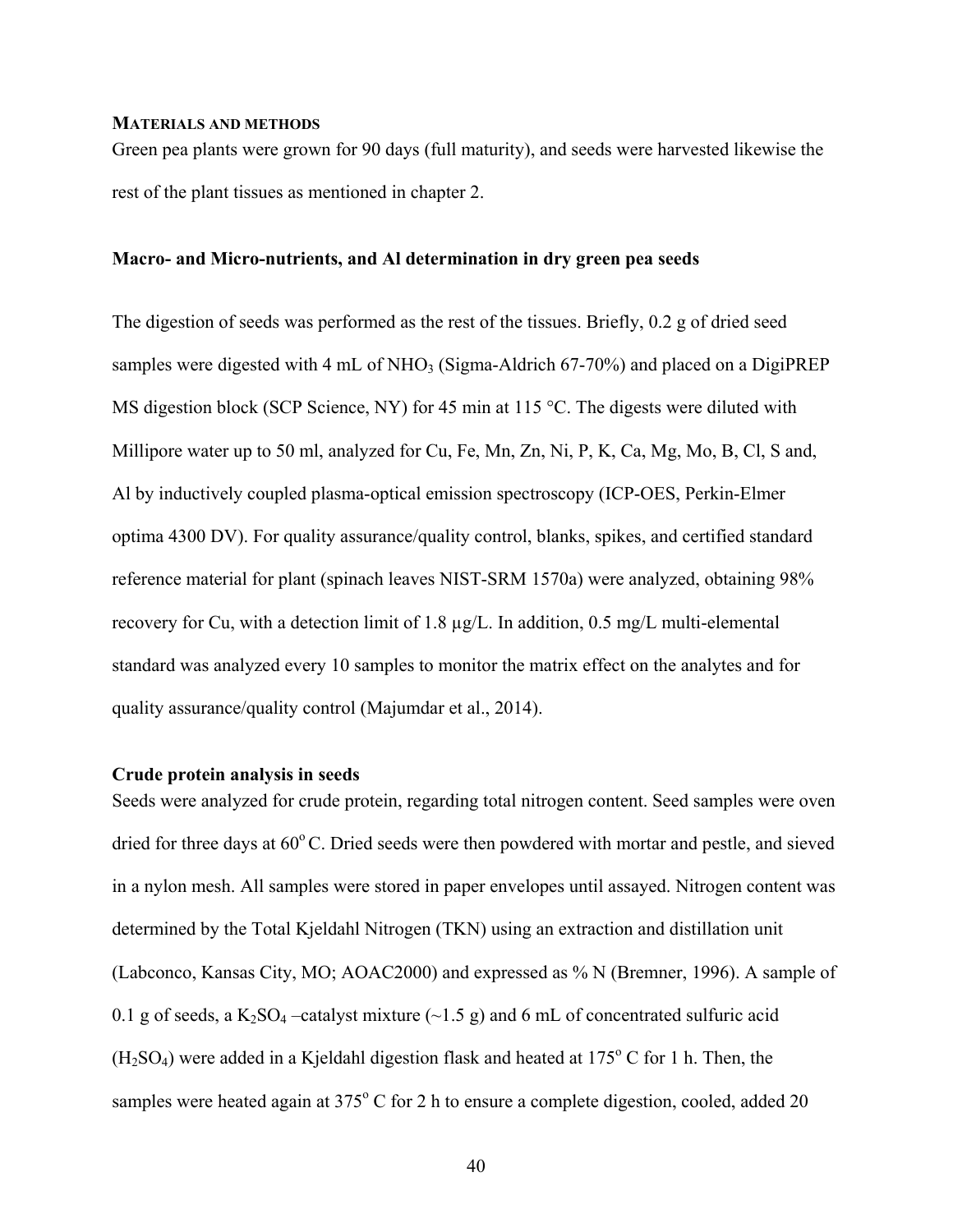## MATERIALS AND METHODS

Green pea plants were grown for 90 days (full maturity), and seeds were harvested likewise the rest of the plant tissues as mentioned in chapter 2.

### Macro- and Micro-nutrients, and Al determination in dry green pea seeds

The digestion of seeds was performed as the rest of the tissues. Briefly, 0.2 g of dried seed samples were digested with 4 mL of $NHO_3$ (Sigma-Aldrich 67-70%) and placed on a DigiPREP MS digestion block (SCP Science, NY) for 45 min at 115 °C. The digests were diluted with Millipore water up to 50 ml, analyzed for Cu, Fe, Mn, Zn, Ni, P, K, Ca, Mg, Mo, B, Cl, S and, Al by inductively coupled plasma-optical emission spectroscopy (ICP-OES, Perkin-Elmer optima 4300 DV). For quality assurance/quality control, blanks, spikes, and certified standard reference material for plant (spinach leaves NIST-SRM 1570a) were analyzed, obtaining 98% recovery for Cu, with a detection limit of 1.8 µg/L. In addition, 0.5 mg/L multi-elemental standard was analyzed every 10 samples to monitor the matrix effect on the analytes and for quality assurance/quality control (Majumdar et al., 2014).

### Crude protein analysis in seeds

Seeds were analyzed for crude protein, regarding total nitrogen content. Seed samples were oven dried for three days at 60° C. Dried seeds were then powdered with mortar and pestle, and sieved in a nylon mesh. All samples were stored in paper envelopes until assayed. Nitrogen content was determined by the Total Kjeldahl Nitrogen (TKN) using an extraction and distillation unit (Labconco, Kansas City, MO; AOAC2000) and expressed as % N (Bremner, 1996). A sample of 0.1 g of seeds, a $K_2SO_4$ –catalyst mixture (~1.5 g) and 6 mL of concentrated sulfuric acid ($H_2SO_4$) were added in a Kjeldahl digestion flask and heated at 175° C for 1 h. Then, the samples were heated again at 375° C for 2 h to ensure a complete digestion, cooled, added 20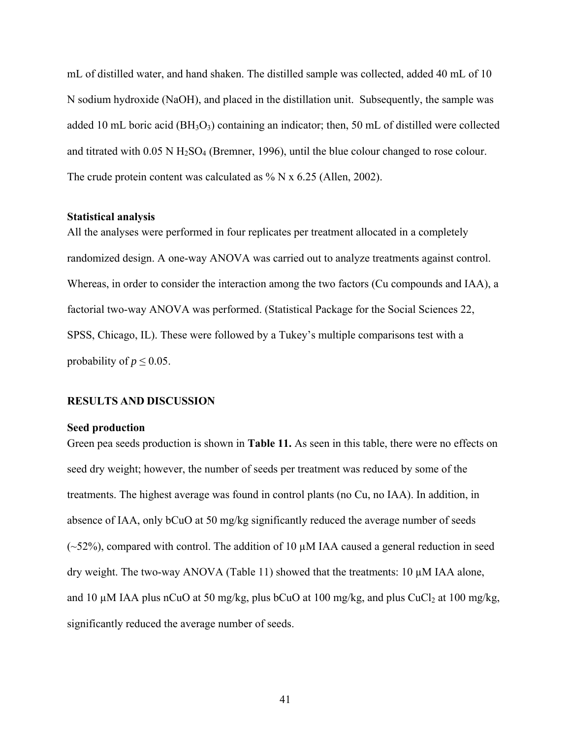mL of distilled water, and hand shaken. The distilled sample was collected, added 40 mL of 10 N sodium hydroxide (NaOH), and placed in the distillation unit. Subsequently, the sample was added 10 mL boric acid ($BH_3O_3$) containing an indicator; then, 50 mL of distilled were collected and titrated with 0.05 N $H_2SO_4$ (Bremner, 1996), until the blue colour changed to rose colour. The crude protein content was calculated as % N x 6.25 (Allen, 2002).

### Statistical analysis

All the analyses were performed in four replicates per treatment allocated in a completely randomized design. A one-way ANOVA was carried out to analyze treatments against control. Whereas, in order to consider the interaction among the two factors (Cu compounds and IAA), a factorial two-way ANOVA was performed. (Statistical Package for the Social Sciences 22, SPSS, Chicago, IL). These were followed by a Tukey's multiple comparisons test with a probability of $p \leq 0.05$.

## RESULTS AND DISCUSSION

### Seed production

Green pea seeds production is shown in **Table 11.** As seen in this table, there were no effects on seed dry weight; however, the number of seeds per treatment was reduced by some of the treatments. The highest average was found in control plants (no Cu, no IAA). In addition, in absence of IAA, only bCuO at 50 mg/kg significantly reduced the average number of seeds (~52%), compared with control. The addition of 10 μM IAA caused a general reduction in seed dry weight. The two-way ANOVA (Table 11) showed that the treatments: 10 μM IAA alone, and 10 μM IAA plus nCuO at 50 mg/kg, plus bCuO at 100 mg/kg, and plus $CuCl_2$ at 100 mg/kg, significantly reduced the average number of seeds.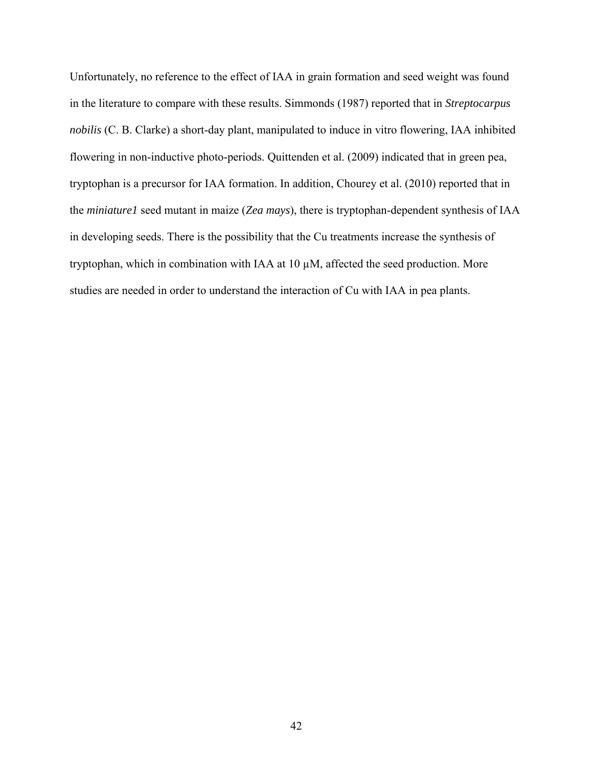Unfortunately, no reference to the effect of IAA in grain formation and seed weight was found in the literature to compare with these results. Simmonds (1987) reported that in *Streptocarpus nobilis* (C. B. Clarke) a short-day plant, manipulated to induce in vitro flowering, IAA inhibited flowering in non-inductive photo-periods. Quittenden et al. (2009) indicated that in green pea, tryptophan is a precursor for IAA formation. In addition, Chourey et al. (2010) reported that in the *miniature1* seed mutant in maize (*Zea mays*), there is tryptophan-dependent synthesis of IAA in developing seeds. There is the possibility that the Cu treatments increase the synthesis of tryptophan, which in combination with IAA at 10 µM, affected the seed production. More studies are needed in order to understand the interaction of Cu with IAA in pea plants.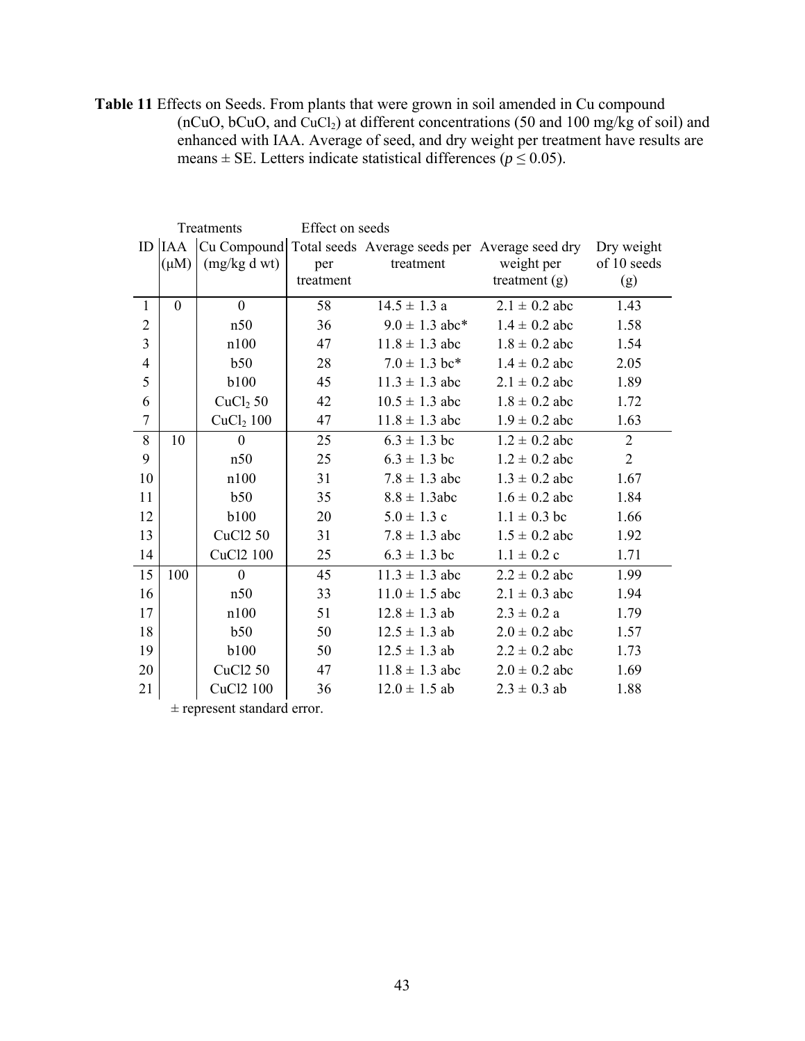**Table 11** Effects on Seeds. From plants that were grown in soil amended in Cu compound (nCuO, bCuO, and $CuCl_2$) at different concentrations (50 and 100 mg/kg of soil) and enhanced with IAA. Average of seed, and dry weight per treatment have results are means ± SE. Letters indicate statistical differences ($p \leq 0.05$).

| | Treatments | | Effect on seeds | | | |
|---|---|---|---|---|---|---|
| ID | IAA (μM) | Cu Compound (mg/kg d wt) | Total seeds per treatment | Average seeds per treatment | Average seed dry weight per treatment (g) | Dry weight of 10 seeds (g) |
| 1 | 0 | 0 | 58 | 14.5 ± 1.3 a | 2.1 ± 0.2 abc | 1.43 |
| 2 | | n50 | 36 | 9.0 ± 1.3 abc* | 1.4 ± 0.2 abc | 1.58 |
| 3 | | n100 | 47 | 11.8 ± 1.3 abc | 1.8 ± 0.2 abc | 1.54 |
| 4 | | b50 | 28 | 7.0 ± 1.3 bc* | 1.4 ± 0.2 abc | 2.05 |
| 5 | | b100 | 45 | 11.3 ± 1.3 abc | 2.1 ± 0.2 abc | 1.89 |
| 6 | | $CuCl_2$ 50 | 42 | 10.5 ± 1.3 abc | 1.8 ± 0.2 abc | 1.72 |
| 7 | | $CuCl_2$ 100 | 47 | 11.8 ± 1.3 abc | 1.9 ± 0.2 abc | 1.63 |
| 8 | 10 | 0 | 25 | 6.3 ± 1.3 bc | 1.2 ± 0.2 abc | 2 |
| 9 | | n50 | 25 | 6.3 ± 1.3 bc | 1.2 ± 0.2 abc | 2 |
| 10 | | n100 | 31 | 7.8 ± 1.3 abc | 1.3 ± 0.2 abc | 1.67 |
| 11 | | b50 | 35 | 8.8 ± 1.3abc | 1.6 ± 0.2 abc | 1.84 |
| 12 | | b100 | 20 | 5.0 ± 1.3 c | 1.1 ± 0.3 bc | 1.66 |
| 13 | | CuCl2 50 | 31 | 7.8 ± 1.3 abc | 1.5 ± 0.2 abc | 1.92 |
| 14 | | CuCl2 100 | 25 | 6.3 ± 1.3 bc | 1.1 ± 0.2 c | 1.71 |
| 15 | 100 | 0 | 45 | 11.3 ± 1.3 abc | 2.2 ± 0.2 abc | 1.99 |
| 16 | | n50 | 33 | 11.0 ± 1.5 abc | 2.1 ± 0.3 abc | 1.94 |
| 17 | | n100 | 51 | 12.8 ± 1.3 ab | 2.3 ± 0.2 a | 1.79 |
| 18 | | b50 | 50 | 12.5 ± 1.3 ab | 2.0 ± 0.2 abc | 1.57 |
| 19 | | b100 | 50 | 12.5 ± 1.3 ab | 2.2 ± 0.2 abc | 1.73 |
| 20 | | CuCl2 50 | 47 | 11.8 ± 1.3 abc | 2.0 ± 0.2 abc | 1.69 |
| 21 | | CuCl2 100 | 36 | 12.0 ± 1.5 ab | 2.3 ± 0.3 ab | 1.88 |

± represent standard error.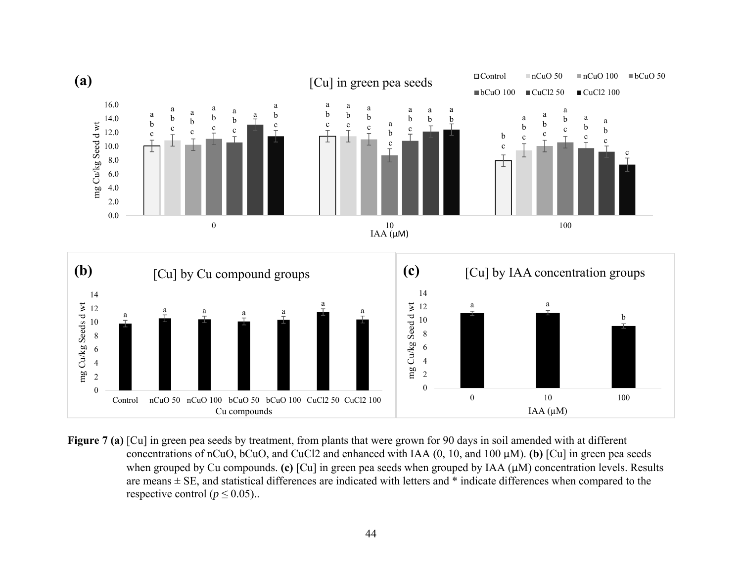**Figure 7 (a)** [Cu] in green pea seeds by treatment, from plants that were grown for 90 days in soil amended with at different concentrations of nCuO, bCuO, and $CuCl_2$ and enhanced with IAA (0, 10, and 100 µM). **(b)** [Cu] in green pea seeds when grouped by Cu compounds. **(c)** [Cu] in green pea seeds when grouped by IAA (µM) concentration levels. Results are means ± SE, and statistical differences are indicated with letters and * indicate differences when compared to the respective control ($p \leq 0.05$)..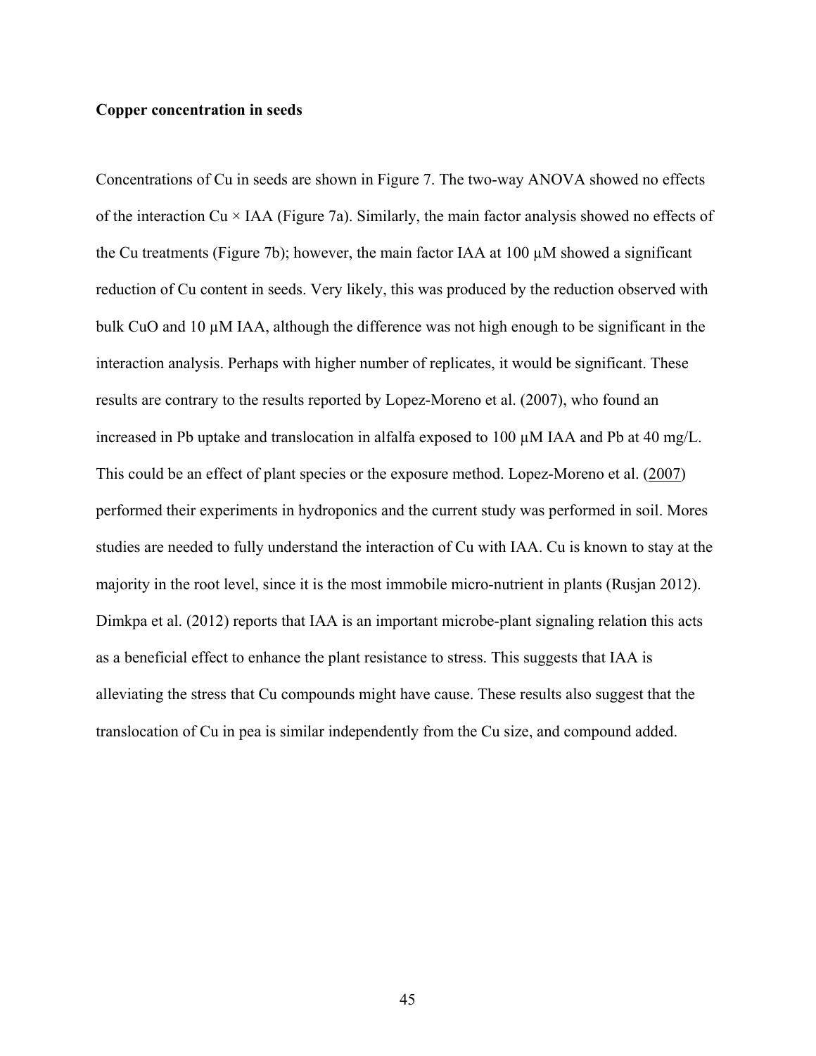**Copper concentration in seeds**

Concentrations of Cu in seeds are shown in Figure 7. The two-way ANOVA showed no effects of the interaction Cu × IAA (Figure 7a). Similarly, the main factor analysis showed no effects of the Cu treatments (Figure 7b); however, the main factor IAA at 100 µM showed a significant reduction of Cu content in seeds. Very likely, this was produced by the reduction observed with bulk CuO and 10 µM IAA, although the difference was not high enough to be significant in the interaction analysis. Perhaps with higher number of replicates, it would be significant. These results are contrary to the results reported by Lopez-Moreno et al. (2007), who found an increased in Pb uptake and translocation in alfalfa exposed to 100 µM IAA and Pb at 40 mg/L. This could be an effect of plant species or the exposure method. Lopez-Moreno et al. (2007) performed their experiments in hydroponics and the current study was performed in soil. Mores studies are needed to fully understand the interaction of Cu with IAA. Cu is known to stay at the majority in the root level, since it is the most immobile micro-nutrient in plants (Rusjan 2012). Dimkpa et al. (2012) reports that IAA is an important microbe-plant signaling relation this acts as a beneficial effect to enhance the plant resistance to stress. This suggests that IAA is alleviating the stress that Cu compounds might have cause. These results also suggest that the translocation of Cu in pea is similar independently from the Cu size, and compound added.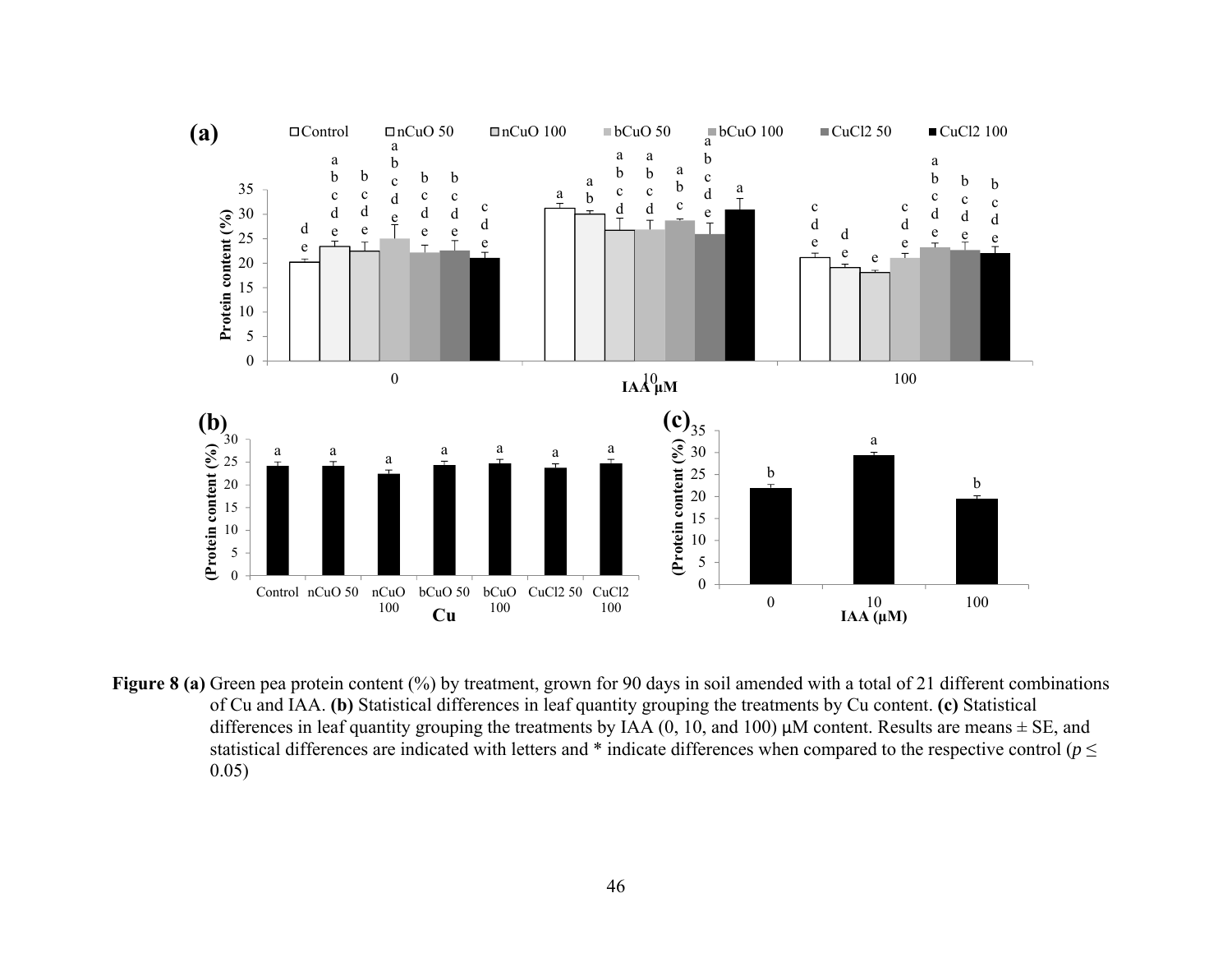**Figure 8 (a)** Green pea protein content (%) by treatment, grown for 90 days in soil amended with a total of 21 different combinations of Cu and IAA. **(b)** Statistical differences in leaf quantity grouping the treatments by Cu content. **(c)** Statistical differences in leaf quantity grouping the treatments by IAA (0, 10, and 100) μM content. Results are means ± SE, and statistical differences are indicated with letters and * indicate differences when compared to the respective control ($p \leq 0.05$)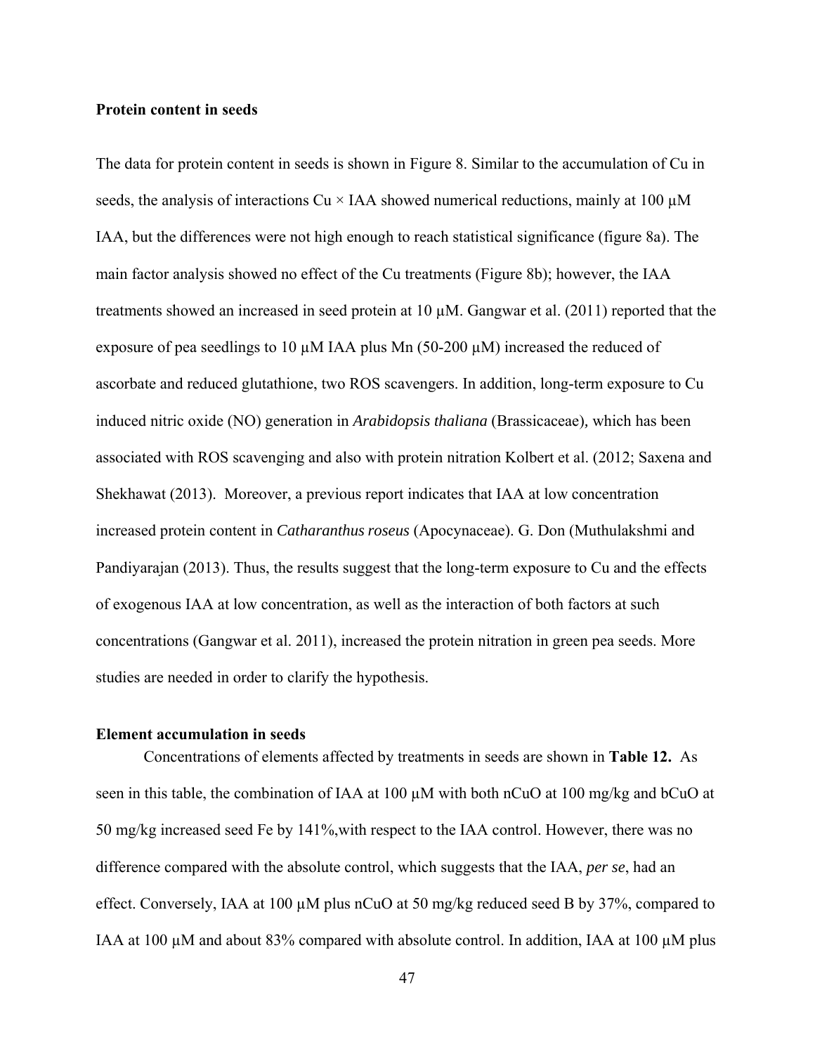**Protein content in seeds**

The data for protein content in seeds is shown in Figure 8. Similar to the accumulation of Cu in seeds, the analysis of interactions Cu × IAA showed numerical reductions, mainly at 100 µM IAA, but the differences were not high enough to reach statistical significance (figure 8a). The main factor analysis showed no effect of the Cu treatments (Figure 8b); however, the IAA treatments showed an increased in seed protein at 10 µM. Gangwar et al. (2011) reported that the exposure of pea seedlings to 10 µM IAA plus Mn (50-200 µM) increased the reduced of ascorbate and reduced glutathione, two ROS scavengers. In addition, long-term exposure to Cu induced nitric oxide (NO) generation in *Arabidopsis thaliana* (Brassicaceae), which has been associated with ROS scavenging and also with protein nitration Kolbert et al. (2012; Saxena and Shekhawat (2013). Moreover, a previous report indicates that IAA at low concentration increased protein content in *Catharanthus roseus* (Apocynaceae). G. Don (Muthulakshmi and Pandiyarajan (2013). Thus, the results suggest that the long-term exposure to Cu and the effects of exogenous IAA at low concentration, as well as the interaction of both factors at such concentrations (Gangwar et al. 2011), increased the protein nitration in green pea seeds. More studies are needed in order to clarify the hypothesis.

**Element accumulation in seeds**

Concentrations of elements affected by treatments in seeds are shown in **Table 12.** As seen in this table, the combination of IAA at 100 µM with both nCuO at 100 mg/kg and bCuO at 50 mg/kg increased seed Fe by 141%,with respect to the IAA control. However, there was no difference compared with the absolute control, which suggests that the IAA, *per se*, had an effect. Conversely, IAA at 100 µM plus nCuO at 50 mg/kg reduced seed B by 37%, compared to IAA at 100 µM and about 83% compared with absolute control. In addition, IAA at 100 µM plus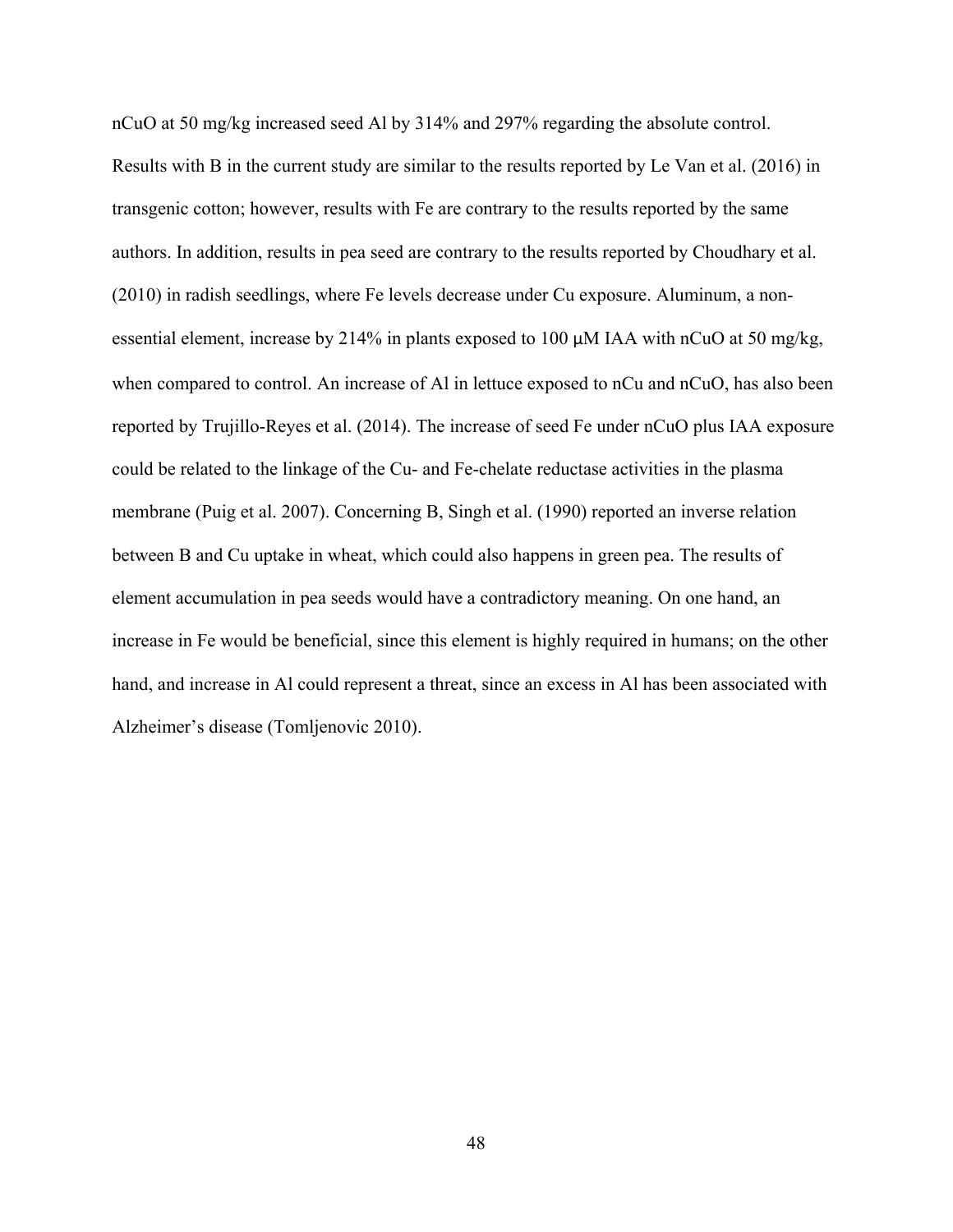nCuO at 50 mg/kg increased seed Al by 314% and 297% regarding the absolute control. Results with B in the current study are similar to the results reported by Le Van et al. (2016) in transgenic cotton; however, results with Fe are contrary to the results reported by the same authors. In addition, results in pea seed are contrary to the results reported by Choudhary et al. (2010) in radish seedlings, where Fe levels decrease under Cu exposure. Aluminum, a non-essential element, increase by 214% in plants exposed to 100 µM IAA with nCuO at 50 mg/kg, when compared to control. An increase of Al in lettuce exposed to nCu and nCuO, has also been reported by Trujillo-Reyes et al. (2014). The increase of seed Fe under nCuO plus IAA exposure could be related to the linkage of the Cu- and Fe-chelate reductase activities in the plasma membrane (Puig et al. 2007). Concerning B, Singh et al. (1990) reported an inverse relation between B and Cu uptake in wheat, which could also happens in green pea. The results of element accumulation in pea seeds would have a contradictory meaning. On one hand, an increase in Fe would be beneficial, since this element is highly required in humans; on the other hand, and increase in Al could represent a threat, since an excess in Al has been associated with Alzheimer's disease (Tomljenovic 2010).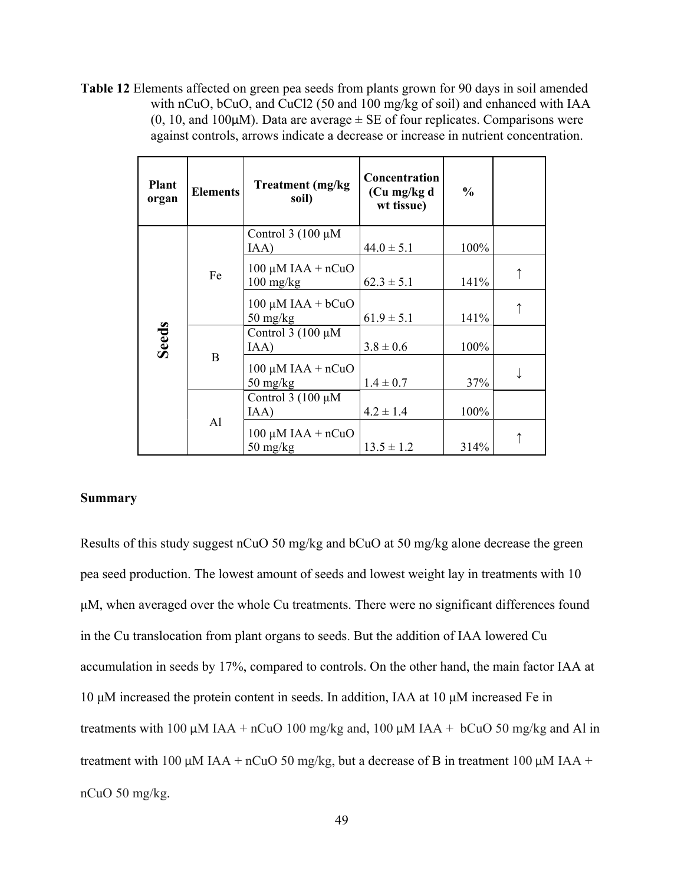**Table 12** Elements affected on green pea seeds from plants grown for 90 days in soil amended with nCuO, bCuO, and $CuCl_2$ (50 and 100 mg/kg of soil) and enhanced with IAA (0, 10, and 100μM). Data are average ± SE of four replicates. Comparisons were against controls, arrows indicate a decrease or increase in nutrient concentration.

| Plant organ | Elements | Treatment (mg/kg soil) | Concentration (Cu mg/kg d wt tissue) | % | |
|---|---|---|---|---|---|
| Seeds | Fe | Control 3 (100 μM IAA) | 44.0 ± 5.1 | 100% | |
| | | 100 μM IAA + nCuO 100 mg/kg | 62.3 ± 5.1 | 141% | ↑ |
| | | 100 μM IAA + bCuO 50 mg/kg | 61.9 ± 5.1 | 141% | ↑ |
| | B | Control 3 (100 μM IAA) | 3.8 ± 0.6 | 100% | |
| | | 100 μM IAA + nCuO 50 mg/kg | 1.4 ± 0.7 | 37% | ↓ |
| | Al | Control 3 (100 μM IAA) | 4.2 ± 1.4 | 100% | |
| | | 100 μM IAA + nCuO 50 mg/kg | 13.5 ± 1.2 | 314% | ↑ |

**Summary**

Results of this study suggest nCuO 50 mg/kg and bCuO at 50 mg/kg alone decrease the green pea seed production. The lowest amount of seeds and lowest weight lay in treatments with 10 μM, when averaged over the whole Cu treatments. There were no significant differences found in the Cu translocation from plant organs to seeds. But the addition of IAA lowered Cu accumulation in seeds by 17%, compared to controls. On the other hand, the main factor IAA at 10 μM increased the protein content in seeds. In addition, IAA at 10 μM increased Fe in treatments with 100 μM IAA + nCuO 100 mg/kg and, 100 μM IAA + bCuO 50 mg/kg and Al in treatment with 100 μM IAA + nCuO 50 mg/kg, but a decrease of B in treatment 100 μM IAA + nCuO 50 mg/kg.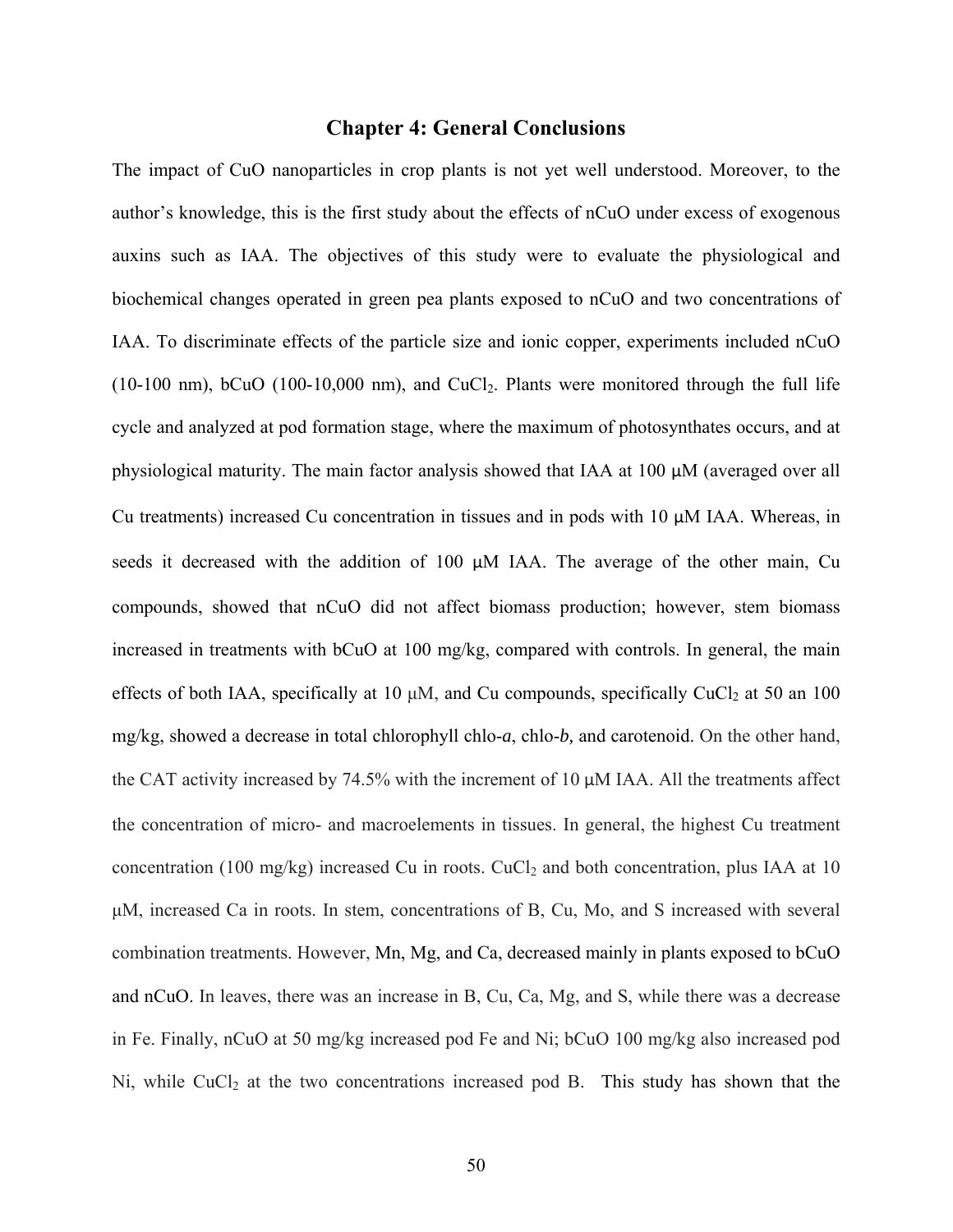# Chapter 4: General Conclusions

The impact of CuO nanoparticles in crop plants is not yet well understood. Moreover, to the author's knowledge, this is the first study about the effects of nCuO under excess of exogenous auxins such as IAA. The objectives of this study were to evaluate the physiological and biochemical changes operated in green pea plants exposed to nCuO and two concentrations of IAA. To discriminate effects of the particle size and ionic copper, experiments included nCuO (10-100 nm), bCuO (100-10,000 nm), and $CuCl_2$. Plants were monitored through the full life cycle and analyzed at pod formation stage, where the maximum of photosynthates occurs, and at physiological maturity. The main factor analysis showed that IAA at 100 μM (averaged over all Cu treatments) increased Cu concentration in tissues and in pods with 10 μM IAA. Whereas, in seeds it decreased with the addition of 100 μM IAA. The average of the other main, Cu compounds, showed that nCuO did not affect biomass production; however, stem biomass increased in treatments with bCuO at 100 mg/kg, compared with controls. In general, the main effects of both IAA, specifically at 10 μM, and Cu compounds, specifically $CuCl_2$ at 50 an 100 mg/kg, showed a decrease in total chlorophyll chlo-*a*, chlo-*b,* and carotenoid. On the other hand, the CAT activity increased by 74.5% with the increment of 10 μM IAA. All the treatments affect the concentration of micro- and macroelements in tissues. In general, the highest Cu treatment concentration (100 mg/kg) increased Cu in roots. $CuCl_2$ and both concentration, plus IAA at 10 μM, increased Ca in roots. In stem, concentrations of B, Cu, Mo, and S increased with several combination treatments. However, Mn, Mg, and Ca, decreased mainly in plants exposed to bCuO and nCuO. In leaves, there was an increase in B, Cu, Ca, Mg, and S, while there was a decrease in Fe. Finally, nCuO at 50 mg/kg increased pod Fe and Ni; bCuO 100 mg/kg also increased pod Ni, while $CuCl_2$ at the two concentrations increased pod B. This study has shown that the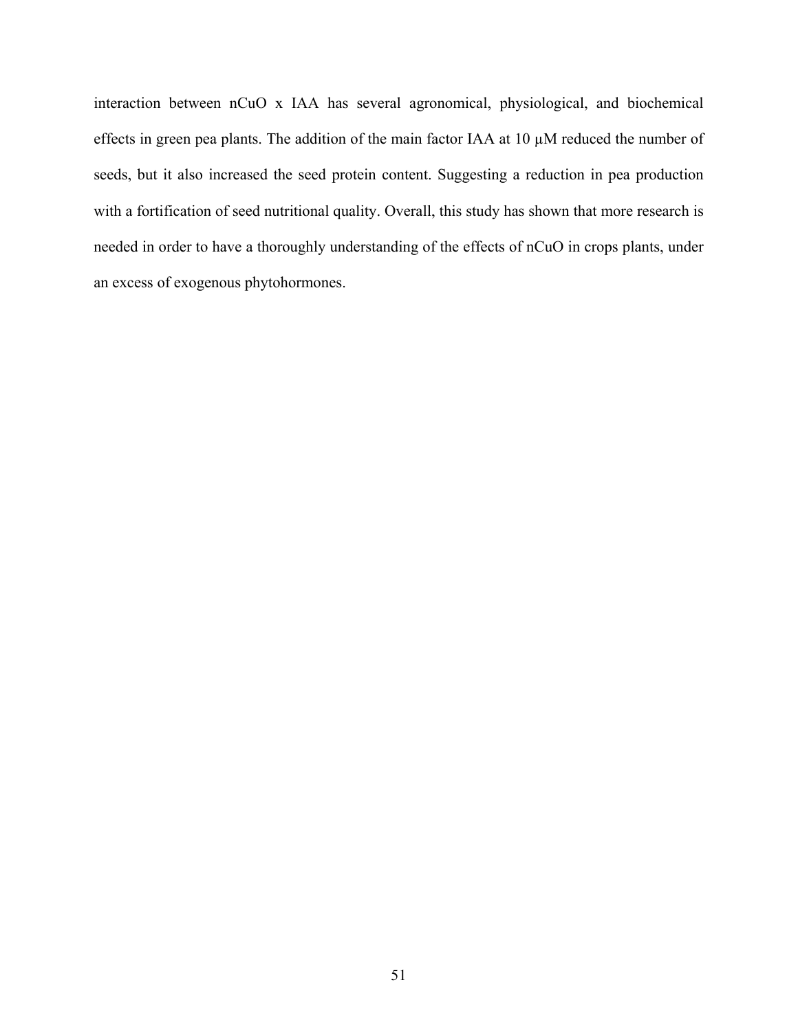interaction between nCuO x IAA has several agronomical, physiological, and biochemical effects in green pea plants. The addition of the main factor IAA at 10 μM reduced the number of seeds, but it also increased the seed protein content. Suggesting a reduction in pea production with a fortification of seed nutritional quality. Overall, this study has shown that more research is needed in order to have a thoroughly understanding of the effects of nCuO in crops plants, under an excess of exogenous phytohormones.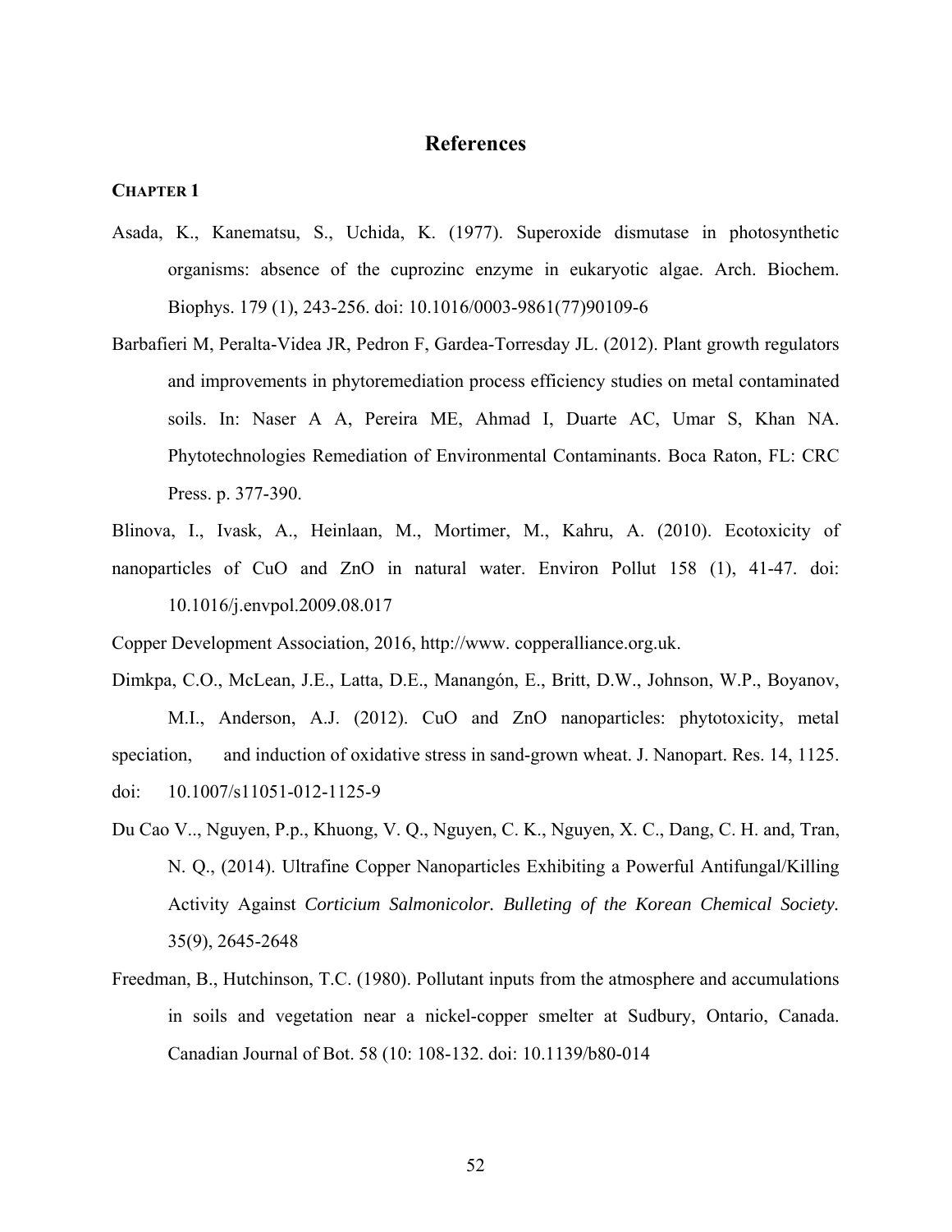# References

### CHAPTER 1

Asada, K., Kanematsu, S., Uchida, K. (1977). Superoxide dismutase in photosynthetic organisms: absence of the cuprozinc enzyme in eukaryotic algae. Arch. Biochem. Biophys. 179 (1), 243-256. doi: 10.1016/0003-9861(77)90109-6

Barbafieri M, Peralta-Videa JR, Pedron F, Gardea-Torresday JL. (2012). Plant growth regulators and improvements in phytoremediation process efficiency studies on metal contaminated soils. In: Naser A A, Pereira ME, Ahmad I, Duarte AC, Umar S, Khan NA. Phytotechnologies Remediation of Environmental Contaminants. Boca Raton, FL: CRC Press. p. 377-390.

Blinova, I., Ivask, A., Heinlaan, M., Mortimer, M., Kahru, A. (2010). Ecotoxicity of nanoparticles of CuO and ZnO in natural water. Environ Pollut 158 (1), 41-47. doi: 10.1016/j.envpol.2009.08.017

Copper Development Association, 2016, http://www. copperalliance.org.uk.

Dimkpa, C.O., McLean, J.E., Latta, D.E., Manangón, E., Britt, D.W., Johnson, W.P., Boyanov, M.I., Anderson, A.J. (2012). CuO and ZnO nanoparticles: phytotoxicity, metal speciation, and induction of oxidative stress in sand-grown wheat. J. Nanopart. Res. 14, 1125. doi: 10.1007/s11051-012-1125-9

Du Cao V.., Nguyen, P.p., Khuong, V. Q., Nguyen, C. K., Nguyen, X. C., Dang, C. H. and, Tran, N. Q., (2014). Ultrafine Copper Nanoparticles Exhibiting a Powerful Antifungal/Killing Activity Against *Corticium Salmonicolor. Bulleting of the Korean Chemical Society.* 35(9), 2645-2648

Freedman, B., Hutchinson, T.C. (1980). Pollutant inputs from the atmosphere and accumulations in soils and vegetation near a nickel-copper smelter at Sudbury, Ontario, Canada. Canadian Journal of Bot. 58 (10: 108-132. doi: 10.1139/b80-014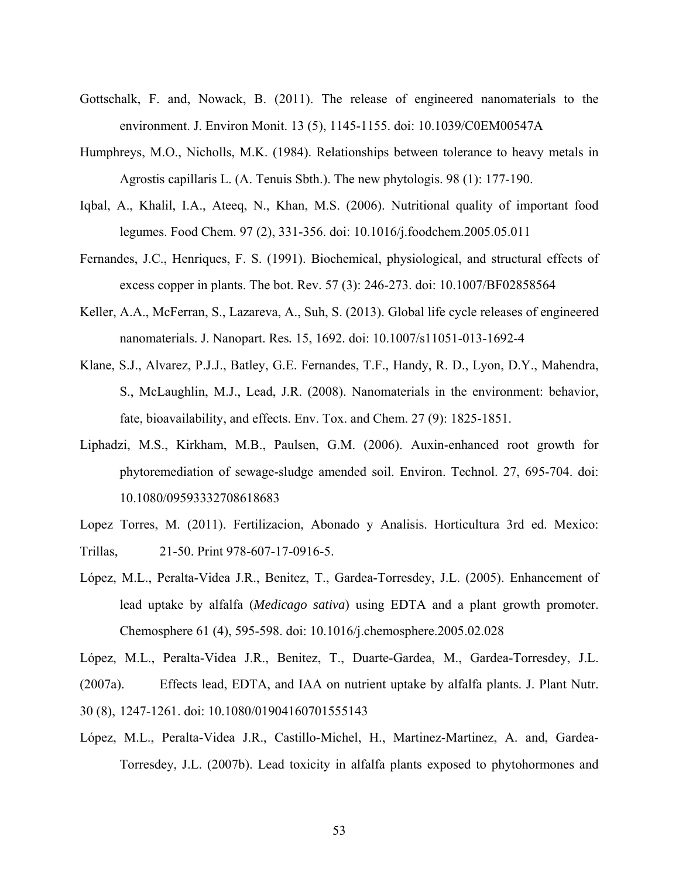Gottschalk, F. and, Nowack, B. (2011). The release of engineered nanomaterials to the environment. J. Environ Monit. 13 (5), 1145-1155. doi: 10.1039/C0EM00547A

Humphreys, M.O., Nicholls, M.K. (1984). Relationships between tolerance to heavy metals in Agrostis capillaris L. (A. Tenuis Sbth.). The new phytologis. 98 (1): 177-190.

Iqbal, A., Khalil, I.A., Ateeq, N., Khan, M.S. (2006). Nutritional quality of important food legumes. Food Chem. 97 (2), 331-356. doi: 10.1016/j.foodchem.2005.05.011

Fernandes, J.C., Henriques, F. S. (1991). Biochemical, physiological, and structural effects of excess copper in plants. The bot. Rev. 57 (3): 246-273. doi: 10.1007/BF02858564

Keller, A.A., McFerran, S., Lazareva, A., Suh, S. (2013). Global life cycle releases of engineered nanomaterials. J. Nanopart. Res. 15, 1692. doi: 10.1007/s11051-013-1692-4

Klane, S.J., Alvarez, P.J.J., Batley, G.E. Fernandes, T.F., Handy, R. D., Lyon, D.Y., Mahendra, S., McLaughlin, M.J., Lead, J.R. (2008). Nanomaterials in the environment: behavior, fate, bioavailability, and effects. Env. Tox. and Chem. 27 (9): 1825-1851.

Liphadzi, M.S., Kirkham, M.B., Paulsen, G.M. (2006). Auxin-enhanced root growth for phytoremediation of sewage-sludge amended soil. Environ. Technol. 27, 695-704. doi: 10.1080/09593332708618683

Lopez Torres, M. (2011). Fertilizacion, Abonado y Analisis. Horticultura 3rd ed. Mexico: Trillas, 21-50. Print 978-607-17-0916-5.

López, M.L., Peralta-Videa J.R., Benitez, T., Gardea-Torresdey, J.L. (2005). Enhancement of lead uptake by alfalfa (*Medicago sativa*) using EDTA and a plant growth promoter. Chemosphere 61 (4), 595-598. doi: 10.1016/j.chemosphere.2005.02.028

López, M.L., Peralta-Videa J.R., Benitez, T., Duarte-Gardea, M., Gardea-Torresdey, J.L. (2007a). Effects lead, EDTA, and IAA on nutrient uptake by alfalfa plants. J. Plant Nutr. 30 (8), 1247-1261. doi: 10.1080/01904160701555143

López, M.L., Peralta-Videa J.R., Castillo-Michel, H., Martinez-Martinez, A. and, Gardea-Torresdey, J.L. (2007b). Lead toxicity in alfalfa plants exposed to phytohormones and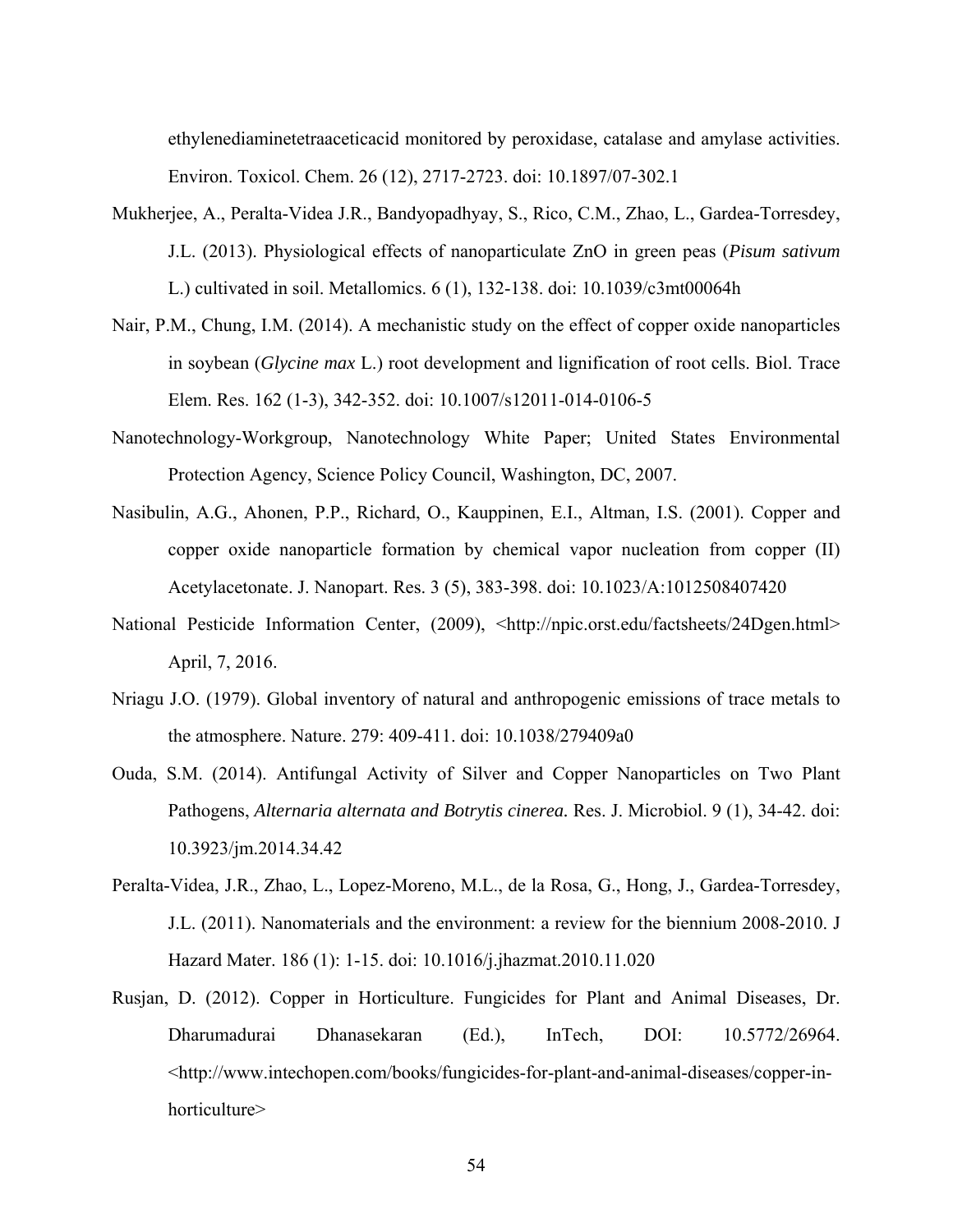ethylenediaminetetraaceticacid monitored by peroxidase, catalase and amylase activities. Environ. Toxicol. Chem. 26 (12), 2717-2723. doi: 10.1897/07-302.1

Mukherjee, A., Peralta-Videa J.R., Bandyopadhyay, S., Rico, C.M., Zhao, L., Gardea-Torresdey, J.L. (2013). Physiological effects of nanoparticulate ZnO in green peas (*Pisum sativum* L.) cultivated in soil. Metallomics. 6 (1), 132-138. doi: 10.1039/c3mt00064h

Nair, P.M., Chung, I.M. (2014). A mechanistic study on the effect of copper oxide nanoparticles in soybean (*Glycine max* L.) root development and lignification of root cells. Biol. Trace Elem. Res. 162 (1-3), 342-352. doi: 10.1007/s12011-014-0106-5

Nanotechnology-Workgroup, Nanotechnology White Paper; United States Environmental Protection Agency, Science Policy Council, Washington, DC, 2007.

Nasibulin, A.G., Ahonen, P.P., Richard, O., Kauppinen, E.I., Altman, I.S. (2001). Copper and copper oxide nanoparticle formation by chemical vapor nucleation from copper (II) Acetylacetonate. J. Nanopart. Res. 3 (5), 383-398. doi: 10.1023/A:1012508407420

National Pesticide Information Center, (2009), <http://npic.orst.edu/factsheets/24Dgen.html> April, 7, 2016.

Nriagu J.O. (1979). Global inventory of natural and anthropogenic emissions of trace metals to the atmosphere. Nature. 279: 409-411. doi: 10.1038/279409a0

Ouda, S.M. (2014). Antifungal Activity of Silver and Copper Nanoparticles on Two Plant Pathogens, *Alternaria alternata and Botrytis cinerea.* Res. J. Microbiol. 9 (1), 34-42. doi: 10.3923/jm.2014.34.42

Peralta-Videa, J.R., Zhao, L., Lopez-Moreno, M.L., de la Rosa, G., Hong, J., Gardea-Torresdey, J.L. (2011). Nanomaterials and the environment: a review for the biennium 2008-2010. J Hazard Mater. 186 (1): 1-15. doi: 10.1016/j.jhazmat.2010.11.020

Rusjan, D. (2012). Copper in Horticulture. Fungicides for Plant and Animal Diseases, Dr. Dharumadurai Dhanasekaran (Ed.), InTech, DOI: 10.5772/26964. <http://www.intechopen.com/books/fungicides-for-plant-and-animal-diseases/copper-in-horticulture>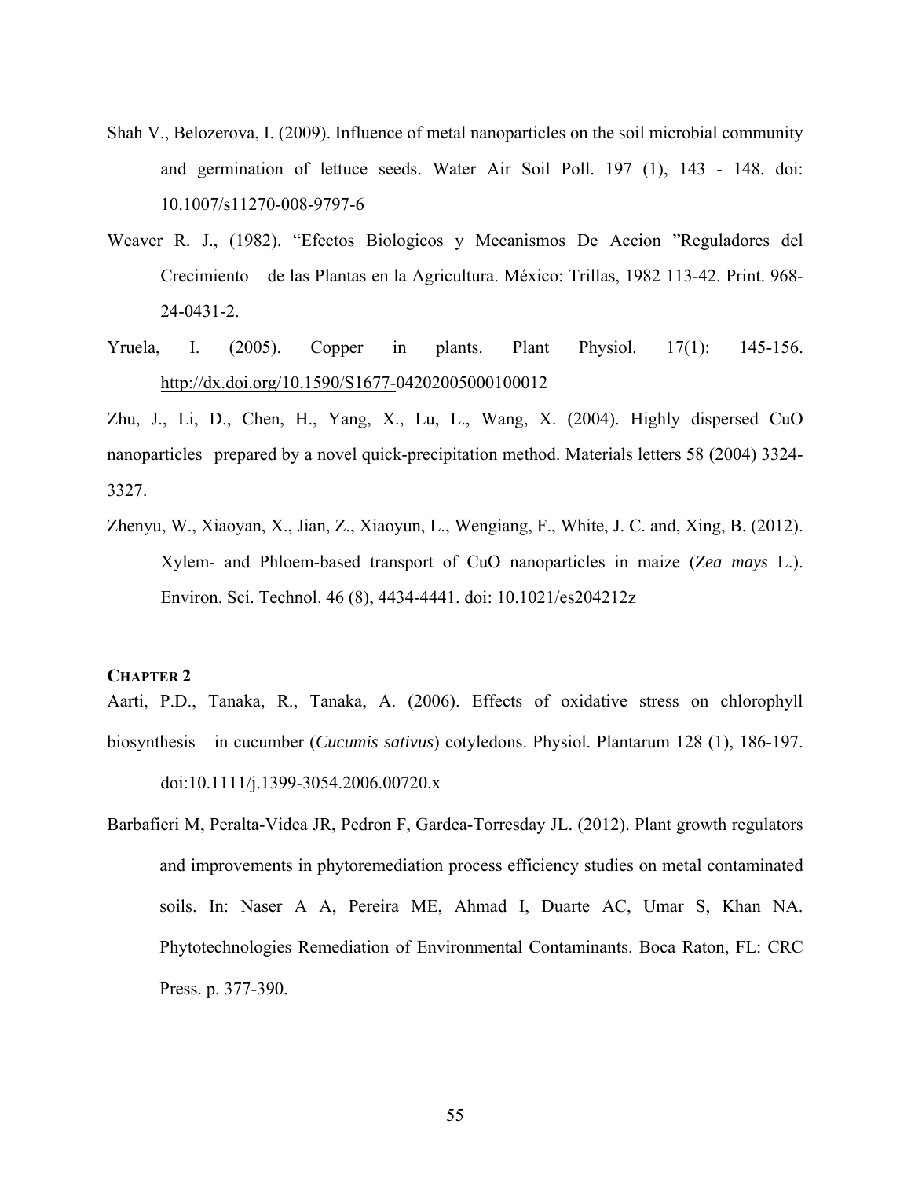Shah V., Belozerova, I. (2009). Influence of metal nanoparticles on the soil microbial community and germination of lettuce seeds. Water Air Soil Poll. 197 (1), 143 - 148. doi: 10.1007/s11270-008-9797-6

Weaver R. J., (1982). "Efectos Biologicos y Mecanismos De Accion "Reguladores del Crecimiento de las Plantas en la Agricultura. México: Trillas, 1982 113-42. Print. 968-24-0431-2.

Yruela, I. (2005). Copper in plants. Plant Physiol. 17(1): 145-156. http://dx.doi.org/10.1590/S1677-04202005000100012

Zhu, J., Li, D., Chen, H., Yang, X., Lu, L., Wang, X. (2004). Highly dispersed CuO nanoparticles prepared by a novel quick-precipitation method. Materials letters 58 (2004) 3324-3327.

Zhenyu, W., Xiaoyan, X., Jian, Z., Xiaoyun, L., Wengiang, F., White, J. C. and, Xing, B. (2012). Xylem- and Phloem-based transport of CuO nanoparticles in maize (*Zea mays* L.). Environ. Sci. Technol. 46 (8), 4434-4441. doi: 10.1021/es204212z

**CHAPTER 2**

Aarti, P.D., Tanaka, R., Tanaka, A. (2006). Effects of oxidative stress on chlorophyll biosynthesis in cucumber (*Cucumis sativus*) cotyledons. Physiol. Plantarum 128 (1), 186-197. doi:10.1111/j.1399-3054.2006.00720.x

Barbafieri M, Peralta-Videa JR, Pedron F, Gardea-Torresday JL. (2012). Plant growth regulators and improvements in phytoremediation process efficiency studies on metal contaminated soils. In: Naser A A, Pereira ME, Ahmad I, Duarte AC, Umar S, Khan NA. Phytotechnologies Remediation of Environmental Contaminants. Boca Raton, FL: CRC Press. p. 377-390.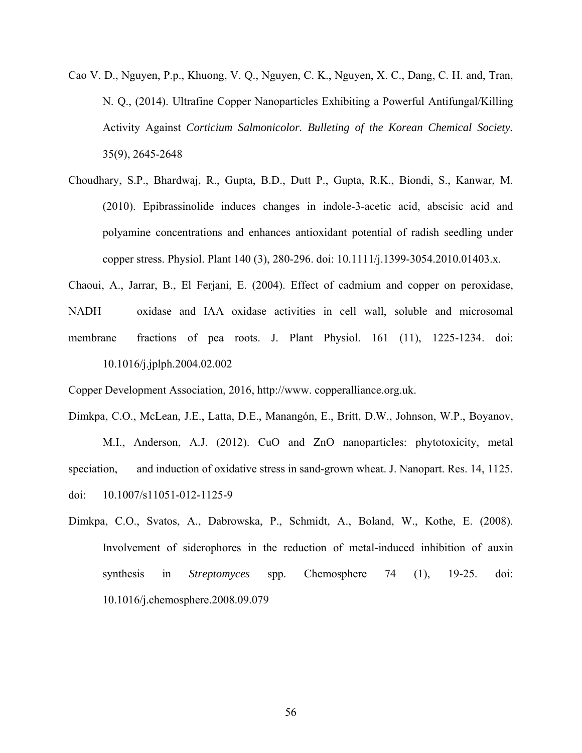Cao V. D., Nguyen, P.p., Khuong, V. Q., Nguyen, C. K., Nguyen, X. C., Dang, C. H. and, Tran, N. Q., (2014). Ultrafine Copper Nanoparticles Exhibiting a Powerful Antifungal/Killing Activity Against *Corticium Salmonicolor. Bulleting of the Korean Chemical Society.* 35(9), 2645-2648

Choudhary, S.P., Bhardwaj, R., Gupta, B.D., Dutt P., Gupta, R.K., Biondi, S., Kanwar, M. (2010). Epibrassinolide induces changes in indole-3-acetic acid, abscisic acid and polyamine concentrations and enhances antioxidant potential of radish seedling under copper stress. Physiol. Plant 140 (3), 280-296. doi: 10.1111/j.1399-3054.2010.01403.x.

Chaoui, A., Jarrar, B., El Ferjani, E. (2004). Effect of cadmium and copper on peroxidase, NADH oxidase and IAA oxidase activities in cell wall, soluble and microsomal membrane fractions of pea roots. J. Plant Physiol. 161 (11), 1225-1234. doi: 10.1016/j.jplph.2004.02.002

Copper Development Association, 2016, http://www. copperalliance.org.uk.

Dimkpa, C.O., McLean, J.E., Latta, D.E., Manangón, E., Britt, D.W., Johnson, W.P., Boyanov, M.I., Anderson, A.J. (2012). CuO and ZnO nanoparticles: phytotoxicity, metal speciation, and induction of oxidative stress in sand-grown wheat. J. Nanopart. Res. 14, 1125. doi: 10.1007/s11051-012-1125-9

Dimkpa, C.O., Svatos, A., Dabrowska, P., Schmidt, A., Boland, W., Kothe, E. (2008). Involvement of siderophores in the reduction of metal-induced inhibition of auxin synthesis in *Streptomyces* spp. Chemosphere 74 (1), 19-25. doi: 10.1016/j.chemosphere.2008.09.079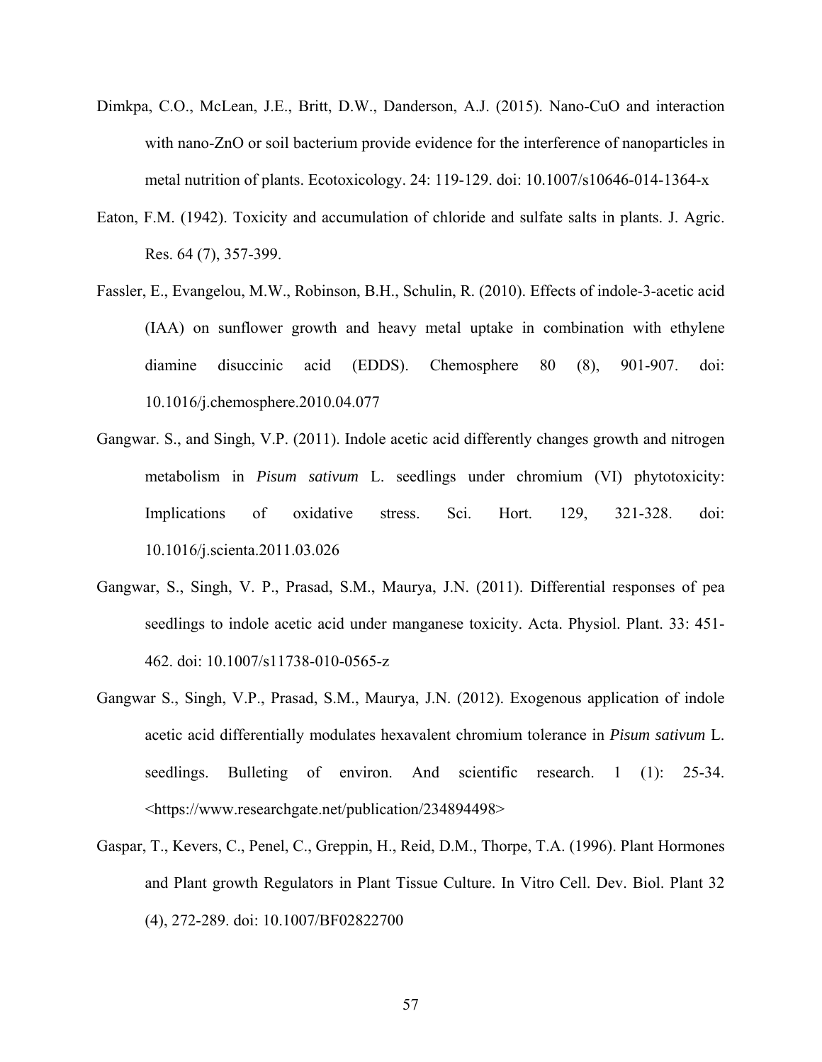Dimkpa, C.O., McLean, J.E., Britt, D.W., Danderson, A.J. (2015). Nano-CuO and interaction with nano-ZnO or soil bacterium provide evidence for the interference of nanoparticles in metal nutrition of plants. Ecotoxicology. 24: 119-129. doi: 10.1007/s10646-014-1364-x

Eaton, F.M. (1942). Toxicity and accumulation of chloride and sulfate salts in plants. J. Agric. Res. 64 (7), 357-399.

Fassler, E., Evangelou, M.W., Robinson, B.H., Schulin, R. (2010). Effects of indole-3-acetic acid (IAA) on sunflower growth and heavy metal uptake in combination with ethylene diamine disuccinic acid (EDDS). Chemosphere 80 (8), 901-907. doi: 10.1016/j.chemosphere.2010.04.077

Gangwar. S., and Singh, V.P. (2011). Indole acetic acid differently changes growth and nitrogen metabolism in *Pisum sativum* L. seedlings under chromium (VI) phytotoxicity: Implications of oxidative stress. Sci. Hort. 129, 321-328. doi: 10.1016/j.scienta.2011.03.026

Gangwar, S., Singh, V. P., Prasad, S.M., Maurya, J.N. (2011). Differential responses of pea seedlings to indole acetic acid under manganese toxicity. Acta. Physiol. Plant. 33: 451-462. doi: 10.1007/s11738-010-0565-z

Gangwar S., Singh, V.P., Prasad, S.M., Maurya, J.N. (2012). Exogenous application of indole acetic acid differentially modulates hexavalent chromium tolerance in *Pisum sativum* L. seedlings. Bulleting of environ. And scientific research. 1 (1): 25-34. <https://www.researchgate.net/publication/234894498>

Gaspar, T., Kevers, C., Penel, C., Greppin, H., Reid, D.M., Thorpe, T.A. (1996). Plant Hormones and Plant growth Regulators in Plant Tissue Culture. In Vitro Cell. Dev. Biol. Plant 32 (4), 272-289. doi: 10.1007/BF02822700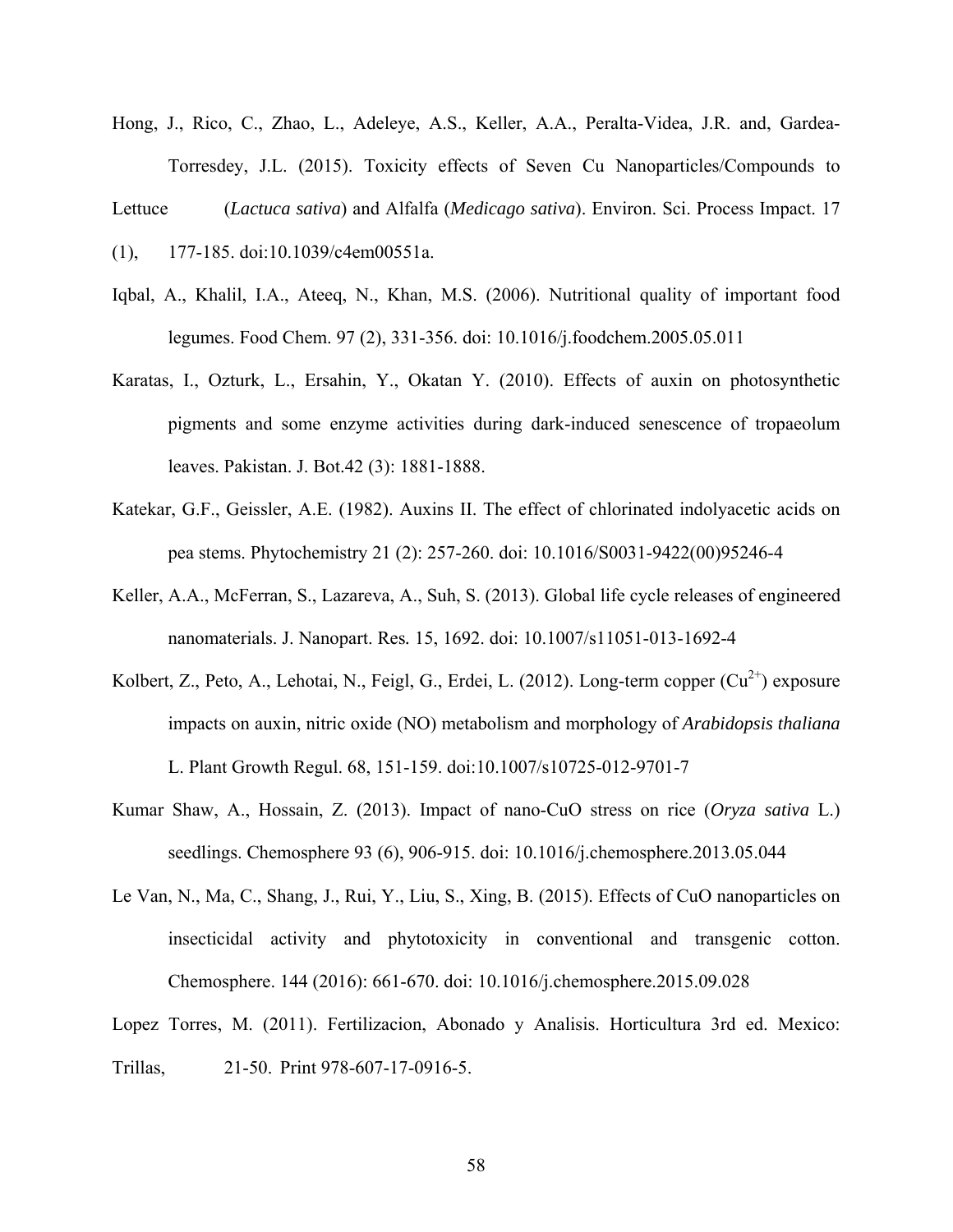Hong, J., Rico, C., Zhao, L., Adeleye, A.S., Keller, A.A., Peralta-Videa, J.R. and, Gardea-Torresdey, J.L. (2015). Toxicity effects of Seven Cu Nanoparticles/Compounds to Lettuce (*Lactuca sativa*) and Alfalfa (*Medicago sativa*). Environ. Sci. Process Impact. 17 (1), 177-185. doi:10.1039/c4em00551a.

Iqbal, A., Khalil, I.A., Ateeq, N., Khan, M.S. (2006). Nutritional quality of important food legumes. Food Chem. 97 (2), 331-356. doi: 10.1016/j.foodchem.2005.05.011

Karatas, I., Ozturk, L., Ersahin, Y., Okatan Y. (2010). Effects of auxin on photosynthetic pigments and some enzyme activities during dark-induced senescence of tropaeolum leaves. Pakistan. J. Bot.42 (3): 1881-1888.

Katekar, G.F., Geissler, A.E. (1982). Auxins II. The effect of chlorinated indolyacetic acids on pea stems. Phytochemistry 21 (2): 257-260. doi: 10.1016/S0031-9422(00)95246-4

Keller, A.A., McFerran, S., Lazareva, A., Suh, S. (2013). Global life cycle releases of engineered nanomaterials. J. Nanopart. Res. 15, 1692. doi: 10.1007/s11051-013-1692-4

Kolbert, Z., Peto, A., Lehotai, N., Feigl, G., Erdei, L. (2012). Long-term copper ($Cu^{2+}$) exposure impacts on auxin, nitric oxide (NO) metabolism and morphology of *Arabidopsis thaliana* L. Plant Growth Regul. 68, 151-159. doi:10.1007/s10725-012-9701-7

Kumar Shaw, A., Hossain, Z. (2013). Impact of nano-CuO stress on rice (*Oryza sativa* L.) seedlings. Chemosphere 93 (6), 906-915. doi: 10.1016/j.chemosphere.2013.05.044

Le Van, N., Ma, C., Shang, J., Rui, Y., Liu, S., Xing, B. (2015). Effects of CuO nanoparticles on insecticidal activity and phytotoxicity in conventional and transgenic cotton. Chemosphere. 144 (2016): 661-670. doi: 10.1016/j.chemosphere.2015.09.028

Lopez Torres, M. (2011). Fertilizacion, Abonado y Analisis. Horticultura 3rd ed. Mexico: Trillas, 21-50. Print 978-607-17-0916-5.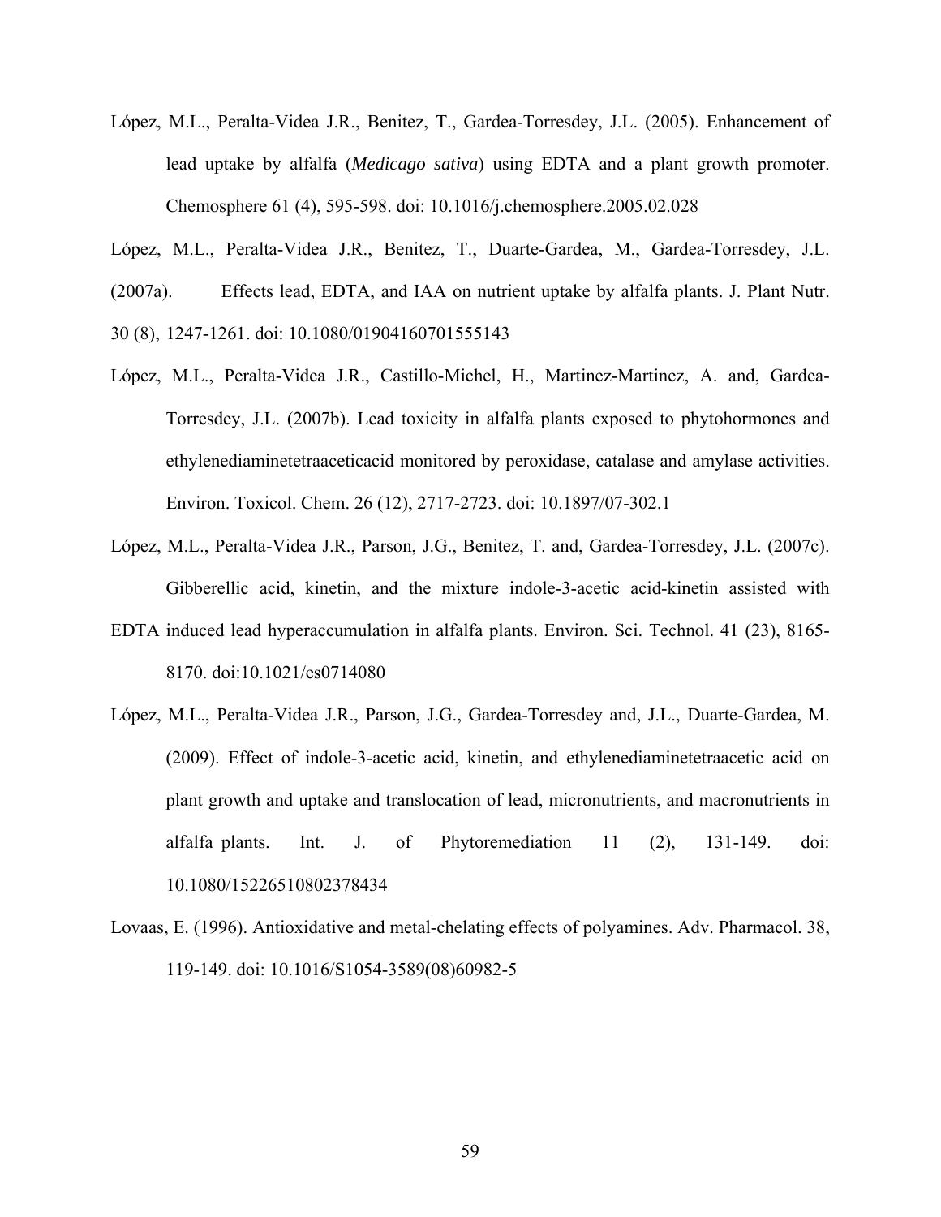López, M.L., Peralta-Videa J.R., Benitez, T., Gardea-Torresdey, J.L. (2005). Enhancement of lead uptake by alfalfa (*Medicago sativa*) using EDTA and a plant growth promoter. Chemosphere 61 (4), 595-598. doi: 10.1016/j.chemosphere.2005.02.028

López, M.L., Peralta-Videa J.R., Benitez, T., Duarte-Gardea, M., Gardea-Torresdey, J.L. (2007a). Effects lead, EDTA, and IAA on nutrient uptake by alfalfa plants. J. Plant Nutr. 30 (8), 1247-1261. doi: 10.1080/01904160701555143

López, M.L., Peralta-Videa J.R., Castillo-Michel, H., Martinez-Martinez, A. and, Gardea-Torresdey, J.L. (2007b). Lead toxicity in alfalfa plants exposed to phytohormones and ethylenediaminetetraaceticacid monitored by peroxidase, catalase and amylase activities. Environ. Toxicol. Chem. 26 (12), 2717-2723. doi: 10.1897/07-302.1

López, M.L., Peralta-Videa J.R., Parson, J.G., Benitez, T. and, Gardea-Torresdey, J.L. (2007c). Gibberellic acid, kinetin, and the mixture indole-3-acetic acid-kinetin assisted with EDTA induced lead hyperaccumulation in alfalfa plants. Environ. Sci. Technol. 41 (23), 8165-8170. doi:10.1021/es0714080

López, M.L., Peralta-Videa J.R., Parson, J.G., Gardea-Torresdey and, J.L., Duarte-Gardea, M. (2009). Effect of indole-3-acetic acid, kinetin, and ethylenediaminetetraacetic acid on plant growth and uptake and translocation of lead, micronutrients, and macronutrients in alfalfa plants. Int. J. of Phytoremediation 11 (2), 131-149. doi: 10.1080/15226510802378434

Lovaas, E. (1996). Antioxidative and metal-chelating effects of polyamines. Adv. Pharmacol. 38, 119-149. doi: 10.1016/S1054-3589(08)60982-5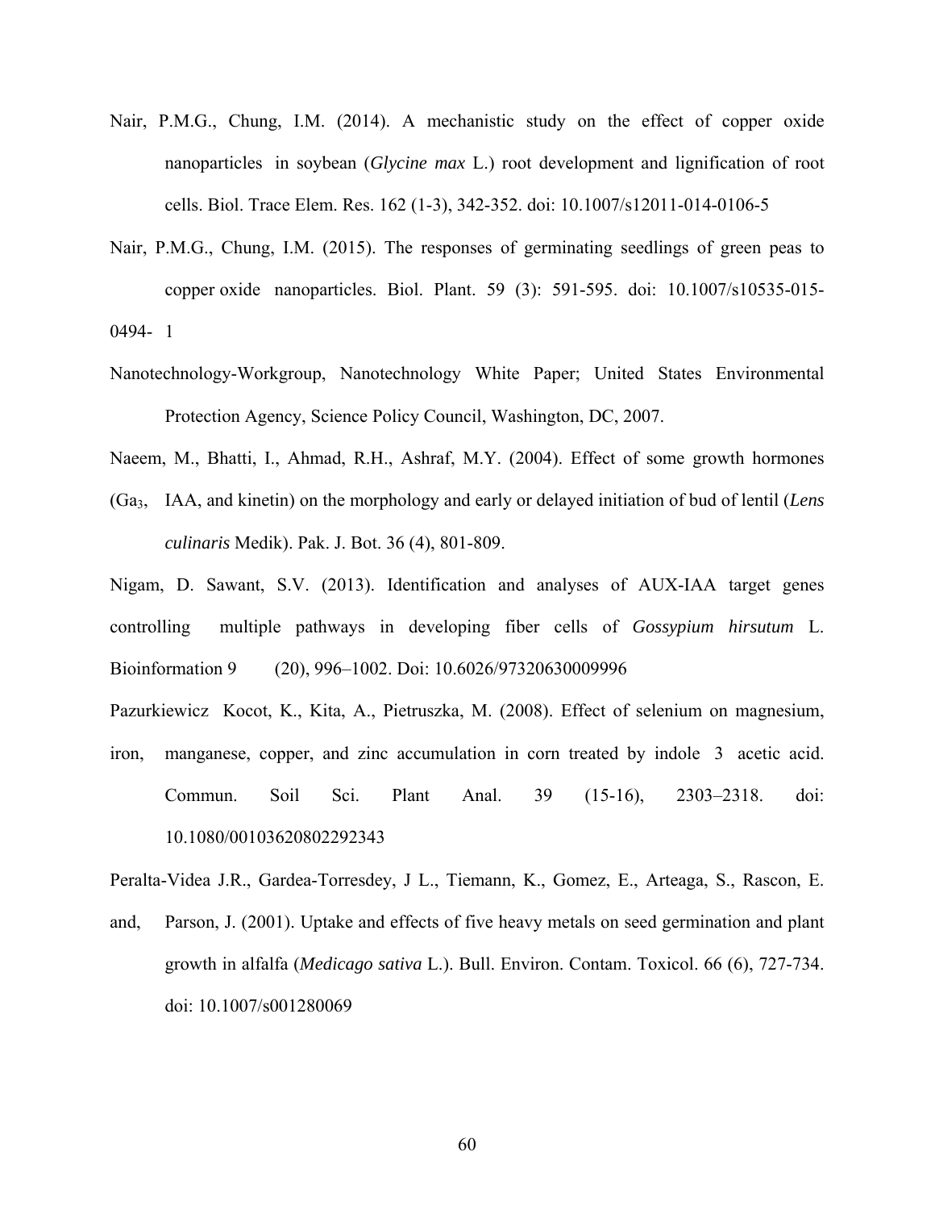Nair, P.M.G., Chung, I.M. (2014). A mechanistic study on the effect of copper oxide nanoparticles in soybean (*Glycine max* L.) root development and lignification of root cells. Biol. Trace Elem. Res. 162 (1-3), 342-352. doi: 10.1007/s12011-014-0106-5

Nair, P.M.G., Chung, I.M. (2015). The responses of germinating seedlings of green peas to copper oxide nanoparticles. Biol. Plant. 59 (3): 591-595. doi: 10.1007/s10535-015-0494- 1

Nanotechnology-Workgroup, Nanotechnology White Paper; United States Environmental Protection Agency, Science Policy Council, Washington, DC, 2007.

Naeem, M., Bhatti, I., Ahmad, R.H., Ashraf, M.Y. (2004). Effect of some growth hormones ($Ga_3$, IAA, and kinetin) on the morphology and early or delayed initiation of bud of lentil (*Lens culinaris* Medik). Pak. J. Bot. 36 (4), 801-809.

Nigam, D. Sawant, S.V. (2013). Identification and analyses of AUX-IAA target genes controlling multiple pathways in developing fiber cells of *Gossypium hirsutum* L. Bioinformation 9 (20), 996–1002. Doi: 10.6026/97320630009996

Pazurkiewicz Kocot, K., Kita, A., Pietruszka, M. (2008). Effect of selenium on magnesium, iron, manganese, copper, and zinc accumulation in corn treated by indole 3 acetic acid. Commun. Soil Sci. Plant Anal. 39 (15-16), 2303–2318. doi: 10.1080/00103620802292343

Peralta-Videa J.R., Gardea-Torresdey, J L., Tiemann, K., Gomez, E., Arteaga, S., Rascon, E. and, Parson, J. (2001). Uptake and effects of five heavy metals on seed germination and plant growth in alfalfa (*Medicago sativa* L.). Bull. Environ. Contam. Toxicol. 66 (6), 727-734. doi: 10.1007/s001280069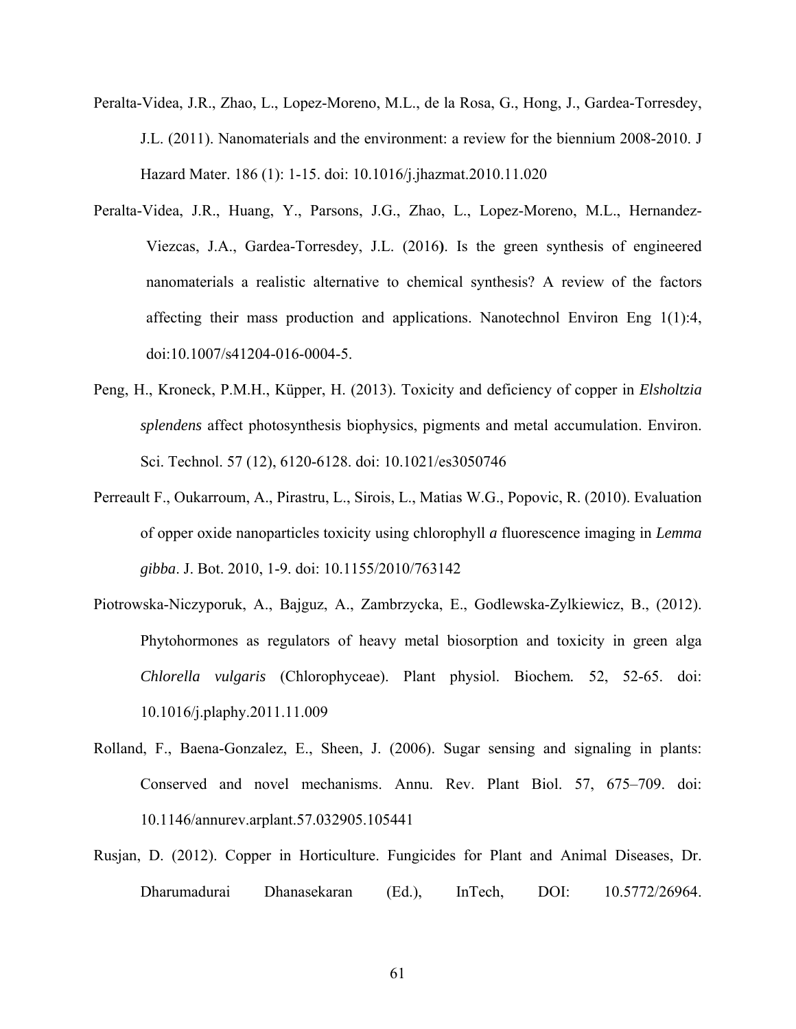Peralta-Videa, J.R., Zhao, L., Lopez-Moreno, M.L., de la Rosa, G., Hong, J., Gardea-Torresdey, J.L. (2011). Nanomaterials and the environment: a review for the biennium 2008-2010. J Hazard Mater. 186 (1): 1-15. doi: 10.1016/j.jhazmat.2010.11.020

Peralta-Videa, J.R., Huang, Y., Parsons, J.G., Zhao, L., Lopez-Moreno, M.L., Hernandez-Viezcas, J.A., Gardea-Torresdey, J.L. (2016**)**. Is the green synthesis of engineered nanomaterials a realistic alternative to chemical synthesis? A review of the factors affecting their mass production and applications. Nanotechnol Environ Eng 1(1):4, doi:10.1007/s41204-016-0004-5.

Peng, H., Kroneck, P.M.H., Küpper, H. (2013). Toxicity and deficiency of copper in *Elsholtzia splendens* affect photosynthesis biophysics, pigments and metal accumulation. Environ. Sci. Technol. 57 (12), 6120-6128. doi: 10.1021/es3050746

Perreault F., Oukarroum, A., Pirastru, L., Sirois, L., Matias W.G., Popovic, R. (2010). Evaluation of opper oxide nanoparticles toxicity using chlorophyll ***a*** fluorescence imaging in *Lemma gibba*. J. Bot. 2010, 1-9. doi: 10.1155/2010/763142

Piotrowska-Niczyporuk, A., Bajguz, A., Zambrzycka, E., Godlewska-Zylkiewicz, B., (2012). Phytohormones as regulators of heavy metal biosorption and toxicity in green alga *Chlorella vulgaris* (Chlorophyceae). Plant physiol. Biochem*.* 52, 52-65. doi: 10.1016/j.plaphy.2011.11.009

Rolland, F., Baena-Gonzalez, E., Sheen, J. (2006). Sugar sensing and signaling in plants: Conserved and novel mechanisms. Annu. Rev. Plant Biol. 57, 675–709. doi: 10.1146/annurev.arplant.57.032905.105441

Rusjan, D. (2012). Copper in Horticulture. Fungicides for Plant and Animal Diseases, Dr. Dharumadurai Dhanasekaran (Ed.), InTech, DOI: 10.5772/26964.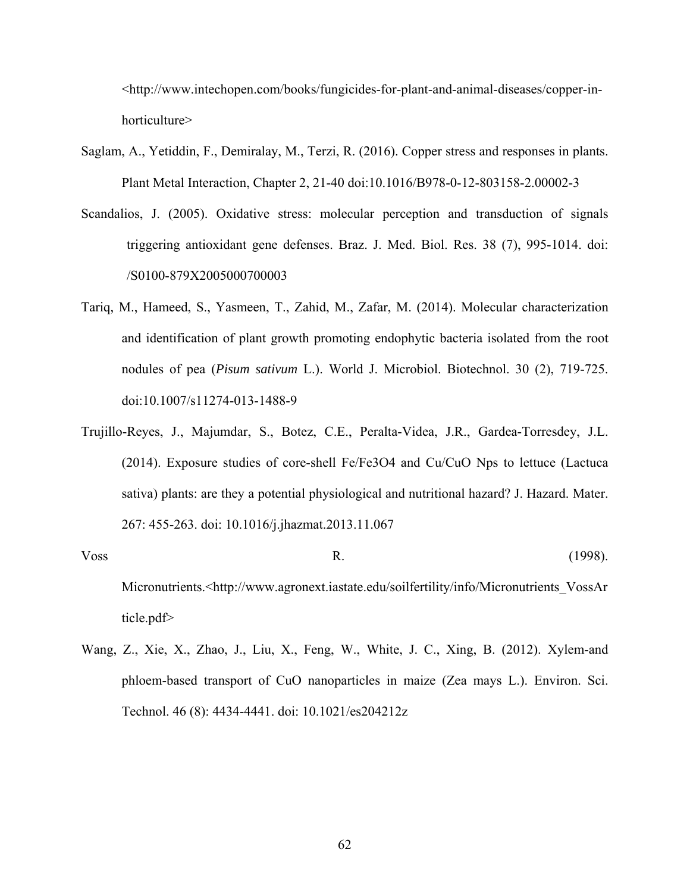<http://www.intechopen.com/books/fungicides-for-plant-and-animal-diseases/copper-in-horticulture>

Saglam, A., Yetiddin, F., Demiralay, M., Terzi, R. (2016). Copper stress and responses in plants. Plant Metal Interaction, Chapter 2, 21-40 doi:10.1016/B978-0-12-803158-2.00002-3

Scandalios, J. (2005). Oxidative stress: molecular perception and transduction of signals triggering antioxidant gene defenses. Braz. J. Med. Biol. Res. 38 (7), 995-1014. doi: /S0100-879X2005000700003

Tariq, M., Hameed, S., Yasmeen, T., Zahid, M., Zafar, M. (2014). Molecular characterization and identification of plant growth promoting endophytic bacteria isolated from the root nodules of pea (*Pisum sativum* L.). World J. Microbiol. Biotechnol. 30 (2), 719-725. doi:10.1007/s11274-013-1488-9

Trujillo-Reyes, J., Majumdar, S., Botez, C.E., Peralta-Videa, J.R., Gardea-Torresdey, J.L. (2014). Exposure studies of core-shell Fe/Fe3O4 and Cu/CuO Nps to lettuce (Lactuca sativa) plants: are they a potential physiological and nutritional hazard? J. Hazard. Mater. 267: 455-263. doi: 10.1016/j.jhazmat.2013.11.067

Voss R. (1998). Micronutrients.<http://www.agronext.iastate.edu/soilfertility/info/Micronutrients_VossArticle.pdf>

Wang, Z., Xie, X., Zhao, J., Liu, X., Feng, W., White, J. C., Xing, B. (2012). Xylem-and phloem-based transport of CuO nanoparticles in maize (Zea mays L.). Environ. Sci. Technol. 46 (8): 4434-4441. doi: 10.1021/es204212z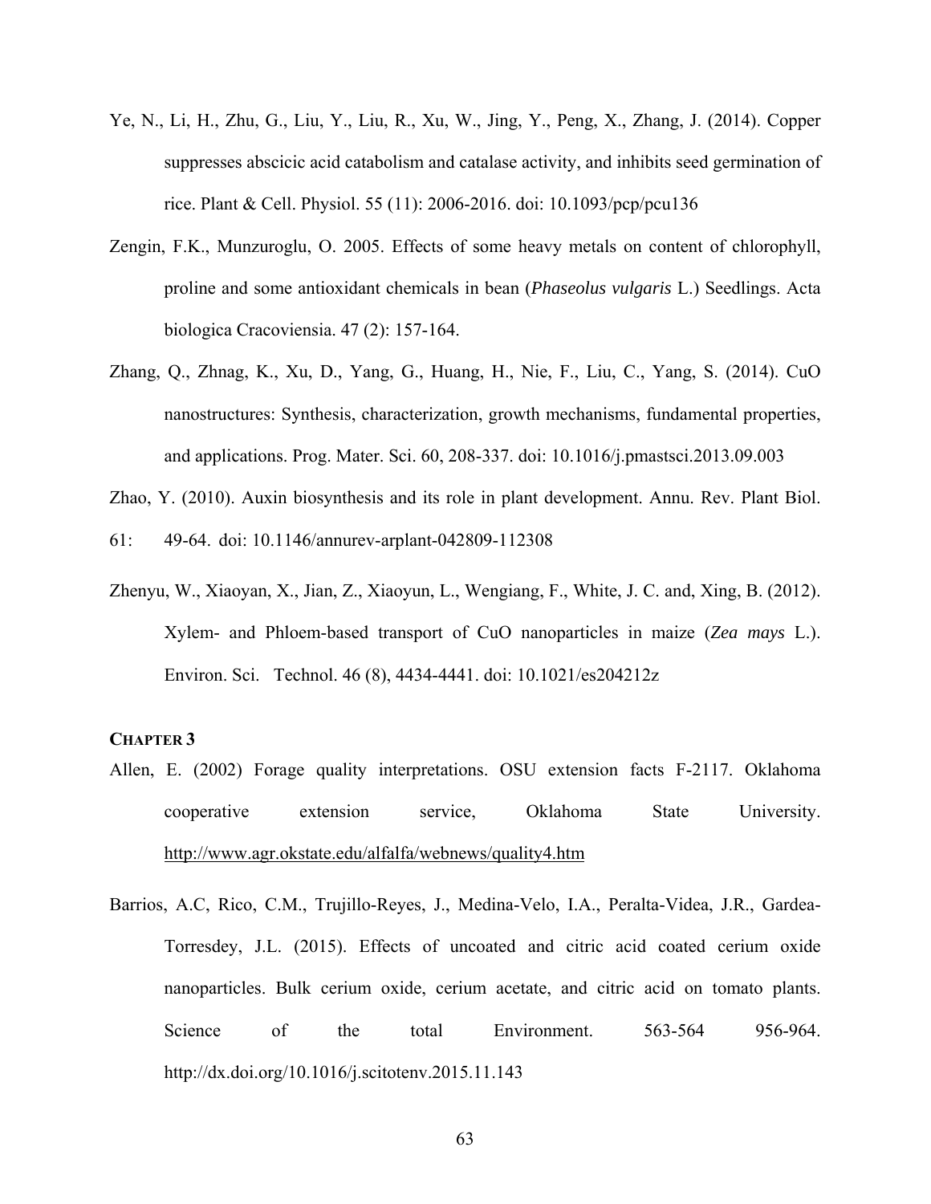Ye, N., Li, H., Zhu, G., Liu, Y., Liu, R., Xu, W., Jing, Y., Peng, X., Zhang, J. (2014). Copper suppresses abscicic acid catabolism and catalase activity, and inhibits seed germination of rice. Plant & Cell. Physiol. 55 (11): 2006-2016. doi: 10.1093/pcp/pcu136

Zengin, F.K., Munzuroglu, O. 2005. Effects of some heavy metals on content of chlorophyll, proline and some antioxidant chemicals in bean (*Phaseolus vulgaris* L.) Seedlings. Acta biologica Cracoviensia. 47 (2): 157-164.

Zhang, Q., Zhnag, K., Xu, D., Yang, G., Huang, H., Nie, F., Liu, C., Yang, S. (2014). CuO nanostructures: Synthesis, characterization, growth mechanisms, fundamental properties, and applications. Prog. Mater. Sci. 60, 208-337. doi: 10.1016/j.pmastsci.2013.09.003

Zhao, Y. (2010). Auxin biosynthesis and its role in plant development. Annu. Rev. Plant Biol. 61: 49-64. doi: 10.1146/annurev-arplant-042809-112308

Zhenyu, W., Xiaoyan, X., Jian, Z., Xiaoyun, L., Wengiang, F., White, J. C. and, Xing, B. (2012). Xylem- and Phloem-based transport of CuO nanoparticles in maize (*Zea mays* L.). Environ. Sci. Technol. 46 (8), 4434-4441. doi: 10.1021/es204212z

**CHAPTER 3**

Allen, E. (2002) Forage quality interpretations. OSU extension facts F-2117. Oklahoma cooperative extension service, Oklahoma State University. http://www.agr.okstate.edu/alfalfa/webnews/quality4.htm

Barrios, A.C, Rico, C.M., Trujillo-Reyes, J., Medina-Velo, I.A., Peralta-Videa, J.R., Gardea-Torresdey, J.L. (2015). Effects of uncoated and citric acid coated cerium oxide nanoparticles. Bulk cerium oxide, cerium acetate, and citric acid on tomato plants. Science of the total Environment. 563-564 956-964. http://dx.doi.org/10.1016/j.scitotenv.2015.11.143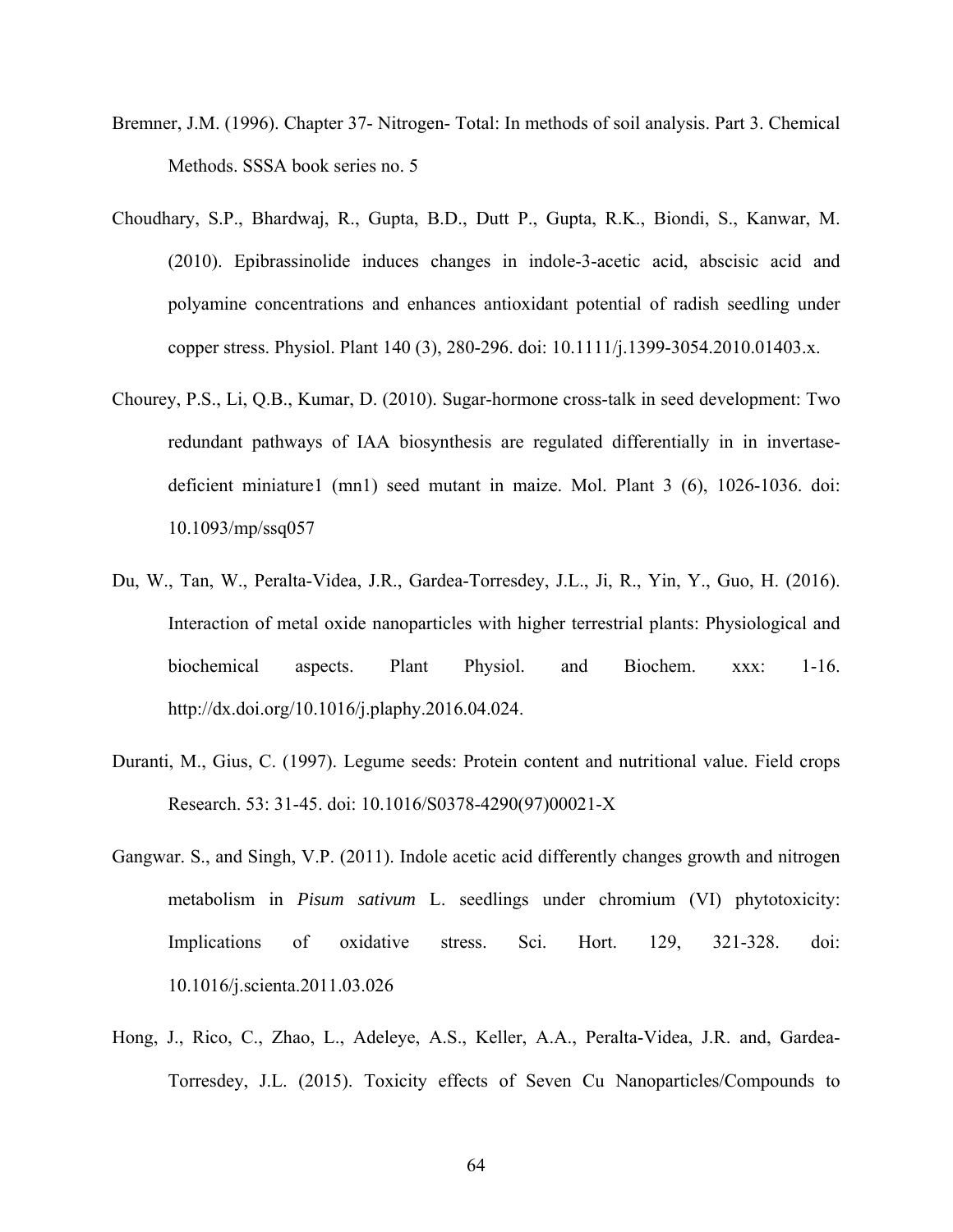Bremner, J.M. (1996). Chapter 37- Nitrogen- Total: In methods of soil analysis. Part 3. Chemical Methods. SSSA book series no. 5

Choudhary, S.P., Bhardwaj, R., Gupta, B.D., Dutt P., Gupta, R.K., Biondi, S., Kanwar, M. (2010). Epibrassinolide induces changes in indole-3-acetic acid, abscisic acid and polyamine concentrations and enhances antioxidant potential of radish seedling under copper stress. Physiol. Plant 140 (3), 280-296. doi: 10.1111/j.1399-3054.2010.01403.x.

Chourey, P.S., Li, Q.B., Kumar, D. (2010). Sugar-hormone cross-talk in seed development: Two redundant pathways of IAA biosynthesis are regulated differentially in in invertase-deficient miniature1 (mn1) seed mutant in maize. Mol. Plant 3 (6), 1026-1036. doi: 10.1093/mp/ssq057

Du, W., Tan, W., Peralta-Videa, J.R., Gardea-Torresdey, J.L., Ji, R., Yin, Y., Guo, H. (2016). Interaction of metal oxide nanoparticles with higher terrestrial plants: Physiological and biochemical aspects. Plant Physiol. and Biochem. xxx: 1-16. http://dx.doi.org/10.1016/j.plaphy.2016.04.024.

Duranti, M., Gius, C. (1997). Legume seeds: Protein content and nutritional value. Field crops Research. 53: 31-45. doi: 10.1016/S0378-4290(97)00021-X

Gangwar. S., and Singh, V.P. (2011). Indole acetic acid differently changes growth and nitrogen metabolism in *Pisum sativum* L. seedlings under chromium (VI) phytotoxicity: Implications of oxidative stress. Sci. Hort. 129, 321-328. doi: 10.1016/j.scienta.2011.03.026

Hong, J., Rico, C., Zhao, L., Adeleye, A.S., Keller, A.A., Peralta-Videa, J.R. and, Gardea-Torresdey, J.L. (2015). Toxicity effects of Seven Cu Nanoparticles/Compounds to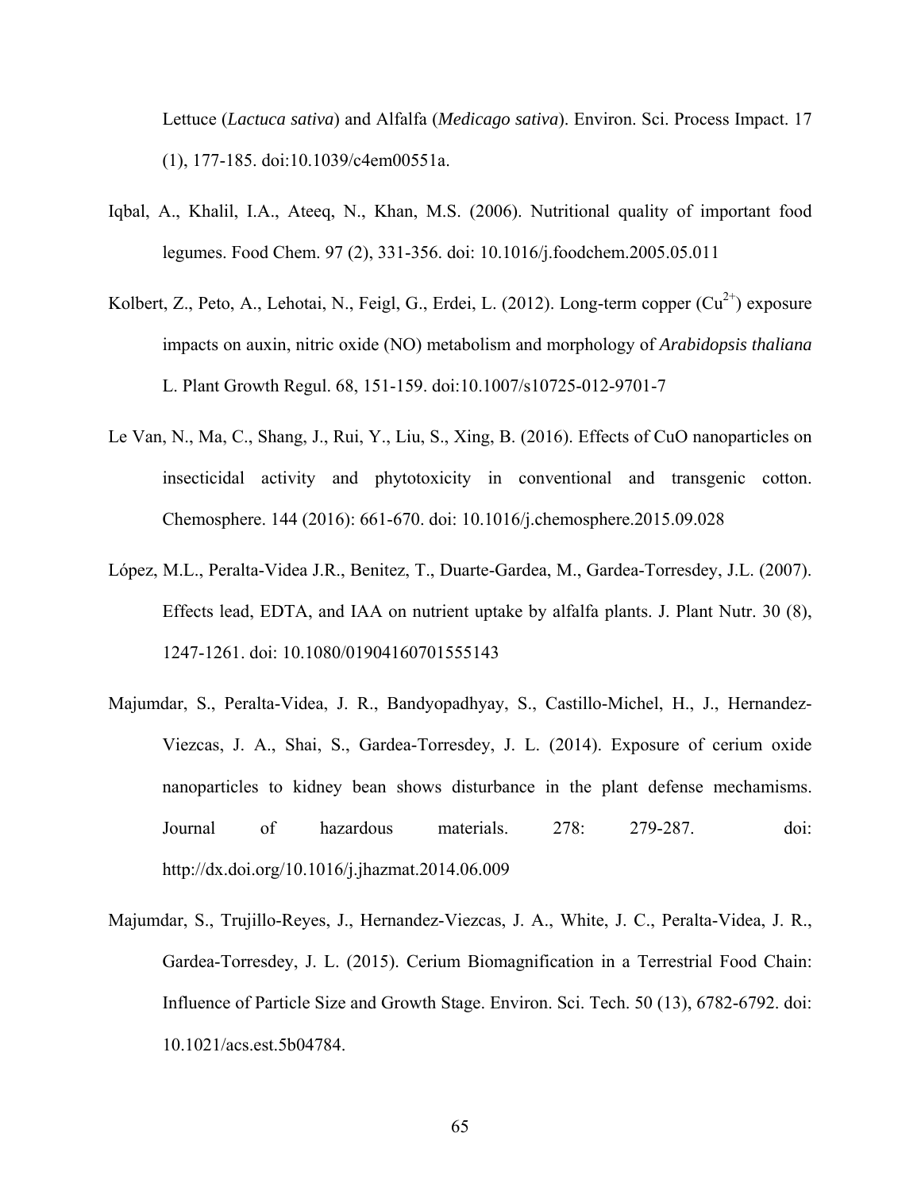Lettuce (*Lactuca sativa*) and Alfalfa (*Medicago sativa*). Environ. Sci. Process Impact. 17 (1), 177-185. doi:10.1039/c4em00551a.

Iqbal, A., Khalil, I.A., Ateeq, N., Khan, M.S. (2006). Nutritional quality of important food legumes. Food Chem. 97 (2), 331-356. doi: 10.1016/j.foodchem.2005.05.011

Kolbert, Z., Peto, A., Lehotai, N., Feigl, G., Erdei, L. (2012). Long-term copper ($Cu^{2+}$) exposure impacts on auxin, nitric oxide (NO) metabolism and morphology of *Arabidopsis thaliana* L. Plant Growth Regul. 68, 151-159. doi:10.1007/s10725-012-9701-7

Le Van, N., Ma, C., Shang, J., Rui, Y., Liu, S., Xing, B. (2016). Effects of CuO nanoparticles on insecticidal activity and phytotoxicity in conventional and transgenic cotton. Chemosphere. 144 (2016): 661-670. doi: 10.1016/j.chemosphere.2015.09.028

López, M.L., Peralta-Videa J.R., Benitez, T., Duarte-Gardea, M., Gardea-Torresdey, J.L. (2007). Effects lead, EDTA, and IAA on nutrient uptake by alfalfa plants. J. Plant Nutr. 30 (8), 1247-1261. doi: 10.1080/01904160701555143

Majumdar, S., Peralta-Videa, J. R., Bandyopadhyay, S., Castillo-Michel, H., J., Hernandez-Viezcas, J. A., Shai, S., Gardea-Torresdey, J. L. (2014). Exposure of cerium oxide nanoparticles to kidney bean shows disturbance in the plant defense mechamisms. Journal of hazardous materials. 278: 279-287. doi: http://dx.doi.org/10.1016/j.jhazmat.2014.06.009

Majumdar, S., Trujillo-Reyes, J., Hernandez-Viezcas, J. A., White, J. C., Peralta-Videa, J. R., Gardea-Torresdey, J. L. (2015). Cerium Biomagnification in a Terrestrial Food Chain: Influence of Particle Size and Growth Stage. Environ. Sci. Tech. 50 (13), 6782-6792. doi: 10.1021/acs.est.5b04784.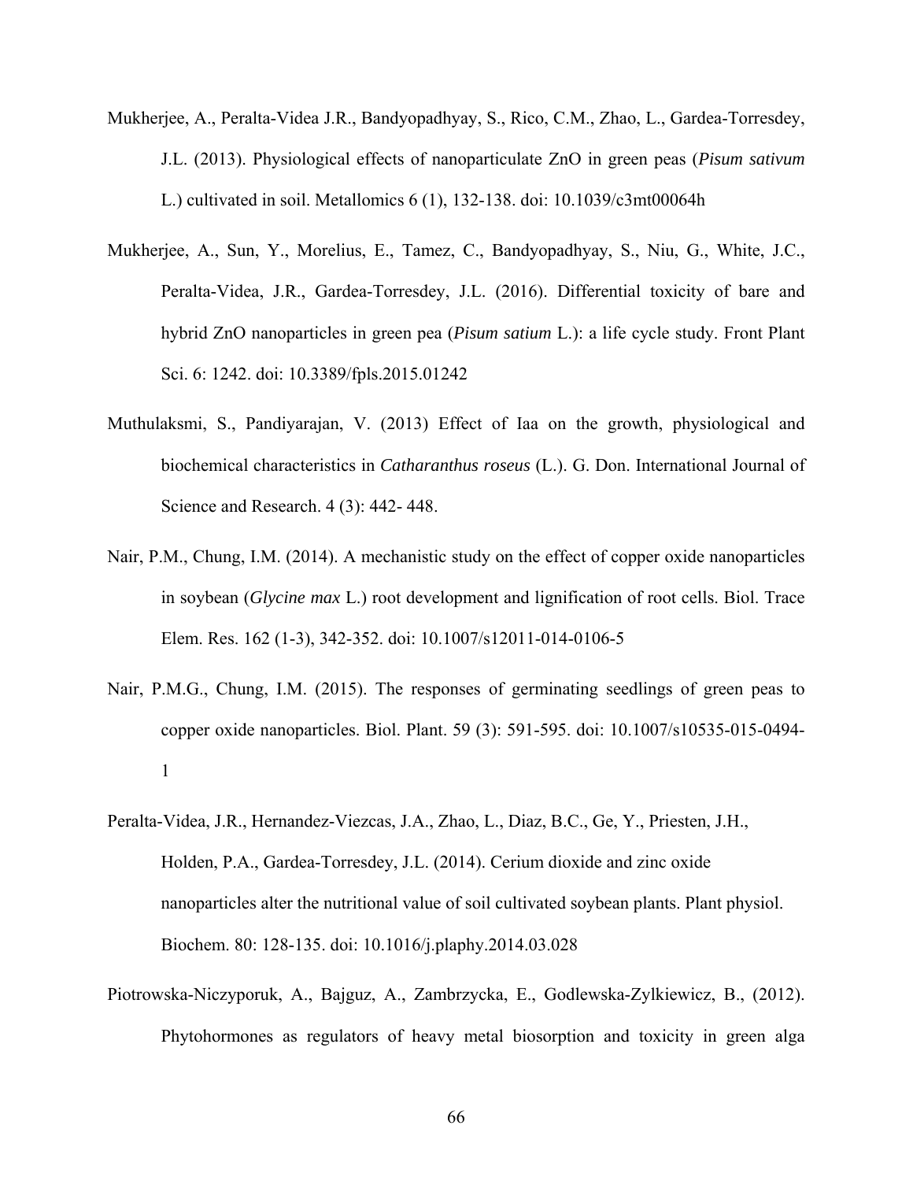Mukherjee, A., Peralta-Videa J.R., Bandyopadhyay, S., Rico, C.M., Zhao, L., Gardea-Torresdey, J.L. (2013). Physiological effects of nanoparticulate ZnO in green peas (*Pisum sativum* L.) cultivated in soil. Metallomics 6 (1), 132-138. doi: 10.1039/c3mt00064h

Mukherjee, A., Sun, Y., Morelius, E., Tamez, C., Bandyopadhyay, S., Niu, G., White, J.C., Peralta-Videa, J.R., Gardea-Torresdey, J.L. (2016). Differential toxicity of bare and hybrid ZnO nanoparticles in green pea (*Pisum satium* L.): a life cycle study. Front Plant Sci. 6: 1242. doi: 10.3389/fpls.2015.01242

Muthulaksmi, S., Pandiyarajan, V. (2013) Effect of Iaa on the growth, physiological and biochemical characteristics in *Catharanthus roseus* (L.). G. Don. International Journal of Science and Research. 4 (3): 442- 448.

Nair, P.M., Chung, I.M. (2014). A mechanistic study on the effect of copper oxide nanoparticles in soybean (*Glycine max* L.) root development and lignification of root cells. Biol. Trace Elem. Res. 162 (1-3), 342-352. doi: 10.1007/s12011-014-0106-5

Nair, P.M.G., Chung, I.M. (2015). The responses of germinating seedlings of green peas to copper oxide nanoparticles. Biol. Plant. 59 (3): 591-595. doi: 10.1007/s10535-015-0494-1

Peralta-Videa, J.R., Hernandez-Viezcas, J.A., Zhao, L., Diaz, B.C., Ge, Y., Priesten, J.H., Holden, P.A., Gardea-Torresdey, J.L. (2014). Cerium dioxide and zinc oxide nanoparticles alter the nutritional value of soil cultivated soybean plants. Plant physiol. Biochem. 80: 128-135. doi: 10.1016/j.plaphy.2014.03.028

Piotrowska-Niczyporuk, A., Bajguz, A., Zambrzycka, E., Godlewska-Zylkiewicz, B., (2012). Phytohormones as regulators of heavy metal biosorption and toxicity in green alga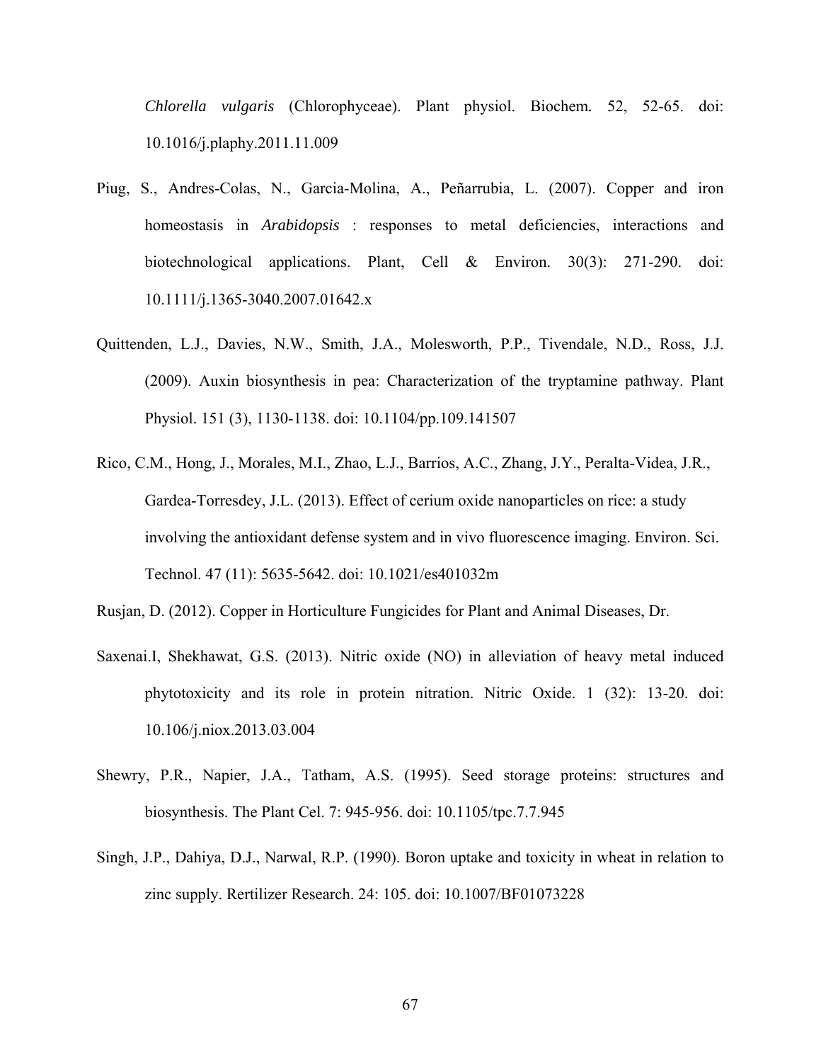*Chlorella vulgaris* (Chlorophyceae). Plant physiol. Biochem. 52, 52-65. doi: 10.1016/j.plaphy.2011.11.009

Piug, S., Andres-Colas, N., Garcia-Molina, A., Peñarrubia, L. (2007). Copper and iron homeostasis in *Arabidopsis* : responses to metal deficiencies, interactions and biotechnological applications. Plant, Cell & Environ. 30(3): 271-290. doi: 10.1111/j.1365-3040.2007.01642.x

Quittenden, L.J., Davies, N.W., Smith, J.A., Molesworth, P.P., Tivendale, N.D., Ross, J.J. (2009). Auxin biosynthesis in pea: Characterization of the tryptamine pathway. Plant Physiol. 151 (3), 1130-1138. doi: 10.1104/pp.109.141507

Rico, C.M., Hong, J., Morales, M.I., Zhao, L.J., Barrios, A.C., Zhang, J.Y., Peralta-Videa, J.R., Gardea-Torresdey, J.L. (2013). Effect of cerium oxide nanoparticles on rice: a study involving the antioxidant defense system and in vivo fluorescence imaging. Environ. Sci. Technol. 47 (11): 5635-5642. doi: 10.1021/es401032m

Rusjan, D. (2012). Copper in Horticulture Fungicides for Plant and Animal Diseases, Dr.

Saxenai.I, Shekhawat, G.S. (2013). Nitric oxide (NO) in alleviation of heavy metal induced phytotoxicity and its role in protein nitration. Nitric Oxide. 1 (32): 13-20. doi: 10.106/j.niox.2013.03.004

Shewry, P.R., Napier, J.A., Tatham, A.S. (1995). Seed storage proteins: structures and biosynthesis. The Plant Cel. 7: 945-956. doi: 10.1105/tpc.7.7.945

Singh, J.P., Dahiya, D.J., Narwal, R.P. (1990). Boron uptake and toxicity in wheat in relation to zinc supply. Rertilizer Research. 24: 105. doi: 10.1007/BF01073228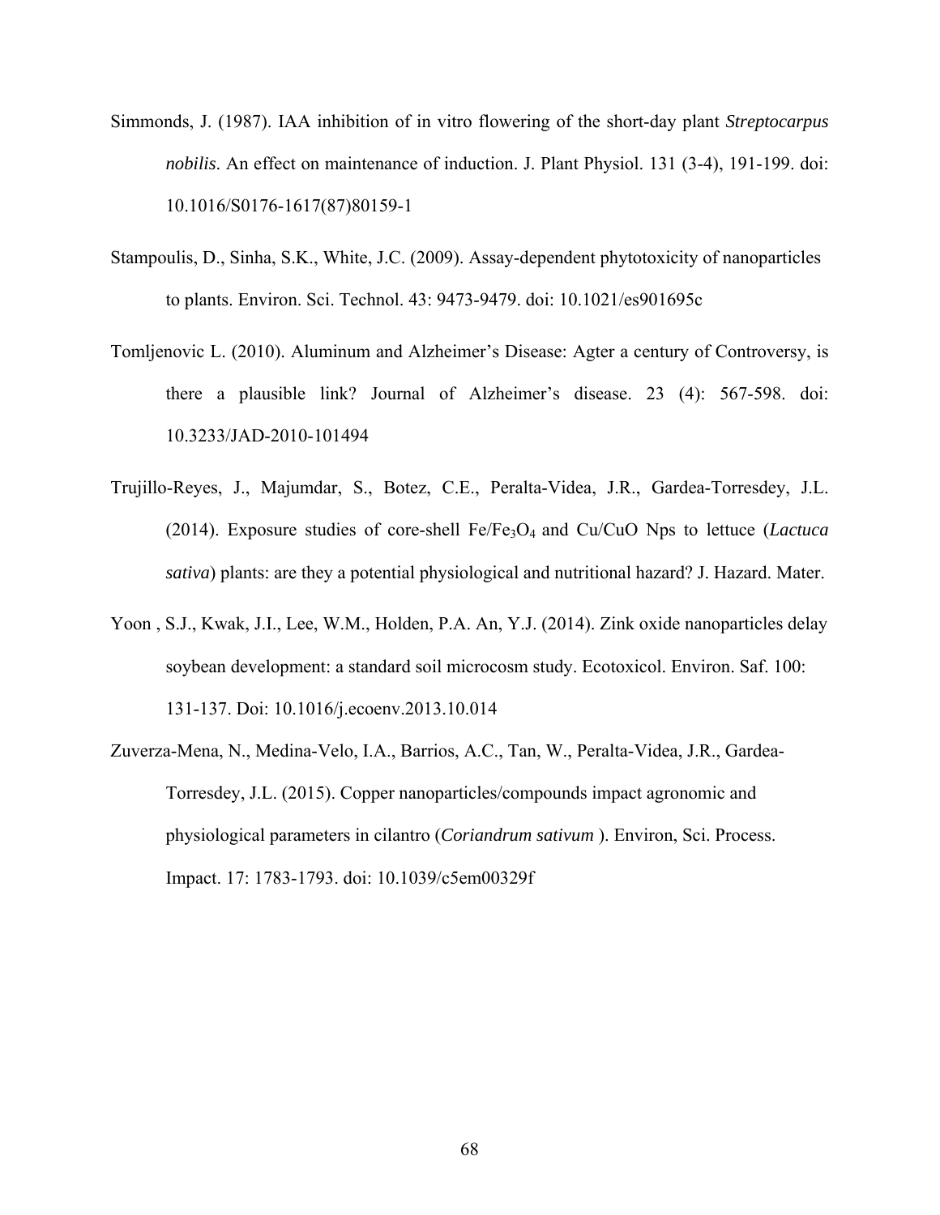Simmonds, J. (1987). IAA inhibition of in vitro flowering of the short-day plant *Streptocarpus nobilis*. An effect on maintenance of induction. J. Plant Physiol. 131 (3-4), 191-199. doi: 10.1016/S0176-1617(87)80159-1

Stampoulis, D., Sinha, S.K., White, J.C. (2009). Assay-dependent phytotoxicity of nanoparticles to plants. Environ. Sci. Technol. 43: 9473-9479. doi: 10.1021/es901695c

Tomljenovic L. (2010). Aluminum and Alzheimer's Disease: Agter a century of Controversy, is there a plausible link? Journal of Alzheimer's disease. 23 (4): 567-598. doi: 10.3233/JAD-2010-101494

Trujillo-Reyes, J., Majumdar, S., Botez, C.E., Peralta-Videa, J.R., Gardea-Torresdey, J.L. (2014). Exposure studies of core-shell Fe/$Fe_3O_4$ and Cu/CuO Nps to lettuce (*Lactuca sativa*) plants: are they a potential physiological and nutritional hazard? J. Hazard. Mater.

Yoon , S.J., Kwak, J.I., Lee, W.M., Holden, P.A. An, Y.J. (2014). Zink oxide nanoparticles delay soybean development: a standard soil microcosm study. Ecotoxicol. Environ. Saf. 100: 131-137. Doi: 10.1016/j.ecoenv.2013.10.014

Zuverza-Mena, N., Medina-Velo, I.A., Barrios, A.C., Tan, W., Peralta-Videa, J.R., Gardea-Torresdey, J.L. (2015). Copper nanoparticles/compounds impact agronomic and physiological parameters in cilantro (*Coriandrum sativum* ). Environ, Sci. Process. Impact. 17: 1783-1793. doi: 10.1039/c5em00329f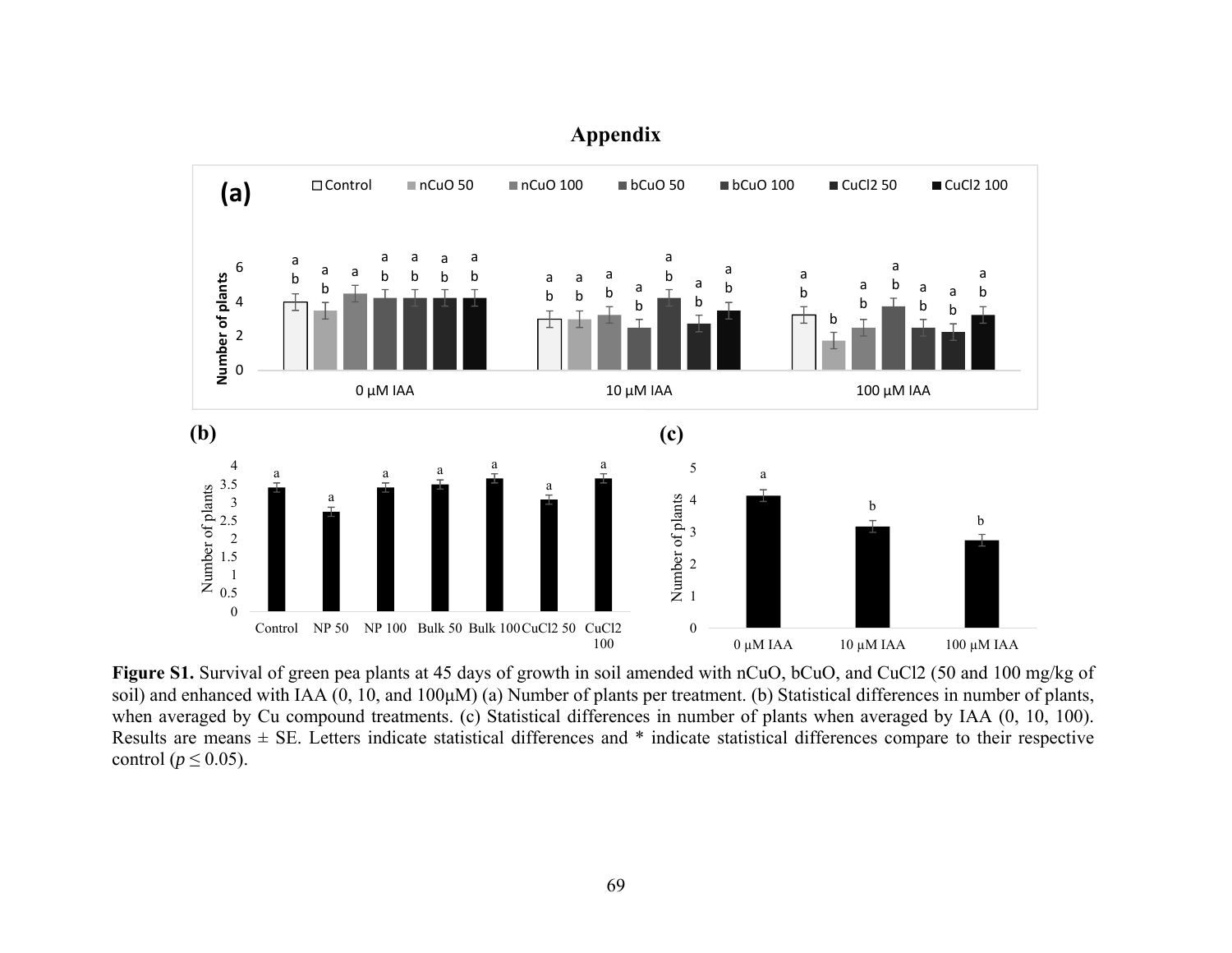# Appendix

**Figure S1.** Survival of green pea plants at 45 days of growth in soil amended with nCuO, bCuO, and CuCl2 (50 and 100 mg/kg of soil) and enhanced with IAA (0, 10, and 100µM) (a) Number of plants per treatment. (b) Statistical differences in number of plants, when averaged by Cu compound treatments. (c) Statistical differences in number of plants when averaged by IAA (0, 10, 100). Results are means ± SE. Letters indicate statistical differences and * indicate statistical differences compare to their respective control ($p \leq 0.05$).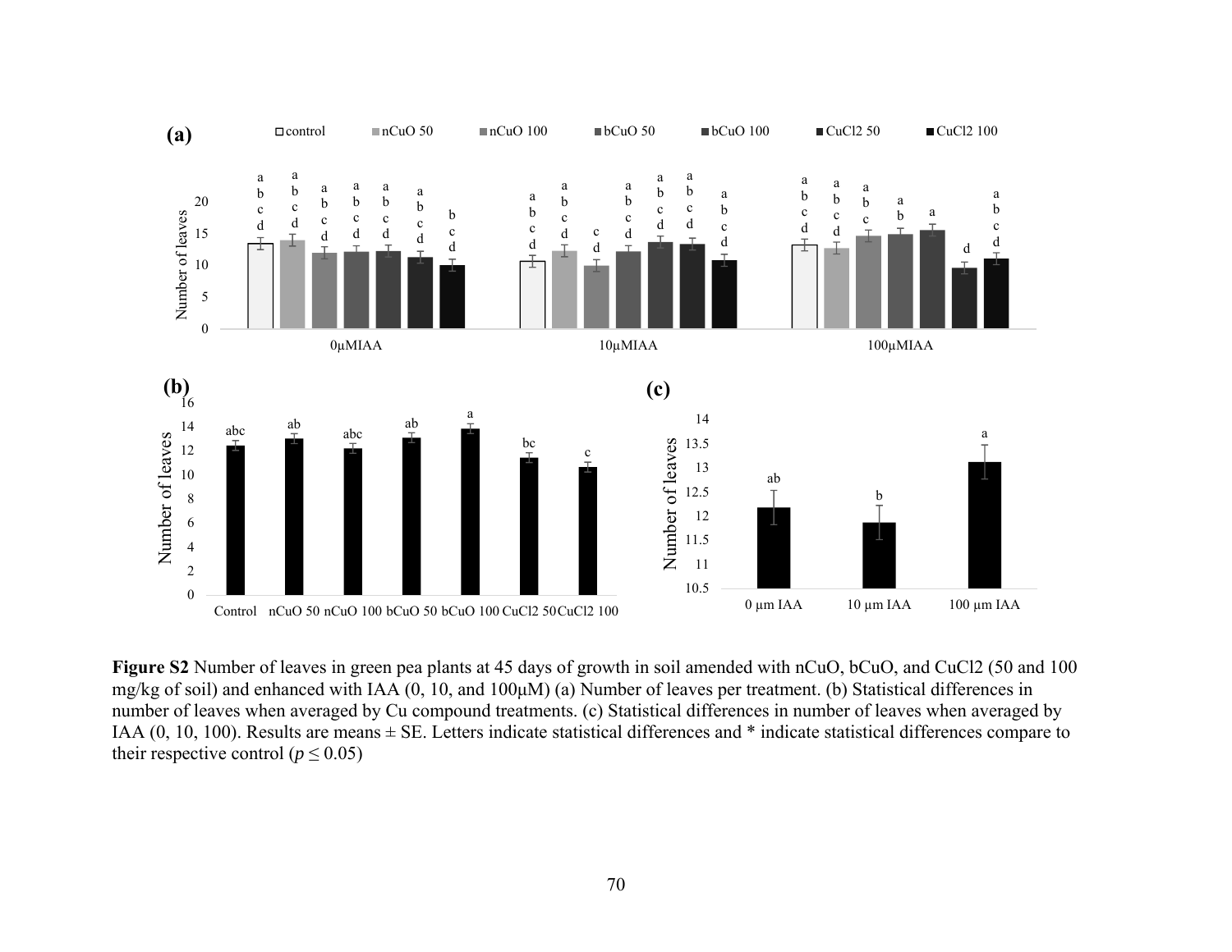**Figure S2** Number of leaves in green pea plants at 45 days of growth in soil amended with nCuO, bCuO, and CuCl2 (50 and 100 mg/kg of soil) and enhanced with IAA (0, 10, and 100μM) (a) Number of leaves per treatment. (b) Statistical differences in number of leaves when averaged by Cu compound treatments. (c) Statistical differences in number of leaves when averaged by IAA (0, 10, 100). Results are means ± SE. Letters indicate statistical differences and * indicate statistical differences compare to their respective control ($p \leq 0.05$)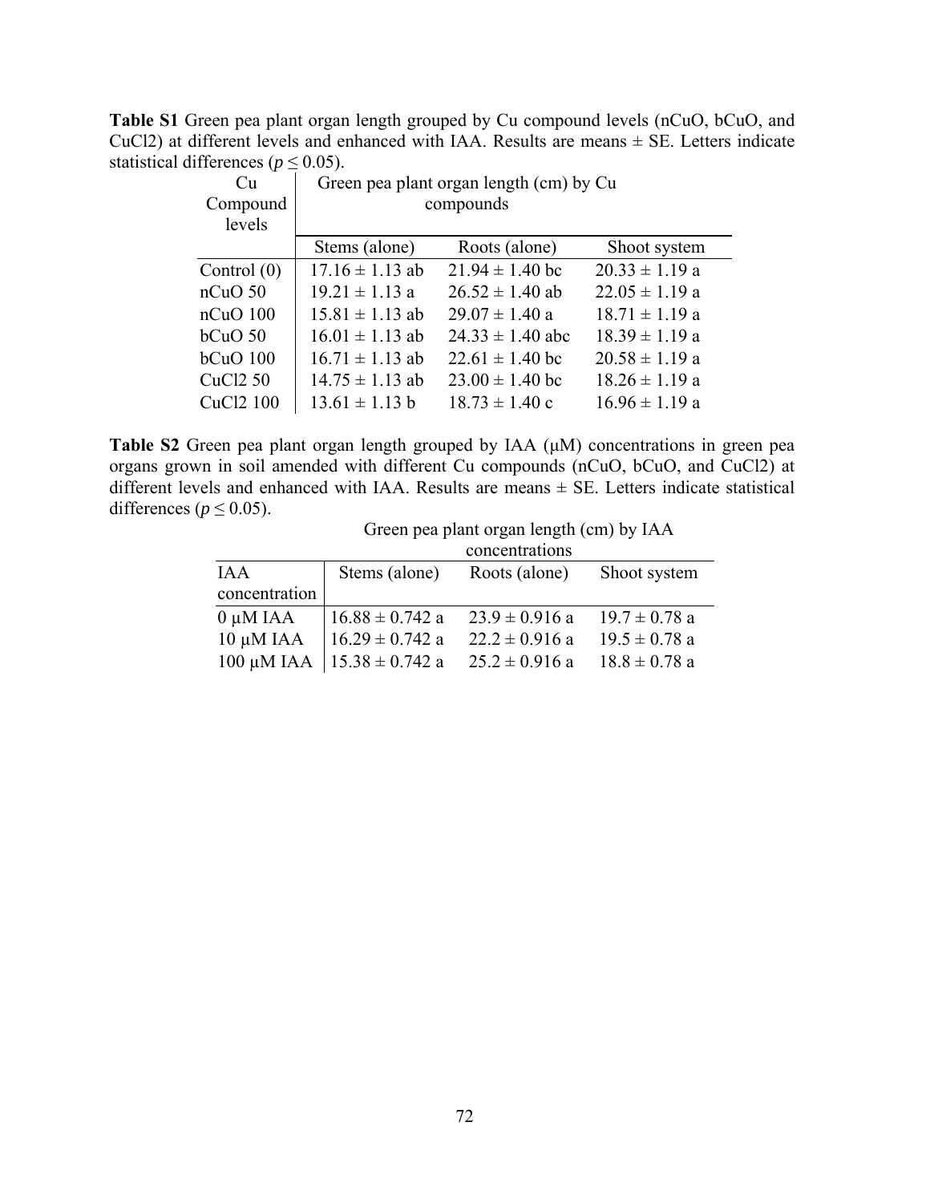**Table S1** Green pea plant organ length grouped by Cu compound levels (nCuO, bCuO, and CuCl2) at different levels and enhanced with IAA. Results are means ± SE. Letters indicate statistical differences ($p \leq 0.05$).

| Cu Compound levels | Green pea plant organ length (cm) by Cu compounds | | |
|---|---|---|---|
| | Stems (alone) | Roots (alone) | Shoot system |
| Control (0) | 17.16 ± 1.13 ab | 21.94 ± 1.40 bc | 20.33 ± 1.19 a |
| nCuO 50 | 19.21 ± 1.13 a | 26.52 ± 1.40 ab | 22.05 ± 1.19 a |
| nCuO 100 | 15.81 ± 1.13 ab | 29.07 ± 1.40 a | 18.71 ± 1.19 a |
| bCuO 50 | 16.01 ± 1.13 ab | 24.33 ± 1.40 abc | 18.39 ± 1.19 a |
| bCuO 100 | 16.71 ± 1.13 ab | 22.61 ± 1.40 bc | 20.58 ± 1.19 a |
| CuCl2 50 | 14.75 ± 1.13 ab | 23.00 ± 1.40 bc | 18.26 ± 1.19 a |
| CuCl2 100 | 13.61 ± 1.13 b | 18.73 ± 1.40 c | 16.96 ± 1.19 a |

**Table S2** Green pea plant organ length grouped by IAA (μM) concentrations in green pea organs grown in soil amended with different Cu compounds (nCuO, bCuO, and CuCl2) at different levels and enhanced with IAA. Results are means ± SE. Letters indicate statistical differences ($p \leq 0.05$).

| | Green pea plant organ length (cm) by IAA concentrations | | |
|---|---|---|---|
| IAA concentration | Stems (alone) | Roots (alone) | Shoot system |
| 0 μM IAA | 16.88 ± 0.742 a | 23.9 ± 0.916 a | 19.7 ± 0.78 a |
| 10 μM IAA | 16.29 ± 0.742 a | 22.2 ± 0.916 a | 19.5 ± 0.78 a |
| 100 μM IAA | 15.38 ± 0.742 a | 25.2 ± 0.916 a | 18.8 ± 0.78 a |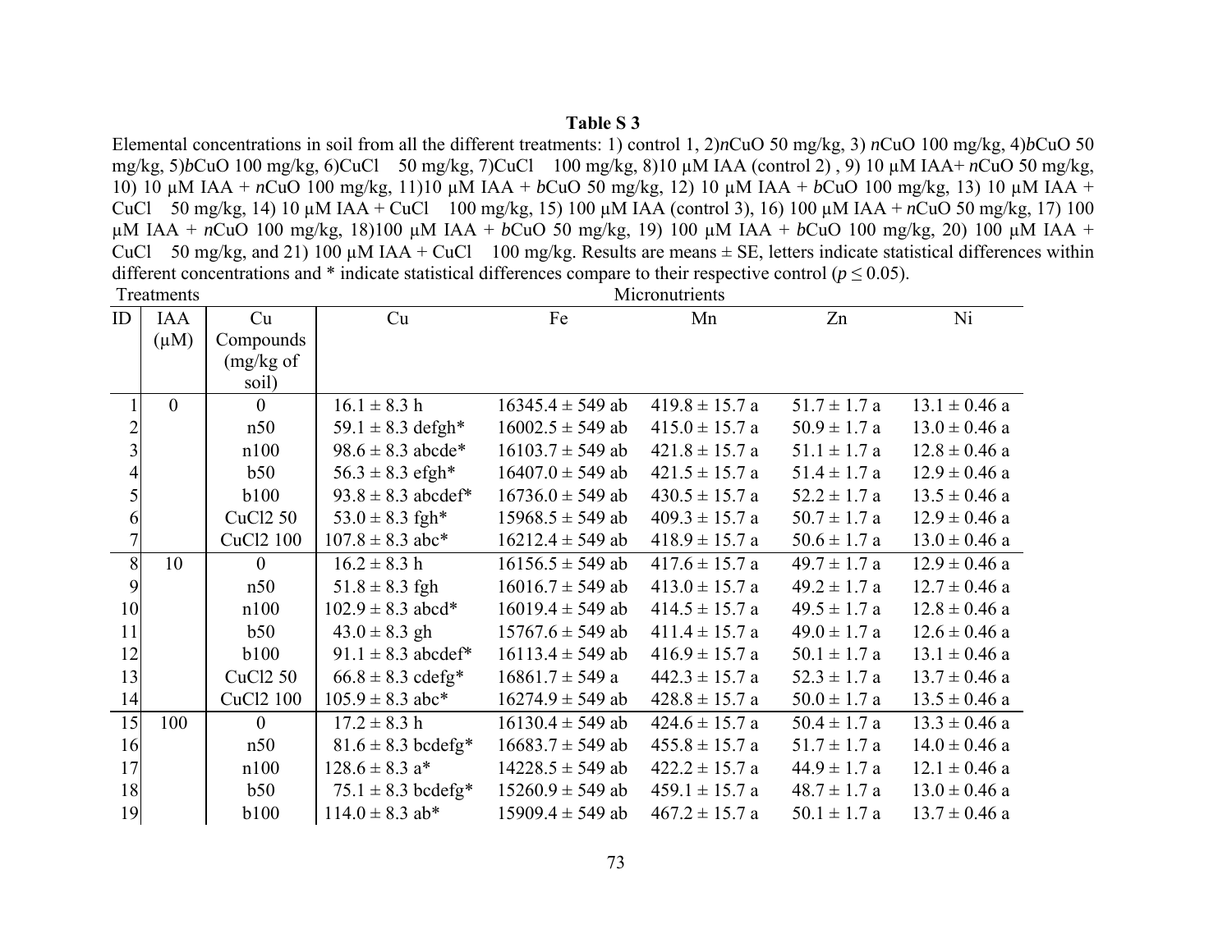**Table S 3**

Elemental concentrations in soil from all the different treatments: 1) control 1, 2)*n*CuO 50 mg/kg, 3) *n*CuO 100 mg/kg, 4)*b*CuO 50 mg/kg, 5)*b*CuO 100 mg/kg, 6)CuCl 50 mg/kg, 7)CuCl 100 mg/kg, 8)10 µM IAA (control 2) , 9) 10 µM IAA+ *n*CuO 50 mg/kg, 10) 10 µM IAA + *n*CuO 100 mg/kg, 11)10 µM IAA + *b*CuO 50 mg/kg, 12) 10 µM IAA + *b*CuO 100 mg/kg, 13) 10 µM IAA + CuCl 50 mg/kg, 14) 10 µM IAA + CuCl 100 mg/kg, 15) 100 µM IAA (control 3), 16) 100 µM IAA + *n*CuO 50 mg/kg, 17) 100 µM IAA + *n*CuO 100 mg/kg, 18)100 µM IAA + *b*CuO 50 mg/kg, 19) 100 µM IAA + *b*CuO 100 mg/kg, 20) 100 µM IAA + CuCl 50 mg/kg, and 21) 100 µM IAA + CuCl 100 mg/kg. Results are means ± SE, letters indicate statistical differences within different concentrations and * indicate statistical differences compare to their respective control ($p \leq 0.05$).

| Treatments | | | Micronutrients | | | | |
|---|---|---|---|---|---|---|---|
| ID | IAA (µM) | Cu Compounds (mg/kg of soil) | Cu | Fe | Mn | Zn | Ni |
| 1 | 0 | 0 | 16.1 ± 8.3 h | 16345.4 ± 549 ab | 419.8 ± 15.7 a | 51.7 ± 1.7 a | 13.1 ± 0.46 a |
| 2 | | n50 | 59.1 ± 8.3 defgh* | 16002.5 ± 549 ab | 415.0 ± 15.7 a | 50.9 ± 1.7 a | 13.0 ± 0.46 a |
| 3 | | n100 | 98.6 ± 8.3 abcde* | 16103.7 ± 549 ab | 421.8 ± 15.7 a | 51.1 ± 1.7 a | 12.8 ± 0.46 a |
| 4 | | b50 | 56.3 ± 8.3 efgh* | 16407.0 ± 549 ab | 421.5 ± 15.7 a | 51.4 ± 1.7 a | 12.9 ± 0.46 a |
| 5 | | b100 | 93.8 ± 8.3 abcdef* | 16736.0 ± 549 ab | 430.5 ± 15.7 a | 52.2 ± 1.7 a | 13.5 ± 0.46 a |
| 6 | | CuCl2 50 | 53.0 ± 8.3 fgh* | 15968.5 ± 549 ab | 409.3 ± 15.7 a | 50.7 ± 1.7 a | 12.9 ± 0.46 a |
| 7 | | CuCl2 100 | 107.8 ± 8.3 abc* | 16212.4 ± 549 ab | 418.9 ± 15.7 a | 50.6 ± 1.7 a | 13.0 ± 0.46 a |
| 8 | 10 | 0 | 16.2 ± 8.3 h | 16156.5 ± 549 ab | 417.6 ± 15.7 a | 49.7 ± 1.7 a | 12.9 ± 0.46 a |
| 9 | | n50 | 51.8 ± 8.3 fgh | 16016.7 ± 549 ab | 413.0 ± 15.7 a | 49.2 ± 1.7 a | 12.7 ± 0.46 a |
| 10 | | n100 | 102.9 ± 8.3 abcd* | 16019.4 ± 549 ab | 414.5 ± 15.7 a | 49.5 ± 1.7 a | 12.8 ± 0.46 a |
| 11 | | b50 | 43.0 ± 8.3 gh | 15767.6 ± 549 ab | 411.4 ± 15.7 a | 49.0 ± 1.7 a | 12.6 ± 0.46 a |
| 12 | | b100 | 91.1 ± 8.3 abcdef* | 16113.4 ± 549 ab | 416.9 ± 15.7 a | 50.1 ± 1.7 a | 13.1 ± 0.46 a |
| 13 | | CuCl2 50 | 66.8 ± 8.3 cdefg* | 16861.7 ± 549 a | 442.3 ± 15.7 a | 52.3 ± 1.7 a | 13.7 ± 0.46 a |
| 14 | | CuCl2 100 | 105.9 ± 8.3 abc* | 16274.9 ± 549 ab | 428.8 ± 15.7 a | 50.0 ± 1.7 a | 13.5 ± 0.46 a |
| 15 | 100 | 0 | 17.2 ± 8.3 h | 16130.4 ± 549 ab | 424.6 ± 15.7 a | 50.4 ± 1.7 a | 13.3 ± 0.46 a |
| 16 | | n50 | 81.6 ± 8.3 bcdefg* | 16683.7 ± 549 ab | 455.8 ± 15.7 a | 51.7 ± 1.7 a | 14.0 ± 0.46 a |
| 17 | | n100 | 128.6 ± 8.3 a* | 14228.5 ± 549 ab | 422.2 ± 15.7 a | 44.9 ± 1.7 a | 12.1 ± 0.46 a |
| 18 | | b50 | 75.1 ± 8.3 bcdefg* | 15260.9 ± 549 ab | 459.1 ± 15.7 a | 48.7 ± 1.7 a | 13.0 ± 0.46 a |
| 19 | | b100 | 114.0 ± 8.3 ab* | 15909.4 ± 549 ab | 467.2 ± 15.7 a | 50.1 ± 1.7 a | 13.7 ± 0.46 a |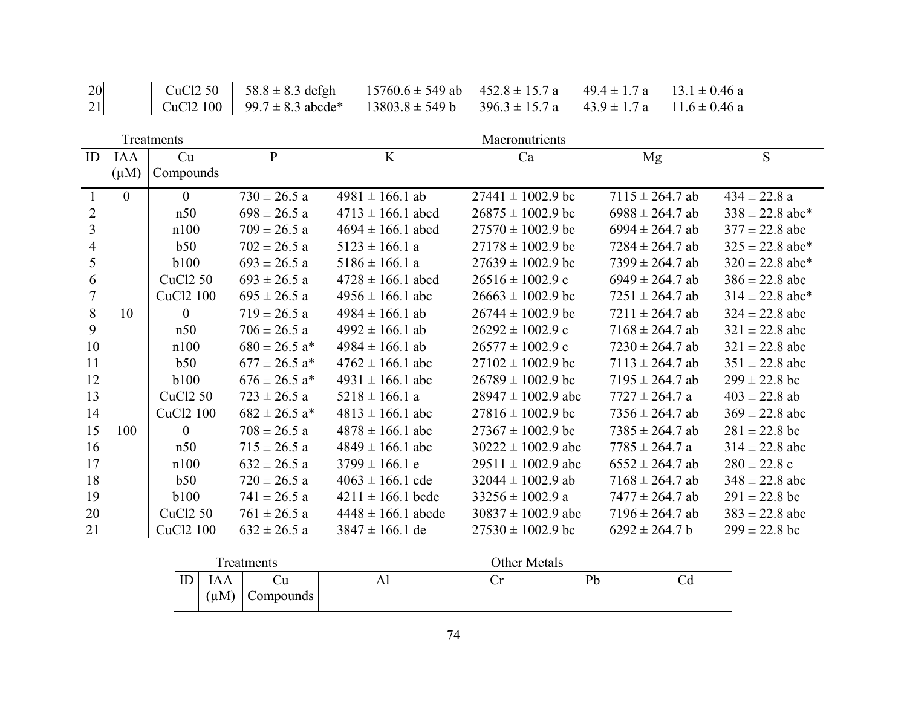| 20 | | CuCl2 50 | 58.8 ± 8.3 defgh | 15760.6 ± 549 ab | 452.8 ± 15.7 a | 49.4 ± 1.7 a | 13.1 ± 0.46 a |
|---|---|---|---|---|---|---|---|
| 21 | | CuCl2 100 | 99.7 ± 8.3 abcde* | 13803.8 ± 549 b | 396.3 ± 15.7 a | 43.9 ± 1.7 a | 11.6 ± 0.46 a |

| Treatments | | | Macronutrients | | | | |
|---|---|---|---|---|---|---|---|
| ID | IAA (μM) | Cu Compounds | P | K | Ca | Mg | S |
| 1 | 0 | 0 | 730 ± 26.5 a | 4981 ± 166.1 ab | 27441 ± 1002.9 bc | 7115 ± 264.7 ab | 434 ± 22.8 a |
| 2 | | n50 | 698 ± 26.5 a | 4713 ± 166.1 abcd | 26875 ± 1002.9 bc | 6988 ± 264.7 ab | 338 ± 22.8 abc* |
| 3 | | n100 | 709 ± 26.5 a | 4694 ± 166.1 abcd | 27570 ± 1002.9 bc | 6994 ± 264.7 ab | 377 ± 22.8 abc |
| 4 | | b50 | 702 ± 26.5 a | 5123 ± 166.1 a | 27178 ± 1002.9 bc | 7284 ± 264.7 ab | 325 ± 22.8 abc* |
| 5 | | b100 | 693 ± 26.5 a | 5186 ± 166.1 a | 27639 ± 1002.9 bc | 7399 ± 264.7 ab | 320 ± 22.8 abc* |
| 6 | | CuCl2 50 | 693 ± 26.5 a | 4728 ± 166.1 abcd | 26516 ± 1002.9 c | 6949 ± 264.7 ab | 386 ± 22.8 abc |
| 7 | | CuCl2 100 | 695 ± 26.5 a | 4956 ± 166.1 abc | 26663 ± 1002.9 bc | 7251 ± 264.7 ab | 314 ± 22.8 abc* |
| 8 | 10 | 0 | 719 ± 26.5 a | 4984 ± 166.1 ab | 26744 ± 1002.9 bc | 7211 ± 264.7 ab | 324 ± 22.8 abc |
| 9 | | n50 | 706 ± 26.5 a | 4992 ± 166.1 ab | 26292 ± 1002.9 c | 7168 ± 264.7 ab | 321 ± 22.8 abc |
| 10 | | n100 | 680 ± 26.5 a* | 4984 ± 166.1 ab | 26577 ± 1002.9 c | 7230 ± 264.7 ab | 321 ± 22.8 abc |
| 11 | | b50 | 677 ± 26.5 a* | 4762 ± 166.1 abc | 27102 ± 1002.9 bc | 7113 ± 264.7 ab | 351 ± 22.8 abc |
| 12 | | b100 | 676 ± 26.5 a* | 4931 ± 166.1 abc | 26789 ± 1002.9 bc | 7195 ± 264.7 ab | 299 ± 22.8 bc |
| 13 | | CuCl2 50 | 723 ± 26.5 a | 5218 ± 166.1 a | 28947 ± 1002.9 abc | 7727 ± 264.7 a | 403 ± 22.8 ab |
| 14 | | CuCl2 100 | 682 ± 26.5 a* | 4813 ± 166.1 abc | 27816 ± 1002.9 bc | 7356 ± 264.7 ab | 369 ± 22.8 abc |
| 15 | 100 | 0 | 708 ± 26.5 a | 4878 ± 166.1 abc | 27367 ± 1002.9 bc | 7385 ± 264.7 ab | 281 ± 22.8 bc |
| 16 | | n50 | 715 ± 26.5 a | 4849 ± 166.1 abc | 30222 ± 1002.9 abc | 7785 ± 264.7 a | 314 ± 22.8 abc |
| 17 | | n100 | 632 ± 26.5 a | 3799 ± 166.1 e | 29511 ± 1002.9 abc | 6552 ± 264.7 ab | 280 ± 22.8 c |
| 18 | | b50 | 720 ± 26.5 a | 4063 ± 166.1 cde | 32044 ± 1002.9 ab | 7168 ± 264.7 ab | 348 ± 22.8 abc |
| 19 | | b100 | 741 ± 26.5 a | 4211 ± 166.1 bcde | 33256 ± 1002.9 a | 7477 ± 264.7 ab | 291 ± 22.8 bc |
| 20 | | CuCl2 50 | 761 ± 26.5 a | 4448 ± 166.1 abcde | 30837 ± 1002.9 abc | 7196 ± 264.7 ab | 383 ± 22.8 abc |
| 21 | | CuCl2 100 | 632 ± 26.5 a | 3847 ± 166.1 de | 27530 ± 1002.9 bc | 6292 ± 264.7 b | 299 ± 22.8 bc |

| Treatments | | | Other Metals | | | |
|---|---|---|---|---|---|---|
| ID | IAA (μM) | Cu Compounds | Al | Cr | Pb | Cd |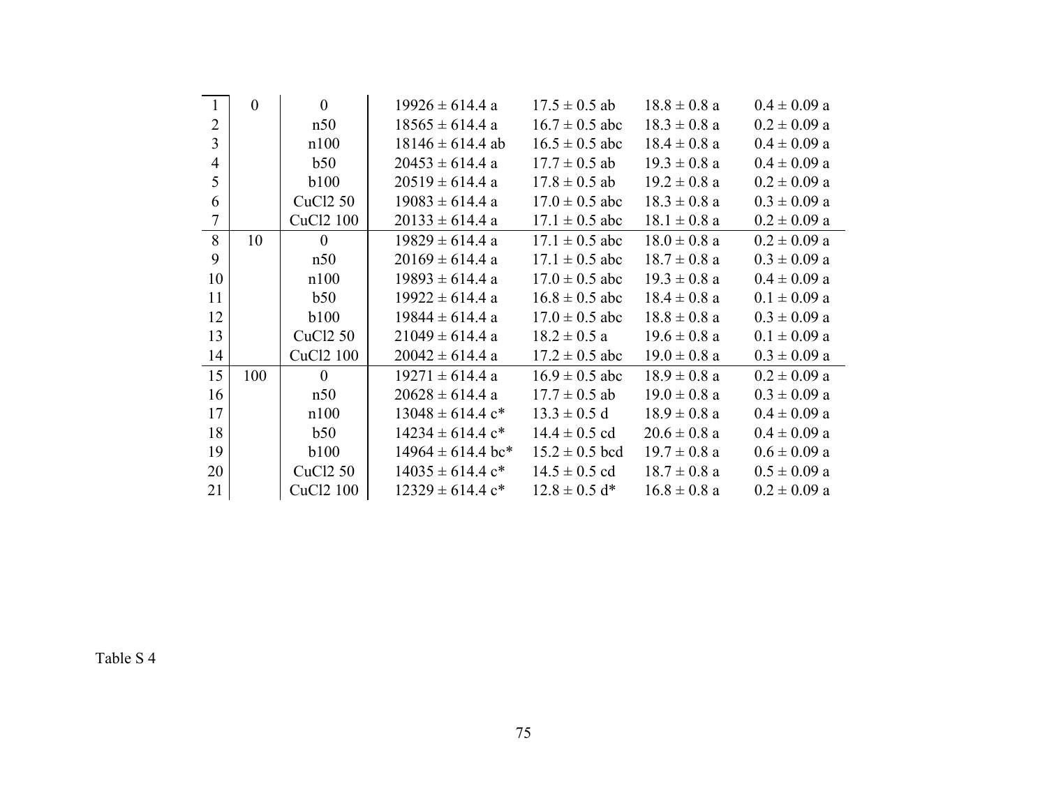| | | | | | | |
|---|---|---|---|---|---|---|
| 1 | 0 | 0 | 19926 ± 614.4 a | 17.5 ± 0.5 ab | 18.8 ± 0.8 a | 0.4 ± 0.09 a |
| 2 | | n50 | 18565 ± 614.4 a | 16.7 ± 0.5 abc | 18.3 ± 0.8 a | 0.2 ± 0.09 a |
| 3 | | n100 | 18146 ± 614.4 ab | 16.5 ± 0.5 abc | 18.4 ± 0.8 a | 0.4 ± 0.09 a |
| 4 | | b50 | 20453 ± 614.4 a | 17.7 ± 0.5 ab | 19.3 ± 0.8 a | 0.4 ± 0.09 a |
| 5 | | b100 | 20519 ± 614.4 a | 17.8 ± 0.5 ab | 19.2 ± 0.8 a | 0.2 ± 0.09 a |
| 6 | | $CuCl_2$ 50 | 19083 ± 614.4 a | 17.0 ± 0.5 abc | 18.3 ± 0.8 a | 0.3 ± 0.09 a |
| 7 | | $CuCl_2$ 100 | 20133 ± 614.4 a | 17.1 ± 0.5 abc | 18.1 ± 0.8 a | 0.2 ± 0.09 a |
| 8 | 10 | 0 | 19829 ± 614.4 a | 17.1 ± 0.5 abc | 18.0 ± 0.8 a | 0.2 ± 0.09 a |
| 9 | | n50 | 20169 ± 614.4 a | 17.1 ± 0.5 abc | 18.7 ± 0.8 a | 0.3 ± 0.09 a |
| 10 | | n100 | 19893 ± 614.4 a | 17.0 ± 0.5 abc | 19.3 ± 0.8 a | 0.4 ± 0.09 a |
| 11 | | b50 | 19922 ± 614.4 a | 16.8 ± 0.5 abc | 18.4 ± 0.8 a | 0.1 ± 0.09 a |
| 12 | | b100 | 19844 ± 614.4 a | 17.0 ± 0.5 abc | 18.8 ± 0.8 a | 0.3 ± 0.09 a |
| 13 | | $CuCl_2$ 50 | 21049 ± 614.4 a | 18.2 ± 0.5 a | 19.6 ± 0.8 a | 0.1 ± 0.09 a |
| 14 | | $CuCl_2$ 100 | 20042 ± 614.4 a | 17.2 ± 0.5 abc | 19.0 ± 0.8 a | 0.3 ± 0.09 a |
| 15 | 100 | 0 | 19271 ± 614.4 a | 16.9 ± 0.5 abc | 18.9 ± 0.8 a | 0.2 ± 0.09 a |
| 16 | | n50 | 20628 ± 614.4 a | 17.7 ± 0.5 ab | 19.0 ± 0.8 a | 0.3 ± 0.09 a |
| 17 | | n100 | 13048 ± 614.4 c* | 13.3 ± 0.5 d | 18.9 ± 0.8 a | 0.4 ± 0.09 a |
| 18 | | b50 | 14234 ± 614.4 c* | 14.4 ± 0.5 cd | 20.6 ± 0.8 a | 0.4 ± 0.09 a |
| 19 | | b100 | 14964 ± 614.4 bc* | 15.2 ± 0.5 bcd | 19.7 ± 0.8 a | 0.6 ± 0.09 a |
| 20 | | $CuCl_2$ 50 | 14035 ± 614.4 c* | 14.5 ± 0.5 cd | 18.7 ± 0.8 a | 0.5 ± 0.09 a |
| 21 | | $CuCl_2$ 100 | 12329 ± 614.4 c* | 12.8 ± 0.5 d* | 16.8 ± 0.8 a | 0.2 ± 0.09 a |

Table S 4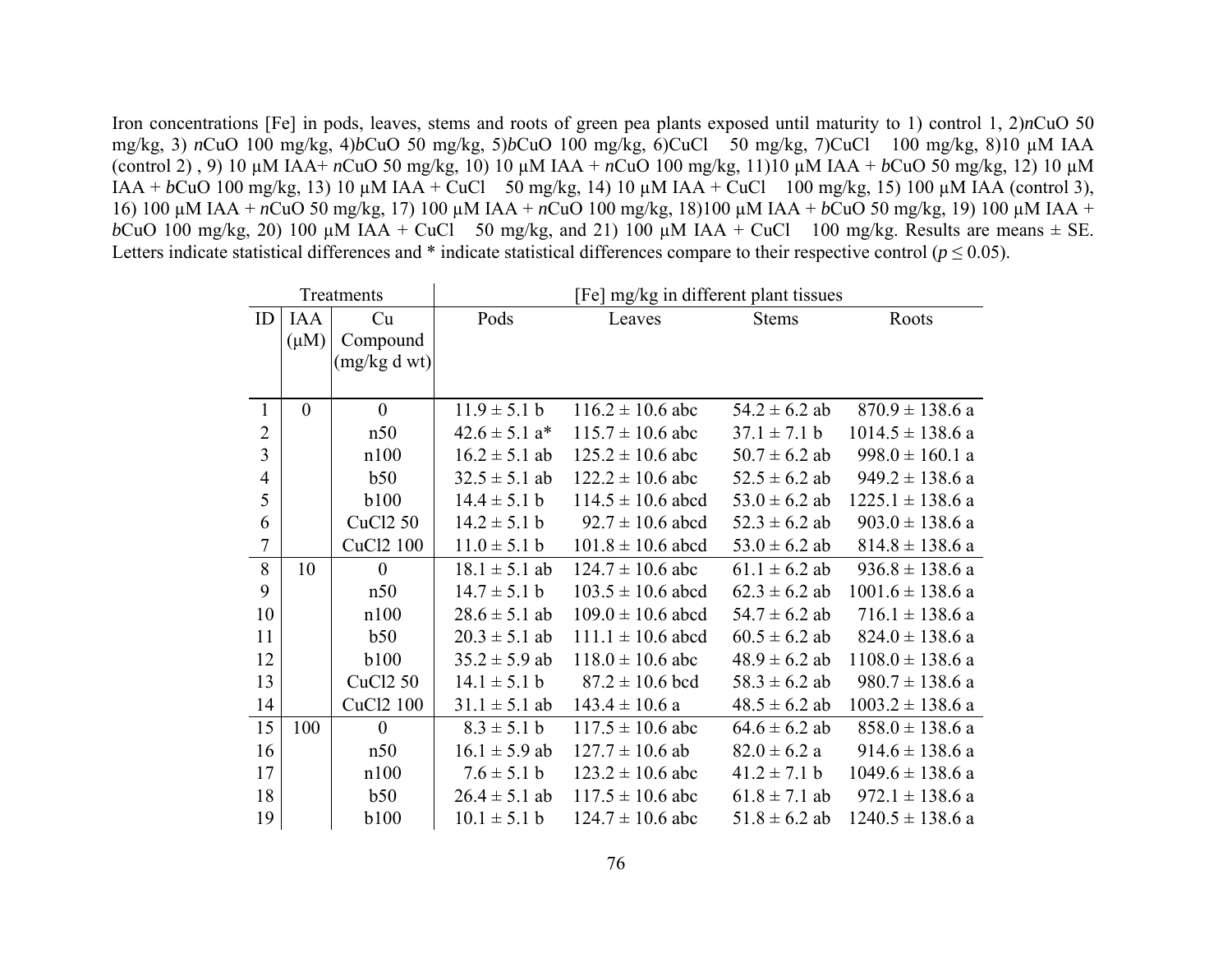Iron concentrations [Fe] in pods, leaves, stems and roots of green pea plants exposed until maturity to 1) control 1, 2)*n*CuO 50 mg/kg, 3) *n*CuO 100 mg/kg, 4)*b*CuO 50 mg/kg, 5)*b*CuO 100 mg/kg, 6)CuCl 50 mg/kg, 7)CuCl 100 mg/kg, 8)10 µM IAA (control 2) , 9) 10 µM IAA+ *n*CuO 50 mg/kg, 10) 10 µM IAA + *n*CuO 100 mg/kg, 11)10 µM IAA + *b*CuO 50 mg/kg, 12) 10 µM IAA + *b*CuO 100 mg/kg, 13) 10 µM IAA + CuCl 50 mg/kg, 14) 10 µM IAA + CuCl 100 mg/kg, 15) 100 µM IAA (control 3), 16) 100 µM IAA + *n*CuO 50 mg/kg, 17) 100 µM IAA + *n*CuO 100 mg/kg, 18)100 µM IAA + *b*CuO 50 mg/kg, 19) 100 µM IAA + *b*CuO 100 mg/kg, 20) 100 µM IAA + CuCl 50 mg/kg, and 21) 100 µM IAA + CuCl 100 mg/kg. Results are means ± SE. Letters indicate statistical differences and * indicate statistical differences compare to their respective control ($p \leq 0.05$).

| Treatments | | | [Fe] mg/kg in different plant tissues | | | |
|---|---|---|---|---|---|---|
| ID | IAA (µM) | Cu Compound (mg/kg d wt) | Pods | Leaves | Stems | Roots |
| 1 | 0 | 0 | 11.9 ± 5.1 b | 116.2 ± 10.6 abc | 54.2 ± 6.2 ab | 870.9 ± 138.6 a |
| 2 | | n50 | 42.6 ± 5.1 a* | 115.7 ± 10.6 abc | 37.1 ± 7.1 b | 1014.5 ± 138.6 a |
| 3 | | n100 | 16.2 ± 5.1 ab | 125.2 ± 10.6 abc | 50.7 ± 6.2 ab | 998.0 ± 160.1 a |
| 4 | | b50 | 32.5 ± 5.1 ab | 122.2 ± 10.6 abc | 52.5 ± 6.2 ab | 949.2 ± 138.6 a |
| 5 | | b100 | 14.4 ± 5.1 b | 114.5 ± 10.6 abcd | 53.0 ± 6.2 ab | 1225.1 ± 138.6 a |
| 6 | | CuCl2 50 | 14.2 ± 5.1 b | 92.7 ± 10.6 abcd | 52.3 ± 6.2 ab | 903.0 ± 138.6 a |
| 7 | | CuCl2 100 | 11.0 ± 5.1 b | 101.8 ± 10.6 abcd | 53.0 ± 6.2 ab | 814.8 ± 138.6 a |
| 8 | 10 | 0 | 18.1 ± 5.1 ab | 124.7 ± 10.6 abc | 61.1 ± 6.2 ab | 936.8 ± 138.6 a |
| 9 | | n50 | 14.7 ± 5.1 b | 103.5 ± 10.6 abcd | 62.3 ± 6.2 ab | 1001.6 ± 138.6 a |
| 10 | | n100 | 28.6 ± 5.1 ab | 109.0 ± 10.6 abcd | 54.7 ± 6.2 ab | 716.1 ± 138.6 a |
| 11 | | b50 | 20.3 ± 5.1 ab | 111.1 ± 10.6 abcd | 60.5 ± 6.2 ab | 824.0 ± 138.6 a |
| 12 | | b100 | 35.2 ± 5.9 ab | 118.0 ± 10.6 abc | 48.9 ± 6.2 ab | 1108.0 ± 138.6 a |
| 13 | | CuCl2 50 | 14.1 ± 5.1 b | 87.2 ± 10.6 bcd | 58.3 ± 6.2 ab | 980.7 ± 138.6 a |
| 14 | | CuCl2 100 | 31.1 ± 5.1 ab | 143.4 ± 10.6 a | 48.5 ± 6.2 ab | 1003.2 ± 138.6 a |
| 15 | 100 | 0 | 8.3 ± 5.1 b | 117.5 ± 10.6 abc | 64.6 ± 6.2 ab | 858.0 ± 138.6 a |
| 16 | | n50 | 16.1 ± 5.9 ab | 127.7 ± 10.6 ab | 82.0 ± 6.2 a | 914.6 ± 138.6 a |
| 17 | | n100 | 7.6 ± 5.1 b | 123.2 ± 10.6 abc | 41.2 ± 7.1 b | 1049.6 ± 138.6 a |
| 18 | | b50 | 26.4 ± 5.1 ab | 117.5 ± 10.6 abc | 61.8 ± 7.1 ab | 972.1 ± 138.6 a |
| 19 | | b100 | 10.1 ± 5.1 b | 124.7 ± 10.6 abc | 51.8 ± 6.2 ab | 1240.5 ± 138.6 a |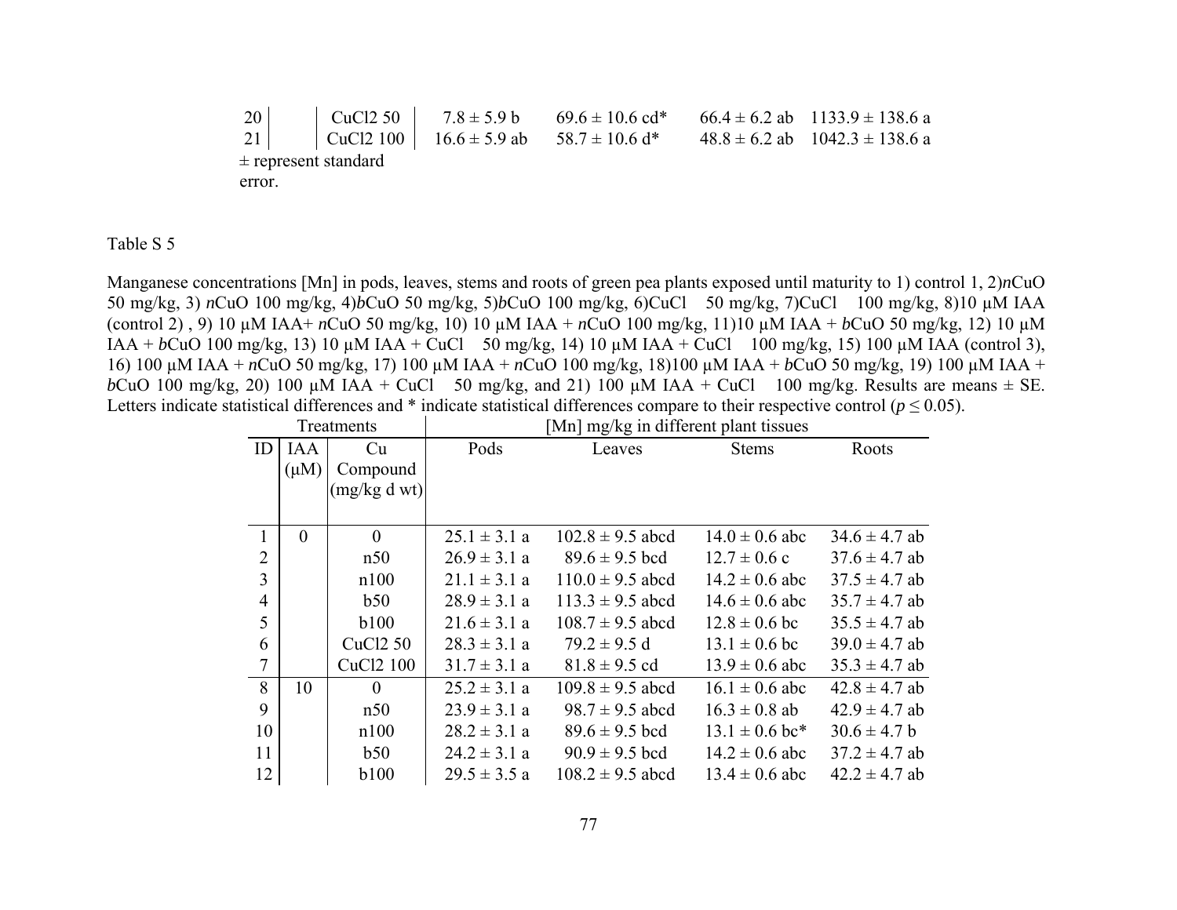| 20 | | CuCl2 50 | 7.8 ± 5.9 b | 69.6 ± 10.6 cd* | 66.4 ± 6.2 ab | 1133.9 ± 138.6 a |
|---|---|---|---|---|---|---|
| 21 | | CuCl2 100 | 16.6 ± 5.9 ab | 58.7 ± 10.6 d* | 48.8 ± 6.2 ab | 1042.3 ± 138.6 a |

± represent standard error.

Table S 5

Manganese concentrations [Mn] in pods, leaves, stems and roots of green pea plants exposed until maturity to 1) control 1, 2)*n*CuO 50 mg/kg, 3) *n*CuO 100 mg/kg, 4)*b*CuO 50 mg/kg, 5)*b*CuO 100 mg/kg, 6)CuCl 50 mg/kg, 7)CuCl 100 mg/kg, 8)10 μM IAA (control 2) , 9) 10 μM IAA+ *n*CuO 50 mg/kg, 10) 10 μM IAA + *n*CuO 100 mg/kg, 11)10 μM IAA + *b*CuO 50 mg/kg, 12) 10 μM IAA + *b*CuO 100 mg/kg, 13) 10 μM IAA + CuCl 50 mg/kg, 14) 10 μM IAA + CuCl 100 mg/kg, 15) 100 μM IAA (control 3), 16) 100 μM IAA + *n*CuO 50 mg/kg, 17) 100 μM IAA + *n*CuO 100 mg/kg, 18)100 μM IAA + *b*CuO 50 mg/kg, 19) 100 μM IAA + *b*CuO 100 mg/kg, 20) 100 μM IAA + CuCl 50 mg/kg, and 21) 100 μM IAA + CuCl 100 mg/kg. Results are means ± SE. Letters indicate statistical differences and * indicate statistical differences compare to their respective control ($p \leq 0.05$).

| Treatments | | | [Mn] mg/kg in different plant tissues | | | |
|---|---|---|---|---|---|---|
| ID | IAA (μM) | Cu Compound (mg/kg d wt) | Pods | Leaves | Stems | Roots |
| 1 | 0 | 0 | 25.1 ± 3.1 a | 102.8 ± 9.5 abcd | 14.0 ± 0.6 abc | 34.6 ± 4.7 ab |
| 2 | | n50 | 26.9 ± 3.1 a | 89.6 ± 9.5 bcd | 12.7 ± 0.6 c | 37.6 ± 4.7 ab |
| 3 | | n100 | 21.1 ± 3.1 a | 110.0 ± 9.5 abcd | 14.2 ± 0.6 abc | 37.5 ± 4.7 ab |
| 4 | | b50 | 28.9 ± 3.1 a | 113.3 ± 9.5 abcd | 14.6 ± 0.6 abc | 35.7 ± 4.7 ab |
| 5 | | b100 | 21.6 ± 3.1 a | 108.7 ± 9.5 abcd | 12.8 ± 0.6 bc | 35.5 ± 4.7 ab |
| 6 | | CuCl2 50 | 28.3 ± 3.1 a | 79.2 ± 9.5 d | 13.1 ± 0.6 bc | 39.0 ± 4.7 ab |
| 7 | | CuCl2 100 | 31.7 ± 3.1 a | 81.8 ± 9.5 cd | 13.9 ± 0.6 abc | 35.3 ± 4.7 ab |
| 8 | 10 | 0 | 25.2 ± 3.1 a | 109.8 ± 9.5 abcd | 16.1 ± 0.6 abc | 42.8 ± 4.7 ab |
| 9 | | n50 | 23.9 ± 3.1 a | 98.7 ± 9.5 abcd | 16.3 ± 0.8 ab | 42.9 ± 4.7 ab |
| 10 | | n100 | 28.2 ± 3.1 a | 89.6 ± 9.5 bcd | 13.1 ± 0.6 bc* | 30.6 ± 4.7 b |
| 11 | | b50 | 24.2 ± 3.1 a | 90.9 ± 9.5 bcd | 14.2 ± 0.6 abc | 37.2 ± 4.7 ab |
| 12 | | b100 | 29.5 ± 3.5 a | 108.2 ± 9.5 abcd | 13.4 ± 0.6 abc | 42.2 ± 4.7 ab |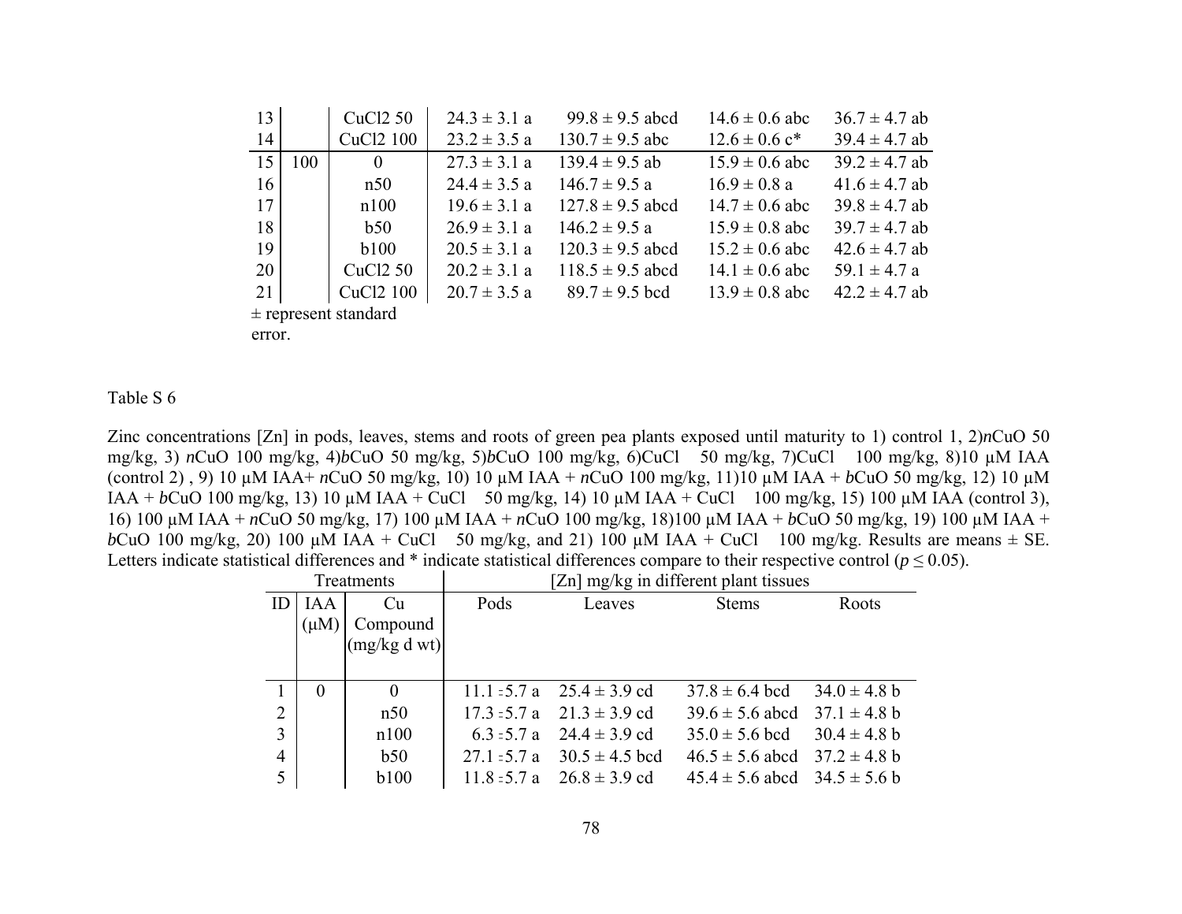| 13 | | CuCl2 50 | 24.3 ± 3.1 a | 99.8 ± 9.5 abcd | 14.6 ± 0.6 abc | 36.7 ± 4.7 ab |
|---|---|---|---|---|---|---|
| 14 | | CuCl2 100 | 23.2 ± 3.5 a | 130.7 ± 9.5 abc | 12.6 ± 0.6 c* | 39.4 ± 4.7 ab |
| 15 | 100 | 0 | 27.3 ± 3.1 a | 139.4 ± 9.5 ab | 15.9 ± 0.6 abc | 39.2 ± 4.7 ab |
| 16 | | n50 | 24.4 ± 3.5 a | 146.7 ± 9.5 a | 16.9 ± 0.8 a | 41.6 ± 4.7 ab |
| 17 | | n100 | 19.6 ± 3.1 a | 127.8 ± 9.5 abcd | 14.7 ± 0.6 abc | 39.8 ± 4.7 ab |
| 18 | | b50 | 26.9 ± 3.1 a | 146.2 ± 9.5 a | 15.9 ± 0.8 abc | 39.7 ± 4.7 ab |
| 19 | | b100 | 20.5 ± 3.1 a | 120.3 ± 9.5 abcd | 15.2 ± 0.6 abc | 42.6 ± 4.7 ab |
| 20 | | CuCl2 50 | 20.2 ± 3.1 a | 118.5 ± 9.5 abcd | 14.1 ± 0.6 abc | 59.1 ± 4.7 a |
| 21 | | CuCl2 100 | 20.7 ± 3.5 a | 89.7 ± 9.5 bcd | 13.9 ± 0.8 abc | 42.2 ± 4.7 ab |

± represent standard error.

Table S 6

Zinc concentrations [Zn] in pods, leaves, stems and roots of green pea plants exposed until maturity to 1) control 1, 2)*n*CuO 50 mg/kg, 3) *n*CuO 100 mg/kg, 4)*b*CuO 50 mg/kg, 5)*b*CuO 100 mg/kg, 6)CuCl 50 mg/kg, 7)CuCl 100 mg/kg, 8)10 μM IAA (control 2) , 9) 10 μM IAA+ *n*CuO 50 mg/kg, 10) 10 μM IAA + *n*CuO 100 mg/kg, 11)10 μM IAA + *b*CuO 50 mg/kg, 12) 10 μM IAA + *b*CuO 100 mg/kg, 13) 10 μM IAA + CuCl 50 mg/kg, 14) 10 μM IAA + CuCl 100 mg/kg, 15) 100 μM IAA (control 3), 16) 100 μM IAA + *n*CuO 50 mg/kg, 17) 100 μM IAA + *n*CuO 100 mg/kg, 18)100 μM IAA + *b*CuO 50 mg/kg, 19) 100 μM IAA + *b*CuO 100 mg/kg, 20) 100 μM IAA + CuCl 50 mg/kg, and 21) 100 μM IAA + CuCl 100 mg/kg. Results are means ± SE. Letters indicate statistical differences and * indicate statistical differences compare to their respective control ($p \leq 0.05$).

| Treatments | | | [Zn] mg/kg in different plant tissues | | | |
|---|---|---|---|---|---|---|
| ID | IAA (μM) | Cu Compound (mg/kg d wt) | Pods | Leaves | Stems | Roots |
| 1 | 0 | 0 | 11.1 ± 5.7 a | 25.4 ± 3.9 cd | 37.8 ± 6.4 bcd | 34.0 ± 4.8 b |
| 2 | | n50 | 17.3 ± 5.7 a | 21.3 ± 3.9 cd | 39.6 ± 5.6 abcd | 37.1 ± 4.8 b |
| 3 | | n100 | 6.3 ± 5.7 a | 24.4 ± 3.9 cd | 35.0 ± 5.6 bcd | 30.4 ± 4.8 b |
| 4 | | b50 | 27.1 ± 5.7 a | 30.5 ± 4.5 bcd | 46.5 ± 5.6 abcd | 37.2 ± 4.8 b |
| 5 | | b100 | 11.8 ± 5.7 a | 26.8 ± 3.9 cd | 45.4 ± 5.6 abcd | 34.5 ± 5.6 b |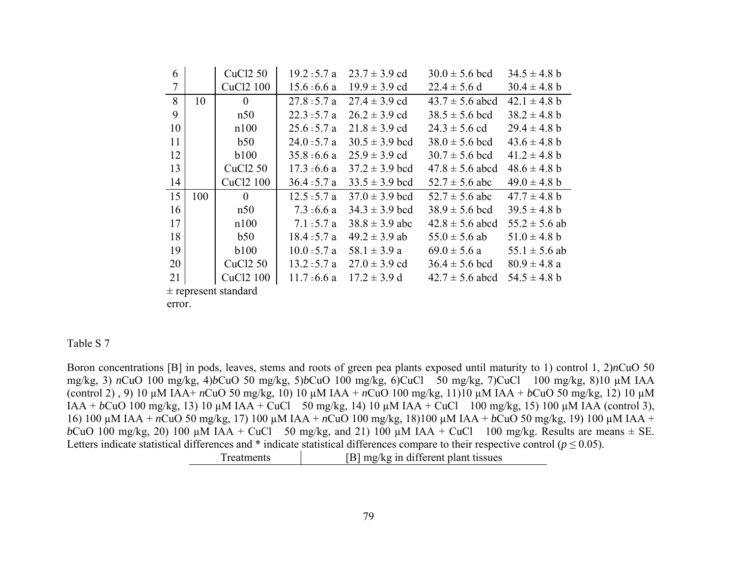| | | | | | | |
|---|---|---|---|---|---|---|
| 6 | | CuCl2 50 | 19.2 ± 5.7 a | 23.7 ± 3.9 cd | 30.0 ± 5.6 bcd | 34.5 ± 4.8 b |
| 7 | | CuCl2 100 | 15.6 ± 6.6 a | 19.9 ± 3.9 cd | 22.4 ± 5.6 d | 30.4 ± 4.8 b |
| 8 | 10 | 0 | 27.8 ± 5.7 a | 27.4 ± 3.9 cd | 43.7 ± 5.6 abcd | 42.1 ± 4.8 b |
| 9 | | n50 | 22.3 ± 5.7 a | 26.2 ± 3.9 cd | 38.5 ± 5.6 bcd | 38.2 ± 4.8 b |
| 10 | | n100 | 25.6 ± 5.7 a | 21.8 ± 3.9 cd | 24.3 ± 5.6 cd | 29.4 ± 4.8 b |
| 11 | | b50 | 24.0 ± 5.7 a | 30.5 ± 3.9 bcd | 38.0 ± 5.6 bcd | 43.6 ± 4.8 b |
| 12 | | b100 | 35.8 ± 6.6 a | 25.9 ± 3.9 cd | 30.7 ± 5.6 bcd | 41.2 ± 4.8 b |
| 13 | | CuCl2 50 | 17.3 ± 6.6 a | 37.2 ± 3.9 bcd | 47.8 ± 5.6 abcd | 48.6 ± 4.8 b |
| 14 | | CuCl2 100 | 36.4 ± 5.7 a | 33.5 ± 3.9 bcd | 52.7 ± 5.6 abc | 49.0 ± 4.8 b |
| 15 | 100 | 0 | 12.5 ± 5.7 a | 37.0 ± 3.9 bcd | 52.7 ± 5.6 abc | 47.7 ± 4.8 b |
| 16 | | n50 | 7.3 ± 6.6 a | 34.3 ± 3.9 bcd | 38.9 ± 5.6 bcd | 39.5 ± 4.8 b |
| 17 | | n100 | 7.1 ± 5.7 a | 38.8 ± 3.9 abc | 42.8 ± 5.6 abcd | 55.2 ± 5.6 ab |
| 18 | | b50 | 18.4 ± 5.7 a | 49.2 ± 3.9 ab | 55.0 ± 5.6 ab | 51.0 ± 4.8 b |
| 19 | | b100 | 10.0 ± 5.7 a | 58.1 ± 3.9 a | 69.0 ± 5.6 a | 55.1 ± 5.6 ab |
| 20 | | CuCl2 50 | 13.2 ± 5.7 a | 27.0 ± 3.9 cd | 36.4 ± 5.6 bcd | 80.9 ± 4.8 a |
| 21 | | CuCl2 100 | 11.7 ± 6.6 a | 17.2 ± 3.9 d | 42.7 ± 5.6 abcd | 54.5 ± 4.8 b |

± represent standard error.

Table S 7

Boron concentrations [B] in pods, leaves, stems and roots of green pea plants exposed until maturity to 1) control 1, 2)*n*CuO 50 mg/kg, 3) *n*CuO 100 mg/kg, 4)*b*CuO 50 mg/kg, 5)*b*CuO 100 mg/kg, 6)CuCl 50 mg/kg, 7)CuCl 100 mg/kg, 8)10 μM IAA (control 2) , 9) 10 μM IAA+ *n*CuO 50 mg/kg, 10) 10 μM IAA + *n*CuO 100 mg/kg, 11)10 μM IAA + *b*CuO 50 mg/kg, 12) 10 μM IAA + *b*CuO 100 mg/kg, 13) 10 μM IAA + CuCl 50 mg/kg, 14) 10 μM IAA + CuCl 100 mg/kg, 15) 100 μM IAA (control 3), 16) 100 μM IAA + *n*CuO 50 mg/kg, 17) 100 μM IAA + *n*CuO 100 mg/kg, 18)100 μM IAA + *b*CuO 50 mg/kg, 19) 100 μM IAA + *b*CuO 100 mg/kg, 20) 100 μM IAA + CuCl 50 mg/kg, and 21) 100 μM IAA + CuCl 100 mg/kg. Results are means ± SE. Letters indicate statistical differences and * indicate statistical differences compare to their respective control ($p \leq 0.05$).

| Treatments | [B] mg/kg in different plant tissues |
|---|---|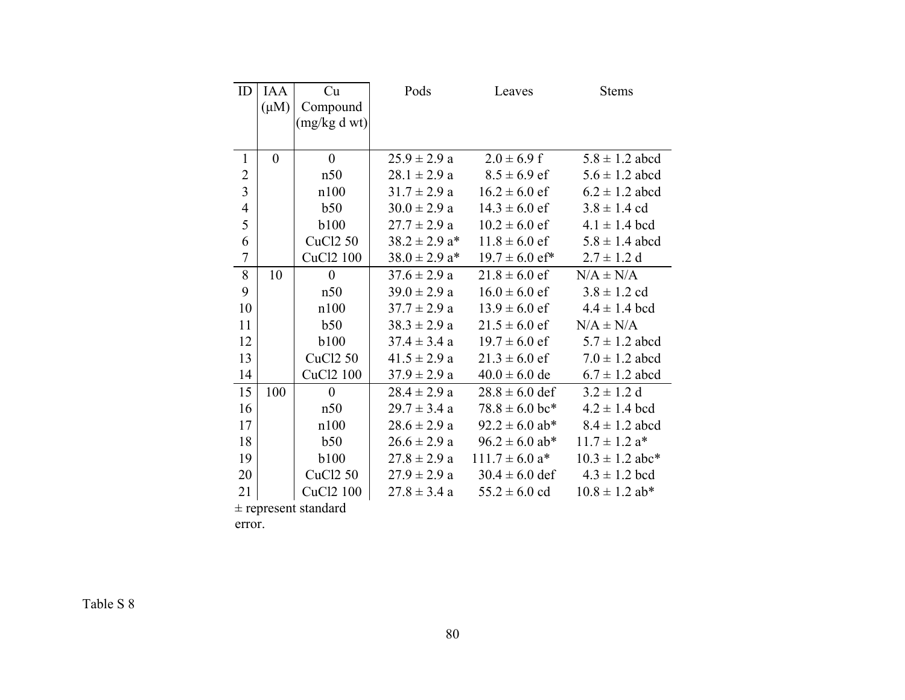| ID | IAA (μM) | Cu Compound (mg/kg d wt) | Pods | Leaves | Stems |
|---|---|---|---|---|---|
| 1 | 0 | 0 | 25.9 ± 2.9 a | 2.0 ± 6.9 f | 5.8 ± 1.2 abcd |
| 2 | | n50 | 28.1 ± 2.9 a | 8.5 ± 6.9 ef | 5.6 ± 1.2 abcd |
| 3 | | n100 | 31.7 ± 2.9 a | 16.2 ± 6.0 ef | 6.2 ± 1.2 abcd |
| 4 | | b50 | 30.0 ± 2.9 a | 14.3 ± 6.0 ef | 3.8 ± 1.4 cd |
| 5 | | b100 | 27.7 ± 2.9 a | 10.2 ± 6.0 ef | 4.1 ± 1.4 bcd |
| 6 | | CuCl2 50 | 38.2 ± 2.9 a* | 11.8 ± 6.0 ef | 5.8 ± 1.4 abcd |
| 7 | | CuCl2 100 | 38.0 ± 2.9 a* | 19.7 ± 6.0 ef* | 2.7 ± 1.2 d |
| 8 | 10 | 0 | 37.6 ± 2.9 a | 21.8 ± 6.0 ef | N/A ± N/A |
| 9 | | n50 | 39.0 ± 2.9 a | 16.0 ± 6.0 ef | 3.8 ± 1.2 cd |
| 10 | | n100 | 37.7 ± 2.9 a | 13.9 ± 6.0 ef | 4.4 ± 1.4 bcd |
| 11 | | b50 | 38.3 ± 2.9 a | 21.5 ± 6.0 ef | N/A ± N/A |
| 12 | | b100 | 37.4 ± 3.4 a | 19.7 ± 6.0 ef | 5.7 ± 1.2 abcd |
| 13 | | CuCl2 50 | 41.5 ± 2.9 a | 21.3 ± 6.0 ef | 7.0 ± 1.2 abcd |
| 14 | | CuCl2 100 | 37.9 ± 2.9 a | 40.0 ± 6.0 de | 6.7 ± 1.2 abcd |
| 15 | 100 | 0 | 28.4 ± 2.9 a | 28.8 ± 6.0 def | 3.2 ± 1.2 d |
| 16 | | n50 | 29.7 ± 3.4 a | 78.8 ± 6.0 bc* | 4.2 ± 1.4 bcd |
| 17 | | n100 | 28.6 ± 2.9 a | 92.2 ± 6.0 ab* | 8.4 ± 1.2 abcd |
| 18 | | b50 | 26.6 ± 2.9 a | 96.2 ± 6.0 ab* | 11.7 ± 1.2 a* |
| 19 | | b100 | 27.8 ± 2.9 a | 111.7 ± 6.0 a* | 10.3 ± 1.2 abc* |
| 20 | | CuCl2 50 | 27.9 ± 2.9 a | 30.4 ± 6.0 def | 4.3 ± 1.2 bcd |
| 21 | | CuCl2 100 | 27.8 ± 3.4 a | 55.2 ± 6.0 cd | 10.8 ± 1.2 ab* |

± represent standard error.

Table S 8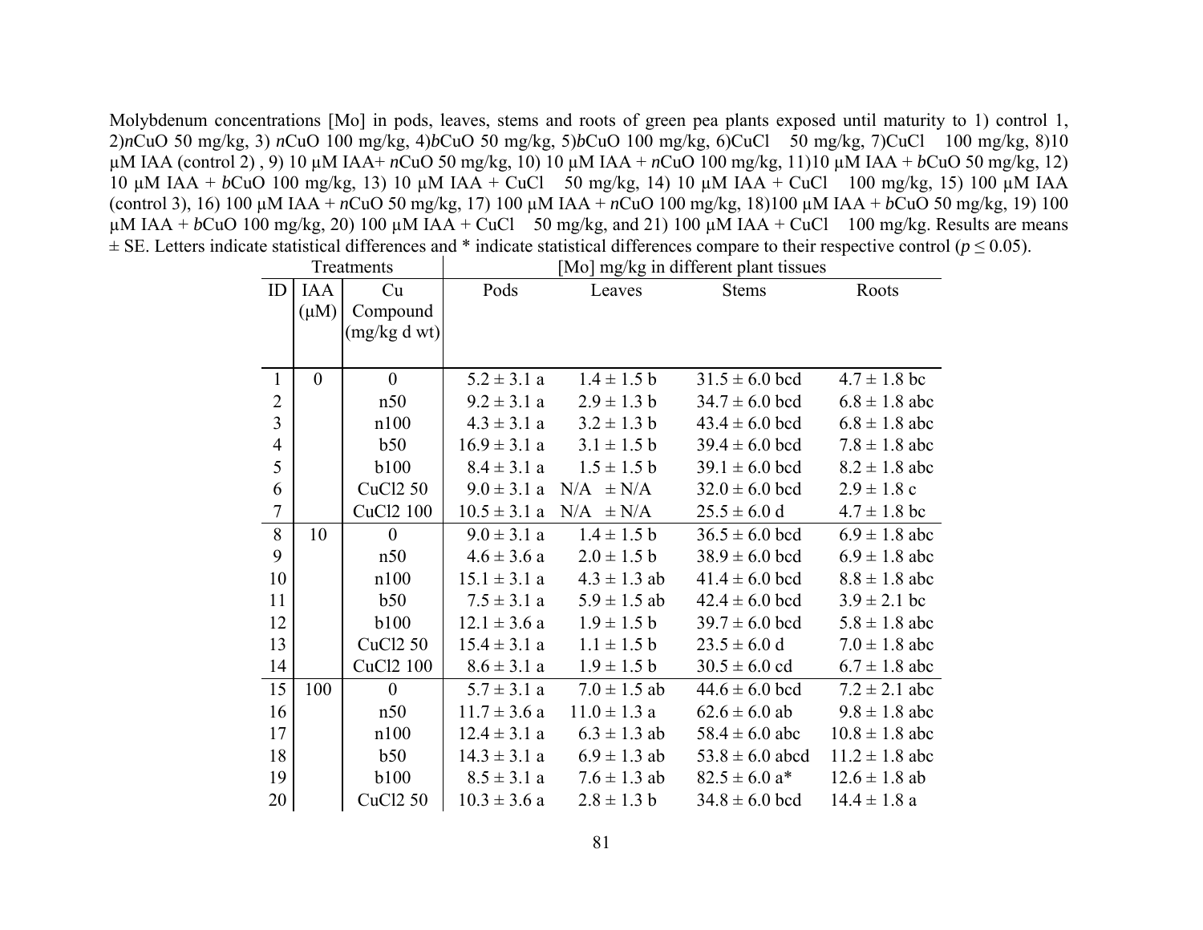Molybdenum concentrations [Mo] in pods, leaves, stems and roots of green pea plants exposed until maturity to 1) control 1, 2)*n*CuO 50 mg/kg, 3) *n*CuO 100 mg/kg, 4)*b*CuO 50 mg/kg, 5)*b*CuO 100 mg/kg, 6)CuCl 50 mg/kg, 7)CuCl 100 mg/kg, 8)10 µM IAA (control 2) , 9) 10 µM IAA+ *n*CuO 50 mg/kg, 10) 10 µM IAA + *n*CuO 100 mg/kg, 11)10 µM IAA + *b*CuO 50 mg/kg, 12) 10 µM IAA + *b*CuO 100 mg/kg, 13) 10 µM IAA + CuCl 50 mg/kg, 14) 10 µM IAA + CuCl 100 mg/kg, 15) 100 µM IAA (control 3), 16) 100 µM IAA + *n*CuO 50 mg/kg, 17) 100 µM IAA + *n*CuO 100 mg/kg, 18)100 µM IAA + *b*CuO 50 mg/kg, 19) 100 µM IAA + *b*CuO 100 mg/kg, 20) 100 µM IAA + CuCl 50 mg/kg, and 21) 100 µM IAA + CuCl 100 mg/kg. Results are means ± SE. Letters indicate statistical differences and * indicate statistical differences compare to their respective control ($p \leq 0.05$).

| Treatments | | | [Mo] mg/kg in different plant tissues | | | |
|---|---|---|---|---|---|---|
| ID | IAA (µM) | Cu Compound (mg/kg d wt) | Pods | Leaves | Stems | Roots |
| 1 | 0 | 0 | 5.2 ± 3.1 a | 1.4 ± 1.5 b | 31.5 ± 6.0 bcd | 4.7 ± 1.8 bc |
| 2 | | n50 | 9.2 ± 3.1 a | 2.9 ± 1.3 b | 34.7 ± 6.0 bcd | 6.8 ± 1.8 abc |
| 3 | | n100 | 4.3 ± 3.1 a | 3.2 ± 1.3 b | 43.4 ± 6.0 bcd | 6.8 ± 1.8 abc |
| 4 | | b50 | 16.9 ± 3.1 a | 3.1 ± 1.5 b | 39.4 ± 6.0 bcd | 7.8 ± 1.8 abc |
| 5 | | b100 | 8.4 ± 3.1 a | 1.5 ± 1.5 b | 39.1 ± 6.0 bcd | 8.2 ± 1.8 abc |
| 6 | | CuCl2 50 | 9.0 ± 3.1 a | N/A ± N/A | 32.0 ± 6.0 bcd | 2.9 ± 1.8 c |
| 7 | | CuCl2 100 | 10.5 ± 3.1 a | N/A ± N/A | 25.5 ± 6.0 d | 4.7 ± 1.8 bc |
| 8 | 10 | 0 | 9.0 ± 3.1 a | 1.4 ± 1.5 b | 36.5 ± 6.0 bcd | 6.9 ± 1.8 abc |
| 9 | | n50 | 4.6 ± 3.6 a | 2.0 ± 1.5 b | 38.9 ± 6.0 bcd | 6.9 ± 1.8 abc |
| 10 | | n100 | 15.1 ± 3.1 a | 4.3 ± 1.3 ab | 41.4 ± 6.0 bcd | 8.8 ± 1.8 abc |
| 11 | | b50 | 7.5 ± 3.1 a | 5.9 ± 1.5 ab | 42.4 ± 6.0 bcd | 3.9 ± 2.1 bc |
| 12 | | b100 | 12.1 ± 3.6 a | 1.9 ± 1.5 b | 39.7 ± 6.0 bcd | 5.8 ± 1.8 abc |
| 13 | | CuCl2 50 | 15.4 ± 3.1 a | 1.1 ± 1.5 b | 23.5 ± 6.0 d | 7.0 ± 1.8 abc |
| 14 | | CuCl2 100 | 8.6 ± 3.1 a | 1.9 ± 1.5 b | 30.5 ± 6.0 cd | 6.7 ± 1.8 abc |
| 15 | 100 | 0 | 5.7 ± 3.1 a | 7.0 ± 1.5 ab | 44.6 ± 6.0 bcd | 7.2 ± 2.1 abc |
| 16 | | n50 | 11.7 ± 3.6 a | 11.0 ± 1.3 a | 62.6 ± 6.0 ab | 9.8 ± 1.8 abc |
| 17 | | n100 | 12.4 ± 3.1 a | 6.3 ± 1.3 ab | 58.4 ± 6.0 abc | 10.8 ± 1.8 abc |
| 18 | | b50 | 14.3 ± 3.1 a | 6.9 ± 1.3 ab | 53.8 ± 6.0 abcd | 11.2 ± 1.8 abc |
| 19 | | b100 | 8.5 ± 3.1 a | 7.6 ± 1.3 ab | 82.5 ± 6.0 a* | 12.6 ± 1.8 ab |
| 20 | | CuCl2 50 | 10.3 ± 3.6 a | 2.8 ± 1.3 b | 34.8 ± 6.0 bcd | 14.4 ± 1.8 a |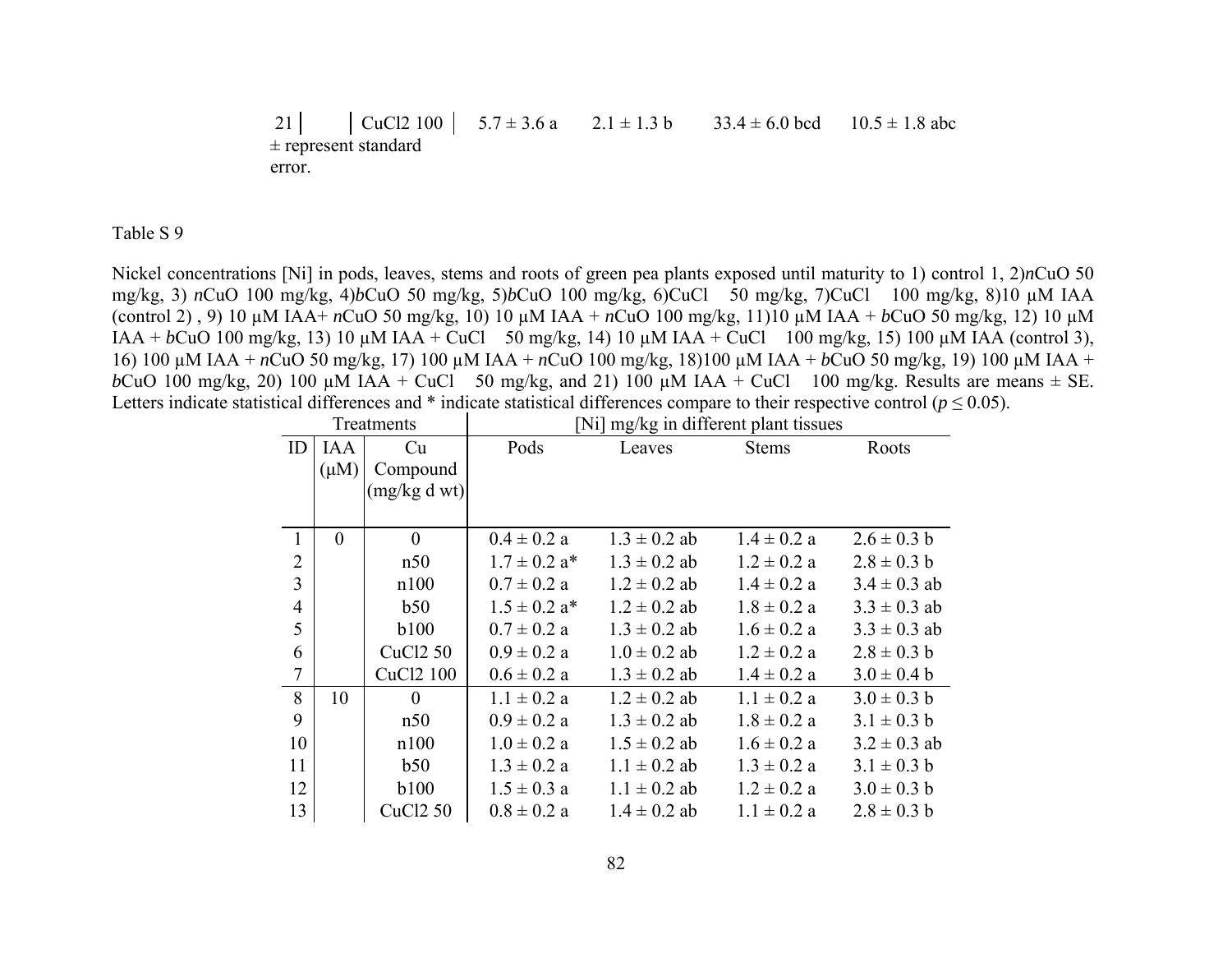| 21 | | CuCl2 100 | 5.7 ± 3.6 a | 2.1 ± 1.3 b | 33.4 ± 6.0 bcd | 10.5 ± 1.8 abc |
|---|---|---|---|---|---|---|

± represent standard error.

Table S 9

Nickel concentrations [Ni] in pods, leaves, stems and roots of green pea plants exposed until maturity to 1) control 1, 2)*n*CuO 50 mg/kg, 3) *n*CuO 100 mg/kg, 4)*b*CuO 50 mg/kg, 5)*b*CuO 100 mg/kg, 6)CuCl 50 mg/kg, 7)CuCl 100 mg/kg, 8)10 µM IAA (control 2) , 9) 10 µM IAA+ *n*CuO 50 mg/kg, 10) 10 µM IAA + *n*CuO 100 mg/kg, 11)10 µM IAA + *b*CuO 50 mg/kg, 12) 10 µM IAA + *b*CuO 100 mg/kg, 13) 10 µM IAA + CuCl 50 mg/kg, 14) 10 µM IAA + CuCl 100 mg/kg, 15) 100 µM IAA (control 3), 16) 100 µM IAA + *n*CuO 50 mg/kg, 17) 100 µM IAA + *n*CuO 100 mg/kg, 18)100 µM IAA + *b*CuO 50 mg/kg, 19) 100 µM IAA + *b*CuO 100 mg/kg, 20) 100 µM IAA + CuCl 50 mg/kg, and 21) 100 µM IAA + CuCl 100 mg/kg. Results are means ± SE. Letters indicate statistical differences and * indicate statistical differences compare to their respective control ($p \leq 0.05$).

| Treatments | | | [Ni] mg/kg in different plant tissues | | | |
|---|---|---|---|---|---|---|
| ID | IAA (µM) | Cu Compound (mg/kg d wt) | Pods | Leaves | Stems | Roots |
| 1 | 0 | 0 | 0.4 ± 0.2 a | 1.3 ± 0.2 ab | 1.4 ± 0.2 a | 2.6 ± 0.3 b |
| 2 | | n50 | 1.7 ± 0.2 a* | 1.3 ± 0.2 ab | 1.2 ± 0.2 a | 2.8 ± 0.3 b |
| 3 | | n100 | 0.7 ± 0.2 a | 1.2 ± 0.2 ab | 1.4 ± 0.2 a | 3.4 ± 0.3 ab |
| 4 | | b50 | 1.5 ± 0.2 a* | 1.2 ± 0.2 ab | 1.8 ± 0.2 a | 3.3 ± 0.3 ab |
| 5 | | b100 | 0.7 ± 0.2 a | 1.3 ± 0.2 ab | 1.6 ± 0.2 a | 3.3 ± 0.3 ab |
| 6 | | CuCl2 50 | 0.9 ± 0.2 a | 1.0 ± 0.2 ab | 1.2 ± 0.2 a | 2.8 ± 0.3 b |
| 7 | | CuCl2 100 | 0.6 ± 0.2 a | 1.3 ± 0.2 ab | 1.4 ± 0.2 a | 3.0 ± 0.4 b |
| 8 | 10 | 0 | 1.1 ± 0.2 a | 1.2 ± 0.2 ab | 1.1 ± 0.2 a | 3.0 ± 0.3 b |
| 9 | | n50 | 0.9 ± 0.2 a | 1.3 ± 0.2 ab | 1.8 ± 0.2 a | 3.1 ± 0.3 b |
| 10 | | n100 | 1.0 ± 0.2 a | 1.5 ± 0.2 ab | 1.6 ± 0.2 a | 3.2 ± 0.3 ab |
| 11 | | b50 | 1.3 ± 0.2 a | 1.1 ± 0.2 ab | 1.3 ± 0.2 a | 3.1 ± 0.3 b |
| 12 | | b100 | 1.5 ± 0.3 a | 1.1 ± 0.2 ab | 1.2 ± 0.2 a | 3.0 ± 0.3 b |
| 13 | | CuCl2 50 | 0.8 ± 0.2 a | 1.4 ± 0.2 ab | 1.1 ± 0.2 a | 2.8 ± 0.3 b |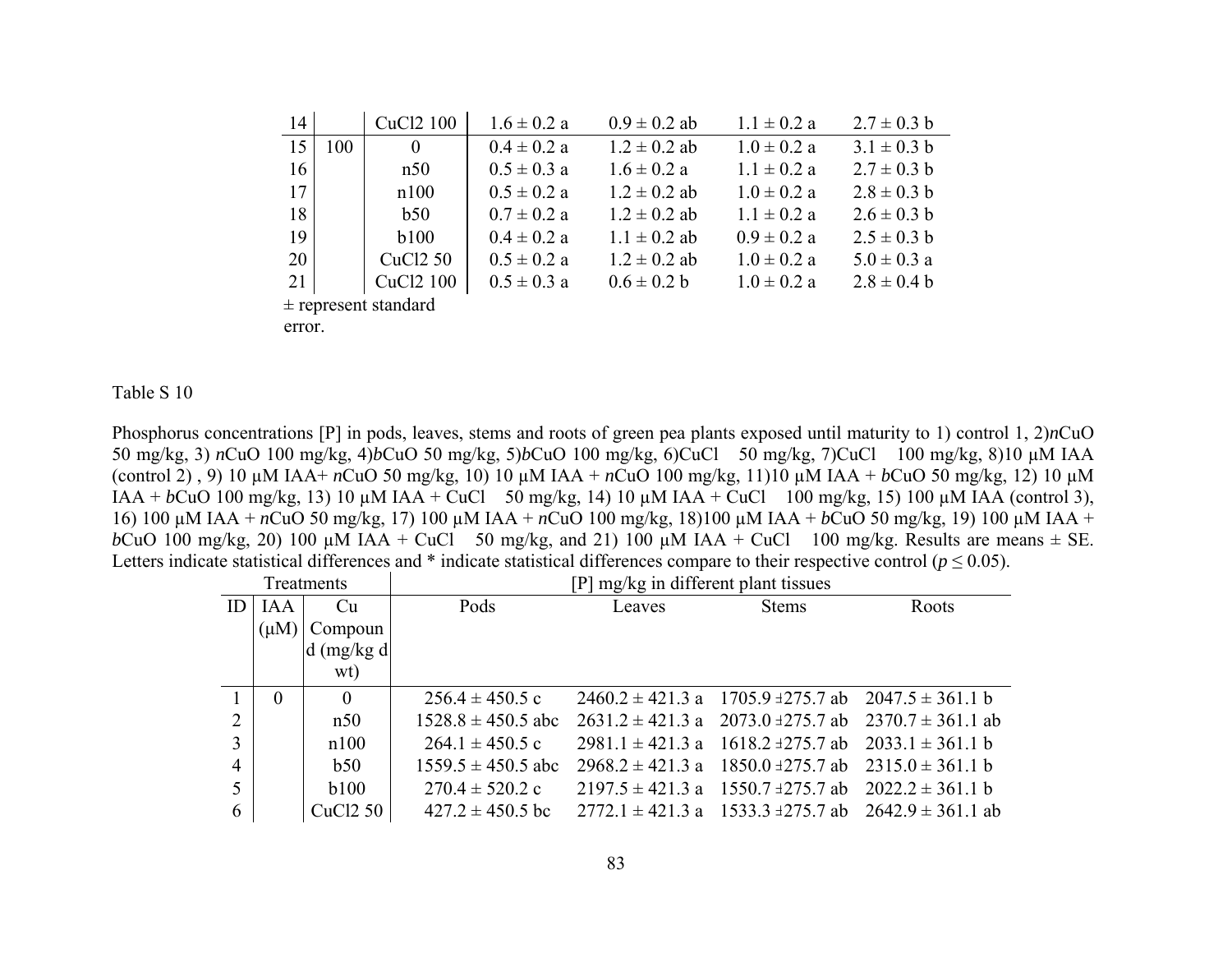| 14 | | CuCl2 100 | 1.6 ± 0.2 a | 0.9 ± 0.2 ab | 1.1 ± 0.2 a | 2.7 ± 0.3 b |
|---|---|---|---|---|---|---|
| 15 | 100 | 0 | 0.4 ± 0.2 a | 1.2 ± 0.2 ab | 1.0 ± 0.2 a | 3.1 ± 0.3 b |
| 16 | | n50 | 0.5 ± 0.3 a | 1.6 ± 0.2 a | 1.1 ± 0.2 a | 2.7 ± 0.3 b |
| 17 | | n100 | 0.5 ± 0.2 a | 1.2 ± 0.2 ab | 1.0 ± 0.2 a | 2.8 ± 0.3 b |
| 18 | | b50 | 0.7 ± 0.2 a | 1.2 ± 0.2 ab | 1.1 ± 0.2 a | 2.6 ± 0.3 b |
| 19 | | b100 | 0.4 ± 0.2 a | 1.1 ± 0.2 ab | 0.9 ± 0.2 a | 2.5 ± 0.3 b |
| 20 | | CuCl2 50 | 0.5 ± 0.2 a | 1.2 ± 0.2 ab | 1.0 ± 0.2 a | 5.0 ± 0.3 a |
| 21 | | CuCl2 100 | 0.5 ± 0.3 a | 0.6 ± 0.2 b | 1.0 ± 0.2 a | 2.8 ± 0.4 b |

± represent standard error.

Table S 10

Phosphorus concentrations [P] in pods, leaves, stems and roots of green pea plants exposed until maturity to 1) control 1, 2)*n*CuO 50 mg/kg, 3) *n*CuO 100 mg/kg, 4)*b*CuO 50 mg/kg, 5)*b*CuO 100 mg/kg, 6)CuCl 50 mg/kg, 7)CuCl 100 mg/kg, 8)10 µM IAA (control 2) , 9) 10 µM IAA+ *n*CuO 50 mg/kg, 10) 10 µM IAA + *n*CuO 100 mg/kg, 11)10 µM IAA + *b*CuO 50 mg/kg, 12) 10 µM IAA + *b*CuO 100 mg/kg, 13) 10 µM IAA + CuCl 50 mg/kg, 14) 10 µM IAA + CuCl 100 mg/kg, 15) 100 µM IAA (control 3), 16) 100 µM IAA + *n*CuO 50 mg/kg, 17) 100 µM IAA + *n*CuO 100 mg/kg, 18)100 µM IAA + *b*CuO 50 mg/kg, 19) 100 µM IAA + *b*CuO 100 mg/kg, 20) 100 µM IAA + CuCl 50 mg/kg, and 21) 100 µM IAA + CuCl 100 mg/kg. Results are means ± SE. Letters indicate statistical differences and * indicate statistical differences compare to their respective control ($p \leq 0.05$).

| Treatments | | | [P] mg/kg in different plant tissues | | | |
|---|---|---|---|---|---|---|
| ID | IAA (µM) | Cu Compound (mg/kg d wt) | Pods | Leaves | Stems | Roots |
| 1 | 0 | 0 | 256.4 ± 450.5 c | 2460.2 ± 421.3 a | 1705.9 ±275.7 ab | 2047.5 ± 361.1 b |
| 2 | | n50 | 1528.8 ± 450.5 abc | 2631.2 ± 421.3 a | 2073.0 ±275.7 ab | 2370.7 ± 361.1 ab |
| 3 | | n100 | 264.1 ± 450.5 c | 2981.1 ± 421.3 a | 1618.2 ±275.7 ab | 2033.1 ± 361.1 b |
| 4 | | b50 | 1559.5 ± 450.5 abc | 2968.2 ± 421.3 a | 1850.0 ±275.7 ab | 2315.0 ± 361.1 b |
| 5 | | b100 | 270.4 ± 520.2 c | 2197.5 ± 421.3 a | 1550.7 ±275.7 ab | 2022.2 ± 361.1 b |
| 6 | | CuCl2 50 | 427.2 ± 450.5 bc | 2772.1 ± 421.3 a | 1533.3 ±275.7 ab | 2642.9 ± 361.1 ab |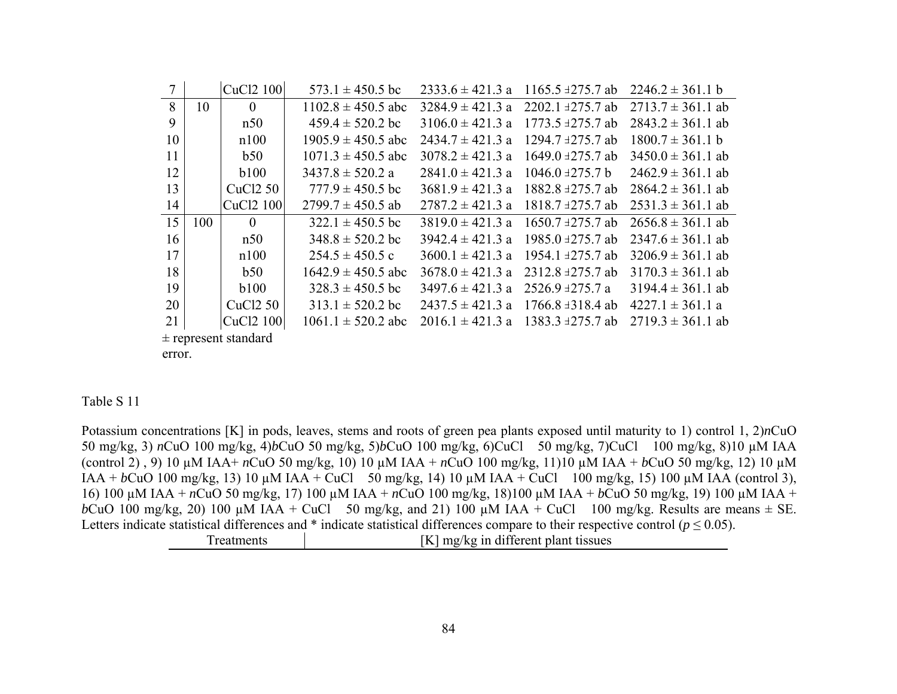| | | | | | | |
|---|---|---|---|---|---|---|
| 7 | | CuCl2 100 | 573.1 ± 450.5 bc | 2333.6 ± 421.3 a | 1165.5 ±275.7 ab | 2246.2 ± 361.1 b |
| 8 | 10 | 0 | 1102.8 ± 450.5 abc | 3284.9 ± 421.3 a | 2202.1 ±275.7 ab | 2713.7 ± 361.1 ab |
| 9 | | n50 | 459.4 ± 520.2 bc | 3106.0 ± 421.3 a | 1773.5 ±275.7 ab | 2843.2 ± 361.1 ab |
| 10 | | n100 | 1905.9 ± 450.5 abc | 2434.7 ± 421.3 a | 1294.7 ±275.7 ab | 1800.7 ± 361.1 b |
| 11 | | b50 | 1071.3 ± 450.5 abc | 3078.2 ± 421.3 a | 1649.0 ±275.7 ab | 3450.0 ± 361.1 ab |
| 12 | | b100 | 3437.8 ± 520.2 a | 2841.0 ± 421.3 a | 1046.0 ±275.7 b | 2462.9 ± 361.1 ab |
| 13 | | CuCl2 50 | 777.9 ± 450.5 bc | 3681.9 ± 421.3 a | 1882.8 ±275.7 ab | 2864.2 ± 361.1 ab |
| 14 | | CuCl2 100 | 2799.7 ± 450.5 ab | 2787.2 ± 421.3 a | 1818.7 ±275.7 ab | 2531.3 ± 361.1 ab |
| 15 | 100 | 0 | 322.1 ± 450.5 bc | 3819.0 ± 421.3 a | 1650.7 ±275.7 ab | 2656.8 ± 361.1 ab |
| 16 | | n50 | 348.8 ± 520.2 bc | 3942.4 ± 421.3 a | 1985.0 ±275.7 ab | 2347.6 ± 361.1 ab |
| 17 | | n100 | 254.5 ± 450.5 c | 3600.1 ± 421.3 a | 1954.1 ±275.7 ab | 3206.9 ± 361.1 ab |
| 18 | | b50 | 1642.9 ± 450.5 abc | 3678.0 ± 421.3 a | 2312.8 ±275.7 ab | 3170.3 ± 361.1 ab |
| 19 | | b100 | 328.3 ± 450.5 bc | 3497.6 ± 421.3 a | 2526.9 ±275.7 a | 3194.4 ± 361.1 ab |
| 20 | | CuCl2 50 | 313.1 ± 520.2 bc | 2437.5 ± 421.3 a | 1766.8 ±318.4 ab | 4227.1 ± 361.1 a |
| 21 | | CuCl2 100 | 1061.1 ± 520.2 abc | 2016.1 ± 421.3 a | 1383.3 ±275.7 ab | 2719.3 ± 361.1 ab |

± represent standard error.

Table S 11

Potassium concentrations [K] in pods, leaves, stems and roots of green pea plants exposed until maturity to 1) control 1, 2)*n*CuO 50 mg/kg, 3) *n*CuO 100 mg/kg, 4)*b*CuO 50 mg/kg, 5)*b*CuO 100 mg/kg, 6)CuCl 50 mg/kg, 7)CuCl 100 mg/kg, 8)10 µM IAA (control 2) , 9) 10 µM IAA+ *n*CuO 50 mg/kg, 10) 10 µM IAA + *n*CuO 100 mg/kg, 11)10 µM IAA + *b*CuO 50 mg/kg, 12) 10 µM IAA + *b*CuO 100 mg/kg, 13) 10 µM IAA + CuCl 50 mg/kg, 14) 10 µM IAA + CuCl 100 mg/kg, 15) 100 µM IAA (control 3), 16) 100 µM IAA + *n*CuO 50 mg/kg, 17) 100 µM IAA + *n*CuO 100 mg/kg, 18)100 µM IAA + *b*CuO 50 mg/kg, 19) 100 µM IAA + *b*CuO 100 mg/kg, 20) 100 µM IAA + CuCl 50 mg/kg, and 21) 100 µM IAA + CuCl 100 mg/kg. Results are means ± SE. Letters indicate statistical differences and * indicate statistical differences compare to their respective control ($p \leq 0.05$).

| Treatments | [K] mg/kg in different plant tissues |
|---|---|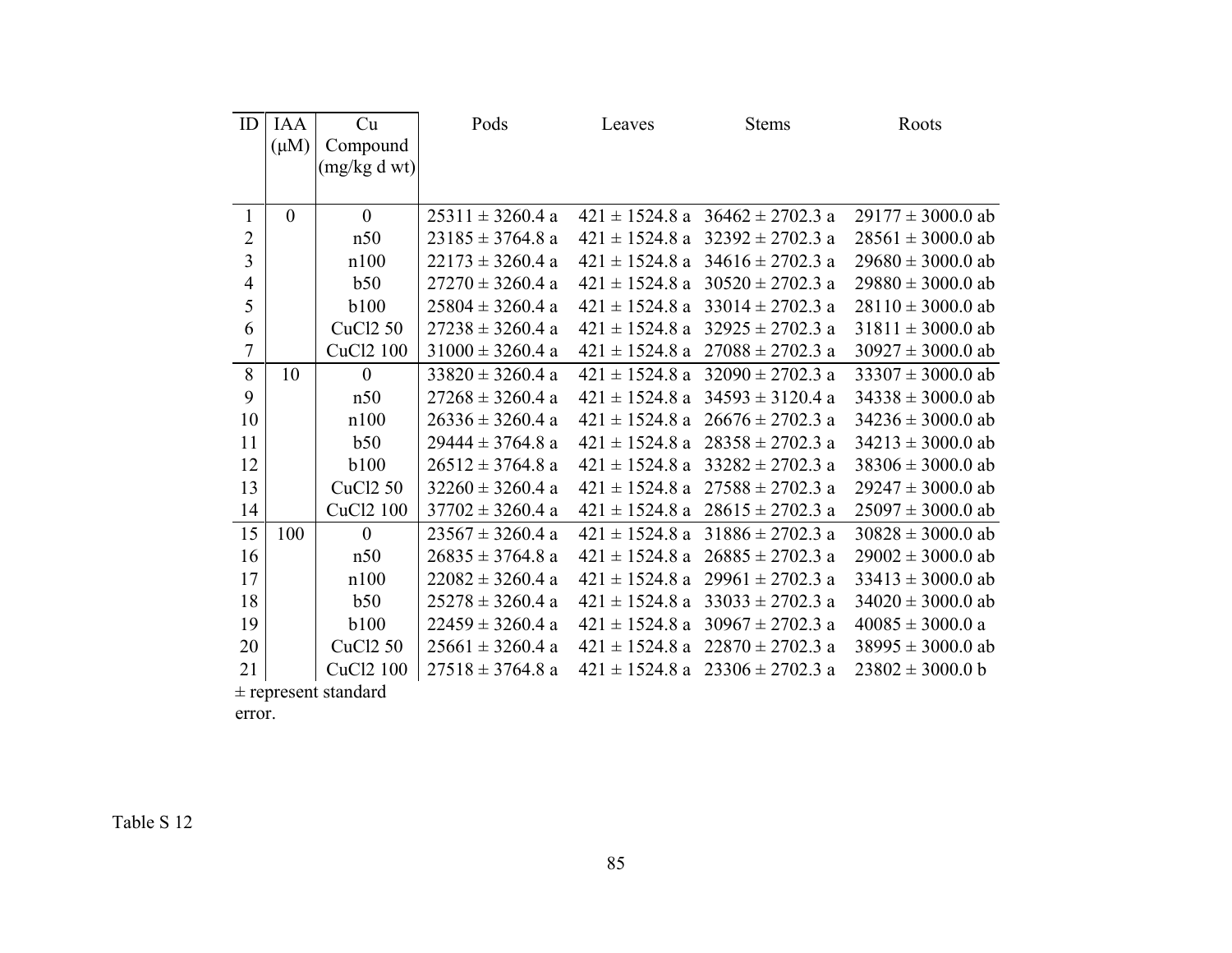| ID | IAA (μM) | Cu Compound (mg/kg d wt) | Pods | Leaves | Stems | Roots |
|---|---|---|---|---|---|---|
| 1 | 0 | 0 | 25311 ± 3260.4 a | 421 ± 1524.8 a | 36462 ± 2702.3 a | 29177 ± 3000.0 ab |
| 2 | | n50 | 23185 ± 3764.8 a | 421 ± 1524.8 a | 32392 ± 2702.3 a | 28561 ± 3000.0 ab |
| 3 | | n100 | 22173 ± 3260.4 a | 421 ± 1524.8 a | 34616 ± 2702.3 a | 29680 ± 3000.0 ab |
| 4 | | b50 | 27270 ± 3260.4 a | 421 ± 1524.8 a | 30520 ± 2702.3 a | 29880 ± 3000.0 ab |
| 5 | | b100 | 25804 ± 3260.4 a | 421 ± 1524.8 a | 33014 ± 2702.3 a | 28110 ± 3000.0 ab |
| 6 | | CuCl2 50 | 27238 ± 3260.4 a | 421 ± 1524.8 a | 32925 ± 2702.3 a | 31811 ± 3000.0 ab |
| 7 | | CuCl2 100 | 31000 ± 3260.4 a | 421 ± 1524.8 a | 27088 ± 2702.3 a | 30927 ± 3000.0 ab |
| 8 | 10 | 0 | 33820 ± 3260.4 a | 421 ± 1524.8 a | 32090 ± 2702.3 a | 33307 ± 3000.0 ab |
| 9 | | n50 | 27268 ± 3260.4 a | 421 ± 1524.8 a | 34593 ± 3120.4 a | 34338 ± 3000.0 ab |
| 10 | | n100 | 26336 ± 3260.4 a | 421 ± 1524.8 a | 26676 ± 2702.3 a | 34236 ± 3000.0 ab |
| 11 | | b50 | 29444 ± 3764.8 a | 421 ± 1524.8 a | 28358 ± 2702.3 a | 34213 ± 3000.0 ab |
| 12 | | b100 | 26512 ± 3764.8 a | 421 ± 1524.8 a | 33282 ± 2702.3 a | 38306 ± 3000.0 ab |
| 13 | | CuCl2 50 | 32260 ± 3260.4 a | 421 ± 1524.8 a | 27588 ± 2702.3 a | 29247 ± 3000.0 ab |
| 14 | | CuCl2 100 | 37702 ± 3260.4 a | 421 ± 1524.8 a | 28615 ± 2702.3 a | 25097 ± 3000.0 ab |
| 15 | 100 | 0 | 23567 ± 3260.4 a | 421 ± 1524.8 a | 31886 ± 2702.3 a | 30828 ± 3000.0 ab |
| 16 | | n50 | 26835 ± 3764.8 a | 421 ± 1524.8 a | 26885 ± 2702.3 a | 29002 ± 3000.0 ab |
| 17 | | n100 | 22082 ± 3260.4 a | 421 ± 1524.8 a | 29961 ± 2702.3 a | 33413 ± 3000.0 ab |
| 18 | | b50 | 25278 ± 3260.4 a | 421 ± 1524.8 a | 33033 ± 2702.3 a | 34020 ± 3000.0 ab |
| 19 | | b100 | 22459 ± 3260.4 a | 421 ± 1524.8 a | 30967 ± 2702.3 a | 40085 ± 3000.0 a |
| 20 | | CuCl2 50 | 25661 ± 3260.4 a | 421 ± 1524.8 a | 22870 ± 2702.3 a | 38995 ± 3000.0 ab |
| 21 | | CuCl2 100 | 27518 ± 3764.8 a | 421 ± 1524.8 a | 23306 ± 2702.3 a | 23802 ± 3000.0 b |

± represent standard error.

Table S 12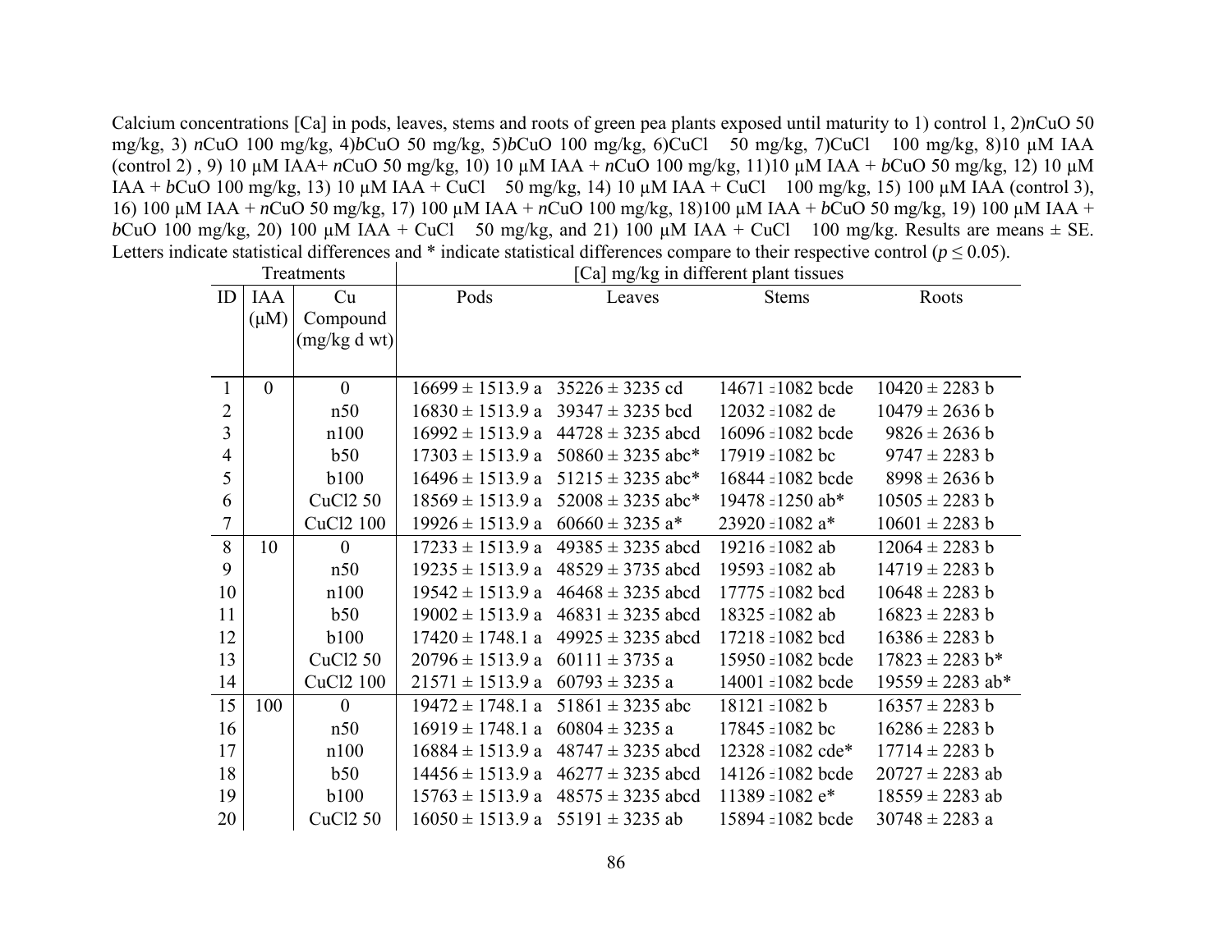Calcium concentrations [Ca] in pods, leaves, stems and roots of green pea plants exposed until maturity to 1) control 1, 2)*n*CuO 50 mg/kg, 3) *n*CuO 100 mg/kg, 4)*b*CuO 50 mg/kg, 5)*b*CuO 100 mg/kg, 6)CuCl 50 mg/kg, 7)CuCl 100 mg/kg, 8)10 µM IAA (control 2) , 9) 10 µM IAA+ *n*CuO 50 mg/kg, 10) 10 µM IAA + *n*CuO 100 mg/kg, 11)10 µM IAA + *b*CuO 50 mg/kg, 12) 10 µM IAA + *b*CuO 100 mg/kg, 13) 10 µM IAA + CuCl 50 mg/kg, 14) 10 µM IAA + CuCl 100 mg/kg, 15) 100 µM IAA (control 3), 16) 100 µM IAA + *n*CuO 50 mg/kg, 17) 100 µM IAA + *n*CuO 100 mg/kg, 18)100 µM IAA + *b*CuO 50 mg/kg, 19) 100 µM IAA + *b*CuO 100 mg/kg, 20) 100 µM IAA + CuCl 50 mg/kg, and 21) 100 µM IAA + CuCl 100 mg/kg. Results are means ± SE. Letters indicate statistical differences and * indicate statistical differences compare to their respective control ($p \leq 0.05$).

| Treatments | | | [Ca] mg/kg in different plant tissues | | | |
|---|---|---|---|---|---|---|
| ID | IAA (µM) | Cu Compound (mg/kg d wt) | Pods | Leaves | Stems | Roots |
| 1 | 0 | 0 | 16699 ± 1513.9 a | 35226 ± 3235 cd | 14671 ± 1082 bcde | 10420 ± 2283 b |
| 2 | | n50 | 16830 ± 1513.9 a | 39347 ± 3235 bcd | 12032 ± 1082 de | 10479 ± 2636 b |
| 3 | | n100 | 16992 ± 1513.9 a | 44728 ± 3235 abcd | 16096 ± 1082 bcde | 9826 ± 2636 b |
| 4 | | b50 | 17303 ± 1513.9 a | 50860 ± 3235 abc* | 17919 ± 1082 bc | 9747 ± 2283 b |
| 5 | | b100 | 16496 ± 1513.9 a | 51215 ± 3235 abc* | 16844 ± 1082 bcde | 8998 ± 2636 b |
| 6 | | CuCl2 50 | 18569 ± 1513.9 a | 52008 ± 3235 abc* | 19478 ± 1250 ab* | 10505 ± 2283 b |
| 7 | | CuCl2 100 | 19926 ± 1513.9 a | 60660 ± 3235 a* | 23920 ± 1082 a* | 10601 ± 2283 b |
| 8 | 10 | 0 | 17233 ± 1513.9 a | 49385 ± 3235 abcd | 19216 ± 1082 ab | 12064 ± 2283 b |
| 9 | | n50 | 19235 ± 1513.9 a | 48529 ± 3735 abcd | 19593 ± 1082 ab | 14719 ± 2283 b |
| 10 | | n100 | 19542 ± 1513.9 a | 46468 ± 3235 abcd | 17775 ± 1082 bcd | 10648 ± 2283 b |
| 11 | | b50 | 19002 ± 1513.9 a | 46831 ± 3235 abcd | 18325 ± 1082 ab | 16823 ± 2283 b |
| 12 | | b100 | 17420 ± 1748.1 a | 49925 ± 3235 abcd | 17218 ± 1082 bcd | 16386 ± 2283 b |
| 13 | | CuCl2 50 | 20796 ± 1513.9 a | 60111 ± 3735 a | 15950 ± 1082 bcde | 17823 ± 2283 b* |
| 14 | | CuCl2 100 | 21571 ± 1513.9 a | 60793 ± 3235 a | 14001 ± 1082 bcde | 19559 ± 2283 ab* |
| 15 | 100 | 0 | 19472 ± 1748.1 a | 51861 ± 3235 abc | 18121 ± 1082 b | 16357 ± 2283 b |
| 16 | | n50 | 16919 ± 1748.1 a | 60804 ± 3235 a | 17845 ± 1082 bc | 16286 ± 2283 b |
| 17 | | n100 | 16884 ± 1513.9 a | 48747 ± 3235 abcd | 12328 ± 1082 cde* | 17714 ± 2283 b |
| 18 | | b50 | 14456 ± 1513.9 a | 46277 ± 3235 abcd | 14126 ± 1082 bcde | 20727 ± 2283 ab |
| 19 | | b100 | 15763 ± 1513.9 a | 48575 ± 3235 abcd | 11389 ± 1082 e* | 18559 ± 2283 ab |
| 20 | | CuCl2 50 | 16050 ± 1513.9 a | 55191 ± 3235 ab | 15894 ± 1082 bcde | 30748 ± 2283 a |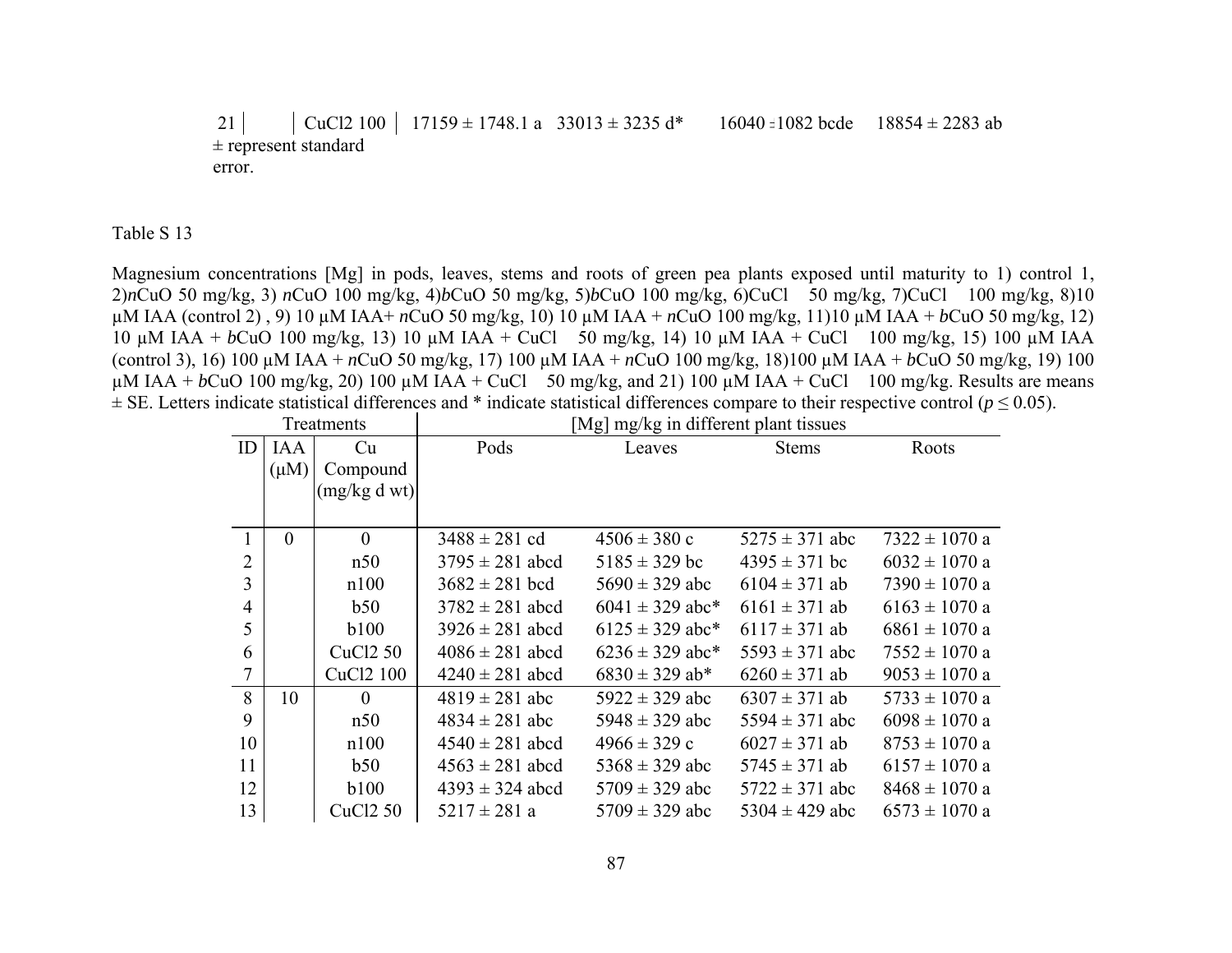| 21 | | CuCl2 100 | 17159 ± 1748.1 a | 33013 ± 3235 d* | 16040 ±1082 bcde | 18854 ± 2283 ab |
|---|---|---|---|---|---|---|

± represent standard error.

Table S 13

Magnesium concentrations [Mg] in pods, leaves, stems and roots of green pea plants exposed until maturity to 1) control 1, 2)*n*CuO 50 mg/kg, 3) *n*CuO 100 mg/kg, 4)*b*CuO 50 mg/kg, 5)*b*CuO 100 mg/kg, 6)CuCl 50 mg/kg, 7)CuCl 100 mg/kg, 8)10 μM IAA (control 2) , 9) 10 μM IAA+ *n*CuO 50 mg/kg, 10) 10 μM IAA + *n*CuO 100 mg/kg, 11)10 μM IAA + *b*CuO 50 mg/kg, 12) 10 μM IAA + *b*CuO 100 mg/kg, 13) 10 μM IAA + CuCl 50 mg/kg, 14) 10 μM IAA + CuCl 100 mg/kg, 15) 100 μM IAA (control 3), 16) 100 μM IAA + *n*CuO 50 mg/kg, 17) 100 μM IAA + *n*CuO 100 mg/kg, 18)100 μM IAA + *b*CuO 50 mg/kg, 19) 100 μM IAA + *b*CuO 100 mg/kg, 20) 100 μM IAA + CuCl 50 mg/kg, and 21) 100 μM IAA + CuCl 100 mg/kg. Results are means ± SE. Letters indicate statistical differences and * indicate statistical differences compare to their respective control ($p \leq 0.05$).

| Treatments | | | [Mg] mg/kg in different plant tissues | | | |
|---|---|---|---|---|---|---|
| ID | IAA (μM) | Cu Compound (mg/kg d wt) | Pods | Leaves | Stems | Roots |
| 1 | 0 | 0 | 3488 ± 281 cd | 4506 ± 380 c | 5275 ± 371 abc | 7322 ± 1070 a |
| 2 | | n50 | 3795 ± 281 abcd | 5185 ± 329 bc | 4395 ± 371 bc | 6032 ± 1070 a |
| 3 | | n100 | 3682 ± 281 bcd | 5690 ± 329 abc | 6104 ± 371 ab | 7390 ± 1070 a |
| 4 | | b50 | 3782 ± 281 abcd | 6041 ± 329 abc* | 6161 ± 371 ab | 6163 ± 1070 a |
| 5 | | b100 | 3926 ± 281 abcd | 6125 ± 329 abc* | 6117 ± 371 ab | 6861 ± 1070 a |
| 6 | | CuCl2 50 | 4086 ± 281 abcd | 6236 ± 329 abc* | 5593 ± 371 abc | 7552 ± 1070 a |
| 7 | | CuCl2 100 | 4240 ± 281 abcd | 6830 ± 329 ab* | 6260 ± 371 ab | 9053 ± 1070 a |
| 8 | 10 | 0 | 4819 ± 281 abc | 5922 ± 329 abc | 6307 ± 371 ab | 5733 ± 1070 a |
| 9 | | n50 | 4834 ± 281 abc | 5948 ± 329 abc | 5594 ± 371 abc | 6098 ± 1070 a |
| 10 | | n100 | 4540 ± 281 abcd | 4966 ± 329 c | 6027 ± 371 ab | 8753 ± 1070 a |
| 11 | | b50 | 4563 ± 281 abcd | 5368 ± 329 abc | 5745 ± 371 ab | 6157 ± 1070 a |
| 12 | | b100 | 4393 ± 324 abcd | 5709 ± 329 abc | 5722 ± 371 abc | 8468 ± 1070 a |
| 13 | | CuCl2 50 | 5217 ± 281 a | 5709 ± 329 abc | 5304 ± 429 abc | 6573 ± 1070 a |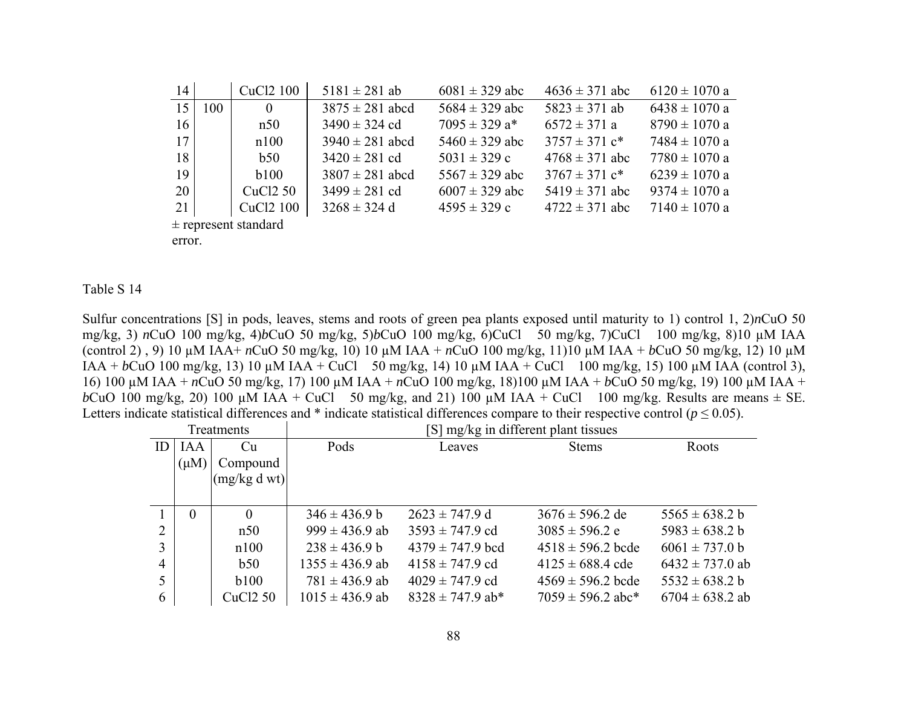| 14 | | CuCl2 100 | 5181 ± 281 ab | 6081 ± 329 abc | 4636 ± 371 abc | 6120 ± 1070 a |
|---|---|---|---|---|---|---|
| 15 | 100 | 0 | 3875 ± 281 abcd | 5684 ± 329 abc | 5823 ± 371 ab | 6438 ± 1070 a |
| 16 | | n50 | 3490 ± 324 cd | 7095 ± 329 a* | 6572 ± 371 a | 8790 ± 1070 a |
| 17 | | n100 | 3940 ± 281 abcd | 5460 ± 329 abc | 3757 ± 371 c* | 7484 ± 1070 a |
| 18 | | b50 | 3420 ± 281 cd | 5031 ± 329 c | 4768 ± 371 abc | 7780 ± 1070 a |
| 19 | | b100 | 3807 ± 281 abcd | 5567 ± 329 abc | 3767 ± 371 c* | 6239 ± 1070 a |
| 20 | | CuCl2 50 | 3499 ± 281 cd | 6007 ± 329 abc | 5419 ± 371 abc | 9374 ± 1070 a |
| 21 | | CuCl2 100 | 3268 ± 324 d | 4595 ± 329 c | 4722 ± 371 abc | 7140 ± 1070 a |

± represent standard error.

Table S 14

Sulfur concentrations [S] in pods, leaves, stems and roots of green pea plants exposed until maturity to 1) control 1, 2)*n*CuO 50 mg/kg, 3) *n*CuO 100 mg/kg, 4)*b*CuO 50 mg/kg, 5)*b*CuO 100 mg/kg, 6)CuCl 50 mg/kg, 7)CuCl 100 mg/kg, 8)10 μM IAA (control 2) , 9) 10 μM IAA+ *n*CuO 50 mg/kg, 10) 10 μM IAA + *n*CuO 100 mg/kg, 11)10 μM IAA + *b*CuO 50 mg/kg, 12) 10 μM IAA + *b*CuO 100 mg/kg, 13) 10 μM IAA + CuCl 50 mg/kg, 14) 10 μM IAA + CuCl 100 mg/kg, 15) 100 μM IAA (control 3), 16) 100 μM IAA + *n*CuO 50 mg/kg, 17) 100 μM IAA + *n*CuO 100 mg/kg, 18)100 μM IAA + *b*CuO 50 mg/kg, 19) 100 μM IAA + *b*CuO 100 mg/kg, 20) 100 μM IAA + CuCl 50 mg/kg, and 21) 100 μM IAA + CuCl 100 mg/kg. Results are means ± SE. Letters indicate statistical differences and * indicate statistical differences compare to their respective control ($p \leq 0.05$).

| Treatments | | | [S] mg/kg in different plant tissues | | | |
|---|---|---|---|---|---|---|
| ID | IAA (μM) | Cu Compound (mg/kg d wt) | Pods | Leaves | Stems | Roots |
| 1 | 0 | 0 | 346 ± 436.9 b | 2623 ± 747.9 d | 3676 ± 596.2 de | 5565 ± 638.2 b |
| 2 | | n50 | 999 ± 436.9 ab | 3593 ± 747.9 cd | 3085 ± 596.2 e | 5983 ± 638.2 b |
| 3 | | n100 | 238 ± 436.9 b | 4379 ± 747.9 bcd | 4518 ± 596.2 bcde | 6061 ± 737.0 b |
| 4 | | b50 | 1355 ± 436.9 ab | 4158 ± 747.9 cd | 4125 ± 688.4 cde | 6432 ± 737.0 ab |
| 5 | | b100 | 781 ± 436.9 ab | 4029 ± 747.9 cd | 4569 ± 596.2 bcde | 5532 ± 638.2 b |
| 6 | | CuCl2 50 | 1015 ± 436.9 ab | 8328 ± 747.9 ab* | 7059 ± 596.2 abc* | 6704 ± 638.2 ab |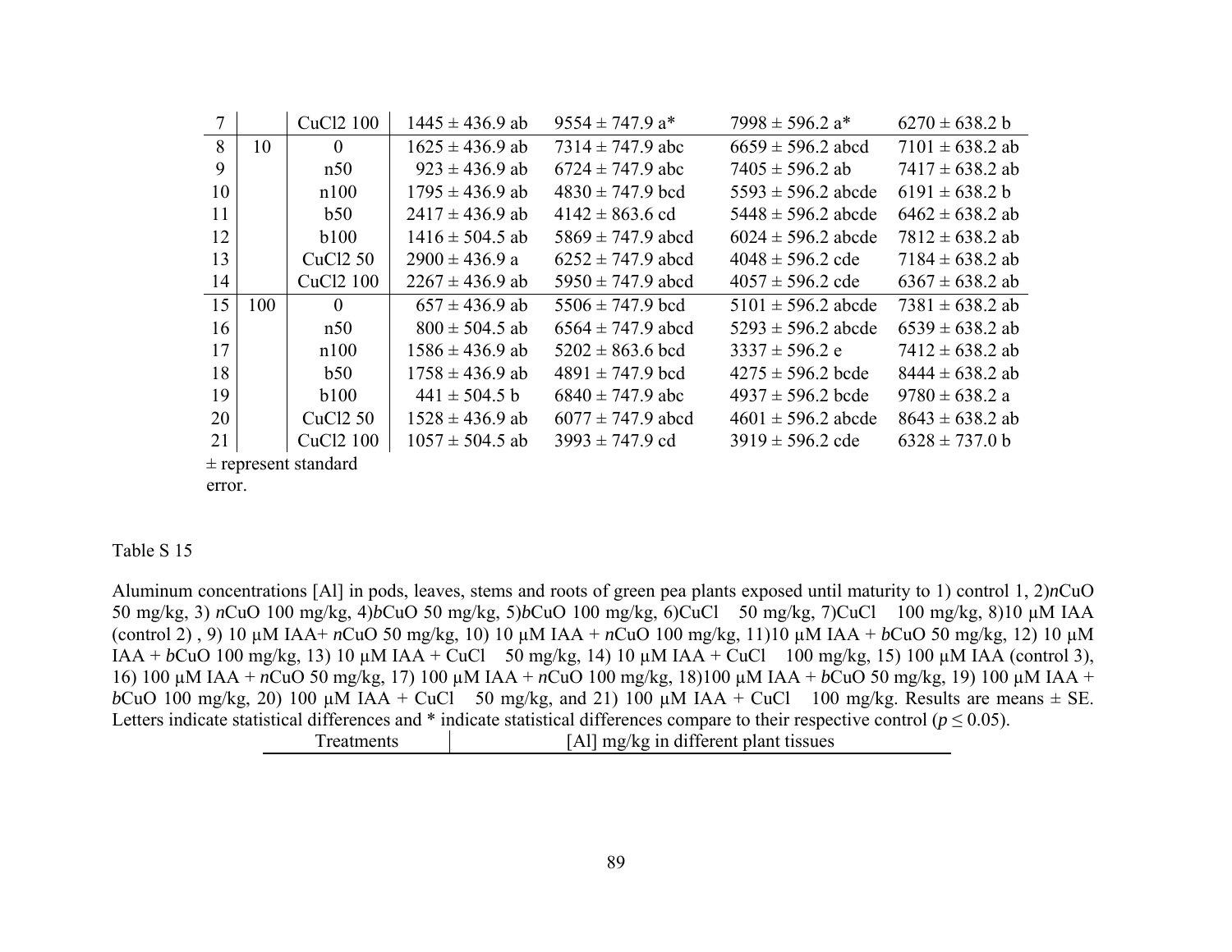| | | | | | | |
|---|---|---|---|---|---|---|
| 7 | | CuCl2 100 | 1445 ± 436.9 ab | 9554 ± 747.9 a* | 7998 ± 596.2 a* | 6270 ± 638.2 b |
| 8 | 10 | 0 | 1625 ± 436.9 ab | 7314 ± 747.9 abc | 6659 ± 596.2 abcd | 7101 ± 638.2 ab |
| 9 | | n50 | 923 ± 436.9 ab | 6724 ± 747.9 abc | 7405 ± 596.2 ab | 7417 ± 638.2 ab |
| 10 | | n100 | 1795 ± 436.9 ab | 4830 ± 747.9 bcd | 5593 ± 596.2 abcde | 6191 ± 638.2 b |
| 11 | | b50 | 2417 ± 436.9 ab | 4142 ± 863.6 cd | 5448 ± 596.2 abcde | 6462 ± 638.2 ab |
| 12 | | b100 | 1416 ± 504.5 ab | 5869 ± 747.9 abcd | 6024 ± 596.2 abcde | 7812 ± 638.2 ab |
| 13 | | CuCl2 50 | 2900 ± 436.9 a | 6252 ± 747.9 abcd | 4048 ± 596.2 cde | 7184 ± 638.2 ab |
| 14 | | CuCl2 100 | 2267 ± 436.9 ab | 5950 ± 747.9 abcd | 4057 ± 596.2 cde | 6367 ± 638.2 ab |
| 15 | 100 | 0 | 657 ± 436.9 ab | 5506 ± 747.9 bcd | 5101 ± 596.2 abcde | 7381 ± 638.2 ab |
| 16 | | n50 | 800 ± 504.5 ab | 6564 ± 747.9 abcd | 5293 ± 596.2 abcde | 6539 ± 638.2 ab |
| 17 | | n100 | 1586 ± 436.9 ab | 5202 ± 863.6 bcd | 3337 ± 596.2 e | 7412 ± 638.2 ab |
| 18 | | b50 | 1758 ± 436.9 ab | 4891 ± 747.9 bcd | 4275 ± 596.2 bcde | 8444 ± 638.2 ab |
| 19 | | b100 | 441 ± 504.5 b | 6840 ± 747.9 abc | 4937 ± 596.2 bcde | 9780 ± 638.2 a |
| 20 | | CuCl2 50 | 1528 ± 436.9 ab | 6077 ± 747.9 abcd | 4601 ± 596.2 abcde | 8643 ± 638.2 ab |
| 21 | | CuCl2 100 | 1057 ± 504.5 ab | 3993 ± 747.9 cd | 3919 ± 596.2 cde | 6328 ± 737.0 b |

± represent standard error.

Table S 15

Aluminum concentrations [Al] in pods, leaves, stems and roots of green pea plants exposed until maturity to 1) control 1, 2)*n*CuO 50 mg/kg, 3) *n*CuO 100 mg/kg, 4)*b*CuO 50 mg/kg, 5)*b*CuO 100 mg/kg, 6)CuCl 50 mg/kg, 7)CuCl 100 mg/kg, 8)10 µM IAA (control 2) , 9) 10 µM IAA+ *n*CuO 50 mg/kg, 10) 10 µM IAA + *n*CuO 100 mg/kg, 11)10 µM IAA + *b*CuO 50 mg/kg, 12) 10 µM IAA + *b*CuO 100 mg/kg, 13) 10 µM IAA + CuCl 50 mg/kg, 14) 10 µM IAA + CuCl 100 mg/kg, 15) 100 µM IAA (control 3), 16) 100 µM IAA + *n*CuO 50 mg/kg, 17) 100 µM IAA + *n*CuO 100 mg/kg, 18)100 µM IAA + *b*CuO 50 mg/kg, 19) 100 µM IAA + *b*CuO 100 mg/kg, 20) 100 µM IAA + CuCl 50 mg/kg, and 21) 100 µM IAA + CuCl 100 mg/kg. Results are means ± SE. Letters indicate statistical differences and * indicate statistical differences compare to their respective control ($p \leq 0.05$).

| Treatments | [Al] mg/kg in different plant tissues |
|---|---|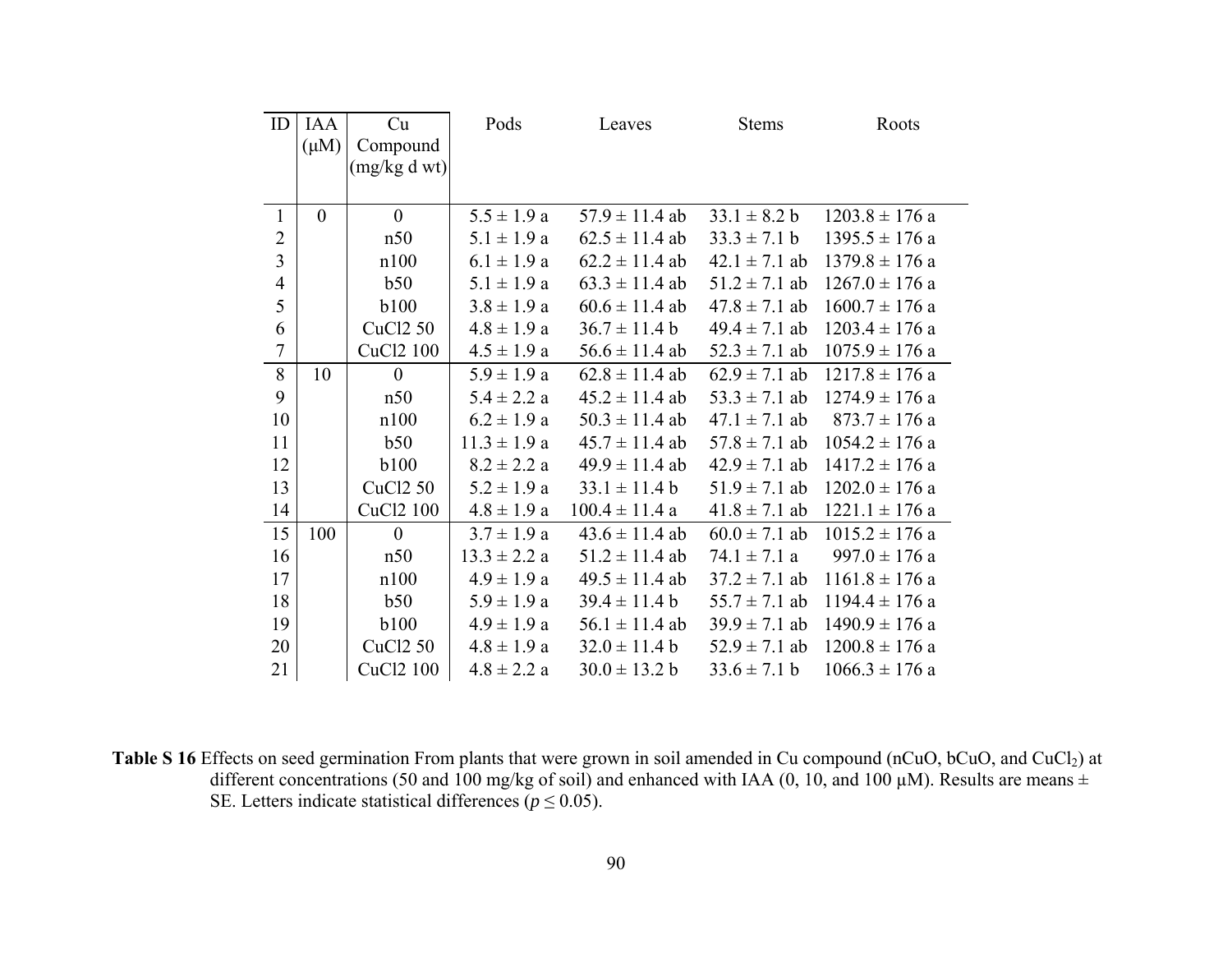| ID | IAA (μM) | Cu Compound (mg/kg d wt) | Pods | Leaves | Stems | Roots |
|---|---|---|---|---|---|---|
| 1 | 0 | 0 | 5.5 ± 1.9 a | 57.9 ± 11.4 ab | 33.1 ± 8.2 b | 1203.8 ± 176 a |
| 2 | | n50 | 5.1 ± 1.9 a | 62.5 ± 11.4 ab | 33.3 ± 7.1 b | 1395.5 ± 176 a |
| 3 | | n100 | 6.1 ± 1.9 a | 62.2 ± 11.4 ab | 42.1 ± 7.1 ab | 1379.8 ± 176 a |
| 4 | | b50 | 5.1 ± 1.9 a | 63.3 ± 11.4 ab | 51.2 ± 7.1 ab | 1267.0 ± 176 a |
| 5 | | b100 | 3.8 ± 1.9 a | 60.6 ± 11.4 ab | 47.8 ± 7.1 ab | 1600.7 ± 176 a |
| 6 | | CuCl2 50 | 4.8 ± 1.9 a | 36.7 ± 11.4 b | 49.4 ± 7.1 ab | 1203.4 ± 176 a |
| 7 | | CuCl2 100 | 4.5 ± 1.9 a | 56.6 ± 11.4 ab | 52.3 ± 7.1 ab | 1075.9 ± 176 a |
| 8 | 10 | 0 | 5.9 ± 1.9 a | 62.8 ± 11.4 ab | 62.9 ± 7.1 ab | 1217.8 ± 176 a |
| 9 | | n50 | 5.4 ± 2.2 a | 45.2 ± 11.4 ab | 53.3 ± 7.1 ab | 1274.9 ± 176 a |
| 10 | | n100 | 6.2 ± 1.9 a | 50.3 ± 11.4 ab | 47.1 ± 7.1 ab | 873.7 ± 176 a |
| 11 | | b50 | 11.3 ± 1.9 a | 45.7 ± 11.4 ab | 57.8 ± 7.1 ab | 1054.2 ± 176 a |
| 12 | | b100 | 8.2 ± 2.2 a | 49.9 ± 11.4 ab | 42.9 ± 7.1 ab | 1417.2 ± 176 a |
| 13 | | CuCl2 50 | 5.2 ± 1.9 a | 33.1 ± 11.4 b | 51.9 ± 7.1 ab | 1202.0 ± 176 a |
| 14 | | CuCl2 100 | 4.8 ± 1.9 a | 100.4 ± 11.4 a | 41.8 ± 7.1 ab | 1221.1 ± 176 a |
| 15 | 100 | 0 | 3.7 ± 1.9 a | 43.6 ± 11.4 ab | 60.0 ± 7.1 ab | 1015.2 ± 176 a |
| 16 | | n50 | 13.3 ± 2.2 a | 51.2 ± 11.4 ab | 74.1 ± 7.1 a | 997.0 ± 176 a |
| 17 | | n100 | 4.9 ± 1.9 a | 49.5 ± 11.4 ab | 37.2 ± 7.1 ab | 1161.8 ± 176 a |
| 18 | | b50 | 5.9 ± 1.9 a | 39.4 ± 11.4 b | 55.7 ± 7.1 ab | 1194.4 ± 176 a |
| 19 | | b100 | 4.9 ± 1.9 a | 56.1 ± 11.4 ab | 39.9 ± 7.1 ab | 1490.9 ± 176 a |
| 20 | | CuCl2 50 | 4.8 ± 1.9 a | 32.0 ± 11.4 b | 52.9 ± 7.1 ab | 1200.8 ± 176 a |
| 21 | | CuCl2 100 | 4.8 ± 2.2 a | 30.0 ± 13.2 b | 33.6 ± 7.1 b | 1066.3 ± 176 a |

**Table S 16** Effects on seed germination From plants that were grown in soil amended in Cu compound (nCuO, bCuO, and $CuCl_2$) at different concentrations (50 and 100 mg/kg of soil) and enhanced with IAA (0, 10, and 100 μM). Results are means ± SE. Letters indicate statistical differences ($p \leq 0.05$).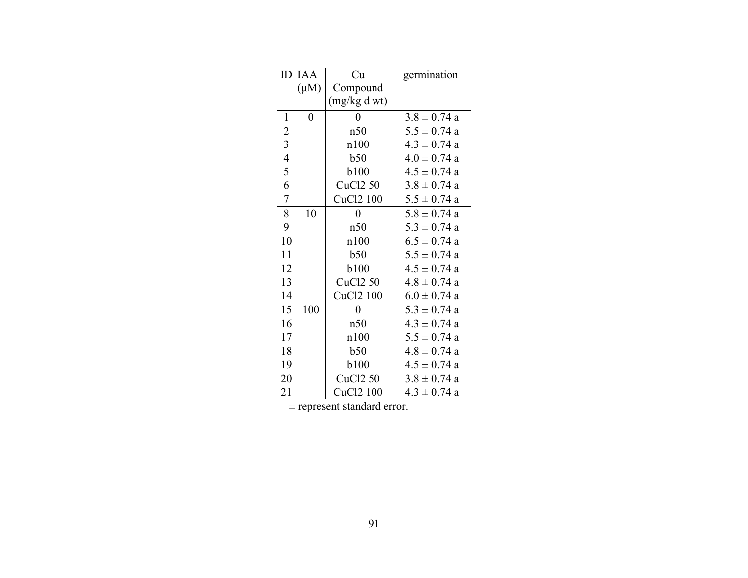| ID | IAA (μM) | Cu Compound (mg/kg d wt) | germination |
|---|---|---|---|
| 1 | 0 | 0 | 3.8 ± 0.74 a |
| 2 | | n50 | 5.5 ± 0.74 a |
| 3 | | n100 | 4.3 ± 0.74 a |
| 4 | | b50 | 4.0 ± 0.74 a |
| 5 | | b100 | 4.5 ± 0.74 a |
| 6 | | CuCl2 50 | 3.8 ± 0.74 a |
| 7 | | CuCl2 100 | 5.5 ± 0.74 a |
| 8 | 10 | 0 | 5.8 ± 0.74 a |
| 9 | | n50 | 5.3 ± 0.74 a |
| 10 | | n100 | 6.5 ± 0.74 a |
| 11 | | b50 | 5.5 ± 0.74 a |
| 12 | | b100 | 4.5 ± 0.74 a |
| 13 | | CuCl2 50 | 4.8 ± 0.74 a |
| 14 | | CuCl2 100 | 6.0 ± 0.74 a |
| 15 | 100 | 0 | 5.3 ± 0.74 a |
| 16 | | n50 | 4.3 ± 0.74 a |
| 17 | | n100 | 5.5 ± 0.74 a |
| 18 | | b50 | 4.8 ± 0.74 a |
| 19 | | b100 | 4.5 ± 0.74 a |
| 20 | | CuCl2 50 | 3.8 ± 0.74 a |
| 21 | | CuCl2 100 | 4.3 ± 0.74 a |

± represent standard error.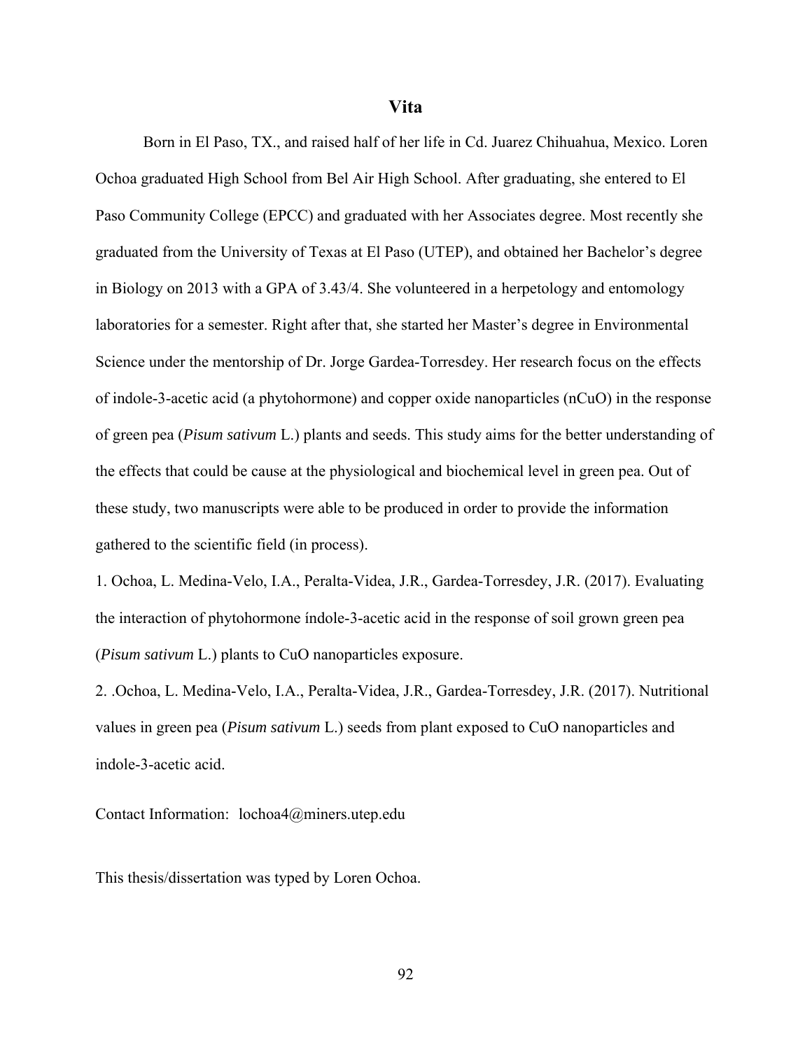# Vita

Born in El Paso, TX., and raised half of her life in Cd. Juarez Chihuahua, Mexico. Loren Ochoa graduated High School from Bel Air High School. After graduating, she entered to El Paso Community College (EPCC) and graduated with her Associates degree. Most recently she graduated from the University of Texas at El Paso (UTEP), and obtained her Bachelor's degree in Biology on 2013 with a GPA of 3.43/4. She volunteered in a herpetology and entomology laboratories for a semester. Right after that, she started her Master's degree in Environmental Science under the mentorship of Dr. Jorge Gardea-Torresdey. Her research focus on the effects of indole-3-acetic acid (a phytohormone) and copper oxide nanoparticles (nCuO) in the response of green pea (*Pisum sativum* L.) plants and seeds. This study aims for the better understanding of the effects that could be cause at the physiological and biochemical level in green pea. Out of these study, two manuscripts were able to be produced in order to provide the information gathered to the scientific field (in process).

1. Ochoa, L. Medina-Velo, I.A., Peralta-Videa, J.R., Gardea-Torresdey, J.R. (2017). Evaluating the interaction of phytohormone índole-3-acetic acid in the response of soil grown green pea (*Pisum sativum* L.) plants to CuO nanoparticles exposure.

2. .Ochoa, L. Medina-Velo, I.A., Peralta-Videa, J.R., Gardea-Torresdey, J.R. (2017). Nutritional values in green pea (*Pisum sativum* L.) seeds from plant exposed to CuO nanoparticles and indole-3-acetic acid.

Contact Information: lochoa4@miners.utep.edu

This thesis/dissertation was typed by Loren Ochoa.